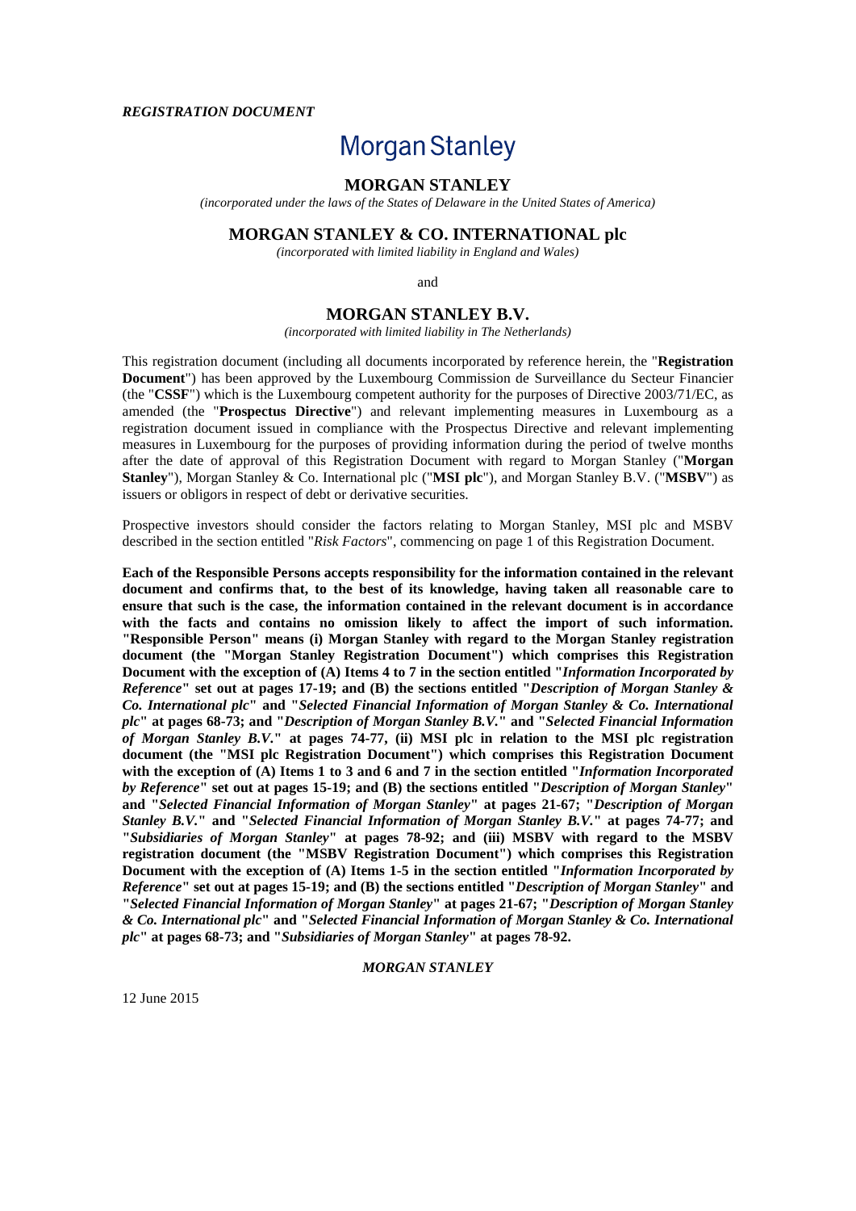***REGISTRATION DOCUMENT***

# Morgan Stanley

## MORGAN STANLEY

*(incorporated under the laws of the States of Delaware in the United States of America)*

## MORGAN STANLEY & CO. INTERNATIONAL plc

*(incorporated with limited liability in England and Wales)*

and

## MORGAN STANLEY B.V.

*(incorporated with limited liability in The Netherlands)*

This registration document (including all documents incorporated by reference herein, the "**Registration Document**") has been approved by the Luxembourg Commission de Surveillance du Secteur Financier (the "**CSSF**") which is the Luxembourg competent authority for the purposes of Directive 2003/71/EC, as amended (the "**Prospectus Directive**") and relevant implementing measures in Luxembourg as a registration document issued in compliance with the Prospectus Directive and relevant implementing measures in Luxembourg for the purposes of providing information during the period of twelve months after the date of approval of this Registration Document with regard to Morgan Stanley ("**Morgan Stanley**"), Morgan Stanley & Co. International plc ("**MSI plc**"), and Morgan Stanley B.V. ("**MSBV**") as issuers or obligors in respect of debt or derivative securities.

Prospective investors should consider the factors relating to Morgan Stanley, MSI plc and MSBV described in the section entitled "*Risk Factors*", commencing on page 1 of this Registration Document.

**Each of the Responsible Persons accepts responsibility for the information contained in the relevant document and confirms that, to the best of its knowledge, having taken all reasonable care to ensure that such is the case, the information contained in the relevant document is in accordance with the facts and contains no omission likely to affect the import of such information. "Responsible Person" means (i) Morgan Stanley with regard to the Morgan Stanley registration document (the "Morgan Stanley Registration Document") which comprises this Registration Document with the exception of (A) Items 4 to 7 in the section entitled "*Information Incorporated by Reference*" set out at pages 17-19; and (B) the sections entitled "*Description of Morgan Stanley & Co. International plc*" and "*Selected Financial Information of Morgan Stanley & Co. International plc*" at pages 68-73; and "*Description of Morgan Stanley B.V.*" and "*Selected Financial Information of Morgan Stanley B.V.*" at pages 74-77, (ii) MSI plc in relation to the MSI plc registration document (the "MSI plc Registration Document") which comprises this Registration Document with the exception of (A) Items 1 to 3 and 6 and 7 in the section entitled "*Information Incorporated by Reference*" set out at pages 15-19; and (B) the sections entitled "*Description of Morgan Stanley*" and "*Selected Financial Information of Morgan Stanley*" at pages 21-67; "*Description of Morgan Stanley B.V.*" and "*Selected Financial Information of Morgan Stanley B.V.*" at pages 74-77; and "*Subsidiaries of Morgan Stanley*" at pages 78-92; and (iii) MSBV with regard to the MSBV registration document (the "MSBV Registration Document") which comprises this Registration Document with the exception of (A) Items 1-5 in the section entitled "*Information Incorporated by Reference*" set out at pages 15-19; and (B) the sections entitled "*Description of Morgan Stanley*" and "*Selected Financial Information of Morgan Stanley*" at pages 21-67; "*Description of Morgan Stanley & Co. International plc*" and "*Selected Financial Information of Morgan Stanley & Co. International plc*" at pages 68-73; and "*Subsidiaries of Morgan Stanley*" at pages 78-92.**

***MORGAN STANLEY***

12 June 2015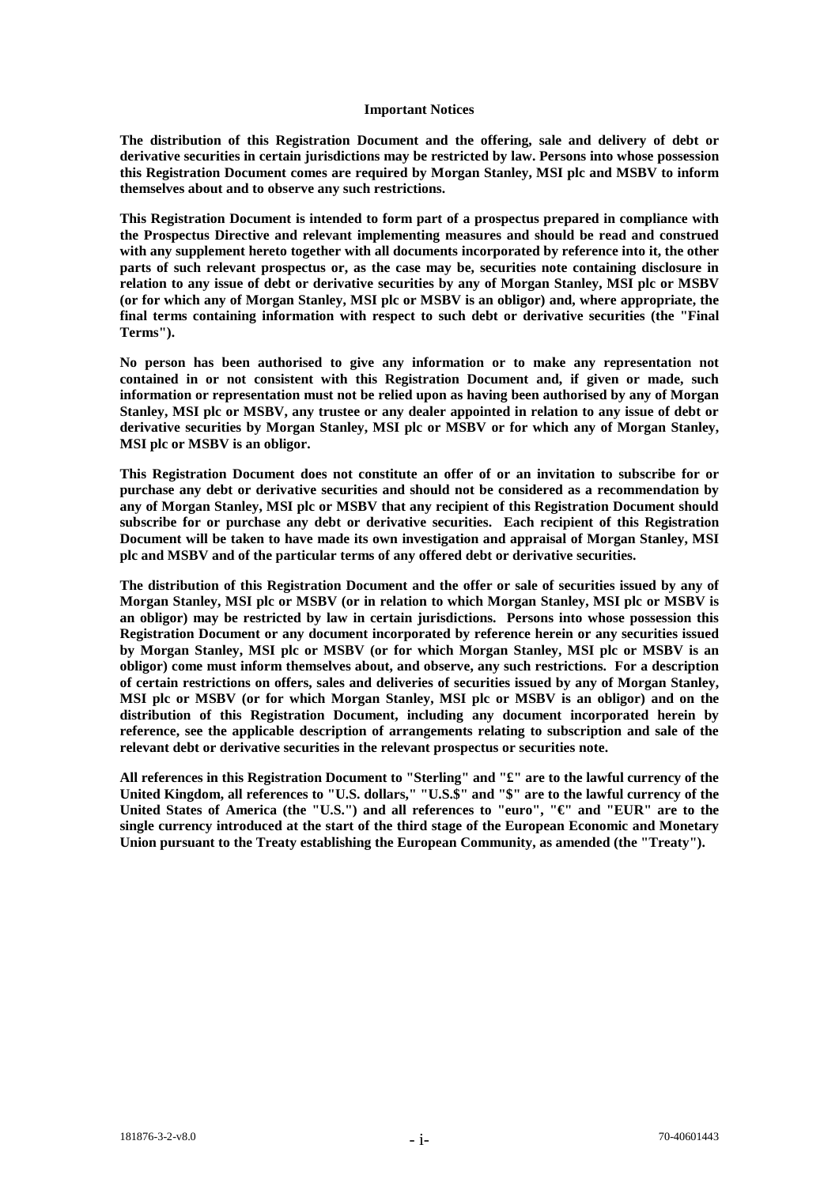**Important Notices**

**The distribution of this Registration Document and the offering, sale and delivery of debt or derivative securities in certain jurisdictions may be restricted by law. Persons into whose possession this Registration Document comes are required by Morgan Stanley, MSI plc and MSBV to inform themselves about and to observe any such restrictions.**

**This Registration Document is intended to form part of a prospectus prepared in compliance with the Prospectus Directive and relevant implementing measures and should be read and construed with any supplement hereto together with all documents incorporated by reference into it, the other parts of such relevant prospectus or, as the case may be, securities note containing disclosure in relation to any issue of debt or derivative securities by any of Morgan Stanley, MSI plc or MSBV (or for which any of Morgan Stanley, MSI plc or MSBV is an obligor) and, where appropriate, the final terms containing information with respect to such debt or derivative securities (the "Final Terms").**

**No person has been authorised to give any information or to make any representation not contained in or not consistent with this Registration Document and, if given or made, such information or representation must not be relied upon as having been authorised by any of Morgan Stanley, MSI plc or MSBV, any trustee or any dealer appointed in relation to any issue of debt or derivative securities by Morgan Stanley, MSI plc or MSBV or for which any of Morgan Stanley, MSI plc or MSBV is an obligor.**

**This Registration Document does not constitute an offer of or an invitation to subscribe for or purchase any debt or derivative securities and should not be considered as a recommendation by any of Morgan Stanley, MSI plc or MSBV that any recipient of this Registration Document should subscribe for or purchase any debt or derivative securities. Each recipient of this Registration Document will be taken to have made its own investigation and appraisal of Morgan Stanley, MSI plc and MSBV and of the particular terms of any offered debt or derivative securities.**

**The distribution of this Registration Document and the offer or sale of securities issued by any of Morgan Stanley, MSI plc or MSBV (or in relation to which Morgan Stanley, MSI plc or MSBV is an obligor) may be restricted by law in certain jurisdictions. Persons into whose possession this Registration Document or any document incorporated by reference herein or any securities issued by Morgan Stanley, MSI plc or MSBV (or for which Morgan Stanley, MSI plc or MSBV is an obligor) come must inform themselves about, and observe, any such restrictions. For a description of certain restrictions on offers, sales and deliveries of securities issued by any of Morgan Stanley, MSI plc or MSBV (or for which Morgan Stanley, MSI plc or MSBV is an obligor) and on the distribution of this Registration Document, including any document incorporated herein by reference, see the applicable description of arrangements relating to subscription and sale of the relevant debt or derivative securities in the relevant prospectus or securities note.**

**All references in this Registration Document to "Sterling" and "£" are to the lawful currency of the United Kingdom, all references to "U.S. dollars," "U.S.$" and "$" are to the lawful currency of the United States of America (the "U.S.") and all references to "euro", "€" and "EUR" are to the single currency introduced at the start of the third stage of the European Economic and Monetary Union pursuant to the Treaty establishing the European Community, as amended (the "Treaty").**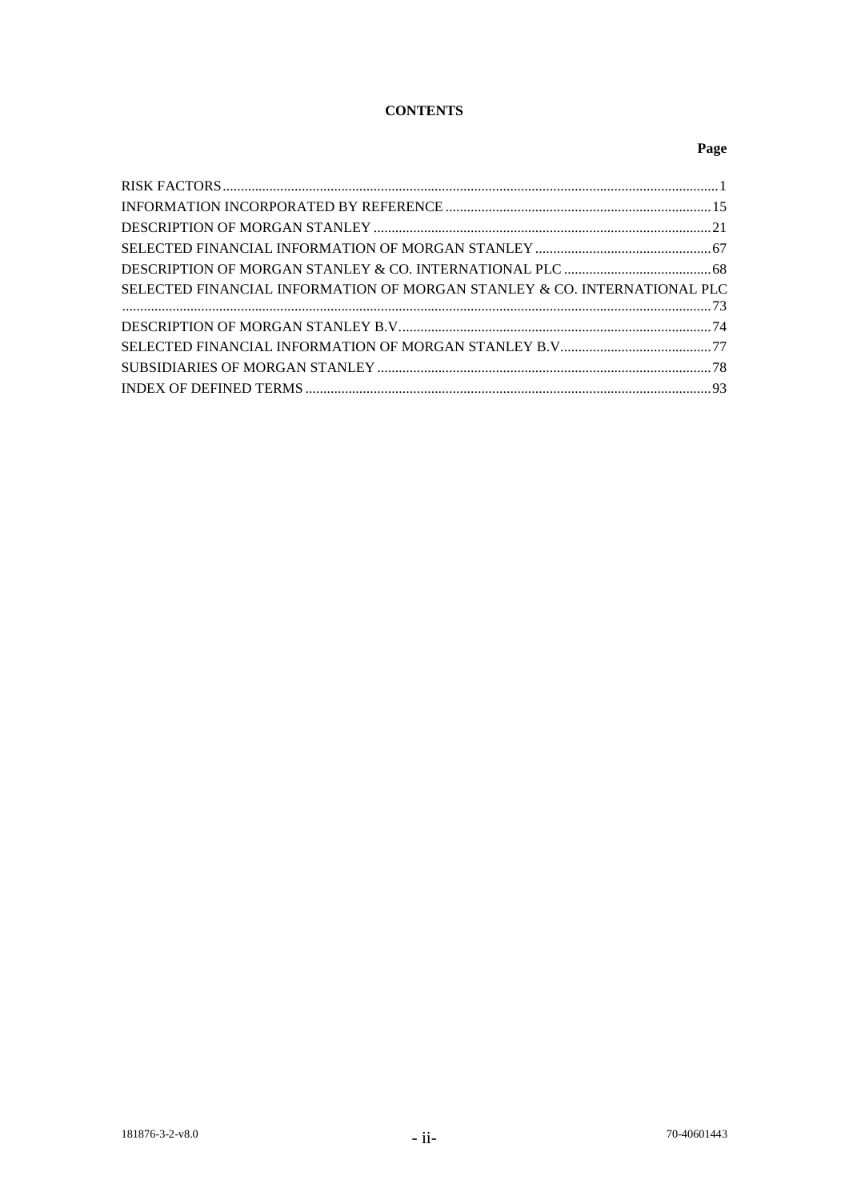**CONTENTS**

| | Page |
|---|---|
| RISK FACTORS | 1 |
| INFORMATION INCORPORATED BY REFERENCE | 15 |
| DESCRIPTION OF MORGAN STANLEY | 21 |
| SELECTED FINANCIAL INFORMATION OF MORGAN STANLEY | 67 |
| DESCRIPTION OF MORGAN STANLEY & CO. INTERNATIONAL PLC | 68 |
| SELECTED FINANCIAL INFORMATION OF MORGAN STANLEY & CO. INTERNATIONAL PLC | 73 |
| DESCRIPTION OF MORGAN STANLEY B.V. | 74 |
| SELECTED FINANCIAL INFORMATION OF MORGAN STANLEY B.V. | 77 |
| SUBSIDIARIES OF MORGAN STANLEY | 78 |
| INDEX OF DEFINED TERMS | 93 |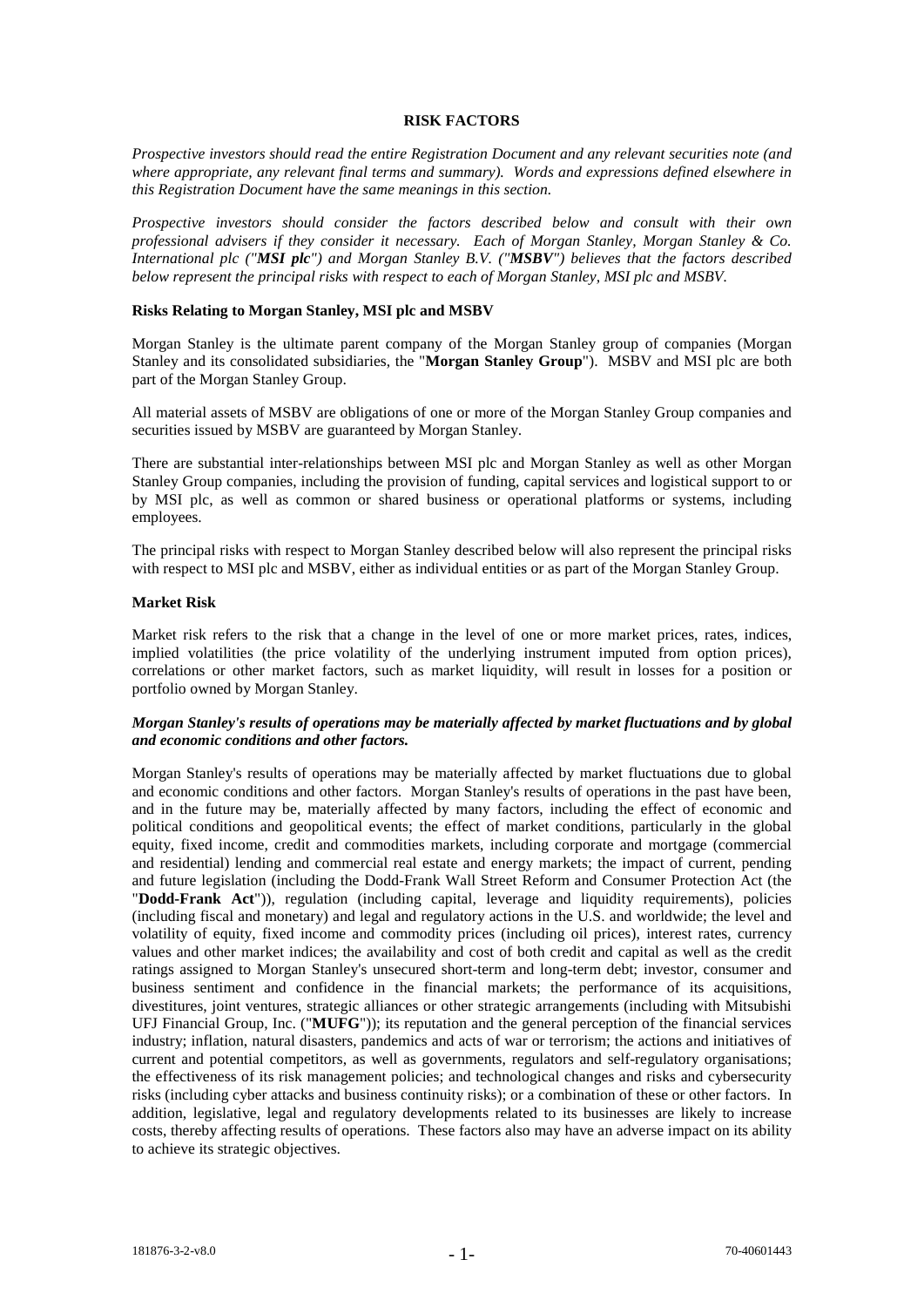## RISK FACTORS

*Prospective investors should read the entire Registration Document and any relevant securities note (and where appropriate, any relevant final terms and summary). Words and expressions defined elsewhere in this Registration Document have the same meanings in this section.*

*Prospective investors should consider the factors described below and consult with their own professional advisers if they consider it necessary. Each of Morgan Stanley, Morgan Stanley & Co. International plc ("**MSI plc**") and Morgan Stanley B.V. ("**MSBV**") believes that the factors described below represent the principal risks with respect to each of Morgan Stanley, MSI plc and MSBV.*

### Risks Relating to Morgan Stanley, MSI plc and MSBV

Morgan Stanley is the ultimate parent company of the Morgan Stanley group of companies (Morgan Stanley and its consolidated subsidiaries, the "**Morgan Stanley Group**"). MSBV and MSI plc are both part of the Morgan Stanley Group.

All material assets of MSBV are obligations of one or more of the Morgan Stanley Group companies and securities issued by MSBV are guaranteed by Morgan Stanley.

There are substantial inter-relationships between MSI plc and Morgan Stanley as well as other Morgan Stanley Group companies, including the provision of funding, capital services and logistical support to or by MSI plc, as well as common or shared business or operational platforms or systems, including employees.

The principal risks with respect to Morgan Stanley described below will also represent the principal risks with respect to MSI plc and MSBV, either as individual entities or as part of the Morgan Stanley Group.

### Market Risk

Market risk refers to the risk that a change in the level of one or more market prices, rates, indices, implied volatilities (the price volatility of the underlying instrument imputed from option prices), correlations or other market factors, such as market liquidity, will result in losses for a position or portfolio owned by Morgan Stanley.

***Morgan Stanley's results of operations may be materially affected by market fluctuations and by global and economic conditions and other factors.***

Morgan Stanley's results of operations may be materially affected by market fluctuations due to global and economic conditions and other factors. Morgan Stanley's results of operations in the past have been, and in the future may be, materially affected by many factors, including the effect of economic and political conditions and geopolitical events; the effect of market conditions, particularly in the global equity, fixed income, credit and commodities markets, including corporate and mortgage (commercial and residential) lending and commercial real estate and energy markets; the impact of current, pending and future legislation (including the Dodd-Frank Wall Street Reform and Consumer Protection Act (the "**Dodd-Frank Act**")), regulation (including capital, leverage and liquidity requirements), policies (including fiscal and monetary) and legal and regulatory actions in the U.S. and worldwide; the level and volatility of equity, fixed income and commodity prices (including oil prices), interest rates, currency values and other market indices; the availability and cost of both credit and capital as well as the credit ratings assigned to Morgan Stanley's unsecured short-term and long-term debt; investor, consumer and business sentiment and confidence in the financial markets; the performance of its acquisitions, divestitures, joint ventures, strategic alliances or other strategic arrangements (including with Mitsubishi UFJ Financial Group, Inc. ("**MUFG**")); its reputation and the general perception of the financial services industry; inflation, natural disasters, pandemics and acts of war or terrorism; the actions and initiatives of current and potential competitors, as well as governments, regulators and self-regulatory organisations; the effectiveness of its risk management policies; and technological changes and risks and cybersecurity risks (including cyber attacks and business continuity risks); or a combination of these or other factors. In addition, legislative, legal and regulatory developments related to its businesses are likely to increase costs, thereby affecting results of operations. These factors also may have an adverse impact on its ability to achieve its strategic objectives.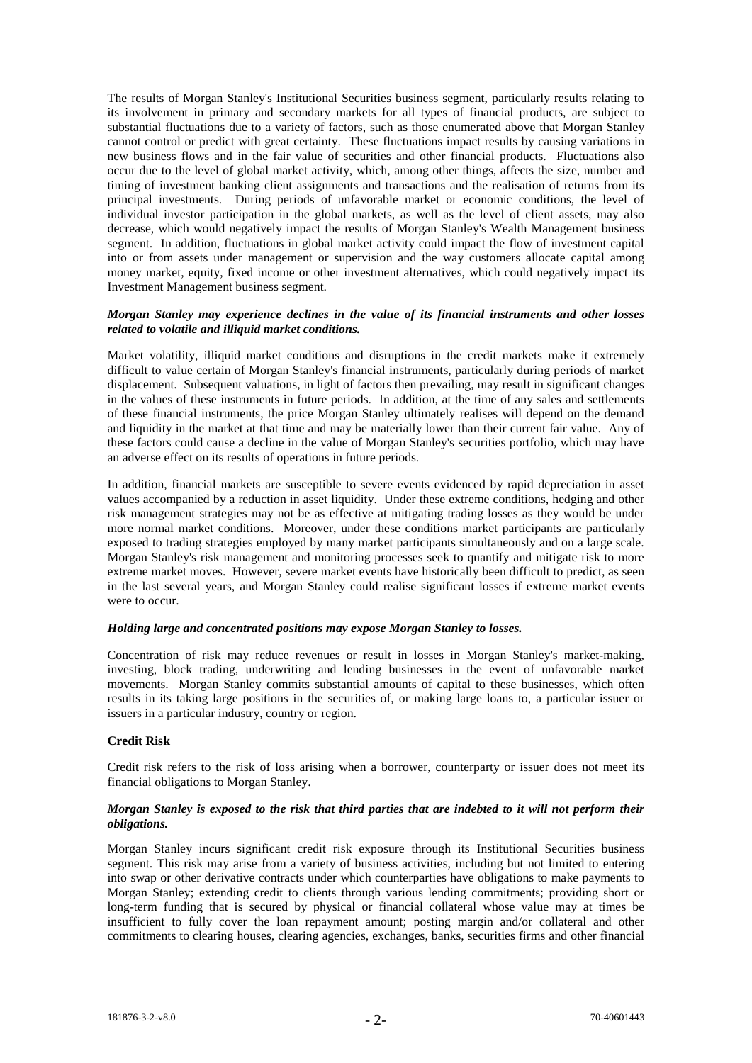The results of Morgan Stanley's Institutional Securities business segment, particularly results relating to its involvement in primary and secondary markets for all types of financial products, are subject to substantial fluctuations due to a variety of factors, such as those enumerated above that Morgan Stanley cannot control or predict with great certainty. These fluctuations impact results by causing variations in new business flows and in the fair value of securities and other financial products. Fluctuations also occur due to the level of global market activity, which, among other things, affects the size, number and timing of investment banking client assignments and transactions and the realisation of returns from its principal investments. During periods of unfavorable market or economic conditions, the level of individual investor participation in the global markets, as well as the level of client assets, may also decrease, which would negatively impact the results of Morgan Stanley's Wealth Management business segment. In addition, fluctuations in global market activity could impact the flow of investment capital into or from assets under management or supervision and the way customers allocate capital among money market, equity, fixed income or other investment alternatives, which could negatively impact its Investment Management business segment.

***Morgan Stanley may experience declines in the value of its financial instruments and other losses related to volatile and illiquid market conditions.***

Market volatility, illiquid market conditions and disruptions in the credit markets make it extremely difficult to value certain of Morgan Stanley's financial instruments, particularly during periods of market displacement. Subsequent valuations, in light of factors then prevailing, may result in significant changes in the values of these instruments in future periods. In addition, at the time of any sales and settlements of these financial instruments, the price Morgan Stanley ultimately realises will depend on the demand and liquidity in the market at that time and may be materially lower than their current fair value. Any of these factors could cause a decline in the value of Morgan Stanley's securities portfolio, which may have an adverse effect on its results of operations in future periods.

In addition, financial markets are susceptible to severe events evidenced by rapid depreciation in asset values accompanied by a reduction in asset liquidity. Under these extreme conditions, hedging and other risk management strategies may not be as effective at mitigating trading losses as they would be under more normal market conditions. Moreover, under these conditions market participants are particularly exposed to trading strategies employed by many market participants simultaneously and on a large scale. Morgan Stanley's risk management and monitoring processes seek to quantify and mitigate risk to more extreme market moves. However, severe market events have historically been difficult to predict, as seen in the last several years, and Morgan Stanley could realise significant losses if extreme market events were to occur.

***Holding large and concentrated positions may expose Morgan Stanley to losses.***

Concentration of risk may reduce revenues or result in losses in Morgan Stanley's market-making, investing, block trading, underwriting and lending businesses in the event of unfavorable market movements. Morgan Stanley commits substantial amounts of capital to these businesses, which often results in its taking large positions in the securities of, or making large loans to, a particular issuer or issuers in a particular industry, country or region.

**Credit Risk**

Credit risk refers to the risk of loss arising when a borrower, counterparty or issuer does not meet its financial obligations to Morgan Stanley.

***Morgan Stanley is exposed to the risk that third parties that are indebted to it will not perform their obligations.***

Morgan Stanley incurs significant credit risk exposure through its Institutional Securities business segment. This risk may arise from a variety of business activities, including but not limited to entering into swap or other derivative contracts under which counterparties have obligations to make payments to Morgan Stanley; extending credit to clients through various lending commitments; providing short or long-term funding that is secured by physical or financial collateral whose value may at times be insufficient to fully cover the loan repayment amount; posting margin and/or collateral and other commitments to clearing houses, clearing agencies, exchanges, banks, securities firms and other financial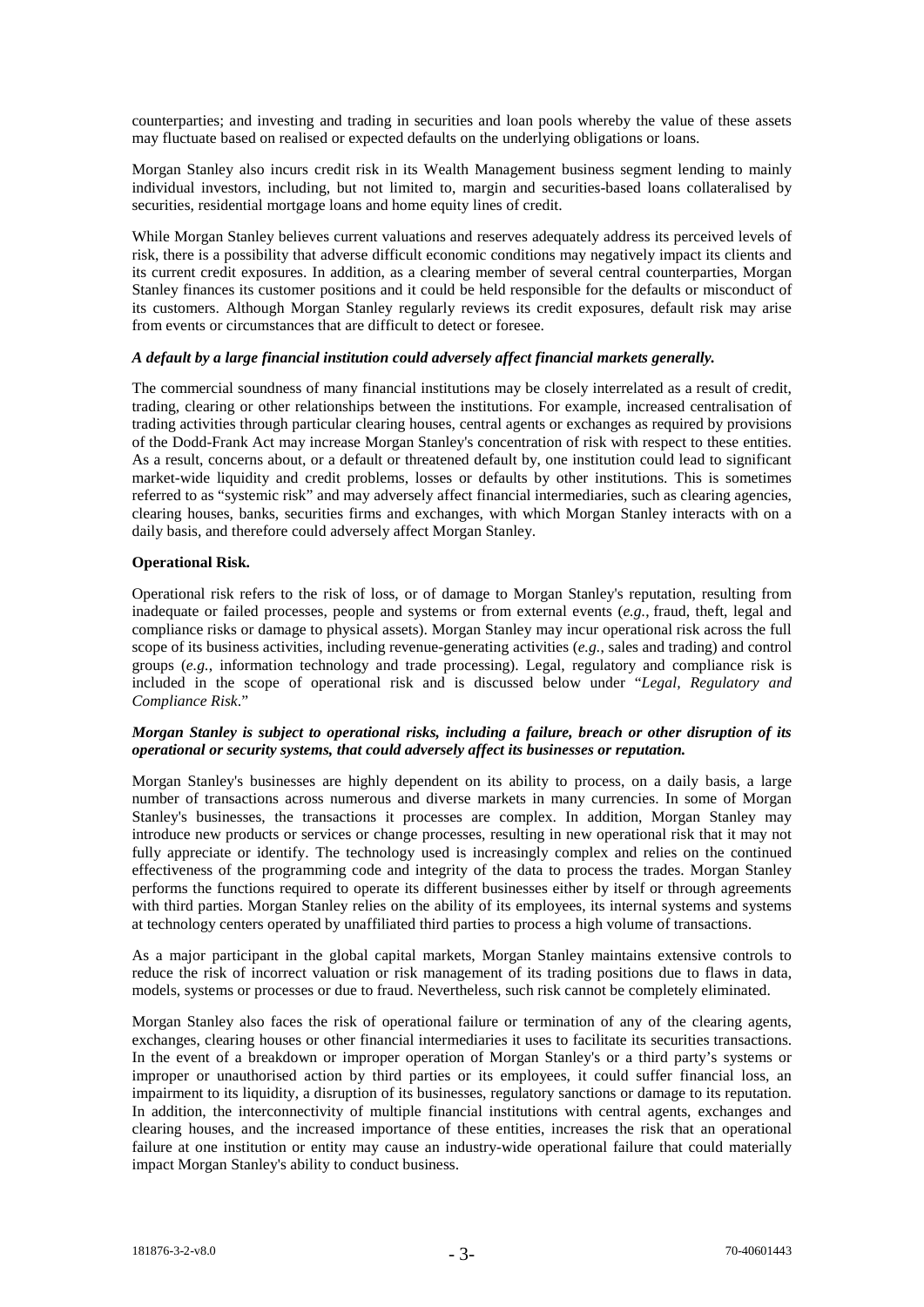counterparties; and investing and trading in securities and loan pools whereby the value of these assets may fluctuate based on realised or expected defaults on the underlying obligations or loans.

Morgan Stanley also incurs credit risk in its Wealth Management business segment lending to mainly individual investors, including, but not limited to, margin and securities-based loans collateralised by securities, residential mortgage loans and home equity lines of credit.

While Morgan Stanley believes current valuations and reserves adequately address its perceived levels of risk, there is a possibility that adverse difficult economic conditions may negatively impact its clients and its current credit exposures. In addition, as a clearing member of several central counterparties, Morgan Stanley finances its customer positions and it could be held responsible for the defaults or misconduct of its customers. Although Morgan Stanley regularly reviews its credit exposures, default risk may arise from events or circumstances that are difficult to detect or foresee.

***A default by a large financial institution could adversely affect financial markets generally.***

The commercial soundness of many financial institutions may be closely interrelated as a result of credit, trading, clearing or other relationships between the institutions. For example, increased centralisation of trading activities through particular clearing houses, central agents or exchanges as required by provisions of the Dodd-Frank Act may increase Morgan Stanley's concentration of risk with respect to these entities. As a result, concerns about, or a default or threatened default by, one institution could lead to significant market-wide liquidity and credit problems, losses or defaults by other institutions. This is sometimes referred to as "systemic risk" and may adversely affect financial intermediaries, such as clearing agencies, clearing houses, banks, securities firms and exchanges, with which Morgan Stanley interacts with on a daily basis, and therefore could adversely affect Morgan Stanley.

**Operational Risk.**

Operational risk refers to the risk of loss, or of damage to Morgan Stanley's reputation, resulting from inadequate or failed processes, people and systems or from external events (*e.g.*, fraud, theft, legal and compliance risks or damage to physical assets). Morgan Stanley may incur operational risk across the full scope of its business activities, including revenue-generating activities (*e.g.*, sales and trading) and control groups (*e.g.*, information technology and trade processing). Legal, regulatory and compliance risk is included in the scope of operational risk and is discussed below under "*Legal, Regulatory and Compliance Risk*."

***Morgan Stanley is subject to operational risks, including a failure, breach or other disruption of its operational or security systems, that could adversely affect its businesses or reputation.***

Morgan Stanley's businesses are highly dependent on its ability to process, on a daily basis, a large number of transactions across numerous and diverse markets in many currencies. In some of Morgan Stanley's businesses, the transactions it processes are complex. In addition, Morgan Stanley may introduce new products or services or change processes, resulting in new operational risk that it may not fully appreciate or identify. The technology used is increasingly complex and relies on the continued effectiveness of the programming code and integrity of the data to process the trades. Morgan Stanley performs the functions required to operate its different businesses either by itself or through agreements with third parties. Morgan Stanley relies on the ability of its employees, its internal systems and systems at technology centers operated by unaffiliated third parties to process a high volume of transactions.

As a major participant in the global capital markets, Morgan Stanley maintains extensive controls to reduce the risk of incorrect valuation or risk management of its trading positions due to flaws in data, models, systems or processes or due to fraud. Nevertheless, such risk cannot be completely eliminated.

Morgan Stanley also faces the risk of operational failure or termination of any of the clearing agents, exchanges, clearing houses or other financial intermediaries it uses to facilitate its securities transactions. In the event of a breakdown or improper operation of Morgan Stanley's or a third party's systems or improper or unauthorised action by third parties or its employees, it could suffer financial loss, an impairment to its liquidity, a disruption of its businesses, regulatory sanctions or damage to its reputation. In addition, the interconnectivity of multiple financial institutions with central agents, exchanges and clearing houses, and the increased importance of these entities, increases the risk that an operational failure at one institution or entity may cause an industry-wide operational failure that could materially impact Morgan Stanley's ability to conduct business.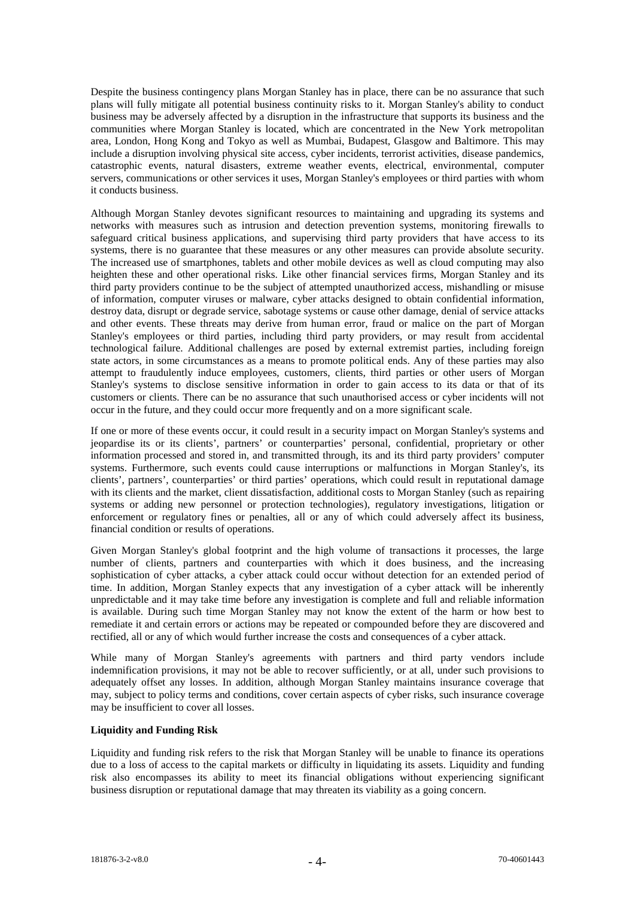Despite the business contingency plans Morgan Stanley has in place, there can be no assurance that such plans will fully mitigate all potential business continuity risks to it. Morgan Stanley's ability to conduct business may be adversely affected by a disruption in the infrastructure that supports its business and the communities where Morgan Stanley is located, which are concentrated in the New York metropolitan area, London, Hong Kong and Tokyo as well as Mumbai, Budapest, Glasgow and Baltimore. This may include a disruption involving physical site access, cyber incidents, terrorist activities, disease pandemics, catastrophic events, natural disasters, extreme weather events, electrical, environmental, computer servers, communications or other services it uses, Morgan Stanley's employees or third parties with whom it conducts business.

Although Morgan Stanley devotes significant resources to maintaining and upgrading its systems and networks with measures such as intrusion and detection prevention systems, monitoring firewalls to safeguard critical business applications, and supervising third party providers that have access to its systems, there is no guarantee that these measures or any other measures can provide absolute security. The increased use of smartphones, tablets and other mobile devices as well as cloud computing may also heighten these and other operational risks. Like other financial services firms, Morgan Stanley and its third party providers continue to be the subject of attempted unauthorized access, mishandling or misuse of information, computer viruses or malware, cyber attacks designed to obtain confidential information, destroy data, disrupt or degrade service, sabotage systems or cause other damage, denial of service attacks and other events. These threats may derive from human error, fraud or malice on the part of Morgan Stanley's employees or third parties, including third party providers, or may result from accidental technological failure. Additional challenges are posed by external extremist parties, including foreign state actors, in some circumstances as a means to promote political ends. Any of these parties may also attempt to fraudulently induce employees, customers, clients, third parties or other users of Morgan Stanley's systems to disclose sensitive information in order to gain access to its data or that of its customers or clients. There can be no assurance that such unauthorised access or cyber incidents will not occur in the future, and they could occur more frequently and on a more significant scale.

If one or more of these events occur, it could result in a security impact on Morgan Stanley's systems and jeopardise its or its clients', partners' or counterparties' personal, confidential, proprietary or other information processed and stored in, and transmitted through, its and its third party providers' computer systems. Furthermore, such events could cause interruptions or malfunctions in Morgan Stanley's, its clients', partners', counterparties' or third parties' operations, which could result in reputational damage with its clients and the market, client dissatisfaction, additional costs to Morgan Stanley (such as repairing systems or adding new personnel or protection technologies), regulatory investigations, litigation or enforcement or regulatory fines or penalties, all or any of which could adversely affect its business, financial condition or results of operations.

Given Morgan Stanley's global footprint and the high volume of transactions it processes, the large number of clients, partners and counterparties with which it does business, and the increasing sophistication of cyber attacks, a cyber attack could occur without detection for an extended period of time. In addition, Morgan Stanley expects that any investigation of a cyber attack will be inherently unpredictable and it may take time before any investigation is complete and full and reliable information is available. During such time Morgan Stanley may not know the extent of the harm or how best to remediate it and certain errors or actions may be repeated or compounded before they are discovered and rectified, all or any of which would further increase the costs and consequences of a cyber attack.

While many of Morgan Stanley's agreements with partners and third party vendors include indemnification provisions, it may not be able to recover sufficiently, or at all, under such provisions to adequately offset any losses. In addition, although Morgan Stanley maintains insurance coverage that may, subject to policy terms and conditions, cover certain aspects of cyber risks, such insurance coverage may be insufficient to cover all losses.

**Liquidity and Funding Risk**

Liquidity and funding risk refers to the risk that Morgan Stanley will be unable to finance its operations due to a loss of access to the capital markets or difficulty in liquidating its assets. Liquidity and funding risk also encompasses its ability to meet its financial obligations without experiencing significant business disruption or reputational damage that may threaten its viability as a going concern.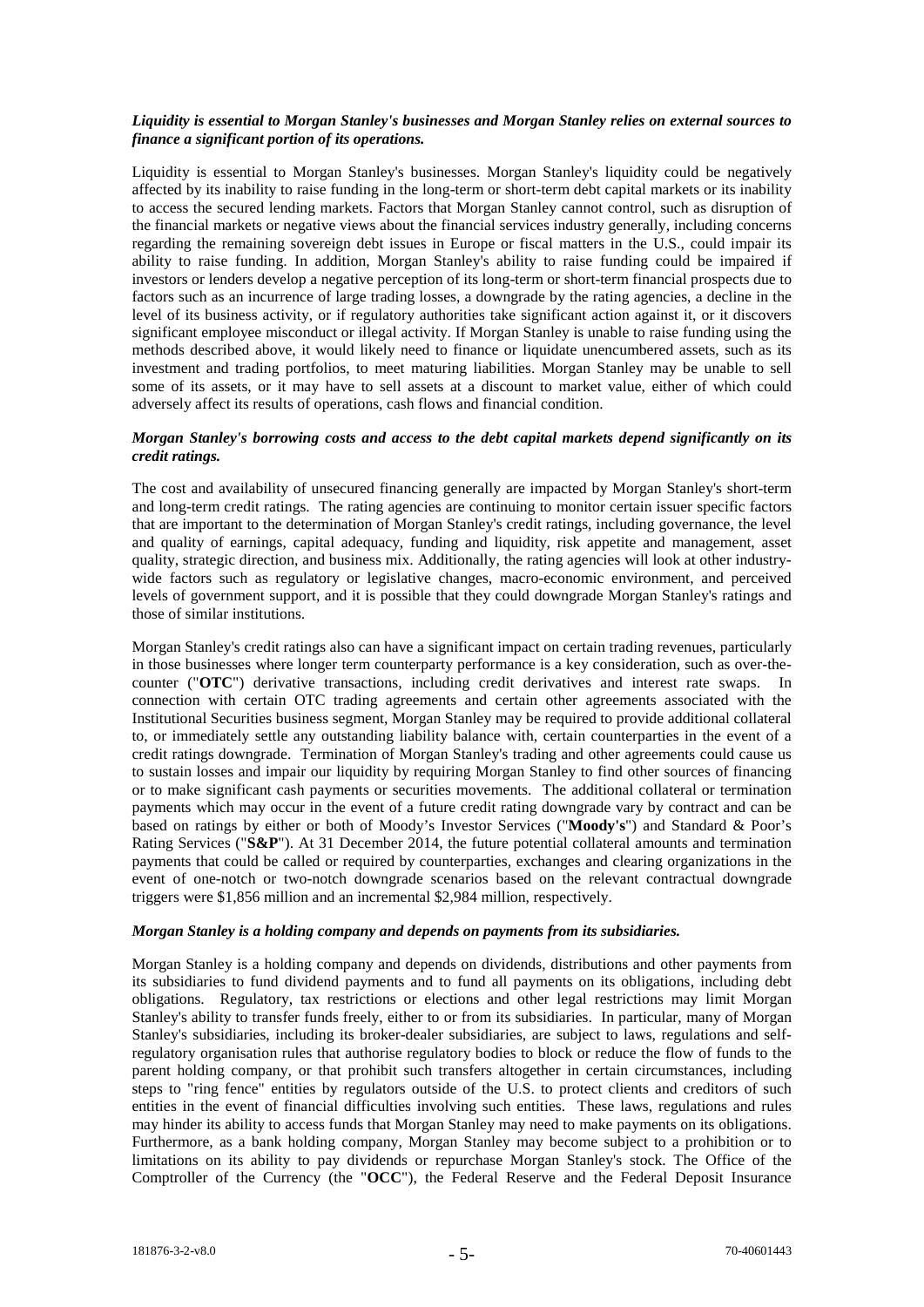***Liquidity is essential to Morgan Stanley's businesses and Morgan Stanley relies on external sources to finance a significant portion of its operations.***

Liquidity is essential to Morgan Stanley's businesses. Morgan Stanley's liquidity could be negatively affected by its inability to raise funding in the long-term or short-term debt capital markets or its inability to access the secured lending markets. Factors that Morgan Stanley cannot control, such as disruption of the financial markets or negative views about the financial services industry generally, including concerns regarding the remaining sovereign debt issues in Europe or fiscal matters in the U.S., could impair its ability to raise funding. In addition, Morgan Stanley's ability to raise funding could be impaired if investors or lenders develop a negative perception of its long-term or short-term financial prospects due to factors such as an incurrence of large trading losses, a downgrade by the rating agencies, a decline in the level of its business activity, or if regulatory authorities take significant action against it, or it discovers significant employee misconduct or illegal activity. If Morgan Stanley is unable to raise funding using the methods described above, it would likely need to finance or liquidate unencumbered assets, such as its investment and trading portfolios, to meet maturing liabilities. Morgan Stanley may be unable to sell some of its assets, or it may have to sell assets at a discount to market value, either of which could adversely affect its results of operations, cash flows and financial condition.

***Morgan Stanley's borrowing costs and access to the debt capital markets depend significantly on its credit ratings.***

The cost and availability of unsecured financing generally are impacted by Morgan Stanley's short-term and long-term credit ratings. The rating agencies are continuing to monitor certain issuer specific factors that are important to the determination of Morgan Stanley's credit ratings, including governance, the level and quality of earnings, capital adequacy, funding and liquidity, risk appetite and management, asset quality, strategic direction, and business mix. Additionally, the rating agencies will look at other industry-wide factors such as regulatory or legislative changes, macro-economic environment, and perceived levels of government support, and it is possible that they could downgrade Morgan Stanley's ratings and those of similar institutions.

Morgan Stanley's credit ratings also can have a significant impact on certain trading revenues, particularly in those businesses where longer term counterparty performance is a key consideration, such as over-the-counter ("**OTC**") derivative transactions, including credit derivatives and interest rate swaps. In connection with certain OTC trading agreements and certain other agreements associated with the Institutional Securities business segment, Morgan Stanley may be required to provide additional collateral to, or immediately settle any outstanding liability balance with, certain counterparties in the event of a credit ratings downgrade. Termination of Morgan Stanley's trading and other agreements could cause us to sustain losses and impair our liquidity by requiring Morgan Stanley to find other sources of financing or to make significant cash payments or securities movements. The additional collateral or termination payments which may occur in the event of a future credit rating downgrade vary by contract and can be based on ratings by either or both of Moody's Investor Services ("**Moody's**") and Standard & Poor's Rating Services ("**S&P**"). At 31 December 2014, the future potential collateral amounts and termination payments that could be called or required by counterparties, exchanges and clearing organizations in the event of one-notch or two-notch downgrade scenarios based on the relevant contractual downgrade triggers were $1,856 million and an incremental $2,984 million, respectively.

***Morgan Stanley is a holding company and depends on payments from its subsidiaries.***

Morgan Stanley is a holding company and depends on dividends, distributions and other payments from its subsidiaries to fund dividend payments and to fund all payments on its obligations, including debt obligations. Regulatory, tax restrictions or elections and other legal restrictions may limit Morgan Stanley's ability to transfer funds freely, either to or from its subsidiaries. In particular, many of Morgan Stanley's subsidiaries, including its broker-dealer subsidiaries, are subject to laws, regulations and self-regulatory organisation rules that authorise regulatory bodies to block or reduce the flow of funds to the parent holding company, or that prohibit such transfers altogether in certain circumstances, including steps to "ring fence" entities by regulators outside of the U.S. to protect clients and creditors of such entities in the event of financial difficulties involving such entities. These laws, regulations and rules may hinder its ability to access funds that Morgan Stanley may need to make payments on its obligations. Furthermore, as a bank holding company, Morgan Stanley may become subject to a prohibition or to limitations on its ability to pay dividends or repurchase Morgan Stanley's stock. The Office of the Comptroller of the Currency (the "**OCC**"), the Federal Reserve and the Federal Deposit Insurance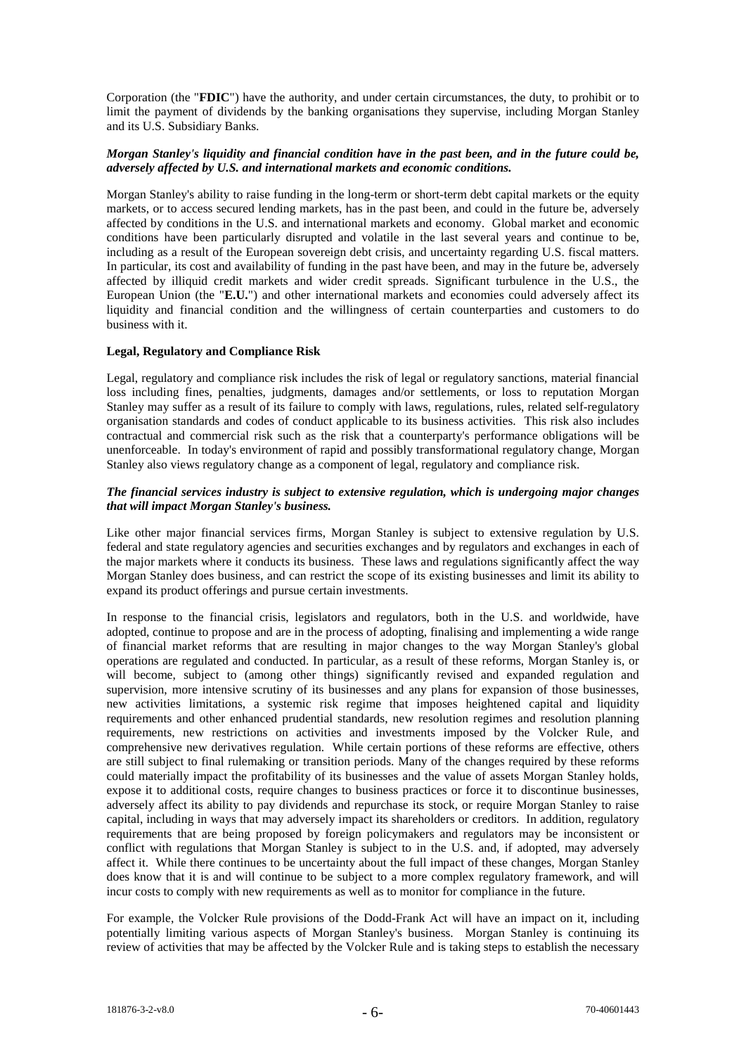Corporation (the "**FDIC**") have the authority, and under certain circumstances, the duty, to prohibit or to limit the payment of dividends by the banking organisations they supervise, including Morgan Stanley and its U.S. Subsidiary Banks.

***Morgan Stanley's liquidity and financial condition have in the past been, and in the future could be, adversely affected by U.S. and international markets and economic conditions.***

Morgan Stanley's ability to raise funding in the long-term or short-term debt capital markets or the equity markets, or to access secured lending markets, has in the past been, and could in the future be, adversely affected by conditions in the U.S. and international markets and economy. Global market and economic conditions have been particularly disrupted and volatile in the last several years and continue to be, including as a result of the European sovereign debt crisis, and uncertainty regarding U.S. fiscal matters. In particular, its cost and availability of funding in the past have been, and may in the future be, adversely affected by illiquid credit markets and wider credit spreads. Significant turbulence in the U.S., the European Union (the "**E.U.**") and other international markets and economies could adversely affect its liquidity and financial condition and the willingness of certain counterparties and customers to do business with it.

**Legal, Regulatory and Compliance Risk**

Legal, regulatory and compliance risk includes the risk of legal or regulatory sanctions, material financial loss including fines, penalties, judgments, damages and/or settlements, or loss to reputation Morgan Stanley may suffer as a result of its failure to comply with laws, regulations, rules, related self-regulatory organisation standards and codes of conduct applicable to its business activities. This risk also includes contractual and commercial risk such as the risk that a counterparty's performance obligations will be unenforceable. In today's environment of rapid and possibly transformational regulatory change, Morgan Stanley also views regulatory change as a component of legal, regulatory and compliance risk.

***The financial services industry is subject to extensive regulation, which is undergoing major changes that will impact Morgan Stanley's business.***

Like other major financial services firms, Morgan Stanley is subject to extensive regulation by U.S. federal and state regulatory agencies and securities exchanges and by regulators and exchanges in each of the major markets where it conducts its business. These laws and regulations significantly affect the way Morgan Stanley does business, and can restrict the scope of its existing businesses and limit its ability to expand its product offerings and pursue certain investments.

In response to the financial crisis, legislators and regulators, both in the U.S. and worldwide, have adopted, continue to propose and are in the process of adopting, finalising and implementing a wide range of financial market reforms that are resulting in major changes to the way Morgan Stanley's global operations are regulated and conducted. In particular, as a result of these reforms, Morgan Stanley is, or will become, subject to (among other things) significantly revised and expanded regulation and supervision, more intensive scrutiny of its businesses and any plans for expansion of those businesses, new activities limitations, a systemic risk regime that imposes heightened capital and liquidity requirements and other enhanced prudential standards, new resolution regimes and resolution planning requirements, new restrictions on activities and investments imposed by the Volcker Rule, and comprehensive new derivatives regulation. While certain portions of these reforms are effective, others are still subject to final rulemaking or transition periods. Many of the changes required by these reforms could materially impact the profitability of its businesses and the value of assets Morgan Stanley holds, expose it to additional costs, require changes to business practices or force it to discontinue businesses, adversely affect its ability to pay dividends and repurchase its stock, or require Morgan Stanley to raise capital, including in ways that may adversely impact its shareholders or creditors. In addition, regulatory requirements that are being proposed by foreign policymakers and regulators may be inconsistent or conflict with regulations that Morgan Stanley is subject to in the U.S. and, if adopted, may adversely affect it. While there continues to be uncertainty about the full impact of these changes, Morgan Stanley does know that it is and will continue to be subject to a more complex regulatory framework, and will incur costs to comply with new requirements as well as to monitor for compliance in the future.

For example, the Volcker Rule provisions of the Dodd-Frank Act will have an impact on it, including potentially limiting various aspects of Morgan Stanley's business. Morgan Stanley is continuing its review of activities that may be affected by the Volcker Rule and is taking steps to establish the necessary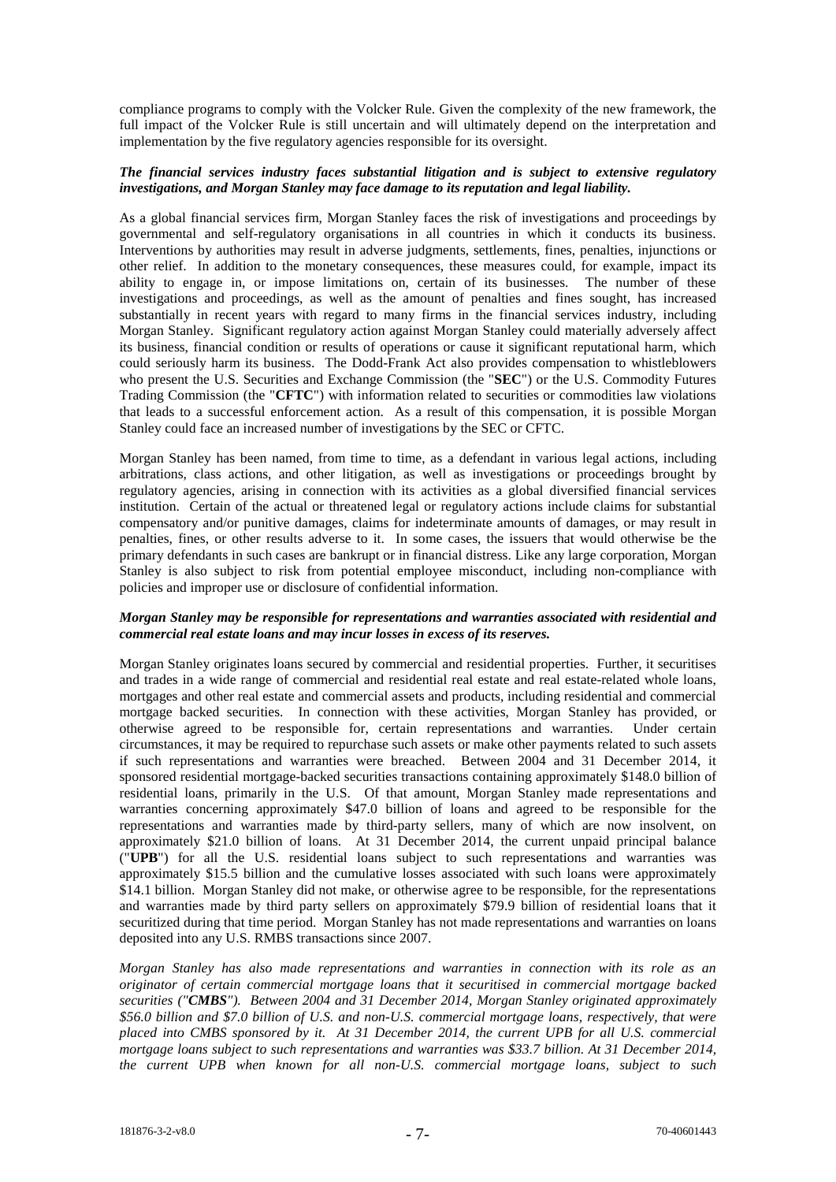compliance programs to comply with the Volcker Rule. Given the complexity of the new framework, the full impact of the Volcker Rule is still uncertain and will ultimately depend on the interpretation and implementation by the five regulatory agencies responsible for its oversight.

***The financial services industry faces substantial litigation and is subject to extensive regulatory investigations, and Morgan Stanley may face damage to its reputation and legal liability.***

As a global financial services firm, Morgan Stanley faces the risk of investigations and proceedings by governmental and self-regulatory organisations in all countries in which it conducts its business. Interventions by authorities may result in adverse judgments, settlements, fines, penalties, injunctions or other relief. In addition to the monetary consequences, these measures could, for example, impact its ability to engage in, or impose limitations on, certain of its businesses. The number of these investigations and proceedings, as well as the amount of penalties and fines sought, has increased substantially in recent years with regard to many firms in the financial services industry, including Morgan Stanley. Significant regulatory action against Morgan Stanley could materially adversely affect its business, financial condition or results of operations or cause it significant reputational harm, which could seriously harm its business. The Dodd-Frank Act also provides compensation to whistleblowers who present the U.S. Securities and Exchange Commission (the "**SEC**") or the U.S. Commodity Futures Trading Commission (the "**CFTC**") with information related to securities or commodities law violations that leads to a successful enforcement action. As a result of this compensation, it is possible Morgan Stanley could face an increased number of investigations by the SEC or CFTC.

Morgan Stanley has been named, from time to time, as a defendant in various legal actions, including arbitrations, class actions, and other litigation, as well as investigations or proceedings brought by regulatory agencies, arising in connection with its activities as a global diversified financial services institution. Certain of the actual or threatened legal or regulatory actions include claims for substantial compensatory and/or punitive damages, claims for indeterminate amounts of damages, or may result in penalties, fines, or other results adverse to it. In some cases, the issuers that would otherwise be the primary defendants in such cases are bankrupt or in financial distress. Like any large corporation, Morgan Stanley is also subject to risk from potential employee misconduct, including non-compliance with policies and improper use or disclosure of confidential information.

***Morgan Stanley may be responsible for representations and warranties associated with residential and commercial real estate loans and may incur losses in excess of its reserves.***

Morgan Stanley originates loans secured by commercial and residential properties. Further, it securitises and trades in a wide range of commercial and residential real estate and real estate-related whole loans, mortgages and other real estate and commercial assets and products, including residential and commercial mortgage backed securities. In connection with these activities, Morgan Stanley has provided, or otherwise agreed to be responsible for, certain representations and warranties. Under certain circumstances, it may be required to repurchase such assets or make other payments related to such assets if such representations and warranties were breached. Between 2004 and 31 December 2014, it sponsored residential mortgage-backed securities transactions containing approximately $148.0 billion of residential loans, primarily in the U.S. Of that amount, Morgan Stanley made representations and warranties concerning approximately $47.0 billion of loans and agreed to be responsible for the representations and warranties made by third-party sellers, many of which are now insolvent, on approximately $21.0 billion of loans. At 31 December 2014, the current unpaid principal balance ("**UPB**") for all the U.S. residential loans subject to such representations and warranties was approximately $15.5 billion and the cumulative losses associated with such loans were approximately $14.1 billion. Morgan Stanley did not make, or otherwise agree to be responsible, for the representations and warranties made by third party sellers on approximately $79.9 billion of residential loans that it securitized during that time period. Morgan Stanley has not made representations and warranties on loans deposited into any U.S. RMBS transactions since 2007.

*Morgan Stanley has also made representations and warranties in connection with its role as an originator of certain commercial mortgage loans that it securitised in commercial mortgage backed securities ("**CMBS**"). Between 2004 and 31 December 2014, Morgan Stanley originated approximately $56.0 billion and $7.0 billion of U.S. and non-U.S. commercial mortgage loans, respectively, that were placed into CMBS sponsored by it. At 31 December 2014, the current UPB for all U.S. commercial mortgage loans subject to such representations and warranties was $33.7 billion. At 31 December 2014, the current UPB when known for all non-U.S. commercial mortgage loans, subject to such*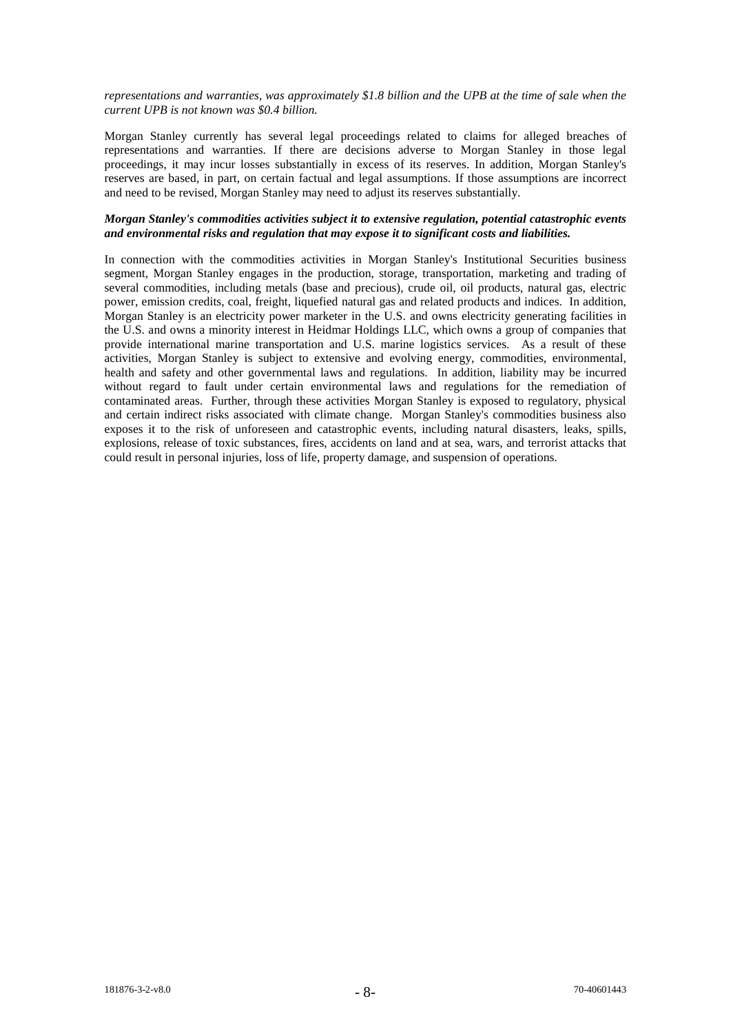*representations and warranties, was approximately $1.8 billion and the UPB at the time of sale when the current UPB is not known was $0.4 billion.*

Morgan Stanley currently has several legal proceedings related to claims for alleged breaches of representations and warranties. If there are decisions adverse to Morgan Stanley in those legal proceedings, it may incur losses substantially in excess of its reserves. In addition, Morgan Stanley's reserves are based, in part, on certain factual and legal assumptions. If those assumptions are incorrect and need to be revised, Morgan Stanley may need to adjust its reserves substantially.

***Morgan Stanley's commodities activities subject it to extensive regulation, potential catastrophic events and environmental risks and regulation that may expose it to significant costs and liabilities.***

In connection with the commodities activities in Morgan Stanley's Institutional Securities business segment, Morgan Stanley engages in the production, storage, transportation, marketing and trading of several commodities, including metals (base and precious), crude oil, oil products, natural gas, electric power, emission credits, coal, freight, liquefied natural gas and related products and indices. In addition, Morgan Stanley is an electricity power marketer in the U.S. and owns electricity generating facilities in the U.S. and owns a minority interest in Heidmar Holdings LLC, which owns a group of companies that provide international marine transportation and U.S. marine logistics services. As a result of these activities, Morgan Stanley is subject to extensive and evolving energy, commodities, environmental, health and safety and other governmental laws and regulations. In addition, liability may be incurred without regard to fault under certain environmental laws and regulations for the remediation of contaminated areas. Further, through these activities Morgan Stanley is exposed to regulatory, physical and certain indirect risks associated with climate change. Morgan Stanley's commodities business also exposes it to the risk of unforeseen and catastrophic events, including natural disasters, leaks, spills, explosions, release of toxic substances, fires, accidents on land and at sea, wars, and terrorist attacks that could result in personal injuries, loss of life, property damage, and suspension of operations.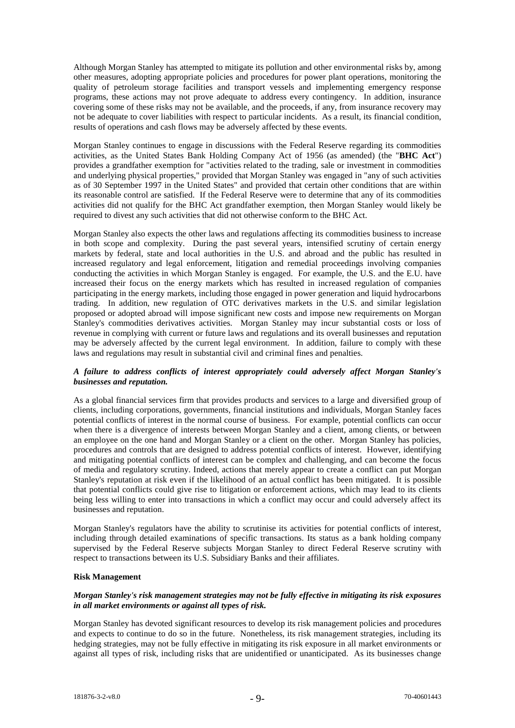Although Morgan Stanley has attempted to mitigate its pollution and other environmental risks by, among other measures, adopting appropriate policies and procedures for power plant operations, monitoring the quality of petroleum storage facilities and transport vessels and implementing emergency response programs, these actions may not prove adequate to address every contingency. In addition, insurance covering some of these risks may not be available, and the proceeds, if any, from insurance recovery may not be adequate to cover liabilities with respect to particular incidents. As a result, its financial condition, results of operations and cash flows may be adversely affected by these events.

Morgan Stanley continues to engage in discussions with the Federal Reserve regarding its commodities activities, as the United States Bank Holding Company Act of 1956 (as amended) (the "**BHC Act**") provides a grandfather exemption for "activities related to the trading, sale or investment in commodities and underlying physical properties," provided that Morgan Stanley was engaged in "any of such activities as of 30 September 1997 in the United States" and provided that certain other conditions that are within its reasonable control are satisfied. If the Federal Reserve were to determine that any of its commodities activities did not qualify for the BHC Act grandfather exemption, then Morgan Stanley would likely be required to divest any such activities that did not otherwise conform to the BHC Act.

Morgan Stanley also expects the other laws and regulations affecting its commodities business to increase in both scope and complexity. During the past several years, intensified scrutiny of certain energy markets by federal, state and local authorities in the U.S. and abroad and the public has resulted in increased regulatory and legal enforcement, litigation and remedial proceedings involving companies conducting the activities in which Morgan Stanley is engaged. For example, the U.S. and the E.U. have increased their focus on the energy markets which has resulted in increased regulation of companies participating in the energy markets, including those engaged in power generation and liquid hydrocarbons trading. In addition, new regulation of OTC derivatives markets in the U.S. and similar legislation proposed or adopted abroad will impose significant new costs and impose new requirements on Morgan Stanley's commodities derivatives activities. Morgan Stanley may incur substantial costs or loss of revenue in complying with current or future laws and regulations and its overall businesses and reputation may be adversely affected by the current legal environment. In addition, failure to comply with these laws and regulations may result in substantial civil and criminal fines and penalties.

***A failure to address conflicts of interest appropriately could adversely affect Morgan Stanley's businesses and reputation.***

As a global financial services firm that provides products and services to a large and diversified group of clients, including corporations, governments, financial institutions and individuals, Morgan Stanley faces potential conflicts of interest in the normal course of business. For example, potential conflicts can occur when there is a divergence of interests between Morgan Stanley and a client, among clients, or between an employee on the one hand and Morgan Stanley or a client on the other. Morgan Stanley has policies, procedures and controls that are designed to address potential conflicts of interest. However, identifying and mitigating potential conflicts of interest can be complex and challenging, and can become the focus of media and regulatory scrutiny. Indeed, actions that merely appear to create a conflict can put Morgan Stanley's reputation at risk even if the likelihood of an actual conflict has been mitigated. It is possible that potential conflicts could give rise to litigation or enforcement actions, which may lead to its clients being less willing to enter into transactions in which a conflict may occur and could adversely affect its businesses and reputation.

Morgan Stanley's regulators have the ability to scrutinise its activities for potential conflicts of interest, including through detailed examinations of specific transactions. Its status as a bank holding company supervised by the Federal Reserve subjects Morgan Stanley to direct Federal Reserve scrutiny with respect to transactions between its U.S. Subsidiary Banks and their affiliates.

**Risk Management**

***Morgan Stanley's risk management strategies may not be fully effective in mitigating its risk exposures in all market environments or against all types of risk.***

Morgan Stanley has devoted significant resources to develop its risk management policies and procedures and expects to continue to do so in the future. Nonetheless, its risk management strategies, including its hedging strategies, may not be fully effective in mitigating its risk exposure in all market environments or against all types of risk, including risks that are unidentified or unanticipated. As its businesses change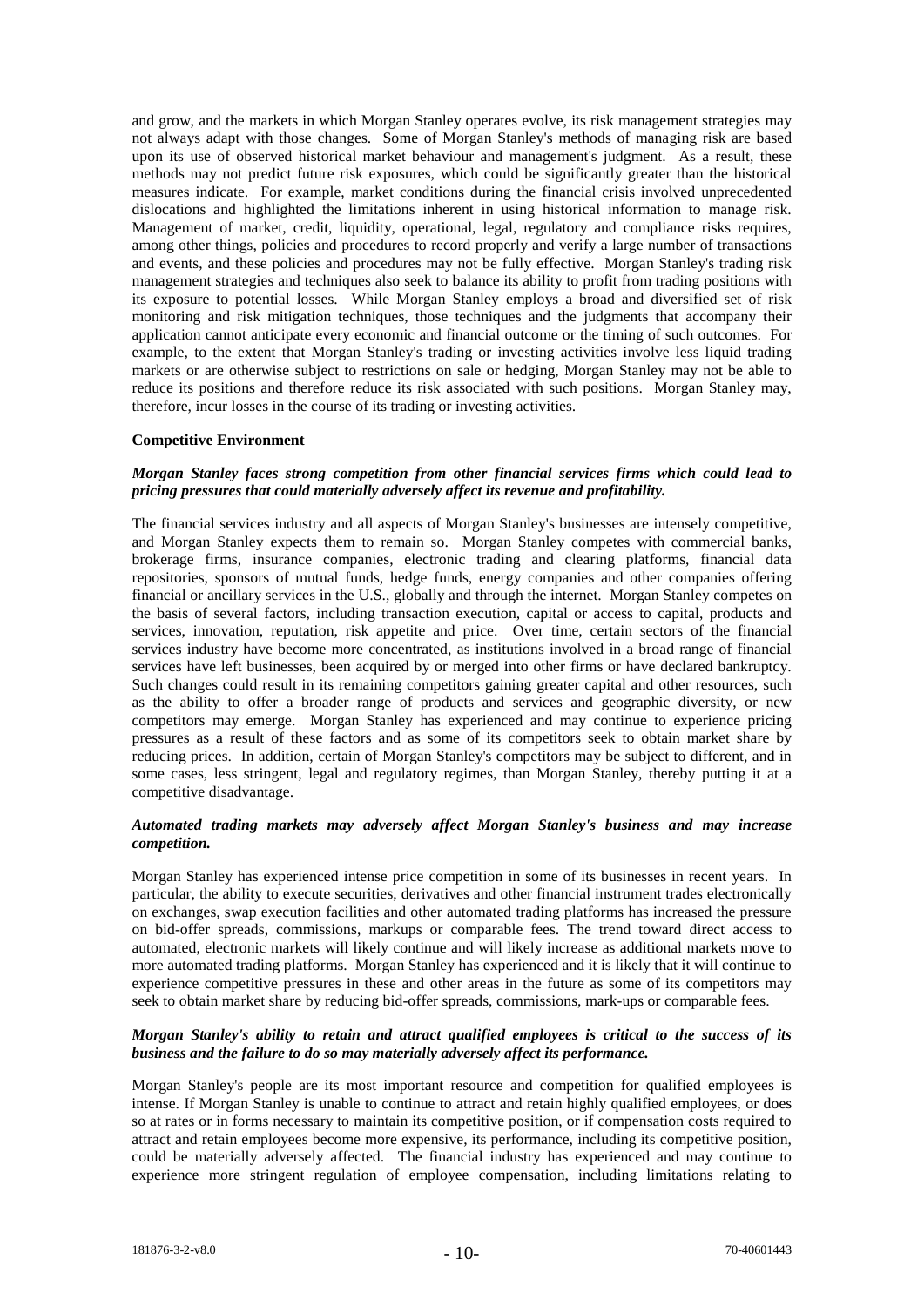and grow, and the markets in which Morgan Stanley operates evolve, its risk management strategies may not always adapt with those changes. Some of Morgan Stanley's methods of managing risk are based upon its use of observed historical market behaviour and management's judgment. As a result, these methods may not predict future risk exposures, which could be significantly greater than the historical measures indicate. For example, market conditions during the financial crisis involved unprecedented dislocations and highlighted the limitations inherent in using historical information to manage risk. Management of market, credit, liquidity, operational, legal, regulatory and compliance risks requires, among other things, policies and procedures to record properly and verify a large number of transactions and events, and these policies and procedures may not be fully effective. Morgan Stanley's trading risk management strategies and techniques also seek to balance its ability to profit from trading positions with its exposure to potential losses. While Morgan Stanley employs a broad and diversified set of risk monitoring and risk mitigation techniques, those techniques and the judgments that accompany their application cannot anticipate every economic and financial outcome or the timing of such outcomes. For example, to the extent that Morgan Stanley's trading or investing activities involve less liquid trading markets or are otherwise subject to restrictions on sale or hedging, Morgan Stanley may not be able to reduce its positions and therefore reduce its risk associated with such positions. Morgan Stanley may, therefore, incur losses in the course of its trading or investing activities.

**Competitive Environment**

***Morgan Stanley faces strong competition from other financial services firms which could lead to pricing pressures that could materially adversely affect its revenue and profitability.***

The financial services industry and all aspects of Morgan Stanley's businesses are intensely competitive, and Morgan Stanley expects them to remain so. Morgan Stanley competes with commercial banks, brokerage firms, insurance companies, electronic trading and clearing platforms, financial data repositories, sponsors of mutual funds, hedge funds, energy companies and other companies offering financial or ancillary services in the U.S., globally and through the internet. Morgan Stanley competes on the basis of several factors, including transaction execution, capital or access to capital, products and services, innovation, reputation, risk appetite and price. Over time, certain sectors of the financial services industry have become more concentrated, as institutions involved in a broad range of financial services have left businesses, been acquired by or merged into other firms or have declared bankruptcy. Such changes could result in its remaining competitors gaining greater capital and other resources, such as the ability to offer a broader range of products and services and geographic diversity, or new competitors may emerge. Morgan Stanley has experienced and may continue to experience pricing pressures as a result of these factors and as some of its competitors seek to obtain market share by reducing prices. In addition, certain of Morgan Stanley's competitors may be subject to different, and in some cases, less stringent, legal and regulatory regimes, than Morgan Stanley, thereby putting it at a competitive disadvantage.

***Automated trading markets may adversely affect Morgan Stanley's business and may increase competition.***

Morgan Stanley has experienced intense price competition in some of its businesses in recent years. In particular, the ability to execute securities, derivatives and other financial instrument trades electronically on exchanges, swap execution facilities and other automated trading platforms has increased the pressure on bid-offer spreads, commissions, markups or comparable fees. The trend toward direct access to automated, electronic markets will likely continue and will likely increase as additional markets move to more automated trading platforms. Morgan Stanley has experienced and it is likely that it will continue to experience competitive pressures in these and other areas in the future as some of its competitors may seek to obtain market share by reducing bid-offer spreads, commissions, mark-ups or comparable fees.

***Morgan Stanley's ability to retain and attract qualified employees is critical to the success of its business and the failure to do so may materially adversely affect its performance.***

Morgan Stanley's people are its most important resource and competition for qualified employees is intense. If Morgan Stanley is unable to continue to attract and retain highly qualified employees, or does so at rates or in forms necessary to maintain its competitive position, or if compensation costs required to attract and retain employees become more expensive, its performance, including its competitive position, could be materially adversely affected. The financial industry has experienced and may continue to experience more stringent regulation of employee compensation, including limitations relating to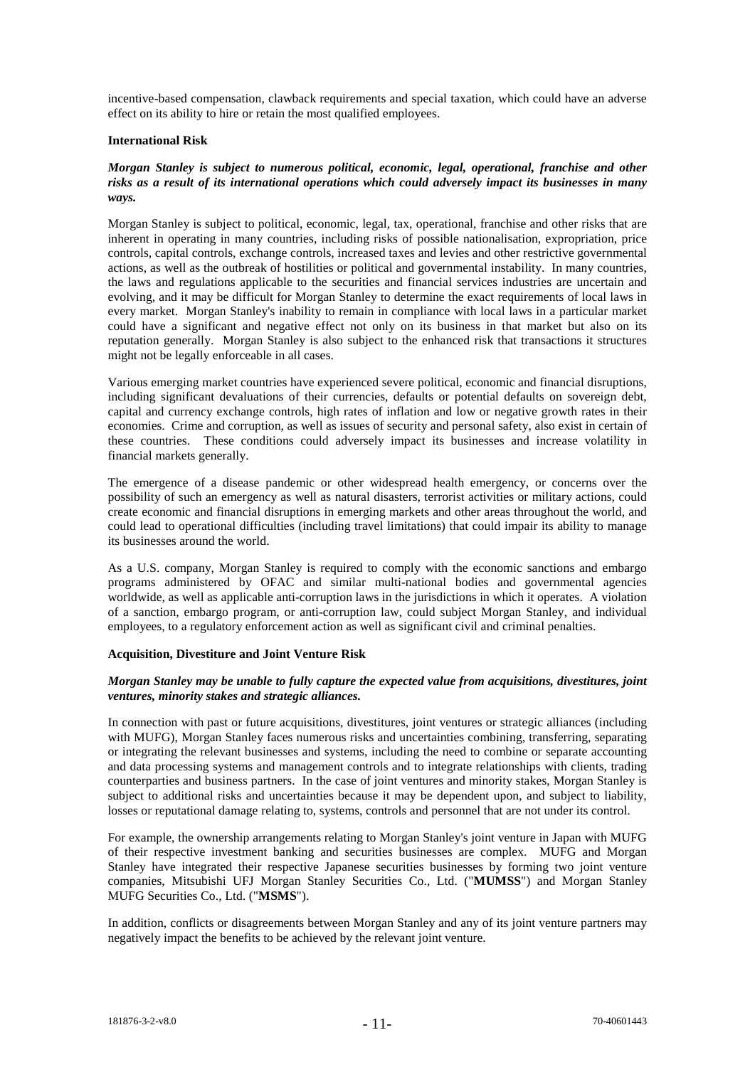incentive-based compensation, clawback requirements and special taxation, which could have an adverse effect on its ability to hire or retain the most qualified employees.

**International Risk**

***Morgan Stanley is subject to numerous political, economic, legal, operational, franchise and other risks as a result of its international operations which could adversely impact its businesses in many ways.***

Morgan Stanley is subject to political, economic, legal, tax, operational, franchise and other risks that are inherent in operating in many countries, including risks of possible nationalisation, expropriation, price controls, capital controls, exchange controls, increased taxes and levies and other restrictive governmental actions, as well as the outbreak of hostilities or political and governmental instability. In many countries, the laws and regulations applicable to the securities and financial services industries are uncertain and evolving, and it may be difficult for Morgan Stanley to determine the exact requirements of local laws in every market. Morgan Stanley's inability to remain in compliance with local laws in a particular market could have a significant and negative effect not only on its business in that market but also on its reputation generally. Morgan Stanley is also subject to the enhanced risk that transactions it structures might not be legally enforceable in all cases.

Various emerging market countries have experienced severe political, economic and financial disruptions, including significant devaluations of their currencies, defaults or potential defaults on sovereign debt, capital and currency exchange controls, high rates of inflation and low or negative growth rates in their economies. Crime and corruption, as well as issues of security and personal safety, also exist in certain of these countries. These conditions could adversely impact its businesses and increase volatility in financial markets generally.

The emergence of a disease pandemic or other widespread health emergency, or concerns over the possibility of such an emergency as well as natural disasters, terrorist activities or military actions, could create economic and financial disruptions in emerging markets and other areas throughout the world, and could lead to operational difficulties (including travel limitations) that could impair its ability to manage its businesses around the world.

As a U.S. company, Morgan Stanley is required to comply with the economic sanctions and embargo programs administered by OFAC and similar multi-national bodies and governmental agencies worldwide, as well as applicable anti-corruption laws in the jurisdictions in which it operates. A violation of a sanction, embargo program, or anti-corruption law, could subject Morgan Stanley, and individual employees, to a regulatory enforcement action as well as significant civil and criminal penalties.

**Acquisition, Divestiture and Joint Venture Risk**

***Morgan Stanley may be unable to fully capture the expected value from acquisitions, divestitures, joint ventures, minority stakes and strategic alliances.***

In connection with past or future acquisitions, divestitures, joint ventures or strategic alliances (including with MUFG), Morgan Stanley faces numerous risks and uncertainties combining, transferring, separating or integrating the relevant businesses and systems, including the need to combine or separate accounting and data processing systems and management controls and to integrate relationships with clients, trading counterparties and business partners. In the case of joint ventures and minority stakes, Morgan Stanley is subject to additional risks and uncertainties because it may be dependent upon, and subject to liability, losses or reputational damage relating to, systems, controls and personnel that are not under its control.

For example, the ownership arrangements relating to Morgan Stanley's joint venture in Japan with MUFG of their respective investment banking and securities businesses are complex. MUFG and Morgan Stanley have integrated their respective Japanese securities businesses by forming two joint venture companies, Mitsubishi UFJ Morgan Stanley Securities Co., Ltd. ("**MUMSS**") and Morgan Stanley MUFG Securities Co., Ltd. ("**MSMS**").

In addition, conflicts or disagreements between Morgan Stanley and any of its joint venture partners may negatively impact the benefits to be achieved by the relevant joint venture.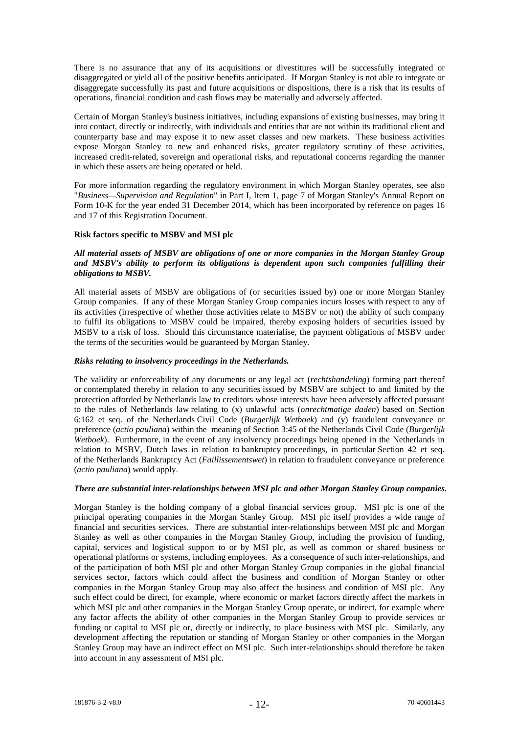There is no assurance that any of its acquisitions or divestitures will be successfully integrated or disaggregated or yield all of the positive benefits anticipated. If Morgan Stanley is not able to integrate or disaggregate successfully its past and future acquisitions or dispositions, there is a risk that its results of operations, financial condition and cash flows may be materially and adversely affected.

Certain of Morgan Stanley's business initiatives, including expansions of existing businesses, may bring it into contact, directly or indirectly, with individuals and entities that are not within its traditional client and counterparty base and may expose it to new asset classes and new markets. These business activities expose Morgan Stanley to new and enhanced risks, greater regulatory scrutiny of these activities, increased credit-related, sovereign and operational risks, and reputational concerns regarding the manner in which these assets are being operated or held.

For more information regarding the regulatory environment in which Morgan Stanley operates, see also "*Business—Supervision and Regulation*" in Part I, Item 1, page 7 of Morgan Stanley's Annual Report on Form 10-K for the year ended 31 December 2014, which has been incorporated by reference on pages 16 and 17 of this Registration Document.

**Risk factors specific to MSBV and MSI plc**

***All material assets of MSBV are obligations of one or more companies in the Morgan Stanley Group and MSBV's ability to perform its obligations is dependent upon such companies fulfilling their obligations to MSBV.***

All material assets of MSBV are obligations of (or securities issued by) one or more Morgan Stanley Group companies. If any of these Morgan Stanley Group companies incurs losses with respect to any of its activities (irrespective of whether those activities relate to MSBV or not) the ability of such company to fulfil its obligations to MSBV could be impaired, thereby exposing holders of securities issued by MSBV to a risk of loss. Should this circumstance materialise, the payment obligations of MSBV under the terms of the securities would be guaranteed by Morgan Stanley.

***Risks relating to insolvency proceedings in the Netherlands.***

The validity or enforceability of any documents or any legal act (*rechtshandeling*) forming part thereof or contemplated thereby in relation to any securities issued by MSBV are subject to and limited by the protection afforded by Netherlands law to creditors whose interests have been adversely affected pursuant to the rules of Netherlands law relating to (x) unlawful acts (*onrechtmatige daden*) based on Section 6:162 et seq. of the Netherlands Civil Code (*Burgerlijk Wetboek*) and (y) fraudulent conveyance or preference (*actio pauliana*) within the meaning of Section 3:45 of the Netherlands Civil Code (*Burgerlijk Wetboek*). Furthermore, in the event of any insolvency proceedings being opened in the Netherlands in relation to MSBV, Dutch laws in relation to bankruptcy proceedings, in particular Section 42 et seq. of the Netherlands Bankruptcy Act (*Faillissementswet*) in relation to fraudulent conveyance or preference (*actio pauliana*) would apply.

***There are substantial inter-relationships between MSI plc and other Morgan Stanley Group companies.***

Morgan Stanley is the holding company of a global financial services group. MSI plc is one of the principal operating companies in the Morgan Stanley Group. MSI plc itself provides a wide range of financial and securities services. There are substantial inter-relationships between MSI plc and Morgan Stanley as well as other companies in the Morgan Stanley Group, including the provision of funding, capital, services and logistical support to or by MSI plc, as well as common or shared business or operational platforms or systems, including employees. As a consequence of such inter-relationships, and of the participation of both MSI plc and other Morgan Stanley Group companies in the global financial services sector, factors which could affect the business and condition of Morgan Stanley or other companies in the Morgan Stanley Group may also affect the business and condition of MSI plc. Any such effect could be direct, for example, where economic or market factors directly affect the markets in which MSI plc and other companies in the Morgan Stanley Group operate, or indirect, for example where any factor affects the ability of other companies in the Morgan Stanley Group to provide services or funding or capital to MSI plc or, directly or indirectly, to place business with MSI plc. Similarly, any development affecting the reputation or standing of Morgan Stanley or other companies in the Morgan Stanley Group may have an indirect effect on MSI plc. Such inter-relationships should therefore be taken into account in any assessment of MSI plc.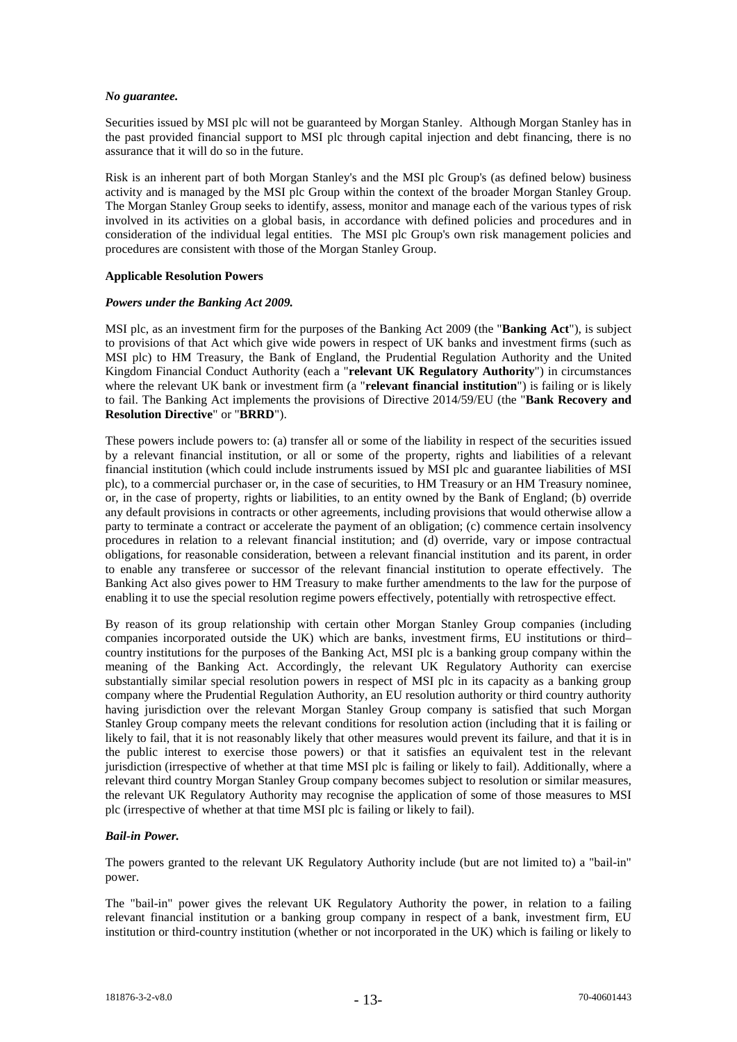***No guarantee.***

Securities issued by MSI plc will not be guaranteed by Morgan Stanley. Although Morgan Stanley has in the past provided financial support to MSI plc through capital injection and debt financing, there is no assurance that it will do so in the future.

Risk is an inherent part of both Morgan Stanley's and the MSI plc Group's (as defined below) business activity and is managed by the MSI plc Group within the context of the broader Morgan Stanley Group. The Morgan Stanley Group seeks to identify, assess, monitor and manage each of the various types of risk involved in its activities on a global basis, in accordance with defined policies and procedures and in consideration of the individual legal entities. The MSI plc Group's own risk management policies and procedures are consistent with those of the Morgan Stanley Group.

**Applicable Resolution Powers**

***Powers under the Banking Act 2009.***

MSI plc, as an investment firm for the purposes of the Banking Act 2009 (the "**Banking Act**"), is subject to provisions of that Act which give wide powers in respect of UK banks and investment firms (such as MSI plc) to HM Treasury, the Bank of England, the Prudential Regulation Authority and the United Kingdom Financial Conduct Authority (each a "**relevant UK Regulatory Authority**") in circumstances where the relevant UK bank or investment firm (a "**relevant financial institution**") is failing or is likely to fail. The Banking Act implements the provisions of Directive 2014/59/EU (the "**Bank Recovery and Resolution Directive**" or "**BRRD**").

These powers include powers to: (a) transfer all or some of the liability in respect of the securities issued by a relevant financial institution, or all or some of the property, rights and liabilities of a relevant financial institution (which could include instruments issued by MSI plc and guarantee liabilities of MSI plc), to a commercial purchaser or, in the case of securities, to HM Treasury or an HM Treasury nominee, or, in the case of property, rights or liabilities, to an entity owned by the Bank of England; (b) override any default provisions in contracts or other agreements, including provisions that would otherwise allow a party to terminate a contract or accelerate the payment of an obligation; (c) commence certain insolvency procedures in relation to a relevant financial institution; and (d) override, vary or impose contractual obligations, for reasonable consideration, between a relevant financial institution and its parent, in order to enable any transferee or successor of the relevant financial institution to operate effectively. The Banking Act also gives power to HM Treasury to make further amendments to the law for the purpose of enabling it to use the special resolution regime powers effectively, potentially with retrospective effect.

By reason of its group relationship with certain other Morgan Stanley Group companies (including companies incorporated outside the UK) which are banks, investment firms, EU institutions or third–country institutions for the purposes of the Banking Act, MSI plc is a banking group company within the meaning of the Banking Act. Accordingly, the relevant UK Regulatory Authority can exercise substantially similar special resolution powers in respect of MSI plc in its capacity as a banking group company where the Prudential Regulation Authority, an EU resolution authority or third country authority having jurisdiction over the relevant Morgan Stanley Group company is satisfied that such Morgan Stanley Group company meets the relevant conditions for resolution action (including that it is failing or likely to fail, that it is not reasonably likely that other measures would prevent its failure, and that it is in the public interest to exercise those powers) or that it satisfies an equivalent test in the relevant jurisdiction (irrespective of whether at that time MSI plc is failing or likely to fail). Additionally, where a relevant third country Morgan Stanley Group company becomes subject to resolution or similar measures, the relevant UK Regulatory Authority may recognise the application of some of those measures to MSI plc (irrespective of whether at that time MSI plc is failing or likely to fail).

***Bail-in Power.***

The powers granted to the relevant UK Regulatory Authority include (but are not limited to) a "bail-in" power.

The "bail-in" power gives the relevant UK Regulatory Authority the power, in relation to a failing relevant financial institution or a banking group company in respect of a bank, investment firm, EU institution or third-country institution (whether or not incorporated in the UK) which is failing or likely to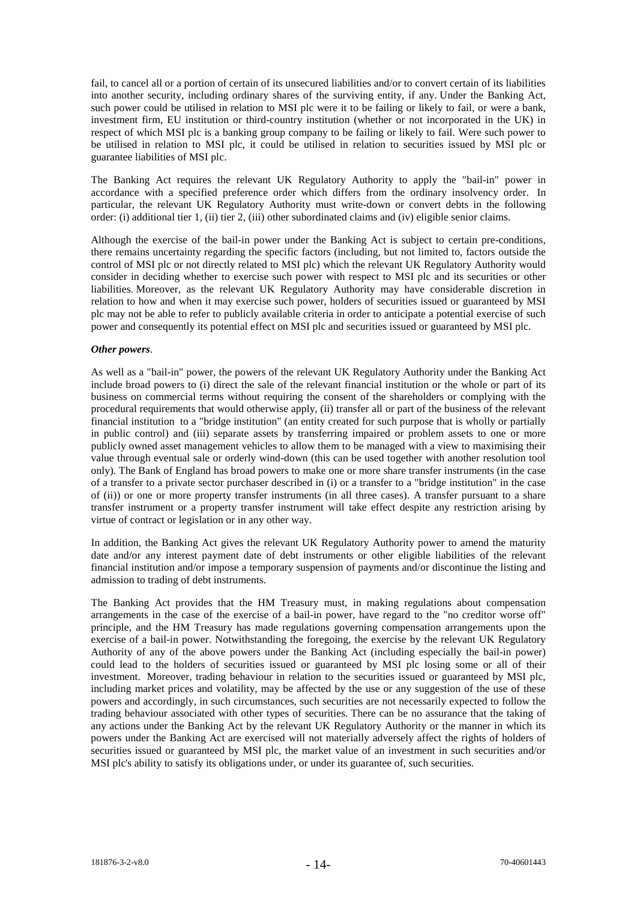fail, to cancel all or a portion of certain of its unsecured liabilities and/or to convert certain of its liabilities into another security, including ordinary shares of the surviving entity, if any. Under the Banking Act, such power could be utilised in relation to MSI plc were it to be failing or likely to fail, or were a bank, investment firm, EU institution or third-country institution (whether or not incorporated in the UK) in respect of which MSI plc is a banking group company to be failing or likely to fail. Were such power to be utilised in relation to MSI plc, it could be utilised in relation to securities issued by MSI plc or guarantee liabilities of MSI plc.

The Banking Act requires the relevant UK Regulatory Authority to apply the "bail-in" power in accordance with a specified preference order which differs from the ordinary insolvency order. In particular, the relevant UK Regulatory Authority must write-down or convert debts in the following order: (i) additional tier 1, (ii) tier 2, (iii) other subordinated claims and (iv) eligible senior claims.

Although the exercise of the bail-in power under the Banking Act is subject to certain pre-conditions, there remains uncertainty regarding the specific factors (including, but not limited to, factors outside the control of MSI plc or not directly related to MSI plc) which the relevant UK Regulatory Authority would consider in deciding whether to exercise such power with respect to MSI plc and its securities or other liabilities. Moreover, as the relevant UK Regulatory Authority may have considerable discretion in relation to how and when it may exercise such power, holders of securities issued or guaranteed by MSI plc may not be able to refer to publicly available criteria in order to anticipate a potential exercise of such power and consequently its potential effect on MSI plc and securities issued or guaranteed by MSI plc.

***Other powers*.**

As well as a "bail-in" power, the powers of the relevant UK Regulatory Authority under the Banking Act include broad powers to (i) direct the sale of the relevant financial institution or the whole or part of its business on commercial terms without requiring the consent of the shareholders or complying with the procedural requirements that would otherwise apply, (ii) transfer all or part of the business of the relevant financial institution to a "bridge institution" (an entity created for such purpose that is wholly or partially in public control) and (iii) separate assets by transferring impaired or problem assets to one or more publicly owned asset management vehicles to allow them to be managed with a view to maximising their value through eventual sale or orderly wind-down (this can be used together with another resolution tool only). The Bank of England has broad powers to make one or more share transfer instruments (in the case of a transfer to a private sector purchaser described in (i) or a transfer to a "bridge institution" in the case of (ii)) or one or more property transfer instruments (in all three cases). A transfer pursuant to a share transfer instrument or a property transfer instrument will take effect despite any restriction arising by virtue of contract or legislation or in any other way.

In addition, the Banking Act gives the relevant UK Regulatory Authority power to amend the maturity date and/or any interest payment date of debt instruments or other eligible liabilities of the relevant financial institution and/or impose a temporary suspension of payments and/or discontinue the listing and admission to trading of debt instruments.

The Banking Act provides that the HM Treasury must, in making regulations about compensation arrangements in the case of the exercise of a bail-in power, have regard to the "no creditor worse off" principle, and the HM Treasury has made regulations governing compensation arrangements upon the exercise of a bail-in power. Notwithstanding the foregoing, the exercise by the relevant UK Regulatory Authority of any of the above powers under the Banking Act (including especially the bail-in power) could lead to the holders of securities issued or guaranteed by MSI plc losing some or all of their investment. Moreover, trading behaviour in relation to the securities issued or guaranteed by MSI plc, including market prices and volatility, may be affected by the use or any suggestion of the use of these powers and accordingly, in such circumstances, such securities are not necessarily expected to follow the trading behaviour associated with other types of securities. There can be no assurance that the taking of any actions under the Banking Act by the relevant UK Regulatory Authority or the manner in which its powers under the Banking Act are exercised will not materially adversely affect the rights of holders of securities issued or guaranteed by MSI plc, the market value of an investment in such securities and/or MSI plc's ability to satisfy its obligations under, or under its guarantee of, such securities.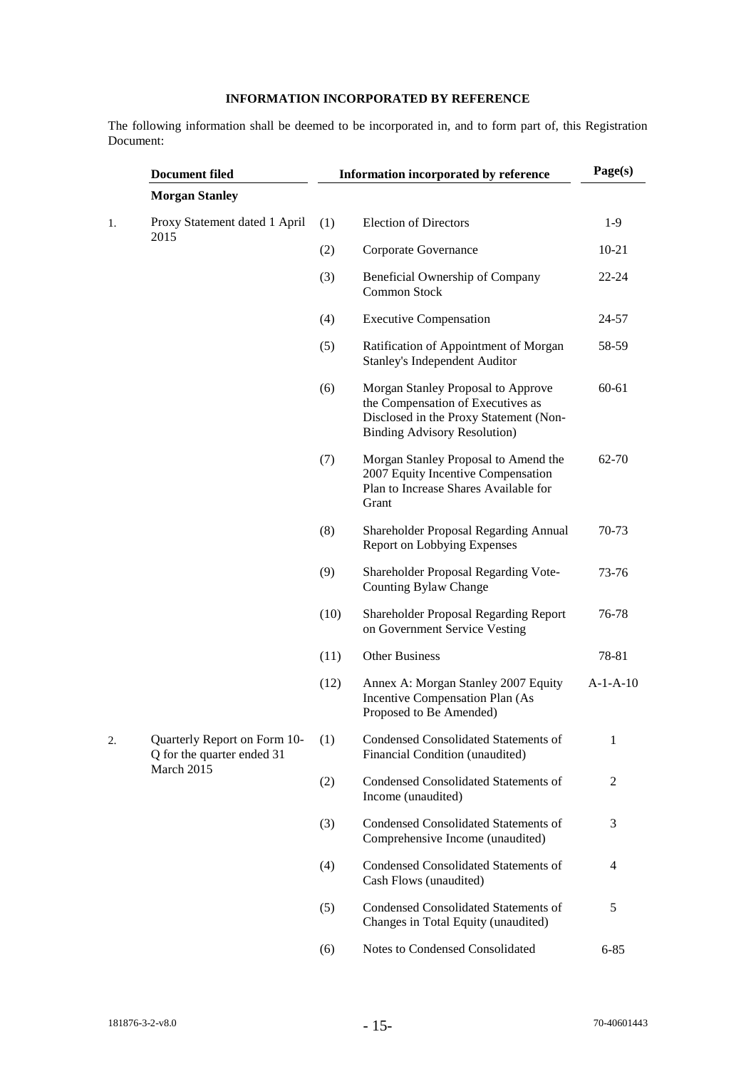**INFORMATION INCORPORATED BY REFERENCE**

The following information shall be deemed to be incorporated in, and to form part of, this Registration Document:

| | Document filed | | Information incorporated by reference | Page(s) |
|---|---|---|---|---|
| | **Morgan Stanley** | | | |
| 1. | Proxy Statement dated 1 April 2015 | (1) | Election of Directors | 1-9 |
| | | (2) | Corporate Governance | 10-21 |
| | | (3) | Beneficial Ownership of Company Common Stock | 22-24 |
| | | (4) | Executive Compensation | 24-57 |
| | | (5) | Ratification of Appointment of Morgan Stanley's Independent Auditor | 58-59 |
| | | (6) | Morgan Stanley Proposal to Approve the Compensation of Executives as Disclosed in the Proxy Statement (Non-Binding Advisory Resolution) | 60-61 |
| | | (7) | Morgan Stanley Proposal to Amend the 2007 Equity Incentive Compensation Plan to Increase Shares Available for Grant | 62-70 |
| | | (8) | Shareholder Proposal Regarding Annual Report on Lobbying Expenses | 70-73 |
| | | (9) | Shareholder Proposal Regarding Vote-Counting Bylaw Change | 73-76 |
| | | (10) | Shareholder Proposal Regarding Report on Government Service Vesting | 76-78 |
| | | (11) | Other Business | 78-81 |
| | | (12) | Annex A: Morgan Stanley 2007 Equity Incentive Compensation Plan (As Proposed to Be Amended) | A-1-A-10 |
| 2. | Quarterly Report on Form 10-Q for the quarter ended 31 March 2015 | (1) | Condensed Consolidated Statements of Financial Condition (unaudited) | 1 |
| | | (2) | Condensed Consolidated Statements of Income (unaudited) | 2 |
| | | (3) | Condensed Consolidated Statements of Comprehensive Income (unaudited) | 3 |
| | | (4) | Condensed Consolidated Statements of Cash Flows (unaudited) | 4 |
| | | (5) | Condensed Consolidated Statements of Changes in Total Equity (unaudited) | 5 |
| | | (6) | Notes to Condensed Consolidated | 6-85 |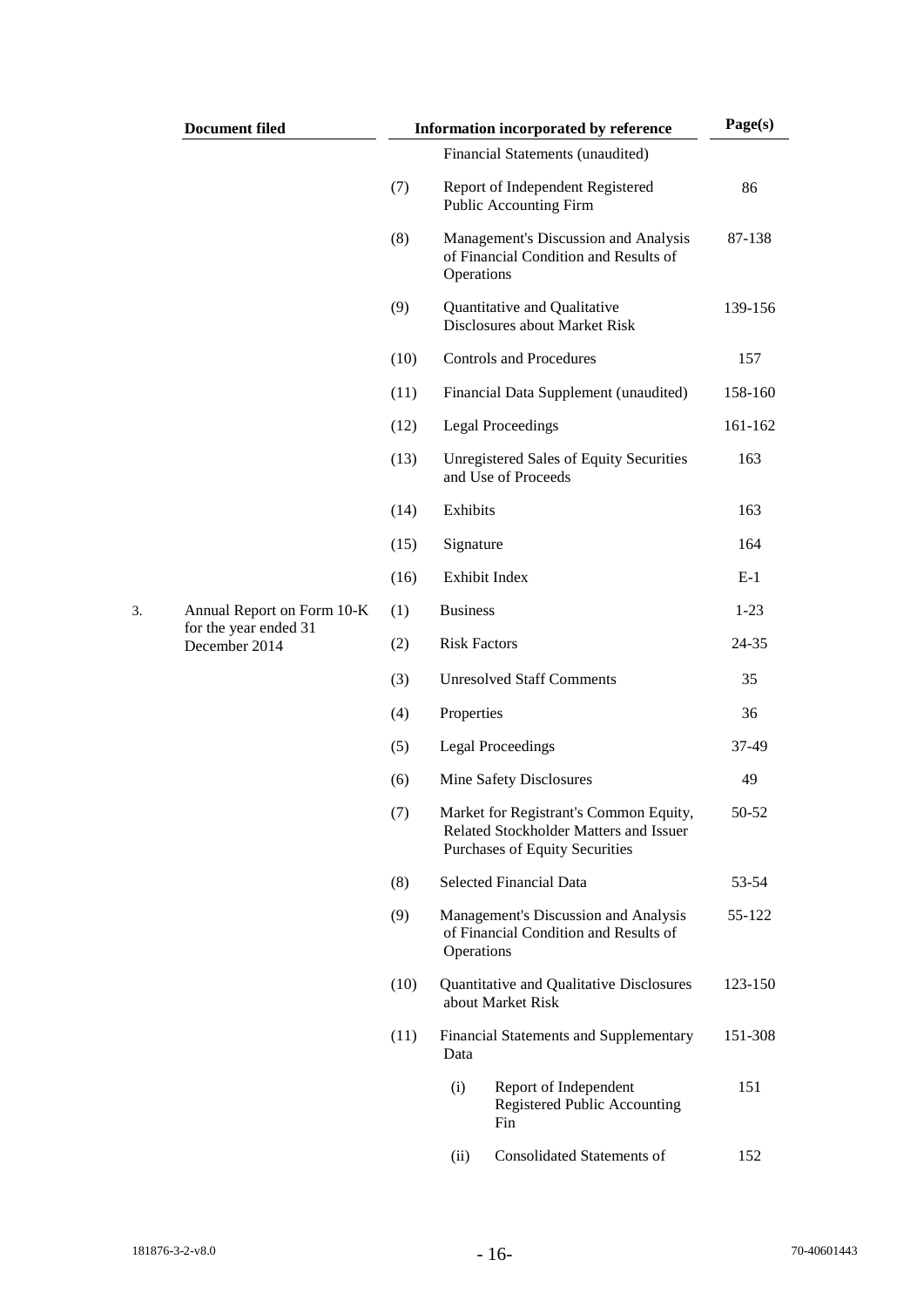| | Document filed | Information incorporated by reference | | | Page(s) |
|---|---|---|---|---|---|
| | | | Financial Statements (unaudited) | | |
| | | (7) | Report of Independent Registered Public Accounting Firm | | 86 |
| | | (8) | Management's Discussion and Analysis of Financial Condition and Results of Operations | | 87-138 |
| | | (9) | Quantitative and Qualitative Disclosures about Market Risk | | 139-156 |
| | | (10) | Controls and Procedures | | 157 |
| | | (11) | Financial Data Supplement (unaudited) | | 158-160 |
| | | (12) | Legal Proceedings | | 161-162 |
| | | (13) | Unregistered Sales of Equity Securities and Use of Proceeds | | 163 |
| | | (14) | Exhibits | | 163 |
| | | (15) | Signature | | 164 |
| | | (16) | Exhibit Index | | E-1 |
| 3. | Annual Report on Form 10-K for the year ended 31 December 2014 | (1) | Business | | 1-23 |
| | | (2) | Risk Factors | | 24-35 |
| | | (3) | Unresolved Staff Comments | | 35 |
| | | (4) | Properties | | 36 |
| | | (5) | Legal Proceedings | | 37-49 |
| | | (6) | Mine Safety Disclosures | | 49 |
| | | (7) | Market for Registrant's Common Equity, Related Stockholder Matters and Issuer Purchases of Equity Securities | | 50-52 |
| | | (8) | Selected Financial Data | | 53-54 |
| | | (9) | Management's Discussion and Analysis of Financial Condition and Results of Operations | | 55-122 |
| | | (10) | Quantitative and Qualitative Disclosures about Market Risk | | 123-150 |
| | | (11) | Financial Statements and Supplementary Data | | 151-308 |
| | | | (i) | Report of Independent Registered Public Accounting Fin | 151 |
| | | | (ii) | Consolidated Statements of | 152 |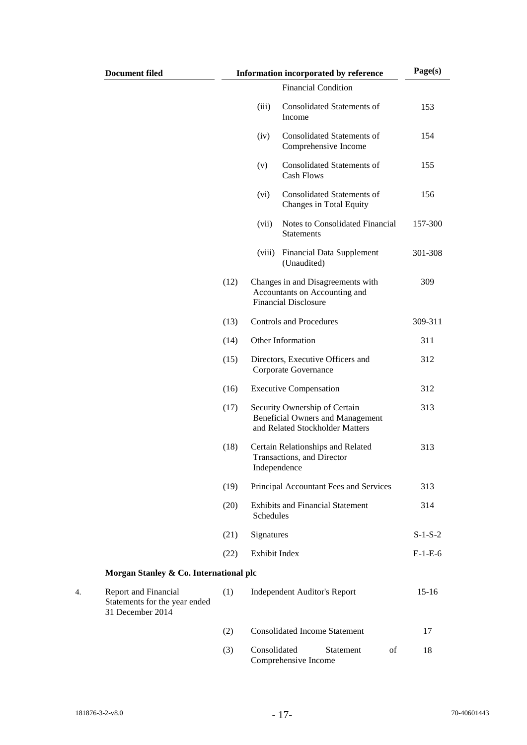| Document filed | Information incorporated by reference | | Page(s) |
|---|---|---|---|
| | | Financial Condition | |
| | (iii) | Consolidated Statements of Income | 153 |
| | (iv) | Consolidated Statements of Comprehensive Income | 154 |
| | (v) | Consolidated Statements of Cash Flows | 155 |
| | (vi) | Consolidated Statements of Changes in Total Equity | 156 |
| | (vii) | Notes to Consolidated Financial Statements | 157-300 |
| | (viii) | Financial Data Supplement (Unaudited) | 301-308 |
| | (12) | Changes in and Disagreements with Accountants on Accounting and Financial Disclosure | 309 |
| | (13) | Controls and Procedures | 309-311 |
| | (14) | Other Information | 311 |
| | (15) | Directors, Executive Officers and Corporate Governance | 312 |
| | (16) | Executive Compensation | 312 |
| | (17) | Security Ownership of Certain Beneficial Owners and Management and Related Stockholder Matters | 313 |
| | (18) | Certain Relationships and Related Transactions, and Director Independence | 313 |
| | (19) | Principal Accountant Fees and Services | 313 |
| | (20) | Exhibits and Financial Statement Schedules | 314 |
| | (21) | Signatures | S-1-S-2 |
| | (22) | Exhibit Index | E-1-E-6 |
| **Morgan Stanley & Co. International plc** | | | |
| 4. Report and Financial Statements for the year ended 31 December 2014 | (1) | Independent Auditor's Report | 15-16 |
| | (2) | Consolidated Income Statement | 17 |
| | (3) | Consolidated Statement of Comprehensive Income | 18 |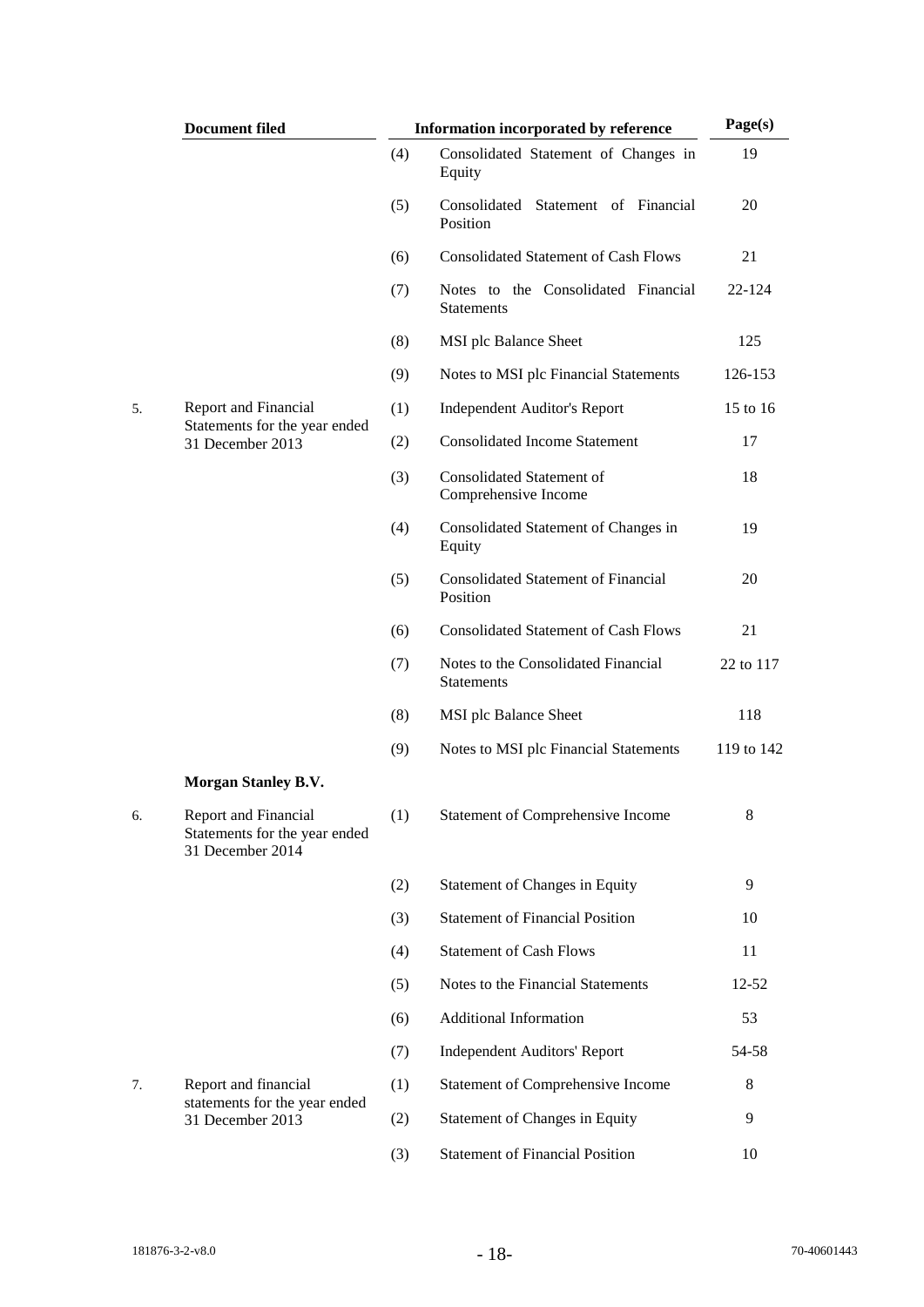| | Document filed | | Information incorporated by reference | Page(s) |
|---|---|---|---|---|
| | | (4) | Consolidated Statement of Changes in Equity | 19 |
| | | (5) | Consolidated Statement of Financial Position | 20 |
| | | (6) | Consolidated Statement of Cash Flows | 21 |
| | | (7) | Notes to the Consolidated Financial Statements | 22-124 |
| | | (8) | MSI plc Balance Sheet | 125 |
| | | (9) | Notes to MSI plc Financial Statements | 126-153 |
| 5. | Report and Financial Statements for the year ended 31 December 2013 | (1) | Independent Auditor's Report | 15 to 16 |
| | | (2) | Consolidated Income Statement | 17 |
| | | (3) | Consolidated Statement of Comprehensive Income | 18 |
| | | (4) | Consolidated Statement of Changes in Equity | 19 |
| | | (5) | Consolidated Statement of Financial Position | 20 |
| | | (6) | Consolidated Statement of Cash Flows | 21 |
| | | (7) | Notes to the Consolidated Financial Statements | 22 to 117 |
| | | (8) | MSI plc Balance Sheet | 118 |
| | | (9) | Notes to MSI plc Financial Statements | 119 to 142 |
| | **Morgan Stanley B.V.** | | | |
| 6. | Report and Financial Statements for the year ended 31 December 2014 | (1) | Statement of Comprehensive Income | 8 |
| | | (2) | Statement of Changes in Equity | 9 |
| | | (3) | Statement of Financial Position | 10 |
| | | (4) | Statement of Cash Flows | 11 |
| | | (5) | Notes to the Financial Statements | 12-52 |
| | | (6) | Additional Information | 53 |
| | | (7) | Independent Auditors' Report | 54-58 |
| 7. | Report and financial statements for the year ended 31 December 2013 | (1) | Statement of Comprehensive Income | 8 |
| | | (2) | Statement of Changes in Equity | 9 |
| | | (3) | Statement of Financial Position | 10 |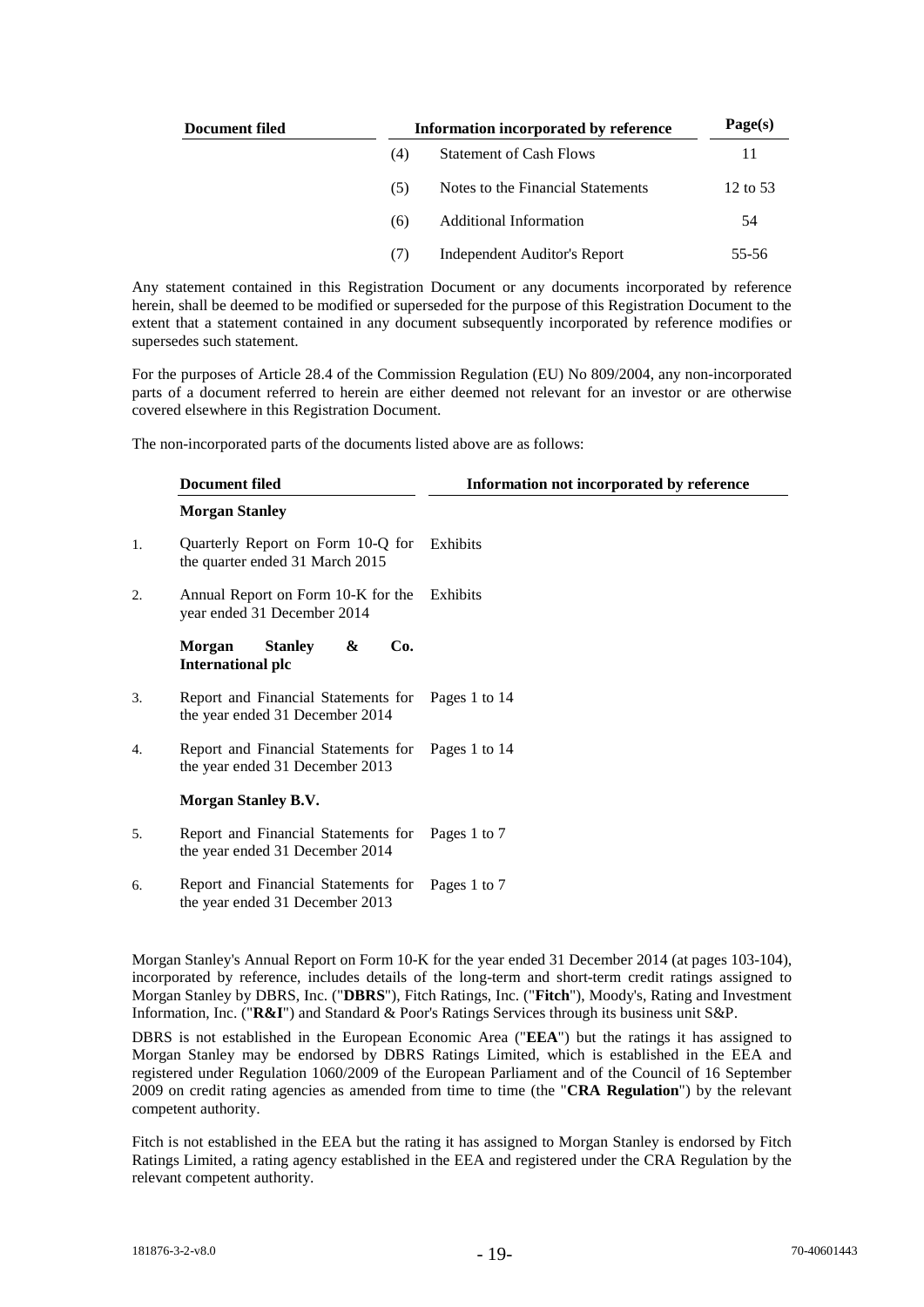| Document filed | Information incorporated by reference | | Page(s) |
|---|---|---|---|
| | (4) | Statement of Cash Flows | 11 |
| | (5) | Notes to the Financial Statements | 12 to 53 |
| | (6) | Additional Information | 54 |
| | (7) | Independent Auditor's Report | 55-56 |

Any statement contained in this Registration Document or any documents incorporated by reference herein, shall be deemed to be modified or superseded for the purpose of this Registration Document to the extent that a statement contained in any document subsequently incorporated by reference modifies or supersedes such statement.

For the purposes of Article 28.4 of the Commission Regulation (EU) No 809/2004, any non-incorporated parts of a document referred to herein are either deemed not relevant for an investor or are otherwise covered elsewhere in this Registration Document.

The non-incorporated parts of the documents listed above are as follows:

| | Document filed | Information not incorporated by reference |
|---|---|---|
| | **Morgan Stanley** | |
| 1. | Quarterly Report on Form 10-Q for the quarter ended 31 March 2015 | Exhibits |
| 2. | Annual Report on Form 10-K for the year ended 31 December 2014 | Exhibits |
| | **Morgan Stanley & Co. International plc** | |
| 3. | Report and Financial Statements for the year ended 31 December 2014 | Pages 1 to 14 |
| 4. | Report and Financial Statements for the year ended 31 December 2013 | Pages 1 to 14 |
| | **Morgan Stanley B.V.** | |
| 5. | Report and Financial Statements for the year ended 31 December 2014 | Pages 1 to 7 |
| 6. | Report and Financial Statements for the year ended 31 December 2013 | Pages 1 to 7 |

Morgan Stanley's Annual Report on Form 10-K for the year ended 31 December 2014 (at pages 103-104), incorporated by reference, includes details of the long-term and short-term credit ratings assigned to Morgan Stanley by DBRS, Inc. ("**DBRS**"), Fitch Ratings, Inc. ("**Fitch**"), Moody's, Rating and Investment Information, Inc. ("**R&I**") and Standard & Poor's Ratings Services through its business unit S&P.

DBRS is not established in the European Economic Area ("**EEA**") but the ratings it has assigned to Morgan Stanley may be endorsed by DBRS Ratings Limited, which is established in the EEA and registered under Regulation 1060/2009 of the European Parliament and of the Council of 16 September 2009 on credit rating agencies as amended from time to time (the "**CRA Regulation**") by the relevant competent authority.

Fitch is not established in the EEA but the rating it has assigned to Morgan Stanley is endorsed by Fitch Ratings Limited, a rating agency established in the EEA and registered under the CRA Regulation by the relevant competent authority.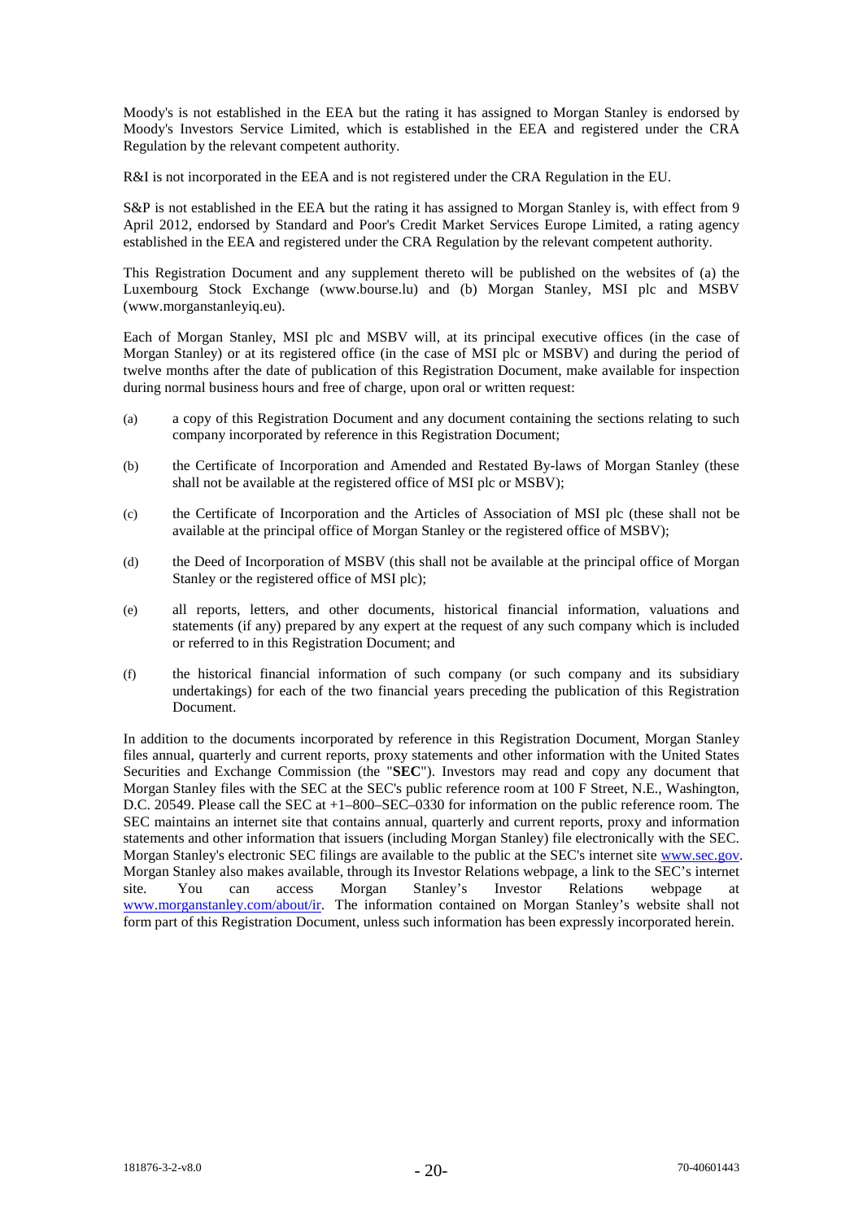Moody's is not established in the EEA but the rating it has assigned to Morgan Stanley is endorsed by Moody's Investors Service Limited, which is established in the EEA and registered under the CRA Regulation by the relevant competent authority.

R&I is not incorporated in the EEA and is not registered under the CRA Regulation in the EU.

S&P is not established in the EEA but the rating it has assigned to Morgan Stanley is, with effect from 9 April 2012, endorsed by Standard and Poor's Credit Market Services Europe Limited, a rating agency established in the EEA and registered under the CRA Regulation by the relevant competent authority.

This Registration Document and any supplement thereto will be published on the websites of (a) the Luxembourg Stock Exchange (www.bourse.lu) and (b) Morgan Stanley, MSI plc and MSBV (www.morganstanleyiq.eu).

Each of Morgan Stanley, MSI plc and MSBV will, at its principal executive offices (in the case of Morgan Stanley) or at its registered office (in the case of MSI plc or MSBV) and during the period of twelve months after the date of publication of this Registration Document, make available for inspection during normal business hours and free of charge, upon oral or written request:

(a) a copy of this Registration Document and any document containing the sections relating to such company incorporated by reference in this Registration Document;

(b) the Certificate of Incorporation and Amended and Restated By-laws of Morgan Stanley (these shall not be available at the registered office of MSI plc or MSBV);

(c) the Certificate of Incorporation and the Articles of Association of MSI plc (these shall not be available at the principal office of Morgan Stanley or the registered office of MSBV);

(d) the Deed of Incorporation of MSBV (this shall not be available at the principal office of Morgan Stanley or the registered office of MSI plc);

(e) all reports, letters, and other documents, historical financial information, valuations and statements (if any) prepared by any expert at the request of any such company which is included or referred to in this Registration Document; and

(f) the historical financial information of such company (or such company and its subsidiary undertakings) for each of the two financial years preceding the publication of this Registration Document.

In addition to the documents incorporated by reference in this Registration Document, Morgan Stanley files annual, quarterly and current reports, proxy statements and other information with the United States Securities and Exchange Commission (the "**SEC**"). Investors may read and copy any document that Morgan Stanley files with the SEC at the SEC's public reference room at 100 F Street, N.E., Washington, D.C. 20549. Please call the SEC at +1–800–SEC–0330 for information on the public reference room. The SEC maintains an internet site that contains annual, quarterly and current reports, proxy and information statements and other information that issuers (including Morgan Stanley) file electronically with the SEC. Morgan Stanley's electronic SEC filings are available to the public at the SEC's internet site www.sec.gov. Morgan Stanley also makes available, through its Investor Relations webpage, a link to the SEC's internet site. You can access Morgan Stanley's Investor Relations webpage at www.morganstanley.com/about/ir. The information contained on Morgan Stanley's website shall not form part of this Registration Document, unless such information has been expressly incorporated herein.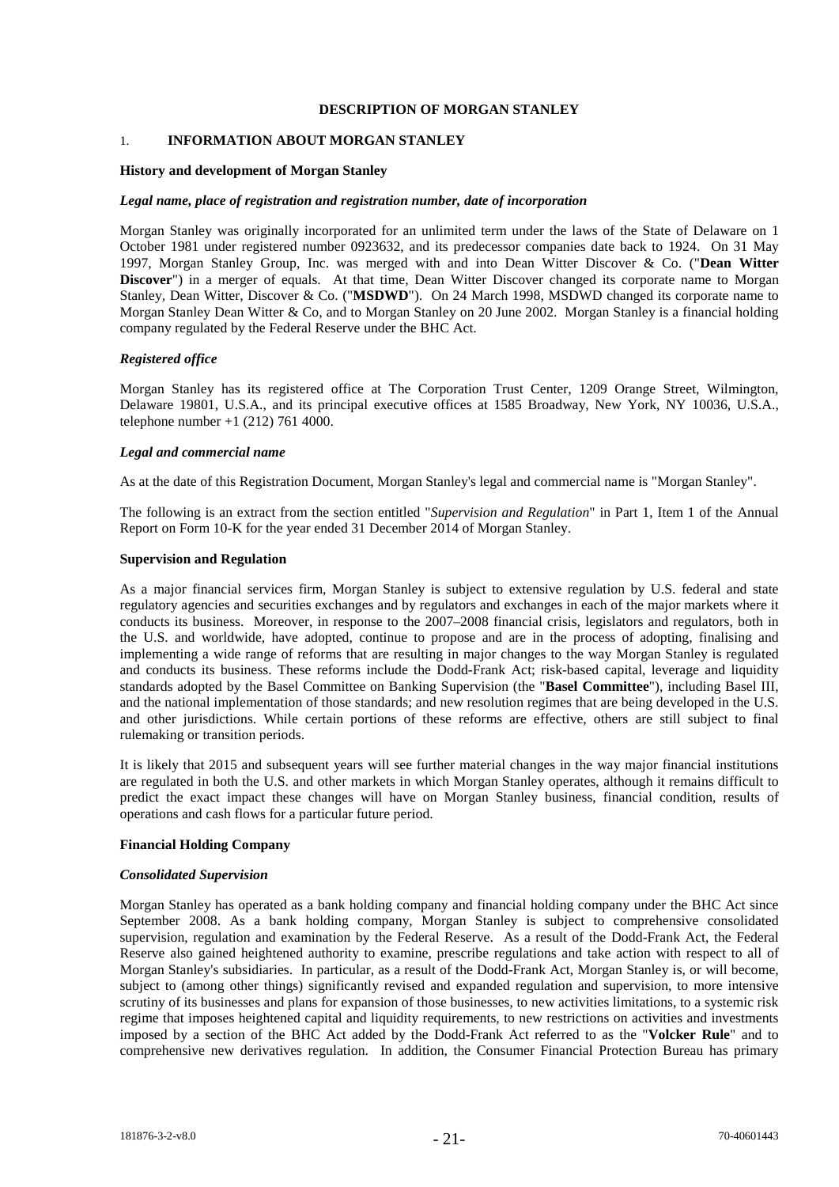## DESCRIPTION OF MORGAN STANLEY

### 1. INFORMATION ABOUT MORGAN STANLEY

**History and development of Morgan Stanley**

***Legal name, place of registration and registration number, date of incorporation***

Morgan Stanley was originally incorporated for an unlimited term under the laws of the State of Delaware on 1 October 1981 under registered number 0923632, and its predecessor companies date back to 1924. On 31 May 1997, Morgan Stanley Group, Inc. was merged with and into Dean Witter Discover & Co. ("**Dean Witter Discover**") in a merger of equals. At that time, Dean Witter Discover changed its corporate name to Morgan Stanley, Dean Witter, Discover & Co. ("**MSDWD**"). On 24 March 1998, MSDWD changed its corporate name to Morgan Stanley Dean Witter & Co, and to Morgan Stanley on 20 June 2002. Morgan Stanley is a financial holding company regulated by the Federal Reserve under the BHC Act.

***Registered office***

Morgan Stanley has its registered office at The Corporation Trust Center, 1209 Orange Street, Wilmington, Delaware 19801, U.S.A., and its principal executive offices at 1585 Broadway, New York, NY 10036, U.S.A., telephone number +1 (212) 761 4000.

***Legal and commercial name***

As at the date of this Registration Document, Morgan Stanley's legal and commercial name is "Morgan Stanley".

The following is an extract from the section entitled "*Supervision and Regulation*" in Part 1, Item 1 of the Annual Report on Form 10-K for the year ended 31 December 2014 of Morgan Stanley.

**Supervision and Regulation**

As a major financial services firm, Morgan Stanley is subject to extensive regulation by U.S. federal and state regulatory agencies and securities exchanges and by regulators and exchanges in each of the major markets where it conducts its business. Moreover, in response to the 2007–2008 financial crisis, legislators and regulators, both in the U.S. and worldwide, have adopted, continue to propose and are in the process of adopting, finalising and implementing a wide range of reforms that are resulting in major changes to the way Morgan Stanley is regulated and conducts its business. These reforms include the Dodd-Frank Act; risk-based capital, leverage and liquidity standards adopted by the Basel Committee on Banking Supervision (the "**Basel Committee**"), including Basel III, and the national implementation of those standards; and new resolution regimes that are being developed in the U.S. and other jurisdictions. While certain portions of these reforms are effective, others are still subject to final rulemaking or transition periods.

It is likely that 2015 and subsequent years will see further material changes in the way major financial institutions are regulated in both the U.S. and other markets in which Morgan Stanley operates, although it remains difficult to predict the exact impact these changes will have on Morgan Stanley business, financial condition, results of operations and cash flows for a particular future period.

**Financial Holding Company**

***Consolidated Supervision***

Morgan Stanley has operated as a bank holding company and financial holding company under the BHC Act since September 2008. As a bank holding company, Morgan Stanley is subject to comprehensive consolidated supervision, regulation and examination by the Federal Reserve. As a result of the Dodd-Frank Act, the Federal Reserve also gained heightened authority to examine, prescribe regulations and take action with respect to all of Morgan Stanley's subsidiaries. In particular, as a result of the Dodd-Frank Act, Morgan Stanley is, or will become, subject to (among other things) significantly revised and expanded regulation and supervision, to more intensive scrutiny of its businesses and plans for expansion of those businesses, to new activities limitations, to a systemic risk regime that imposes heightened capital and liquidity requirements, to new restrictions on activities and investments imposed by a section of the BHC Act added by the Dodd-Frank Act referred to as the "**Volcker Rule**" and to comprehensive new derivatives regulation. In addition, the Consumer Financial Protection Bureau has primary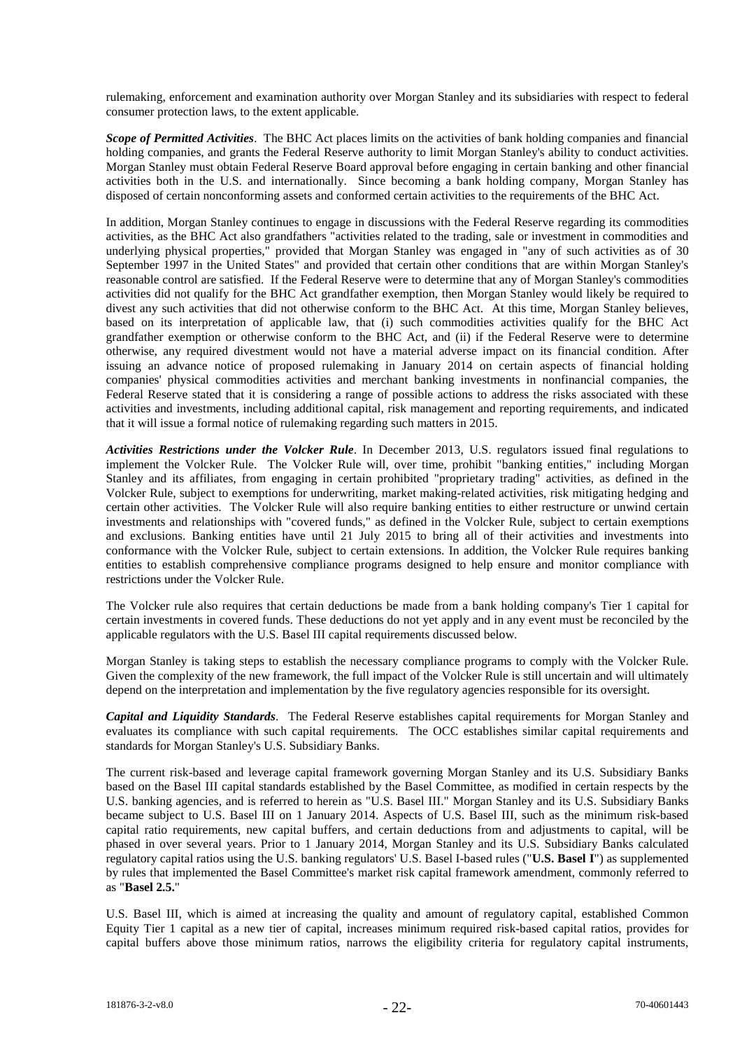rulemaking, enforcement and examination authority over Morgan Stanley and its subsidiaries with respect to federal consumer protection laws, to the extent applicable.

***Scope of Permitted Activities***. The BHC Act places limits on the activities of bank holding companies and financial holding companies, and grants the Federal Reserve authority to limit Morgan Stanley's ability to conduct activities. Morgan Stanley must obtain Federal Reserve Board approval before engaging in certain banking and other financial activities both in the U.S. and internationally. Since becoming a bank holding company, Morgan Stanley has disposed of certain nonconforming assets and conformed certain activities to the requirements of the BHC Act.

In addition, Morgan Stanley continues to engage in discussions with the Federal Reserve regarding its commodities activities, as the BHC Act also grandfathers "activities related to the trading, sale or investment in commodities and underlying physical properties," provided that Morgan Stanley was engaged in "any of such activities as of 30 September 1997 in the United States" and provided that certain other conditions that are within Morgan Stanley's reasonable control are satisfied. If the Federal Reserve were to determine that any of Morgan Stanley's commodities activities did not qualify for the BHC Act grandfather exemption, then Morgan Stanley would likely be required to divest any such activities that did not otherwise conform to the BHC Act. At this time, Morgan Stanley believes, based on its interpretation of applicable law, that (i) such commodities activities qualify for the BHC Act grandfather exemption or otherwise conform to the BHC Act, and (ii) if the Federal Reserve were to determine otherwise, any required divestment would not have a material adverse impact on its financial condition. After issuing an advance notice of proposed rulemaking in January 2014 on certain aspects of financial holding companies' physical commodities activities and merchant banking investments in nonfinancial companies, the Federal Reserve stated that it is considering a range of possible actions to address the risks associated with these activities and investments, including additional capital, risk management and reporting requirements, and indicated that it will issue a formal notice of rulemaking regarding such matters in 2015.

***Activities Restrictions under the Volcker Rule***. In December 2013, U.S. regulators issued final regulations to implement the Volcker Rule. The Volcker Rule will, over time, prohibit "banking entities," including Morgan Stanley and its affiliates, from engaging in certain prohibited "proprietary trading" activities, as defined in the Volcker Rule, subject to exemptions for underwriting, market making-related activities, risk mitigating hedging and certain other activities. The Volcker Rule will also require banking entities to either restructure or unwind certain investments and relationships with "covered funds," as defined in the Volcker Rule, subject to certain exemptions and exclusions. Banking entities have until 21 July 2015 to bring all of their activities and investments into conformance with the Volcker Rule, subject to certain extensions. In addition, the Volcker Rule requires banking entities to establish comprehensive compliance programs designed to help ensure and monitor compliance with restrictions under the Volcker Rule.

The Volcker rule also requires that certain deductions be made from a bank holding company's Tier 1 capital for certain investments in covered funds. These deductions do not yet apply and in any event must be reconciled by the applicable regulators with the U.S. Basel III capital requirements discussed below.

Morgan Stanley is taking steps to establish the necessary compliance programs to comply with the Volcker Rule. Given the complexity of the new framework, the full impact of the Volcker Rule is still uncertain and will ultimately depend on the interpretation and implementation by the five regulatory agencies responsible for its oversight.

***Capital and Liquidity Standards***. The Federal Reserve establishes capital requirements for Morgan Stanley and evaluates its compliance with such capital requirements. The OCC establishes similar capital requirements and standards for Morgan Stanley's U.S. Subsidiary Banks.

The current risk-based and leverage capital framework governing Morgan Stanley and its U.S. Subsidiary Banks based on the Basel III capital standards established by the Basel Committee, as modified in certain respects by the U.S. banking agencies, and is referred to herein as "U.S. Basel III." Morgan Stanley and its U.S. Subsidiary Banks became subject to U.S. Basel III on 1 January 2014. Aspects of U.S. Basel III, such as the minimum risk-based capital ratio requirements, new capital buffers, and certain deductions from and adjustments to capital, will be phased in over several years. Prior to 1 January 2014, Morgan Stanley and its U.S. Subsidiary Banks calculated regulatory capital ratios using the U.S. banking regulators' U.S. Basel I-based rules ("**U.S. Basel I**") as supplemented by rules that implemented the Basel Committee's market risk capital framework amendment, commonly referred to as "**Basel 2.5.**"

U.S. Basel III, which is aimed at increasing the quality and amount of regulatory capital, established Common Equity Tier 1 capital as a new tier of capital, increases minimum required risk-based capital ratios, provides for capital buffers above those minimum ratios, narrows the eligibility criteria for regulatory capital instruments,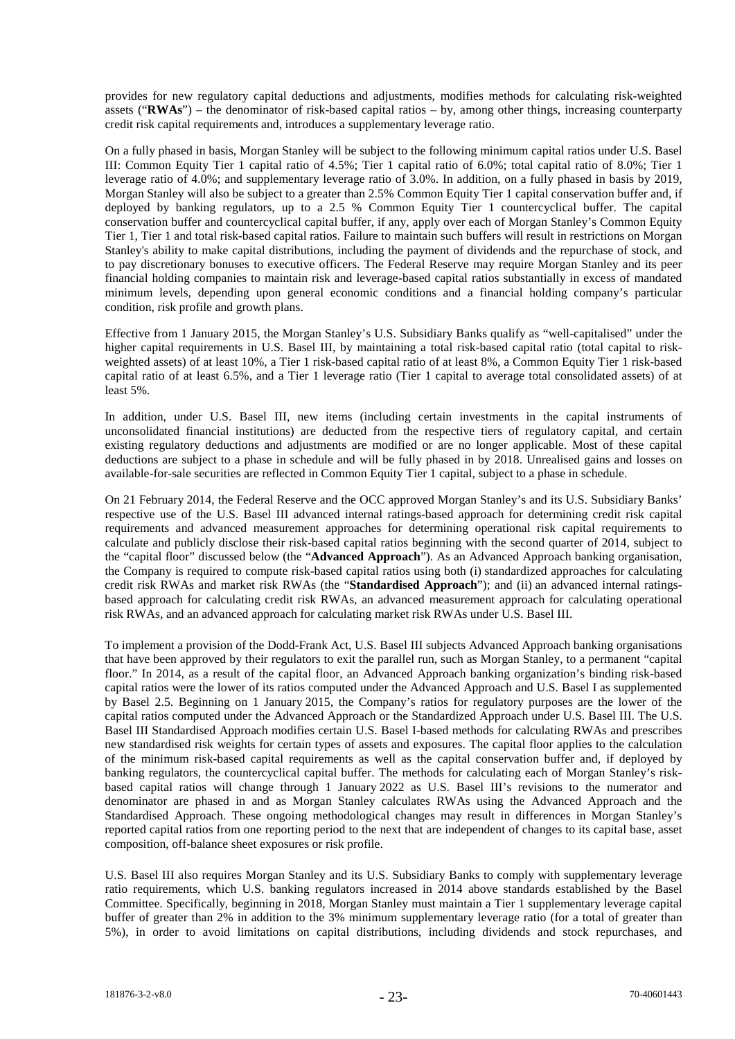provides for new regulatory capital deductions and adjustments, modifies methods for calculating risk-weighted assets ("**RWAs**") – the denominator of risk-based capital ratios – by, among other things, increasing counterparty credit risk capital requirements and, introduces a supplementary leverage ratio.

On a fully phased in basis, Morgan Stanley will be subject to the following minimum capital ratios under U.S. Basel III: Common Equity Tier 1 capital ratio of 4.5%; Tier 1 capital ratio of 6.0%; total capital ratio of 8.0%; Tier 1 leverage ratio of 4.0%; and supplementary leverage ratio of 3.0%. In addition, on a fully phased in basis by 2019, Morgan Stanley will also be subject to a greater than 2.5% Common Equity Tier 1 capital conservation buffer and, if deployed by banking regulators, up to a 2.5 % Common Equity Tier 1 countercyclical buffer. The capital conservation buffer and countercyclical capital buffer, if any, apply over each of Morgan Stanley's Common Equity Tier 1, Tier 1 and total risk-based capital ratios. Failure to maintain such buffers will result in restrictions on Morgan Stanley's ability to make capital distributions, including the payment of dividends and the repurchase of stock, and to pay discretionary bonuses to executive officers. The Federal Reserve may require Morgan Stanley and its peer financial holding companies to maintain risk and leverage-based capital ratios substantially in excess of mandated minimum levels, depending upon general economic conditions and a financial holding company's particular condition, risk profile and growth plans.

Effective from 1 January 2015, the Morgan Stanley's U.S. Subsidiary Banks qualify as "well-capitalised" under the higher capital requirements in U.S. Basel III, by maintaining a total risk-based capital ratio (total capital to risk-weighted assets) of at least 10%, a Tier 1 risk-based capital ratio of at least 8%, a Common Equity Tier 1 risk-based capital ratio of at least 6.5%, and a Tier 1 leverage ratio (Tier 1 capital to average total consolidated assets) of at least 5%.

In addition, under U.S. Basel III, new items (including certain investments in the capital instruments of unconsolidated financial institutions) are deducted from the respective tiers of regulatory capital, and certain existing regulatory deductions and adjustments are modified or are no longer applicable. Most of these capital deductions are subject to a phase in schedule and will be fully phased in by 2018. Unrealised gains and losses on available-for-sale securities are reflected in Common Equity Tier 1 capital, subject to a phase in schedule.

On 21 February 2014, the Federal Reserve and the OCC approved Morgan Stanley's and its U.S. Subsidiary Banks' respective use of the U.S. Basel III advanced internal ratings-based approach for determining credit risk capital requirements and advanced measurement approaches for determining operational risk capital requirements to calculate and publicly disclose their risk-based capital ratios beginning with the second quarter of 2014, subject to the "capital floor" discussed below (the "**Advanced Approach**"). As an Advanced Approach banking organisation, the Company is required to compute risk-based capital ratios using both (i) standardized approaches for calculating credit risk RWAs and market risk RWAs (the "**Standardised Approach**"); and (ii) an advanced internal ratings-based approach for calculating credit risk RWAs, an advanced measurement approach for calculating operational risk RWAs, and an advanced approach for calculating market risk RWAs under U.S. Basel III.

To implement a provision of the Dodd-Frank Act, U.S. Basel III subjects Advanced Approach banking organisations that have been approved by their regulators to exit the parallel run, such as Morgan Stanley, to a permanent "capital floor." In 2014, as a result of the capital floor, an Advanced Approach banking organization's binding risk-based capital ratios were the lower of its ratios computed under the Advanced Approach and U.S. Basel I as supplemented by Basel 2.5. Beginning on 1 January 2015, the Company's ratios for regulatory purposes are the lower of the capital ratios computed under the Advanced Approach or the Standardized Approach under U.S. Basel III. The U.S. Basel III Standardised Approach modifies certain U.S. Basel I-based methods for calculating RWAs and prescribes new standardised risk weights for certain types of assets and exposures. The capital floor applies to the calculation of the minimum risk-based capital requirements as well as the capital conservation buffer and, if deployed by banking regulators, the countercyclical capital buffer. The methods for calculating each of Morgan Stanley's risk-based capital ratios will change through 1 January 2022 as U.S. Basel III's revisions to the numerator and denominator are phased in and as Morgan Stanley calculates RWAs using the Advanced Approach and the Standardised Approach. These ongoing methodological changes may result in differences in Morgan Stanley's reported capital ratios from one reporting period to the next that are independent of changes to its capital base, asset composition, off-balance sheet exposures or risk profile.

U.S. Basel III also requires Morgan Stanley and its U.S. Subsidiary Banks to comply with supplementary leverage ratio requirements, which U.S. banking regulators increased in 2014 above standards established by the Basel Committee. Specifically, beginning in 2018, Morgan Stanley must maintain a Tier 1 supplementary leverage capital buffer of greater than 2% in addition to the 3% minimum supplementary leverage ratio (for a total of greater than 5%), in order to avoid limitations on capital distributions, including dividends and stock repurchases, and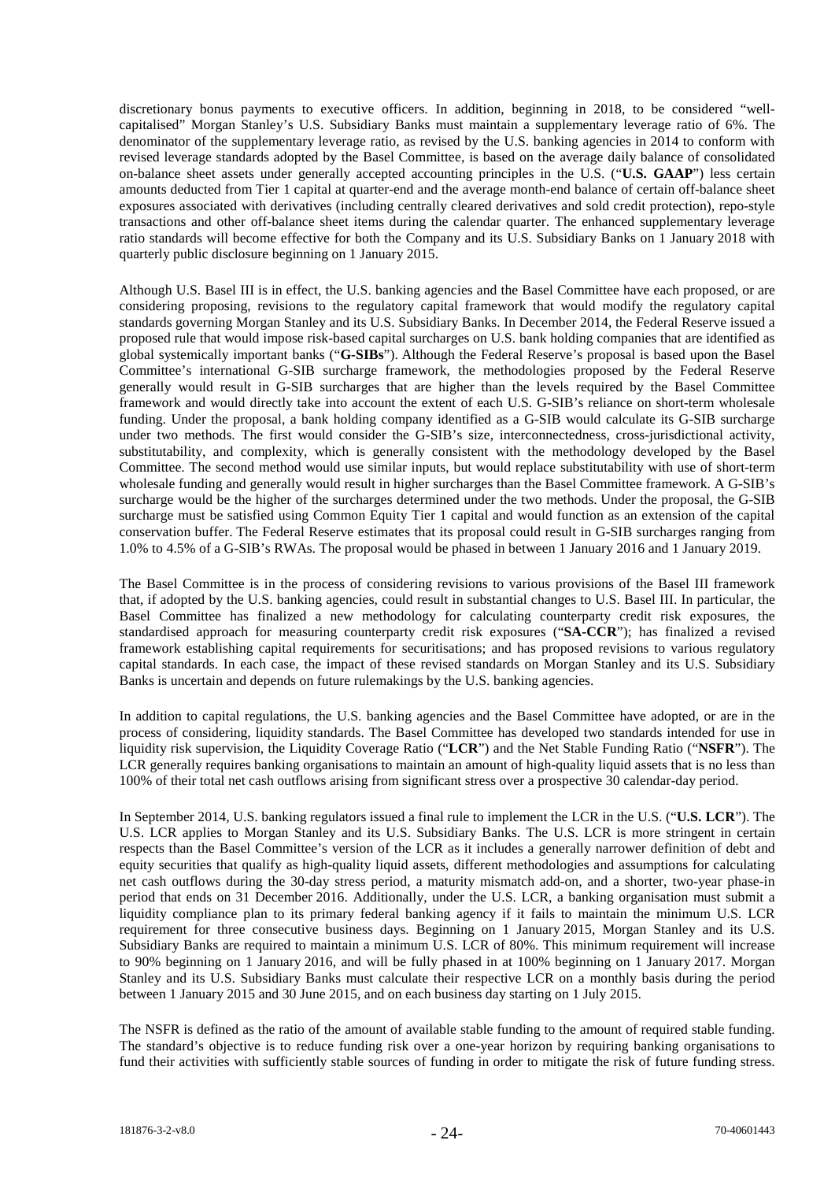discretionary bonus payments to executive officers. In addition, beginning in 2018, to be considered "well-capitalised" Morgan Stanley's U.S. Subsidiary Banks must maintain a supplementary leverage ratio of 6%. The denominator of the supplementary leverage ratio, as revised by the U.S. banking agencies in 2014 to conform with revised leverage standards adopted by the Basel Committee, is based on the average daily balance of consolidated on-balance sheet assets under generally accepted accounting principles in the U.S. ("**U.S. GAAP**") less certain amounts deducted from Tier 1 capital at quarter-end and the average month-end balance of certain off-balance sheet exposures associated with derivatives (including centrally cleared derivatives and sold credit protection), repo-style transactions and other off-balance sheet items during the calendar quarter. The enhanced supplementary leverage ratio standards will become effective for both the Company and its U.S. Subsidiary Banks on 1 January 2018 with quarterly public disclosure beginning on 1 January 2015.

Although U.S. Basel III is in effect, the U.S. banking agencies and the Basel Committee have each proposed, or are considering proposing, revisions to the regulatory capital framework that would modify the regulatory capital standards governing Morgan Stanley and its U.S. Subsidiary Banks. In December 2014, the Federal Reserve issued a proposed rule that would impose risk-based capital surcharges on U.S. bank holding companies that are identified as global systemically important banks ("**G-SIBs**"). Although the Federal Reserve's proposal is based upon the Basel Committee's international G-SIB surcharge framework, the methodologies proposed by the Federal Reserve generally would result in G-SIB surcharges that are higher than the levels required by the Basel Committee framework and would directly take into account the extent of each U.S. G-SIB's reliance on short-term wholesale funding. Under the proposal, a bank holding company identified as a G-SIB would calculate its G-SIB surcharge under two methods. The first would consider the G-SIB's size, interconnectedness, cross-jurisdictional activity, substitutability, and complexity, which is generally consistent with the methodology developed by the Basel Committee. The second method would use similar inputs, but would replace substitutability with use of short-term wholesale funding and generally would result in higher surcharges than the Basel Committee framework. A G-SIB's surcharge would be the higher of the surcharges determined under the two methods. Under the proposal, the G-SIB surcharge must be satisfied using Common Equity Tier 1 capital and would function as an extension of the capital conservation buffer. The Federal Reserve estimates that its proposal could result in G-SIB surcharges ranging from 1.0% to 4.5% of a G-SIB's RWAs. The proposal would be phased in between 1 January 2016 and 1 January 2019.

The Basel Committee is in the process of considering revisions to various provisions of the Basel III framework that, if adopted by the U.S. banking agencies, could result in substantial changes to U.S. Basel III. In particular, the Basel Committee has finalized a new methodology for calculating counterparty credit risk exposures, the standardised approach for measuring counterparty credit risk exposures ("**SA-CCR**"); has finalized a revised framework establishing capital requirements for securitisations; and has proposed revisions to various regulatory capital standards. In each case, the impact of these revised standards on Morgan Stanley and its U.S. Subsidiary Banks is uncertain and depends on future rulemakings by the U.S. banking agencies.

In addition to capital regulations, the U.S. banking agencies and the Basel Committee have adopted, or are in the process of considering, liquidity standards. The Basel Committee has developed two standards intended for use in liquidity risk supervision, the Liquidity Coverage Ratio ("**LCR**") and the Net Stable Funding Ratio ("**NSFR**"). The LCR generally requires banking organisations to maintain an amount of high-quality liquid assets that is no less than 100% of their total net cash outflows arising from significant stress over a prospective 30 calendar-day period.

In September 2014, U.S. banking regulators issued a final rule to implement the LCR in the U.S. ("**U.S. LCR**"). The U.S. LCR applies to Morgan Stanley and its U.S. Subsidiary Banks. The U.S. LCR is more stringent in certain respects than the Basel Committee's version of the LCR as it includes a generally narrower definition of debt and equity securities that qualify as high-quality liquid assets, different methodologies and assumptions for calculating net cash outflows during the 30-day stress period, a maturity mismatch add-on, and a shorter, two-year phase-in period that ends on 31 December 2016. Additionally, under the U.S. LCR, a banking organisation must submit a liquidity compliance plan to its primary federal banking agency if it fails to maintain the minimum U.S. LCR requirement for three consecutive business days. Beginning on 1 January 2015, Morgan Stanley and its U.S. Subsidiary Banks are required to maintain a minimum U.S. LCR of 80%. This minimum requirement will increase to 90% beginning on 1 January 2016, and will be fully phased in at 100% beginning on 1 January 2017. Morgan Stanley and its U.S. Subsidiary Banks must calculate their respective LCR on a monthly basis during the period between 1 January 2015 and 30 June 2015, and on each business day starting on 1 July 2015.

The NSFR is defined as the ratio of the amount of available stable funding to the amount of required stable funding. The standard's objective is to reduce funding risk over a one-year horizon by requiring banking organisations to fund their activities with sufficiently stable sources of funding in order to mitigate the risk of future funding stress.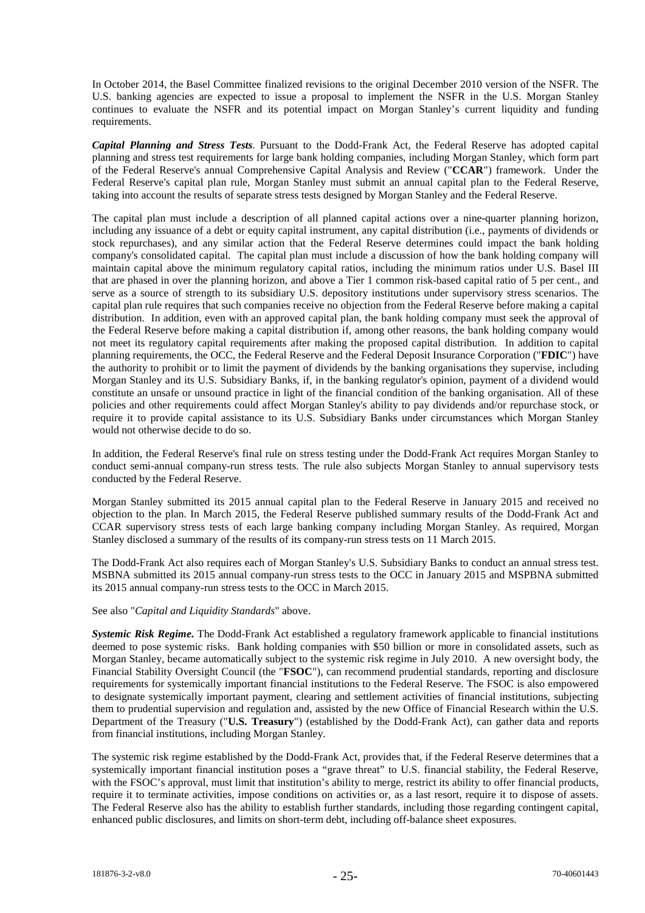In October 2014, the Basel Committee finalized revisions to the original December 2010 version of the NSFR. The U.S. banking agencies are expected to issue a proposal to implement the NSFR in the U.S. Morgan Stanley continues to evaluate the NSFR and its potential impact on Morgan Stanley's current liquidity and funding requirements.

***Capital Planning and Stress Tests***. Pursuant to the Dodd-Frank Act, the Federal Reserve has adopted capital planning and stress test requirements for large bank holding companies, including Morgan Stanley, which form part of the Federal Reserve's annual Comprehensive Capital Analysis and Review ("**CCAR**") framework. Under the Federal Reserve's capital plan rule, Morgan Stanley must submit an annual capital plan to the Federal Reserve, taking into account the results of separate stress tests designed by Morgan Stanley and the Federal Reserve.

The capital plan must include a description of all planned capital actions over a nine-quarter planning horizon, including any issuance of a debt or equity capital instrument, any capital distribution (i.e., payments of dividends or stock repurchases), and any similar action that the Federal Reserve determines could impact the bank holding company's consolidated capital. The capital plan must include a discussion of how the bank holding company will maintain capital above the minimum regulatory capital ratios, including the minimum ratios under U.S. Basel III that are phased in over the planning horizon, and above a Tier 1 common risk-based capital ratio of 5 per cent., and serve as a source of strength to its subsidiary U.S. depository institutions under supervisory stress scenarios. The capital plan rule requires that such companies receive no objection from the Federal Reserve before making a capital distribution. In addition, even with an approved capital plan, the bank holding company must seek the approval of the Federal Reserve before making a capital distribution if, among other reasons, the bank holding company would not meet its regulatory capital requirements after making the proposed capital distribution. In addition to capital planning requirements, the OCC, the Federal Reserve and the Federal Deposit Insurance Corporation ("**FDIC**") have the authority to prohibit or to limit the payment of dividends by the banking organisations they supervise, including Morgan Stanley and its U.S. Subsidiary Banks, if, in the banking regulator's opinion, payment of a dividend would constitute an unsafe or unsound practice in light of the financial condition of the banking organisation. All of these policies and other requirements could affect Morgan Stanley's ability to pay dividends and/or repurchase stock, or require it to provide capital assistance to its U.S. Subsidiary Banks under circumstances which Morgan Stanley would not otherwise decide to do so.

In addition, the Federal Reserve's final rule on stress testing under the Dodd-Frank Act requires Morgan Stanley to conduct semi-annual company-run stress tests. The rule also subjects Morgan Stanley to annual supervisory tests conducted by the Federal Reserve.

Morgan Stanley submitted its 2015 annual capital plan to the Federal Reserve in January 2015 and received no objection to the plan. In March 2015, the Federal Reserve published summary results of the Dodd-Frank Act and CCAR supervisory stress tests of each large banking company including Morgan Stanley. As required, Morgan Stanley disclosed a summary of the results of its company-run stress tests on 11 March 2015.

The Dodd-Frank Act also requires each of Morgan Stanley's U.S. Subsidiary Banks to conduct an annual stress test. MSBNA submitted its 2015 annual company-run stress tests to the OCC in January 2015 and MSPBNA submitted its 2015 annual company-run stress tests to the OCC in March 2015.

See also "*Capital and Liquidity Standards*" above.

***Systemic Risk Regime.*** The Dodd-Frank Act established a regulatory framework applicable to financial institutions deemed to pose systemic risks. Bank holding companies with $50 billion or more in consolidated assets, such as Morgan Stanley, became automatically subject to the systemic risk regime in July 2010. A new oversight body, the Financial Stability Oversight Council (the "**FSOC**"), can recommend prudential standards, reporting and disclosure requirements for systemically important financial institutions to the Federal Reserve. The FSOC is also empowered to designate systemically important payment, clearing and settlement activities of financial institutions, subjecting them to prudential supervision and regulation and, assisted by the new Office of Financial Research within the U.S. Department of the Treasury ("**U.S. Treasury**") (established by the Dodd-Frank Act), can gather data and reports from financial institutions, including Morgan Stanley.

The systemic risk regime established by the Dodd-Frank Act, provides that, if the Federal Reserve determines that a systemically important financial institution poses a "grave threat" to U.S. financial stability, the Federal Reserve, with the FSOC's approval, must limit that institution's ability to merge, restrict its ability to offer financial products, require it to terminate activities, impose conditions on activities or, as a last resort, require it to dispose of assets. The Federal Reserve also has the ability to establish further standards, including those regarding contingent capital, enhanced public disclosures, and limits on short-term debt, including off-balance sheet exposures.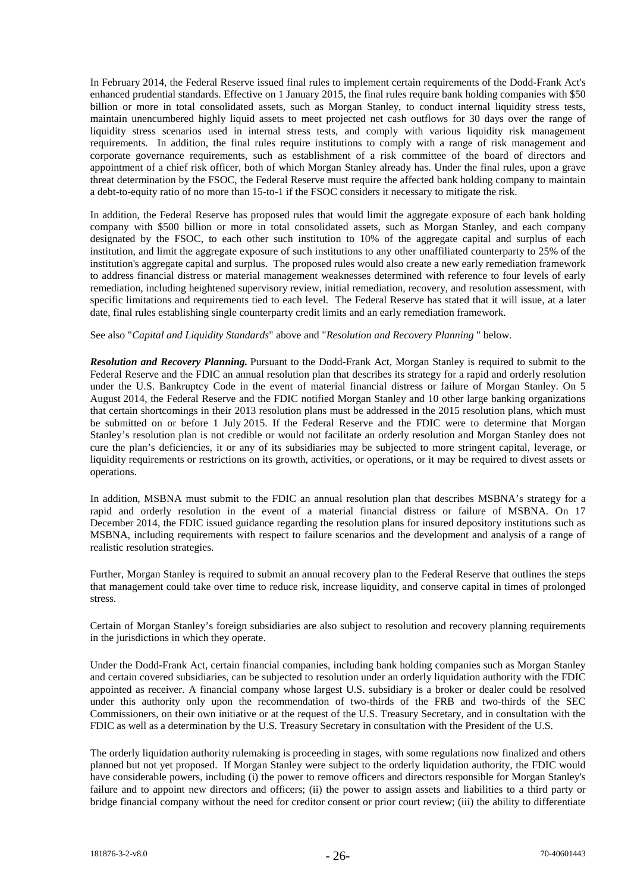In February 2014, the Federal Reserve issued final rules to implement certain requirements of the Dodd-Frank Act's enhanced prudential standards. Effective on 1 January 2015, the final rules require bank holding companies with $50 billion or more in total consolidated assets, such as Morgan Stanley, to conduct internal liquidity stress tests, maintain unencumbered highly liquid assets to meet projected net cash outflows for 30 days over the range of liquidity stress scenarios used in internal stress tests, and comply with various liquidity risk management requirements. In addition, the final rules require institutions to comply with a range of risk management and corporate governance requirements, such as establishment of a risk committee of the board of directors and appointment of a chief risk officer, both of which Morgan Stanley already has. Under the final rules, upon a grave threat determination by the FSOC, the Federal Reserve must require the affected bank holding company to maintain a debt-to-equity ratio of no more than 15-to-1 if the FSOC considers it necessary to mitigate the risk.

In addition, the Federal Reserve has proposed rules that would limit the aggregate exposure of each bank holding company with $500 billion or more in total consolidated assets, such as Morgan Stanley, and each company designated by the FSOC, to each other such institution to 10% of the aggregate capital and surplus of each institution, and limit the aggregate exposure of such institutions to any other unaffiliated counterparty to 25% of the institution's aggregate capital and surplus. The proposed rules would also create a new early remediation framework to address financial distress or material management weaknesses determined with reference to four levels of early remediation, including heightened supervisory review, initial remediation, recovery, and resolution assessment, with specific limitations and requirements tied to each level. The Federal Reserve has stated that it will issue, at a later date, final rules establishing single counterparty credit limits and an early remediation framework.

See also "*Capital and Liquidity Standards*" above and "*Resolution and Recovery Planning* " below.

***Resolution and Recovery Planning.*** Pursuant to the Dodd-Frank Act, Morgan Stanley is required to submit to the Federal Reserve and the FDIC an annual resolution plan that describes its strategy for a rapid and orderly resolution under the U.S. Bankruptcy Code in the event of material financial distress or failure of Morgan Stanley. On 5 August 2014, the Federal Reserve and the FDIC notified Morgan Stanley and 10 other large banking organizations that certain shortcomings in their 2013 resolution plans must be addressed in the 2015 resolution plans, which must be submitted on or before 1 July 2015. If the Federal Reserve and the FDIC were to determine that Morgan Stanley's resolution plan is not credible or would not facilitate an orderly resolution and Morgan Stanley does not cure the plan's deficiencies, it or any of its subsidiaries may be subjected to more stringent capital, leverage, or liquidity requirements or restrictions on its growth, activities, or operations, or it may be required to divest assets or operations.

In addition, MSBNA must submit to the FDIC an annual resolution plan that describes MSBNA's strategy for a rapid and orderly resolution in the event of a material financial distress or failure of MSBNA. On 17 December 2014, the FDIC issued guidance regarding the resolution plans for insured depository institutions such as MSBNA, including requirements with respect to failure scenarios and the development and analysis of a range of realistic resolution strategies.

Further, Morgan Stanley is required to submit an annual recovery plan to the Federal Reserve that outlines the steps that management could take over time to reduce risk, increase liquidity, and conserve capital in times of prolonged stress.

Certain of Morgan Stanley's foreign subsidiaries are also subject to resolution and recovery planning requirements in the jurisdictions in which they operate.

Under the Dodd-Frank Act, certain financial companies, including bank holding companies such as Morgan Stanley and certain covered subsidiaries, can be subjected to resolution under an orderly liquidation authority with the FDIC appointed as receiver. A financial company whose largest U.S. subsidiary is a broker or dealer could be resolved under this authority only upon the recommendation of two-thirds of the FRB and two-thirds of the SEC Commissioners, on their own initiative or at the request of the U.S. Treasury Secretary, and in consultation with the FDIC as well as a determination by the U.S. Treasury Secretary in consultation with the President of the U.S.

The orderly liquidation authority rulemaking is proceeding in stages, with some regulations now finalized and others planned but not yet proposed. If Morgan Stanley were subject to the orderly liquidation authority, the FDIC would have considerable powers, including (i) the power to remove officers and directors responsible for Morgan Stanley's failure and to appoint new directors and officers; (ii) the power to assign assets and liabilities to a third party or bridge financial company without the need for creditor consent or prior court review; (iii) the ability to differentiate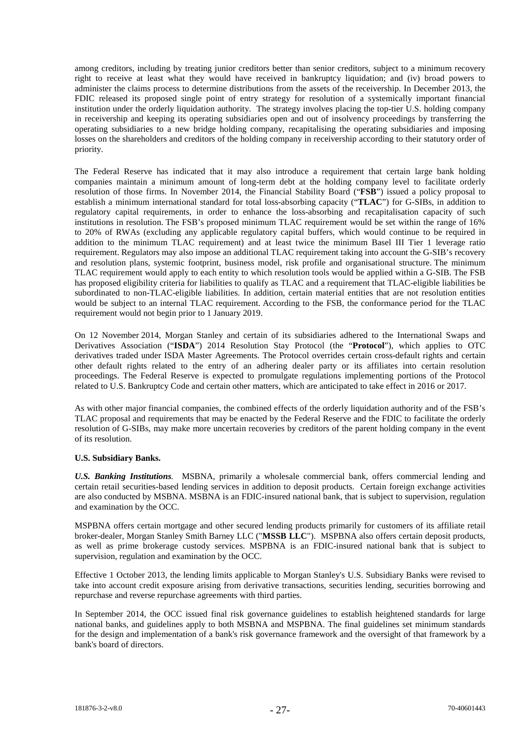among creditors, including by treating junior creditors better than senior creditors, subject to a minimum recovery right to receive at least what they would have received in bankruptcy liquidation; and (iv) broad powers to administer the claims process to determine distributions from the assets of the receivership. In December 2013, the FDIC released its proposed single point of entry strategy for resolution of a systemically important financial institution under the orderly liquidation authority. The strategy involves placing the top-tier U.S. holding company in receivership and keeping its operating subsidiaries open and out of insolvency proceedings by transferring the operating subsidiaries to a new bridge holding company, recapitalising the operating subsidiaries and imposing losses on the shareholders and creditors of the holding company in receivership according to their statutory order of priority.

The Federal Reserve has indicated that it may also introduce a requirement that certain large bank holding companies maintain a minimum amount of long-term debt at the holding company level to facilitate orderly resolution of those firms. In November 2014, the Financial Stability Board ("**FSB**") issued a policy proposal to establish a minimum international standard for total loss-absorbing capacity ("**TLAC**") for G-SIBs, in addition to regulatory capital requirements, in order to enhance the loss-absorbing and recapitalisation capacity of such institutions in resolution. The FSB's proposed minimum TLAC requirement would be set within the range of 16% to 20% of RWAs (excluding any applicable regulatory capital buffers, which would continue to be required in addition to the minimum TLAC requirement) and at least twice the minimum Basel III Tier 1 leverage ratio requirement. Regulators may also impose an additional TLAC requirement taking into account the G-SIB's recovery and resolution plans, systemic footprint, business model, risk profile and organisational structure. The minimum TLAC requirement would apply to each entity to which resolution tools would be applied within a G-SIB. The FSB has proposed eligibility criteria for liabilities to qualify as TLAC and a requirement that TLAC-eligible liabilities be subordinated to non-TLAC-eligible liabilities. In addition, certain material entities that are not resolution entities would be subject to an internal TLAC requirement. According to the FSB, the conformance period for the TLAC requirement would not begin prior to 1 January 2019.

On 12 November 2014, Morgan Stanley and certain of its subsidiaries adhered to the International Swaps and Derivatives Association ("**ISDA**") 2014 Resolution Stay Protocol (the "**Protocol**"), which applies to OTC derivatives traded under ISDA Master Agreements. The Protocol overrides certain cross-default rights and certain other default rights related to the entry of an adhering dealer party or its affiliates into certain resolution proceedings. The Federal Reserve is expected to promulgate regulations implementing portions of the Protocol related to U.S. Bankruptcy Code and certain other matters, which are anticipated to take effect in 2016 or 2017.

As with other major financial companies, the combined effects of the orderly liquidation authority and of the FSB's TLAC proposal and requirements that may be enacted by the Federal Reserve and the FDIC to facilitate the orderly resolution of G-SIBs, may make more uncertain recoveries by creditors of the parent holding company in the event of its resolution.

**U.S. Subsidiary Banks.**

***U.S. Banking Institutions.*** MSBNA, primarily a wholesale commercial bank, offers commercial lending and certain retail securities-based lending services in addition to deposit products. Certain foreign exchange activities are also conducted by MSBNA. MSBNA is an FDIC-insured national bank, that is subject to supervision, regulation and examination by the OCC.

MSPBNA offers certain mortgage and other secured lending products primarily for customers of its affiliate retail broker-dealer, Morgan Stanley Smith Barney LLC ("**MSSB LLC**"). MSPBNA also offers certain deposit products, as well as prime brokerage custody services. MSPBNA is an FDIC-insured national bank that is subject to supervision, regulation and examination by the OCC.

Effective 1 October 2013, the lending limits applicable to Morgan Stanley's U.S. Subsidiary Banks were revised to take into account credit exposure arising from derivative transactions, securities lending, securities borrowing and repurchase and reverse repurchase agreements with third parties.

In September 2014, the OCC issued final risk governance guidelines to establish heightened standards for large national banks, and guidelines apply to both MSBNA and MSPBNA. The final guidelines set minimum standards for the design and implementation of a bank's risk governance framework and the oversight of that framework by a bank's board of directors.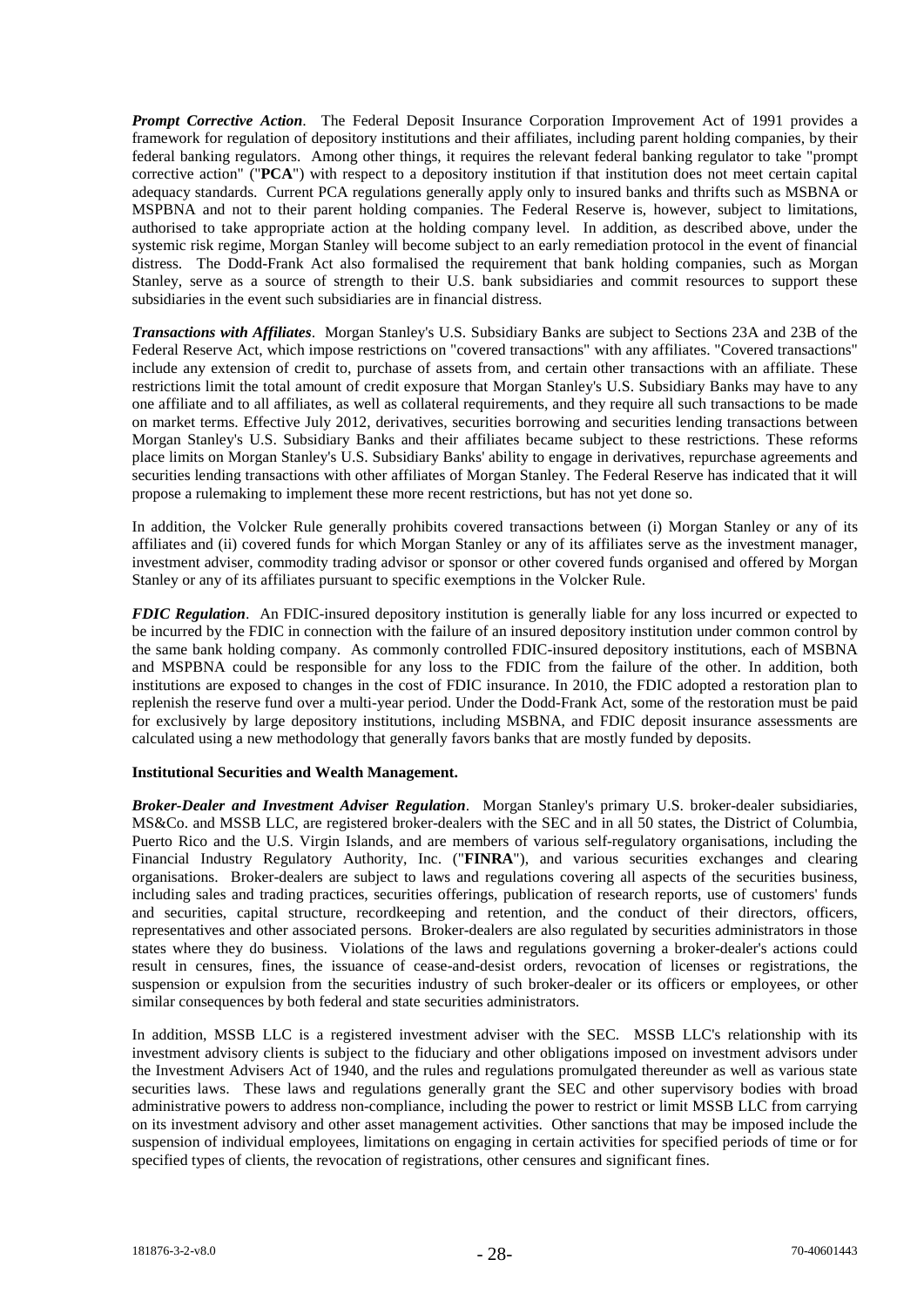***Prompt Corrective Action***. The Federal Deposit Insurance Corporation Improvement Act of 1991 provides a framework for regulation of depository institutions and their affiliates, including parent holding companies, by their federal banking regulators. Among other things, it requires the relevant federal banking regulator to take "prompt corrective action" ("**PCA**") with respect to a depository institution if that institution does not meet certain capital adequacy standards. Current PCA regulations generally apply only to insured banks and thrifts such as MSBNA or MSPBNA and not to their parent holding companies. The Federal Reserve is, however, subject to limitations, authorised to take appropriate action at the holding company level. In addition, as described above, under the systemic risk regime, Morgan Stanley will become subject to an early remediation protocol in the event of financial distress. The Dodd-Frank Act also formalised the requirement that bank holding companies, such as Morgan Stanley, serve as a source of strength to their U.S. bank subsidiaries and commit resources to support these subsidiaries in the event such subsidiaries are in financial distress.

***Transactions with Affiliates***. Morgan Stanley's U.S. Subsidiary Banks are subject to Sections 23A and 23B of the Federal Reserve Act, which impose restrictions on "covered transactions" with any affiliates. "Covered transactions" include any extension of credit to, purchase of assets from, and certain other transactions with an affiliate. These restrictions limit the total amount of credit exposure that Morgan Stanley's U.S. Subsidiary Banks may have to any one affiliate and to all affiliates, as well as collateral requirements, and they require all such transactions to be made on market terms. Effective July 2012, derivatives, securities borrowing and securities lending transactions between Morgan Stanley's U.S. Subsidiary Banks and their affiliates became subject to these restrictions. These reforms place limits on Morgan Stanley's U.S. Subsidiary Banks' ability to engage in derivatives, repurchase agreements and securities lending transactions with other affiliates of Morgan Stanley. The Federal Reserve has indicated that it will propose a rulemaking to implement these more recent restrictions, but has not yet done so.

In addition, the Volcker Rule generally prohibits covered transactions between (i) Morgan Stanley or any of its affiliates and (ii) covered funds for which Morgan Stanley or any of its affiliates serve as the investment manager, investment adviser, commodity trading advisor or sponsor or other covered funds organised and offered by Morgan Stanley or any of its affiliates pursuant to specific exemptions in the Volcker Rule.

***FDIC Regulation***. An FDIC-insured depository institution is generally liable for any loss incurred or expected to be incurred by the FDIC in connection with the failure of an insured depository institution under common control by the same bank holding company. As commonly controlled FDIC-insured depository institutions, each of MSBNA and MSPBNA could be responsible for any loss to the FDIC from the failure of the other. In addition, both institutions are exposed to changes in the cost of FDIC insurance. In 2010, the FDIC adopted a restoration plan to replenish the reserve fund over a multi-year period. Under the Dodd-Frank Act, some of the restoration must be paid for exclusively by large depository institutions, including MSBNA, and FDIC deposit insurance assessments are calculated using a new methodology that generally favors banks that are mostly funded by deposits.

**Institutional Securities and Wealth Management.**

***Broker-Dealer and Investment Adviser Regulation***. Morgan Stanley's primary U.S. broker-dealer subsidiaries, MS&Co. and MSSB LLC, are registered broker-dealers with the SEC and in all 50 states, the District of Columbia, Puerto Rico and the U.S. Virgin Islands, and are members of various self-regulatory organisations, including the Financial Industry Regulatory Authority, Inc. ("**FINRA**"), and various securities exchanges and clearing organisations. Broker-dealers are subject to laws and regulations covering all aspects of the securities business, including sales and trading practices, securities offerings, publication of research reports, use of customers' funds and securities, capital structure, recordkeeping and retention, and the conduct of their directors, officers, representatives and other associated persons. Broker-dealers are also regulated by securities administrators in those states where they do business. Violations of the laws and regulations governing a broker-dealer's actions could result in censures, fines, the issuance of cease-and-desist orders, revocation of licenses or registrations, the suspension or expulsion from the securities industry of such broker-dealer or its officers or employees, or other similar consequences by both federal and state securities administrators.

In addition, MSSB LLC is a registered investment adviser with the SEC. MSSB LLC's relationship with its investment advisory clients is subject to the fiduciary and other obligations imposed on investment advisors under the Investment Advisers Act of 1940, and the rules and regulations promulgated thereunder as well as various state securities laws. These laws and regulations generally grant the SEC and other supervisory bodies with broad administrative powers to address non-compliance, including the power to restrict or limit MSSB LLC from carrying on its investment advisory and other asset management activities. Other sanctions that may be imposed include the suspension of individual employees, limitations on engaging in certain activities for specified periods of time or for specified types of clients, the revocation of registrations, other censures and significant fines.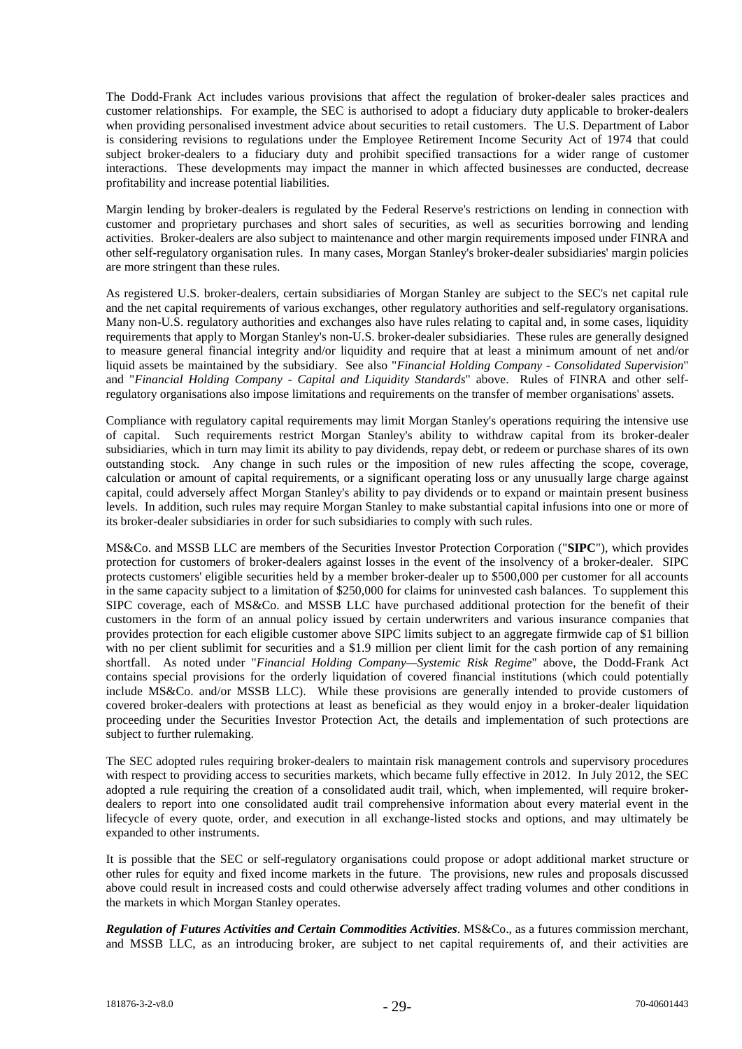The Dodd-Frank Act includes various provisions that affect the regulation of broker-dealer sales practices and customer relationships. For example, the SEC is authorised to adopt a fiduciary duty applicable to broker-dealers when providing personalised investment advice about securities to retail customers. The U.S. Department of Labor is considering revisions to regulations under the Employee Retirement Income Security Act of 1974 that could subject broker-dealers to a fiduciary duty and prohibit specified transactions for a wider range of customer interactions. These developments may impact the manner in which affected businesses are conducted, decrease profitability and increase potential liabilities.

Margin lending by broker-dealers is regulated by the Federal Reserve's restrictions on lending in connection with customer and proprietary purchases and short sales of securities, as well as securities borrowing and lending activities. Broker-dealers are also subject to maintenance and other margin requirements imposed under FINRA and other self-regulatory organisation rules. In many cases, Morgan Stanley's broker-dealer subsidiaries' margin policies are more stringent than these rules.

As registered U.S. broker-dealers, certain subsidiaries of Morgan Stanley are subject to the SEC's net capital rule and the net capital requirements of various exchanges, other regulatory authorities and self-regulatory organisations. Many non-U.S. regulatory authorities and exchanges also have rules relating to capital and, in some cases, liquidity requirements that apply to Morgan Stanley's non-U.S. broker-dealer subsidiaries. These rules are generally designed to measure general financial integrity and/or liquidity and require that at least a minimum amount of net and/or liquid assets be maintained by the subsidiary. See also "*Financial Holding Company - Consolidated Supervision*" and "*Financial Holding Company - Capital and Liquidity Standards*" above. Rules of FINRA and other self-regulatory organisations also impose limitations and requirements on the transfer of member organisations' assets.

Compliance with regulatory capital requirements may limit Morgan Stanley's operations requiring the intensive use of capital. Such requirements restrict Morgan Stanley's ability to withdraw capital from its broker-dealer subsidiaries, which in turn may limit its ability to pay dividends, repay debt, or redeem or purchase shares of its own outstanding stock. Any change in such rules or the imposition of new rules affecting the scope, coverage, calculation or amount of capital requirements, or a significant operating loss or any unusually large charge against capital, could adversely affect Morgan Stanley's ability to pay dividends or to expand or maintain present business levels. In addition, such rules may require Morgan Stanley to make substantial capital infusions into one or more of its broker-dealer subsidiaries in order for such subsidiaries to comply with such rules.

MS&Co. and MSSB LLC are members of the Securities Investor Protection Corporation ("**SIPC**"), which provides protection for customers of broker-dealers against losses in the event of the insolvency of a broker-dealer. SIPC protects customers' eligible securities held by a member broker-dealer up to \$500,000 per customer for all accounts in the same capacity subject to a limitation of \$250,000 for claims for uninvested cash balances. To supplement this SIPC coverage, each of MS&Co. and MSSB LLC have purchased additional protection for the benefit of their customers in the form of an annual policy issued by certain underwriters and various insurance companies that provides protection for each eligible customer above SIPC limits subject to an aggregate firmwide cap of \$1 billion with no per client sublimit for securities and a \$1.9 million per client limit for the cash portion of any remaining shortfall. As noted under "*Financial Holding Company—Systemic Risk Regime*" above, the Dodd-Frank Act contains special provisions for the orderly liquidation of covered financial institutions (which could potentially include MS&Co. and/or MSSB LLC). While these provisions are generally intended to provide customers of covered broker-dealers with protections at least as beneficial as they would enjoy in a broker-dealer liquidation proceeding under the Securities Investor Protection Act, the details and implementation of such protections are subject to further rulemaking.

The SEC adopted rules requiring broker-dealers to maintain risk management controls and supervisory procedures with respect to providing access to securities markets, which became fully effective in 2012. In July 2012, the SEC adopted a rule requiring the creation of a consolidated audit trail, which, when implemented, will require broker-dealers to report into one consolidated audit trail comprehensive information about every material event in the lifecycle of every quote, order, and execution in all exchange-listed stocks and options, and may ultimately be expanded to other instruments.

It is possible that the SEC or self-regulatory organisations could propose or adopt additional market structure or other rules for equity and fixed income markets in the future. The provisions, new rules and proposals discussed above could result in increased costs and could otherwise adversely affect trading volumes and other conditions in the markets in which Morgan Stanley operates.

***Regulation of Futures Activities and Certain Commodities Activities***. MS&Co., as a futures commission merchant, and MSSB LLC, as an introducing broker, are subject to net capital requirements of, and their activities are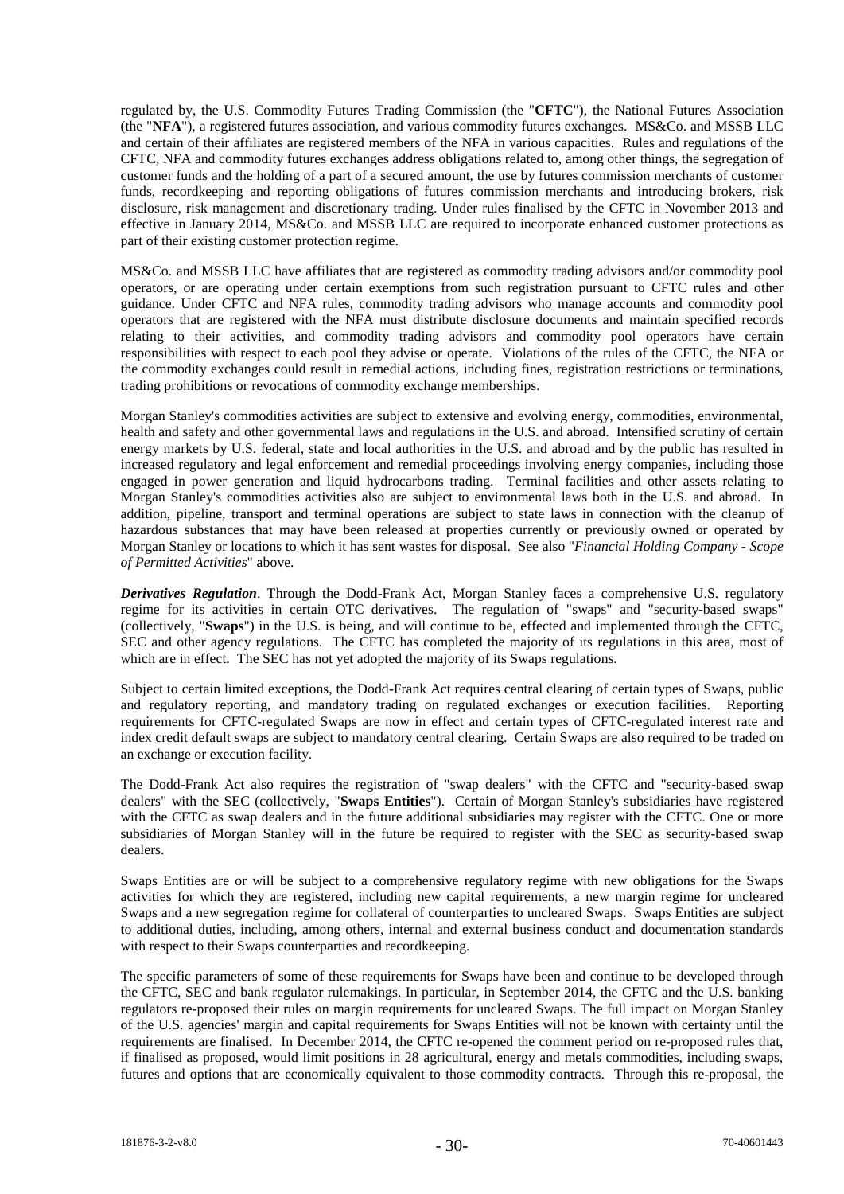regulated by, the U.S. Commodity Futures Trading Commission (the "**CFTC**"), the National Futures Association (the "**NFA**"), a registered futures association, and various commodity futures exchanges. MS&Co. and MSSB LLC and certain of their affiliates are registered members of the NFA in various capacities. Rules and regulations of the CFTC, NFA and commodity futures exchanges address obligations related to, among other things, the segregation of customer funds and the holding of a part of a secured amount, the use by futures commission merchants of customer funds, recordkeeping and reporting obligations of futures commission merchants and introducing brokers, risk disclosure, risk management and discretionary trading. Under rules finalised by the CFTC in November 2013 and effective in January 2014, MS&Co. and MSSB LLC are required to incorporate enhanced customer protections as part of their existing customer protection regime.

MS&Co. and MSSB LLC have affiliates that are registered as commodity trading advisors and/or commodity pool operators, or are operating under certain exemptions from such registration pursuant to CFTC rules and other guidance. Under CFTC and NFA rules, commodity trading advisors who manage accounts and commodity pool operators that are registered with the NFA must distribute disclosure documents and maintain specified records relating to their activities, and commodity trading advisors and commodity pool operators have certain responsibilities with respect to each pool they advise or operate. Violations of the rules of the CFTC, the NFA or the commodity exchanges could result in remedial actions, including fines, registration restrictions or terminations, trading prohibitions or revocations of commodity exchange memberships.

Morgan Stanley's commodities activities are subject to extensive and evolving energy, commodities, environmental, health and safety and other governmental laws and regulations in the U.S. and abroad. Intensified scrutiny of certain energy markets by U.S. federal, state and local authorities in the U.S. and abroad and by the public has resulted in increased regulatory and legal enforcement and remedial proceedings involving energy companies, including those engaged in power generation and liquid hydrocarbons trading. Terminal facilities and other assets relating to Morgan Stanley's commodities activities also are subject to environmental laws both in the U.S. and abroad. In addition, pipeline, transport and terminal operations are subject to state laws in connection with the cleanup of hazardous substances that may have been released at properties currently or previously owned or operated by Morgan Stanley or locations to which it has sent wastes for disposal. See also "*Financial Holding Company - Scope of Permitted Activities*" above.

***Derivatives Regulation***. Through the Dodd-Frank Act, Morgan Stanley faces a comprehensive U.S. regulatory regime for its activities in certain OTC derivatives. The regulation of "swaps" and "security-based swaps" (collectively, "**Swaps**") in the U.S. is being, and will continue to be, effected and implemented through the CFTC, SEC and other agency regulations. The CFTC has completed the majority of its regulations in this area, most of which are in effect. The SEC has not yet adopted the majority of its Swaps regulations.

Subject to certain limited exceptions, the Dodd-Frank Act requires central clearing of certain types of Swaps, public and regulatory reporting, and mandatory trading on regulated exchanges or execution facilities. Reporting requirements for CFTC-regulated Swaps are now in effect and certain types of CFTC-regulated interest rate and index credit default swaps are subject to mandatory central clearing. Certain Swaps are also required to be traded on an exchange or execution facility.

The Dodd-Frank Act also requires the registration of "swap dealers" with the CFTC and "security-based swap dealers" with the SEC (collectively, "**Swaps Entities**"). Certain of Morgan Stanley's subsidiaries have registered with the CFTC as swap dealers and in the future additional subsidiaries may register with the CFTC. One or more subsidiaries of Morgan Stanley will in the future be required to register with the SEC as security-based swap dealers.

Swaps Entities are or will be subject to a comprehensive regulatory regime with new obligations for the Swaps activities for which they are registered, including new capital requirements, a new margin regime for uncleared Swaps and a new segregation regime for collateral of counterparties to uncleared Swaps. Swaps Entities are subject to additional duties, including, among others, internal and external business conduct and documentation standards with respect to their Swaps counterparties and recordkeeping.

The specific parameters of some of these requirements for Swaps have been and continue to be developed through the CFTC, SEC and bank regulator rulemakings. In particular, in September 2014, the CFTC and the U.S. banking regulators re-proposed their rules on margin requirements for uncleared Swaps. The full impact on Morgan Stanley of the U.S. agencies' margin and capital requirements for Swaps Entities will not be known with certainty until the requirements are finalised. In December 2014, the CFTC re-opened the comment period on re-proposed rules that, if finalised as proposed, would limit positions in 28 agricultural, energy and metals commodities, including swaps, futures and options that are economically equivalent to those commodity contracts. Through this re-proposal, the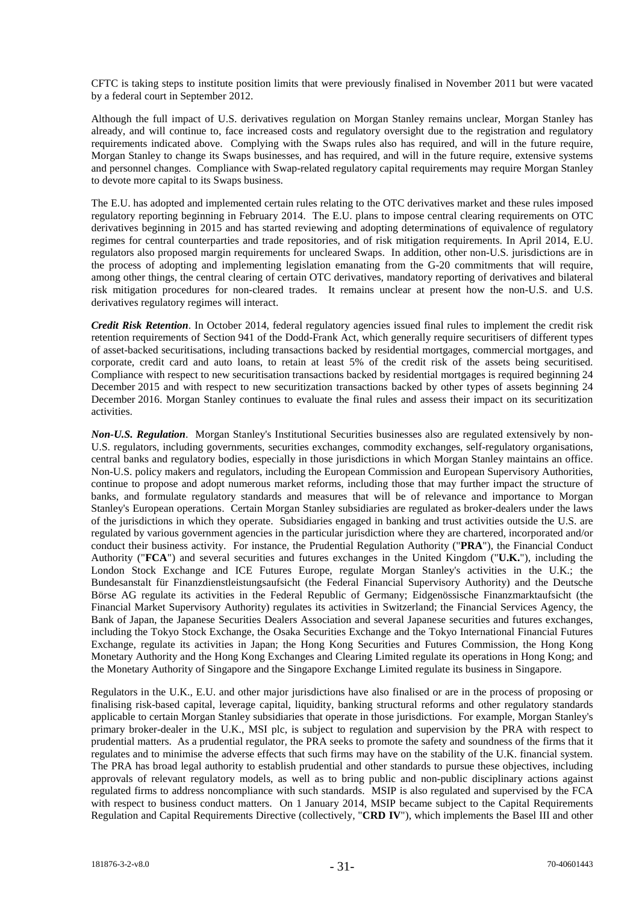CFTC is taking steps to institute position limits that were previously finalised in November 2011 but were vacated by a federal court in September 2012.

Although the full impact of U.S. derivatives regulation on Morgan Stanley remains unclear, Morgan Stanley has already, and will continue to, face increased costs and regulatory oversight due to the registration and regulatory requirements indicated above. Complying with the Swaps rules also has required, and will in the future require, Morgan Stanley to change its Swaps businesses, and has required, and will in the future require, extensive systems and personnel changes. Compliance with Swap-related regulatory capital requirements may require Morgan Stanley to devote more capital to its Swaps business.

The E.U. has adopted and implemented certain rules relating to the OTC derivatives market and these rules imposed regulatory reporting beginning in February 2014. The E.U. plans to impose central clearing requirements on OTC derivatives beginning in 2015 and has started reviewing and adopting determinations of equivalence of regulatory regimes for central counterparties and trade repositories, and of risk mitigation requirements. In April 2014, E.U. regulators also proposed margin requirements for uncleared Swaps. In addition, other non-U.S. jurisdictions are in the process of adopting and implementing legislation emanating from the G-20 commitments that will require, among other things, the central clearing of certain OTC derivatives, mandatory reporting of derivatives and bilateral risk mitigation procedures for non-cleared trades. It remains unclear at present how the non-U.S. and U.S. derivatives regulatory regimes will interact.

***Credit Risk Retention***. In October 2014, federal regulatory agencies issued final rules to implement the credit risk retention requirements of Section 941 of the Dodd-Frank Act, which generally require securitisers of different types of asset-backed securitisations, including transactions backed by residential mortgages, commercial mortgages, and corporate, credit card and auto loans, to retain at least 5% of the credit risk of the assets being securitised. Compliance with respect to new securitisation transactions backed by residential mortgages is required beginning 24 December 2015 and with respect to new securitization transactions backed by other types of assets beginning 24 December 2016. Morgan Stanley continues to evaluate the final rules and assess their impact on its securitization activities.

***Non-U.S. Regulation***. Morgan Stanley's Institutional Securities businesses also are regulated extensively by non-U.S. regulators, including governments, securities exchanges, commodity exchanges, self-regulatory organisations, central banks and regulatory bodies, especially in those jurisdictions in which Morgan Stanley maintains an office. Non-U.S. policy makers and regulators, including the European Commission and European Supervisory Authorities, continue to propose and adopt numerous market reforms, including those that may further impact the structure of banks, and formulate regulatory standards and measures that will be of relevance and importance to Morgan Stanley's European operations. Certain Morgan Stanley subsidiaries are regulated as broker-dealers under the laws of the jurisdictions in which they operate. Subsidiaries engaged in banking and trust activities outside the U.S. are regulated by various government agencies in the particular jurisdiction where they are chartered, incorporated and/or conduct their business activity. For instance, the Prudential Regulation Authority ("**PRA**"), the Financial Conduct Authority ("**FCA**") and several securities and futures exchanges in the United Kingdom ("**U.K.**"), including the London Stock Exchange and ICE Futures Europe, regulate Morgan Stanley's activities in the U.K.; the Bundesanstalt für Finanzdienstleistungsaufsicht (the Federal Financial Supervisory Authority) and the Deutsche Börse AG regulate its activities in the Federal Republic of Germany; Eidgenössische Finanzmarktaufsicht (the Financial Market Supervisory Authority) regulates its activities in Switzerland; the Financial Services Agency, the Bank of Japan, the Japanese Securities Dealers Association and several Japanese securities and futures exchanges, including the Tokyo Stock Exchange, the Osaka Securities Exchange and the Tokyo International Financial Futures Exchange, regulate its activities in Japan; the Hong Kong Securities and Futures Commission, the Hong Kong Monetary Authority and the Hong Kong Exchanges and Clearing Limited regulate its operations in Hong Kong; and the Monetary Authority of Singapore and the Singapore Exchange Limited regulate its business in Singapore.

Regulators in the U.K., E.U. and other major jurisdictions have also finalised or are in the process of proposing or finalising risk-based capital, leverage capital, liquidity, banking structural reforms and other regulatory standards applicable to certain Morgan Stanley subsidiaries that operate in those jurisdictions. For example, Morgan Stanley's primary broker-dealer in the U.K., MSI plc, is subject to regulation and supervision by the PRA with respect to prudential matters. As a prudential regulator, the PRA seeks to promote the safety and soundness of the firms that it regulates and to minimise the adverse effects that such firms may have on the stability of the U.K. financial system. The PRA has broad legal authority to establish prudential and other standards to pursue these objectives, including approvals of relevant regulatory models, as well as to bring public and non-public disciplinary actions against regulated firms to address noncompliance with such standards. MSIP is also regulated and supervised by the FCA with respect to business conduct matters. On 1 January 2014, MSIP became subject to the Capital Requirements Regulation and Capital Requirements Directive (collectively, "**CRD IV**"), which implements the Basel III and other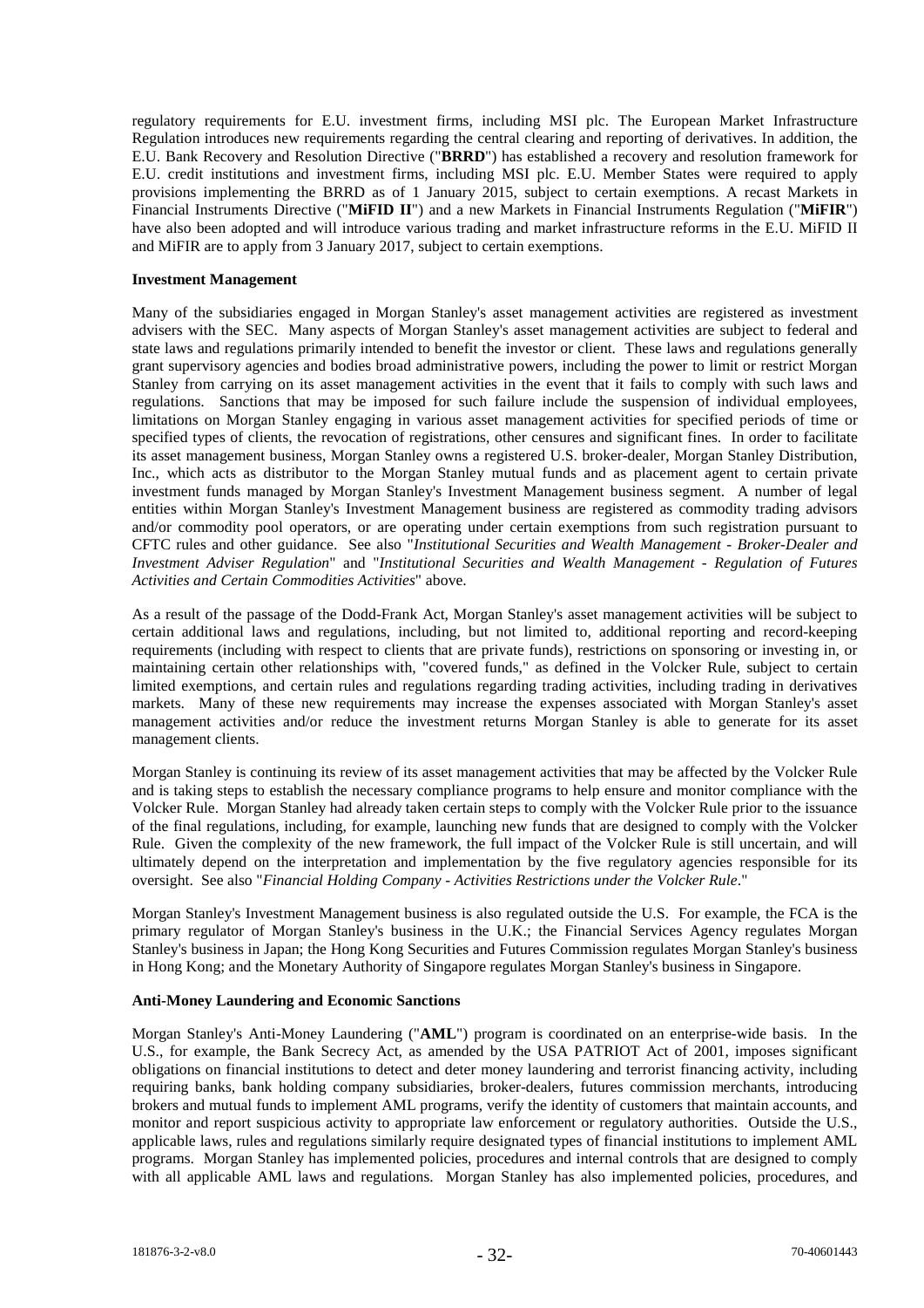regulatory requirements for E.U. investment firms, including MSI plc. The European Market Infrastructure Regulation introduces new requirements regarding the central clearing and reporting of derivatives. In addition, the E.U. Bank Recovery and Resolution Directive ("**BRRD**") has established a recovery and resolution framework for E.U. credit institutions and investment firms, including MSI plc. E.U. Member States were required to apply provisions implementing the BRRD as of 1 January 2015, subject to certain exemptions. A recast Markets in Financial Instruments Directive ("**MiFID II**") and a new Markets in Financial Instruments Regulation ("**MiFIR**") have also been adopted and will introduce various trading and market infrastructure reforms in the E.U. MiFID II and MiFIR are to apply from 3 January 2017, subject to certain exemptions.

**Investment Management**

Many of the subsidiaries engaged in Morgan Stanley's asset management activities are registered as investment advisers with the SEC. Many aspects of Morgan Stanley's asset management activities are subject to federal and state laws and regulations primarily intended to benefit the investor or client. These laws and regulations generally grant supervisory agencies and bodies broad administrative powers, including the power to limit or restrict Morgan Stanley from carrying on its asset management activities in the event that it fails to comply with such laws and regulations. Sanctions that may be imposed for such failure include the suspension of individual employees, limitations on Morgan Stanley engaging in various asset management activities for specified periods of time or specified types of clients, the revocation of registrations, other censures and significant fines. In order to facilitate its asset management business, Morgan Stanley owns a registered U.S. broker-dealer, Morgan Stanley Distribution, Inc., which acts as distributor to the Morgan Stanley mutual funds and as placement agent to certain private investment funds managed by Morgan Stanley's Investment Management business segment. A number of legal entities within Morgan Stanley's Investment Management business are registered as commodity trading advisors and/or commodity pool operators, or are operating under certain exemptions from such registration pursuant to CFTC rules and other guidance. See also "*Institutional Securities and Wealth Management - Broker-Dealer and Investment Adviser Regulation*" and "*Institutional Securities and Wealth Management - Regulation of Futures Activities and Certain Commodities Activities*" above.

As a result of the passage of the Dodd-Frank Act, Morgan Stanley's asset management activities will be subject to certain additional laws and regulations, including, but not limited to, additional reporting and record-keeping requirements (including with respect to clients that are private funds), restrictions on sponsoring or investing in, or maintaining certain other relationships with, "covered funds," as defined in the Volcker Rule, subject to certain limited exemptions, and certain rules and regulations regarding trading activities, including trading in derivatives markets. Many of these new requirements may increase the expenses associated with Morgan Stanley's asset management activities and/or reduce the investment returns Morgan Stanley is able to generate for its asset management clients.

Morgan Stanley is continuing its review of its asset management activities that may be affected by the Volcker Rule and is taking steps to establish the necessary compliance programs to help ensure and monitor compliance with the Volcker Rule. Morgan Stanley had already taken certain steps to comply with the Volcker Rule prior to the issuance of the final regulations, including, for example, launching new funds that are designed to comply with the Volcker Rule. Given the complexity of the new framework, the full impact of the Volcker Rule is still uncertain, and will ultimately depend on the interpretation and implementation by the five regulatory agencies responsible for its oversight. See also "*Financial Holding Company - Activities Restrictions under the Volcker Rule*."

Morgan Stanley's Investment Management business is also regulated outside the U.S. For example, the FCA is the primary regulator of Morgan Stanley's business in the U.K.; the Financial Services Agency regulates Morgan Stanley's business in Japan; the Hong Kong Securities and Futures Commission regulates Morgan Stanley's business in Hong Kong; and the Monetary Authority of Singapore regulates Morgan Stanley's business in Singapore.

**Anti-Money Laundering and Economic Sanctions**

Morgan Stanley's Anti-Money Laundering ("**AML**") program is coordinated on an enterprise-wide basis. In the U.S., for example, the Bank Secrecy Act, as amended by the USA PATRIOT Act of 2001, imposes significant obligations on financial institutions to detect and deter money laundering and terrorist financing activity, including requiring banks, bank holding company subsidiaries, broker-dealers, futures commission merchants, introducing brokers and mutual funds to implement AML programs, verify the identity of customers that maintain accounts, and monitor and report suspicious activity to appropriate law enforcement or regulatory authorities. Outside the U.S., applicable laws, rules and regulations similarly require designated types of financial institutions to implement AML programs. Morgan Stanley has implemented policies, procedures and internal controls that are designed to comply with all applicable AML laws and regulations. Morgan Stanley has also implemented policies, procedures, and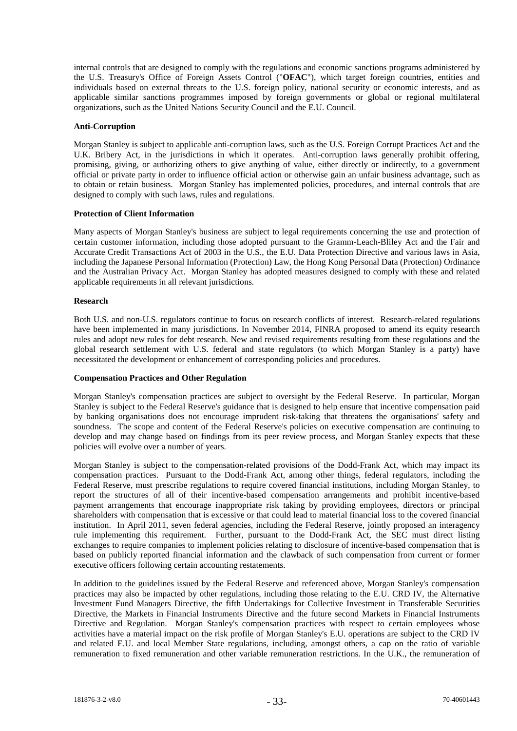internal controls that are designed to comply with the regulations and economic sanctions programs administered by the U.S. Treasury's Office of Foreign Assets Control ("**OFAC**"), which target foreign countries, entities and individuals based on external threats to the U.S. foreign policy, national security or economic interests, and as applicable similar sanctions programmes imposed by foreign governments or global or regional multilateral organizations, such as the United Nations Security Council and the E.U. Council.

**Anti-Corruption**

Morgan Stanley is subject to applicable anti-corruption laws, such as the U.S. Foreign Corrupt Practices Act and the U.K. Bribery Act, in the jurisdictions in which it operates. Anti-corruption laws generally prohibit offering, promising, giving, or authorizing others to give anything of value, either directly or indirectly, to a government official or private party in order to influence official action or otherwise gain an unfair business advantage, such as to obtain or retain business. Morgan Stanley has implemented policies, procedures, and internal controls that are designed to comply with such laws, rules and regulations.

**Protection of Client Information**

Many aspects of Morgan Stanley's business are subject to legal requirements concerning the use and protection of certain customer information, including those adopted pursuant to the Gramm-Leach-Bliley Act and the Fair and Accurate Credit Transactions Act of 2003 in the U.S., the E.U. Data Protection Directive and various laws in Asia, including the Japanese Personal Information (Protection) Law, the Hong Kong Personal Data (Protection) Ordinance and the Australian Privacy Act. Morgan Stanley has adopted measures designed to comply with these and related applicable requirements in all relevant jurisdictions.

**Research**

Both U.S. and non-U.S. regulators continue to focus on research conflicts of interest. Research-related regulations have been implemented in many jurisdictions. In November 2014, FINRA proposed to amend its equity research rules and adopt new rules for debt research. New and revised requirements resulting from these regulations and the global research settlement with U.S. federal and state regulators (to which Morgan Stanley is a party) have necessitated the development or enhancement of corresponding policies and procedures.

**Compensation Practices and Other Regulation**

Morgan Stanley's compensation practices are subject to oversight by the Federal Reserve. In particular, Morgan Stanley is subject to the Federal Reserve's guidance that is designed to help ensure that incentive compensation paid by banking organisations does not encourage imprudent risk-taking that threatens the organisations' safety and soundness. The scope and content of the Federal Reserve's policies on executive compensation are continuing to develop and may change based on findings from its peer review process, and Morgan Stanley expects that these policies will evolve over a number of years.

Morgan Stanley is subject to the compensation-related provisions of the Dodd-Frank Act, which may impact its compensation practices. Pursuant to the Dodd-Frank Act, among other things, federal regulators, including the Federal Reserve, must prescribe regulations to require covered financial institutions, including Morgan Stanley, to report the structures of all of their incentive-based compensation arrangements and prohibit incentive-based payment arrangements that encourage inappropriate risk taking by providing employees, directors or principal shareholders with compensation that is excessive or that could lead to material financial loss to the covered financial institution. In April 2011, seven federal agencies, including the Federal Reserve, jointly proposed an interagency rule implementing this requirement. Further, pursuant to the Dodd-Frank Act, the SEC must direct listing exchanges to require companies to implement policies relating to disclosure of incentive-based compensation that is based on publicly reported financial information and the clawback of such compensation from current or former executive officers following certain accounting restatements.

In addition to the guidelines issued by the Federal Reserve and referenced above, Morgan Stanley's compensation practices may also be impacted by other regulations, including those relating to the E.U. CRD IV, the Alternative Investment Fund Managers Directive, the fifth Undertakings for Collective Investment in Transferable Securities Directive, the Markets in Financial Instruments Directive and the future second Markets in Financial Instruments Directive and Regulation. Morgan Stanley's compensation practices with respect to certain employees whose activities have a material impact on the risk profile of Morgan Stanley's E.U. operations are subject to the CRD IV and related E.U. and local Member State regulations, including, amongst others, a cap on the ratio of variable remuneration to fixed remuneration and other variable remuneration restrictions. In the U.K., the remuneration of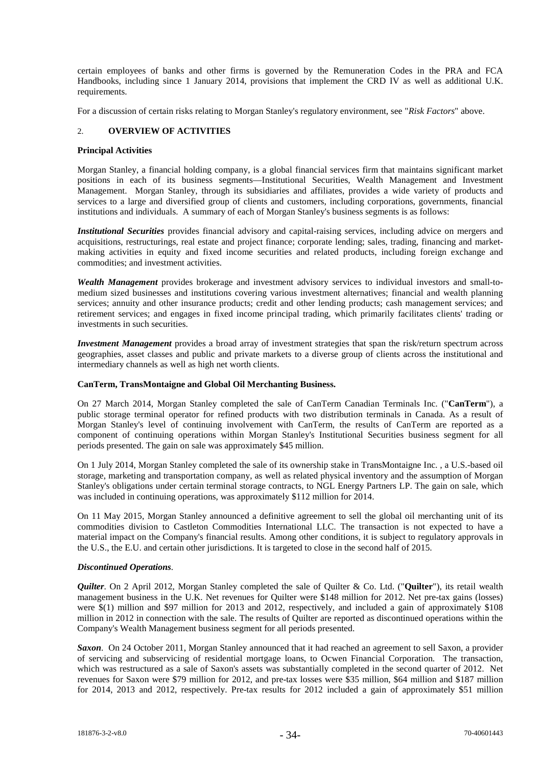certain employees of banks and other firms is governed by the Remuneration Codes in the PRA and FCA Handbooks, including since 1 January 2014, provisions that implement the CRD IV as well as additional U.K. requirements.

For a discussion of certain risks relating to Morgan Stanley's regulatory environment, see "*Risk Factors*" above.

## 2. OVERVIEW OF ACTIVITIES

### Principal Activities

Morgan Stanley, a financial holding company, is a global financial services firm that maintains significant market positions in each of its business segments—Institutional Securities, Wealth Management and Investment Management. Morgan Stanley, through its subsidiaries and affiliates, provides a wide variety of products and services to a large and diversified group of clients and customers, including corporations, governments, financial institutions and individuals. A summary of each of Morgan Stanley's business segments is as follows:

***Institutional Securities*** provides financial advisory and capital-raising services, including advice on mergers and acquisitions, restructurings, real estate and project finance; corporate lending; sales, trading, financing and market-making activities in equity and fixed income securities and related products, including foreign exchange and commodities; and investment activities.

***Wealth Management*** provides brokerage and investment advisory services to individual investors and small-to-medium sized businesses and institutions covering various investment alternatives; financial and wealth planning services; annuity and other insurance products; credit and other lending products; cash management services; and retirement services; and engages in fixed income principal trading, which primarily facilitates clients' trading or investments in such securities.

***Investment Management*** provides a broad array of investment strategies that span the risk/return spectrum across geographies, asset classes and public and private markets to a diverse group of clients across the institutional and intermediary channels as well as high net worth clients.

### CanTerm, TransMontaigne and Global Oil Merchanting Business.

On 27 March 2014, Morgan Stanley completed the sale of CanTerm Canadian Terminals Inc. ("**CanTerm**"), a public storage terminal operator for refined products with two distribution terminals in Canada. As a result of Morgan Stanley's level of continuing involvement with CanTerm, the results of CanTerm are reported as a component of continuing operations within Morgan Stanley's Institutional Securities business segment for all periods presented. The gain on sale was approximately $45 million.

On 1 July 2014, Morgan Stanley completed the sale of its ownership stake in TransMontaigne Inc. , a U.S.-based oil storage, marketing and transportation company, as well as related physical inventory and the assumption of Morgan Stanley's obligations under certain terminal storage contracts, to NGL Energy Partners LP. The gain on sale, which was included in continuing operations, was approximately $112 million for 2014.

On 11 May 2015, Morgan Stanley announced a definitive agreement to sell the global oil merchanting unit of its commodities division to Castleton Commodities International LLC. The transaction is not expected to have a material impact on the Company's financial results. Among other conditions, it is subject to regulatory approvals in the U.S., the E.U. and certain other jurisdictions. It is targeted to close in the second half of 2015.

### *Discontinued Operations*.

***Quilter***. On 2 April 2012, Morgan Stanley completed the sale of Quilter & Co. Ltd. ("**Quilter**"), its retail wealth management business in the U.K. Net revenues for Quilter were $148 million for 2012. Net pre-tax gains (losses) were $(1) million and $97 million for 2013 and 2012, respectively, and included a gain of approximately $108 million in 2012 in connection with the sale. The results of Quilter are reported as discontinued operations within the Company's Wealth Management business segment for all periods presented.

***Saxon***. On 24 October 2011, Morgan Stanley announced that it had reached an agreement to sell Saxon, a provider of servicing and subservicing of residential mortgage loans, to Ocwen Financial Corporation. The transaction, which was restructured as a sale of Saxon's assets was substantially completed in the second quarter of 2012. Net revenues for Saxon were $79 million for 2012, and pre-tax losses were $35 million, $64 million and $187 million for 2014, 2013 and 2012, respectively. Pre-tax results for 2012 included a gain of approximately $51 million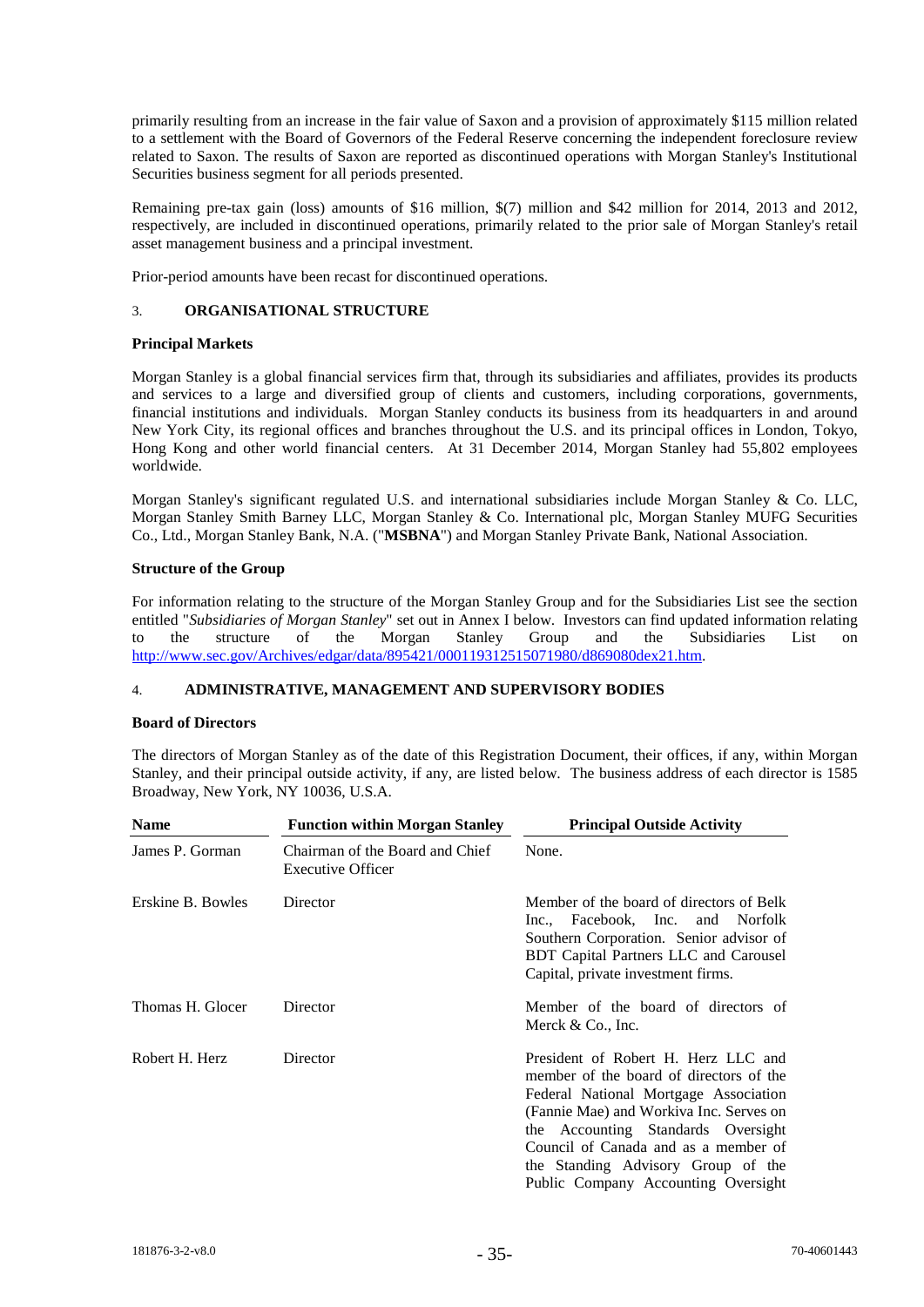primarily resulting from an increase in the fair value of Saxon and a provision of approximately $115 million related to a settlement with the Board of Governors of the Federal Reserve concerning the independent foreclosure review related to Saxon. The results of Saxon are reported as discontinued operations with Morgan Stanley's Institutional Securities business segment for all periods presented.

Remaining pre-tax gain (loss) amounts of $16 million, $(7) million and $42 million for 2014, 2013 and 2012, respectively, are included in discontinued operations, primarily related to the prior sale of Morgan Stanley's retail asset management business and a principal investment.

Prior-period amounts have been recast for discontinued operations.

## 3. ORGANISATIONAL STRUCTURE

### Principal Markets

Morgan Stanley is a global financial services firm that, through its subsidiaries and affiliates, provides its products and services to a large and diversified group of clients and customers, including corporations, governments, financial institutions and individuals. Morgan Stanley conducts its business from its headquarters in and around New York City, its regional offices and branches throughout the U.S. and its principal offices in London, Tokyo, Hong Kong and other world financial centers. At 31 December 2014, Morgan Stanley had 55,802 employees worldwide.

Morgan Stanley's significant regulated U.S. and international subsidiaries include Morgan Stanley & Co. LLC, Morgan Stanley Smith Barney LLC, Morgan Stanley & Co. International plc, Morgan Stanley MUFG Securities Co., Ltd., Morgan Stanley Bank, N.A. ("**MSBNA**") and Morgan Stanley Private Bank, National Association.

### Structure of the Group

For information relating to the structure of the Morgan Stanley Group and for the Subsidiaries List see the section entitled "*Subsidiaries of Morgan Stanley*" set out in Annex I below. Investors can find updated information relating to the structure of the Morgan Stanley Group and the Subsidiaries List on http://www.sec.gov/Archives/edgar/data/895421/000119312515071980/d869080dex21.htm.

## 4. ADMINISTRATIVE, MANAGEMENT AND SUPERVISORY BODIES

### Board of Directors

The directors of Morgan Stanley as of the date of this Registration Document, their offices, if any, within Morgan Stanley, and their principal outside activity, if any, are listed below. The business address of each director is 1585 Broadway, New York, NY 10036, U.S.A.

| Name | Function within Morgan Stanley | Principal Outside Activity |
|---|---|---|
| James P. Gorman | Chairman of the Board and Chief Executive Officer | None. |
| Erskine B. Bowles | Director | Member of the board of directors of Belk Inc., Facebook, Inc. and Norfolk Southern Corporation. Senior advisor of BDT Capital Partners LLC and Carousel Capital, private investment firms. |
| Thomas H. Glocer | Director | Member of the board of directors of Merck & Co., Inc. |
| Robert H. Herz | Director | President of Robert H. Herz LLC and member of the board of directors of the Federal National Mortgage Association (Fannie Mae) and Workiva Inc. Serves on the Accounting Standards Oversight Council of Canada and as a member of the Standing Advisory Group of the Public Company Accounting Oversight |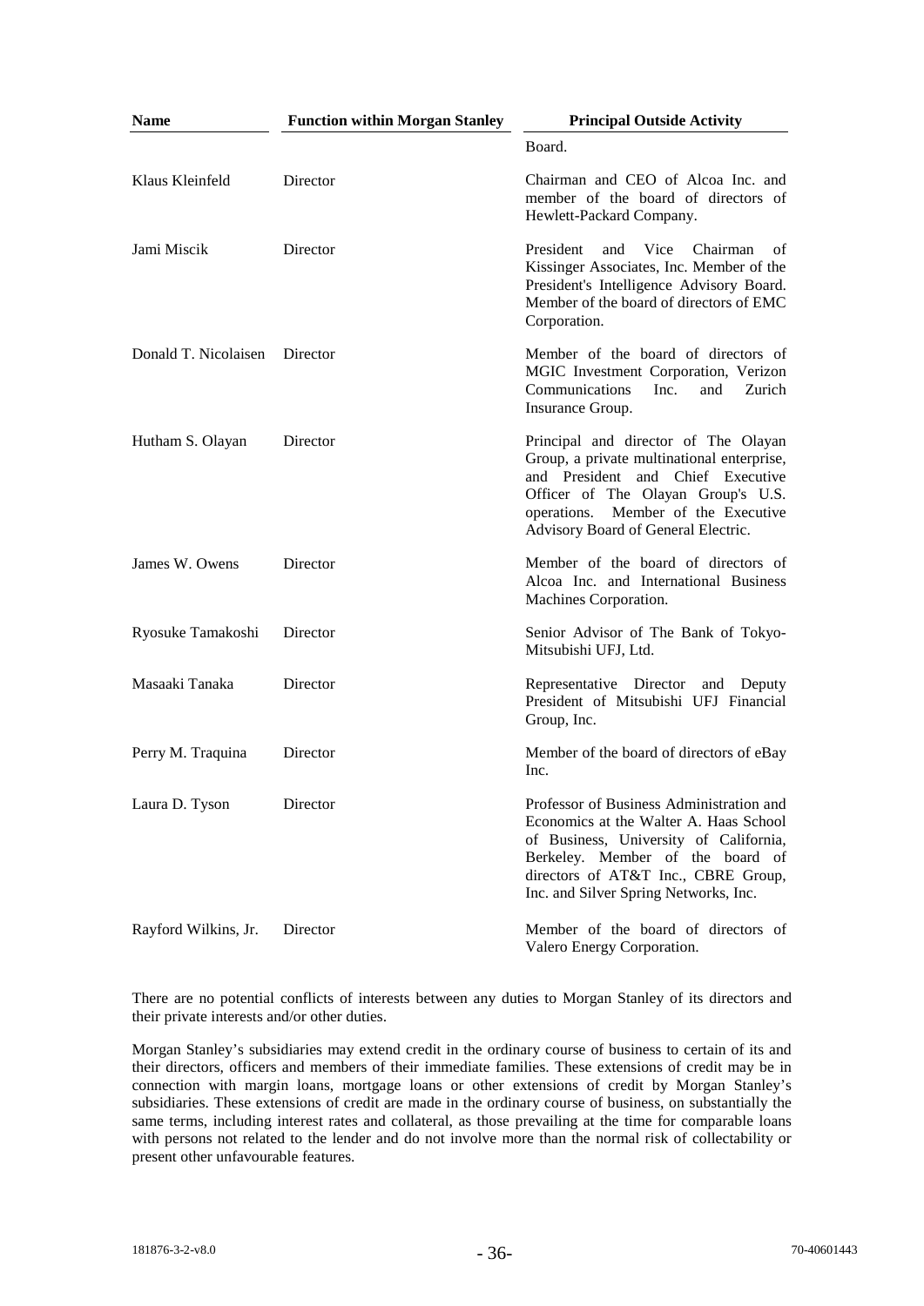| Name | Function within Morgan Stanley | Principal Outside Activity |
|---|---|---|
| | | Board. |
| Klaus Kleinfeld | Director | Chairman and CEO of Alcoa Inc. and member of the board of directors of Hewlett-Packard Company. |
| Jami Miscik | Director | President and Vice Chairman of Kissinger Associates, Inc. Member of the President's Intelligence Advisory Board. Member of the board of directors of EMC Corporation. |
| Donald T. Nicolaisen | Director | Member of the board of directors of MGIC Investment Corporation, Verizon Communications Inc. and Zurich Insurance Group. |
| Hutham S. Olayan | Director | Principal and director of The Olayan Group, a private multinational enterprise, and President and Chief Executive Officer of The Olayan Group's U.S. operations. Member of the Executive Advisory Board of General Electric. |
| James W. Owens | Director | Member of the board of directors of Alcoa Inc. and International Business Machines Corporation. |
| Ryosuke Tamakoshi | Director | Senior Advisor of The Bank of Tokyo-Mitsubishi UFJ, Ltd. |
| Masaaki Tanaka | Director | Representative Director and Deputy President of Mitsubishi UFJ Financial Group, Inc. |
| Perry M. Traquina | Director | Member of the board of directors of eBay Inc. |
| Laura D. Tyson | Director | Professor of Business Administration and Economics at the Walter A. Haas School of Business, University of California, Berkeley. Member of the board of directors of AT&T Inc., CBRE Group, Inc. and Silver Spring Networks, Inc. |
| Rayford Wilkins, Jr. | Director | Member of the board of directors of Valero Energy Corporation. |

There are no potential conflicts of interests between any duties to Morgan Stanley of its directors and their private interests and/or other duties.

Morgan Stanley's subsidiaries may extend credit in the ordinary course of business to certain of its and their directors, officers and members of their immediate families. These extensions of credit may be in connection with margin loans, mortgage loans or other extensions of credit by Morgan Stanley's subsidiaries. These extensions of credit are made in the ordinary course of business, on substantially the same terms, including interest rates and collateral, as those prevailing at the time for comparable loans with persons not related to the lender and do not involve more than the normal risk of collectability or present other unfavourable features.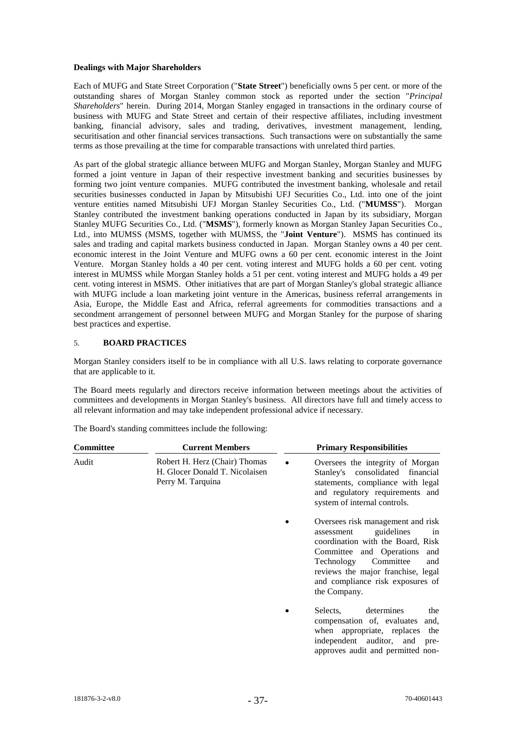**Dealings with Major Shareholders**

Each of MUFG and State Street Corporation ("**State Street**") beneficially owns 5 per cent. or more of the outstanding shares of Morgan Stanley common stock as reported under the section "*Principal Shareholders*" herein. During 2014, Morgan Stanley engaged in transactions in the ordinary course of business with MUFG and State Street and certain of their respective affiliates, including investment banking, financial advisory, sales and trading, derivatives, investment management, lending, securitisation and other financial services transactions. Such transactions were on substantially the same terms as those prevailing at the time for comparable transactions with unrelated third parties.

As part of the global strategic alliance between MUFG and Morgan Stanley, Morgan Stanley and MUFG formed a joint venture in Japan of their respective investment banking and securities businesses by forming two joint venture companies. MUFG contributed the investment banking, wholesale and retail securities businesses conducted in Japan by Mitsubishi UFJ Securities Co., Ltd. into one of the joint venture entities named Mitsubishi UFJ Morgan Stanley Securities Co., Ltd. ("**MUMSS**"). Morgan Stanley contributed the investment banking operations conducted in Japan by its subsidiary, Morgan Stanley MUFG Securities Co., Ltd. ("**MSMS**"), formerly known as Morgan Stanley Japan Securities Co., Ltd., into MUMSS (MSMS, together with MUMSS, the "**Joint Venture**"). MSMS has continued its sales and trading and capital markets business conducted in Japan. Morgan Stanley owns a 40 per cent. economic interest in the Joint Venture and MUFG owns a 60 per cent. economic interest in the Joint Venture. Morgan Stanley holds a 40 per cent. voting interest and MUFG holds a 60 per cent. voting interest in MUMSS while Morgan Stanley holds a 51 per cent. voting interest and MUFG holds a 49 per cent. voting interest in MSMS. Other initiatives that are part of Morgan Stanley's global strategic alliance with MUFG include a loan marketing joint venture in the Americas, business referral arrangements in Asia, Europe, the Middle East and Africa, referral agreements for commodities transactions and a secondment arrangement of personnel between MUFG and Morgan Stanley for the purpose of sharing best practices and expertise.

## 5. BOARD PRACTICES

Morgan Stanley considers itself to be in compliance with all U.S. laws relating to corporate governance that are applicable to it.

The Board meets regularly and directors receive information between meetings about the activities of committees and developments in Morgan Stanley's business. All directors have full and timely access to all relevant information and may take independent professional advice if necessary.

The Board's standing committees include the following:

| Committee | Current Members | Primary Responsibilities |
|---|---|---|
| Audit | Robert H. Herz (Chair) Thomas H. Glocer Donald T. Nicolaisen Perry M. Tarquina | • Oversees the integrity of Morgan Stanley's consolidated financial statements, compliance with legal and regulatory requirements and system of internal controls. |
| | | • Oversees risk management and risk assessment guidelines in coordination with the Board, Risk Committee and Operations and Technology Committee and reviews the major franchise, legal and compliance risk exposures of the Company. |
| | | • Selects, determines the compensation of, evaluates and, when appropriate, replaces the independent auditor, and pre-approves audit and permitted non- |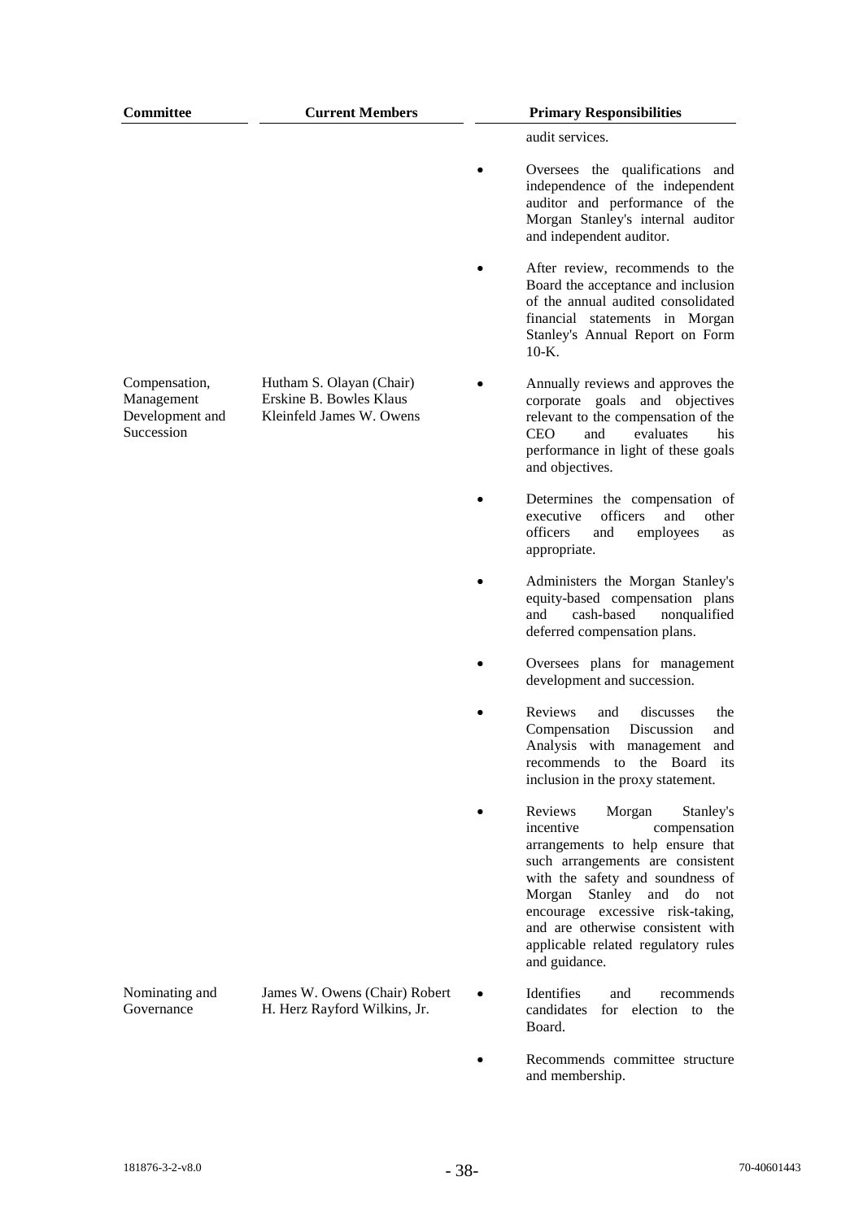| Committee | Current Members | Primary Responsibilities |
| --- | --- | --- |
| | | audit services.<br><br>• Oversees the qualifications and independence of the independent auditor and performance of the Morgan Stanley's internal auditor and independent auditor.<br><br>• After review, recommends to the Board the acceptance and inclusion of the annual audited consolidated financial statements in Morgan Stanley's Annual Report on Form 10-K. |
| Compensation, Management Development and Succession | Hutham S. Olayan (Chair) Erskine B. Bowles Klaus Kleinfeld James W. Owens | • Annually reviews and approves the corporate goals and objectives relevant to the compensation of the CEO and evaluates his performance in light of these goals and objectives.<br><br>• Determines the compensation of executive officers and other officers and employees as appropriate.<br><br>• Administers the Morgan Stanley's equity-based compensation plans and cash-based nonqualified deferred compensation plans.<br><br>• Oversees plans for management development and succession.<br><br>• Reviews and discusses the Compensation Discussion and Analysis with management and recommends to the Board its inclusion in the proxy statement.<br><br>• Reviews Morgan Stanley's incentive compensation arrangements to help ensure that such arrangements are consistent with the safety and soundness of Morgan Stanley and do not encourage excessive risk-taking, and are otherwise consistent with applicable related regulatory rules and guidance. |
| Nominating and Governance | James W. Owens (Chair) Robert H. Herz Rayford Wilkins, Jr. | • Identifies and recommends candidates for election to the Board.<br><br>• Recommends committee structure and membership. |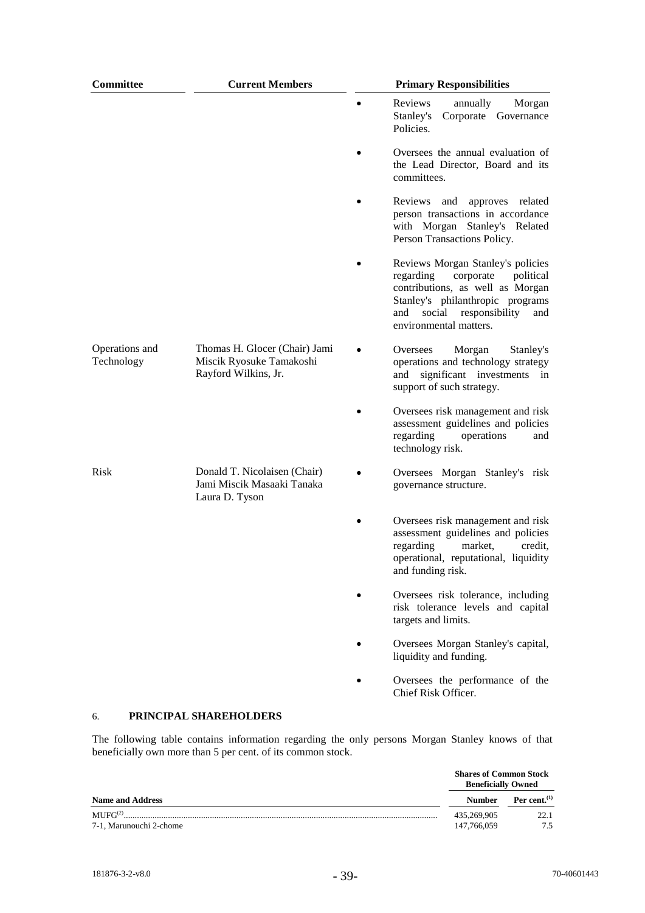| Committee | Current Members | Primary Responsibilities |
|---|---|---|
| | | • Reviews annually Morgan Stanley's Corporate Governance Policies.<br>• Oversees the annual evaluation of the Lead Director, Board and its committees.<br>• Reviews and approves related person transactions in accordance with Morgan Stanley's Related Person Transactions Policy.<br>• Reviews Morgan Stanley's policies regarding corporate political contributions, as well as Morgan Stanley's philanthropic programs and social responsibility and environmental matters. |
| Operations and Technology | Thomas H. Glocer (Chair) Jami Miscik Ryosuke Tamakoshi Rayford Wilkins, Jr. | • Oversees Morgan Stanley's operations and technology strategy and significant investments in support of such strategy.<br>• Oversees risk management and risk assessment guidelines and policies regarding operations and technology risk. |
| Risk | Donald T. Nicolaisen (Chair) Jami Miscik Masaaki Tanaka Laura D. Tyson | • Oversees Morgan Stanley's risk governance structure.<br>• Oversees risk management and risk assessment guidelines and policies regarding market, credit, operational, reputational, liquidity and funding risk.<br>• Oversees risk tolerance, including risk tolerance levels and capital targets and limits.<br>• Oversees Morgan Stanley's capital, liquidity and funding.<br>• Oversees the performance of the Chief Risk Officer. |

## 6. PRINCIPAL SHAREHOLDERS

The following table contains information regarding the only persons Morgan Stanley knows of that beneficially own more than 5 per cent. of its common stock.

| | Shares of Common Stock Beneficially Owned | |
|---|---|---|
| **Name and Address** | **Number** | **Per cent.[(1)]** |
| MUFG[(2)]............ | 435,269,905 | 22.1 |
| 7-1, Marunouchi 2-chome | 147,766,059 | 7.5 |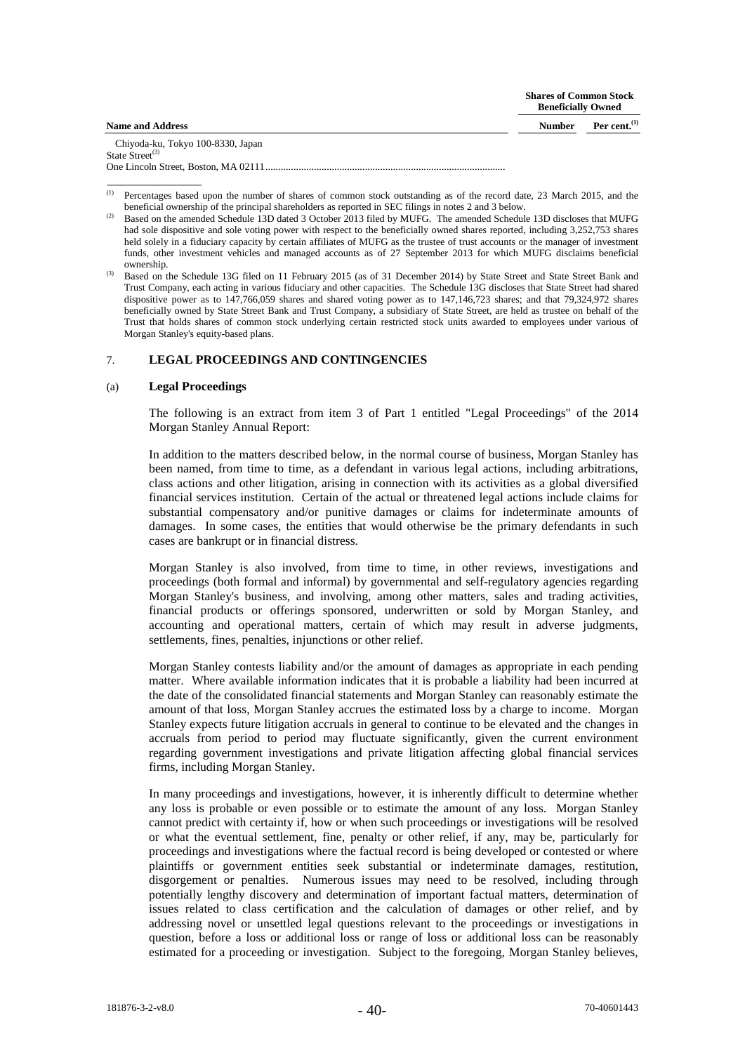| Name and Address | Shares of Common Stock Beneficially Owned | |
|---|---|---|
| | Number | Per cent.[(1)] |
| Chiyoda-ku, Tokyo 100-8330, Japan | | |
| State Street[(3)] One Lincoln Street, Boston, MA 02111 | | |

(1) Percentages based upon the number of shares of common stock outstanding as of the record date, 23 March 2015, and the beneficial ownership of the principal shareholders as reported in SEC filings in notes 2 and 3 below.

(2) Based on the amended Schedule 13D dated 3 October 2013 filed by MUFG. The amended Schedule 13D discloses that MUFG had sole dispositive and sole voting power with respect to the beneficially owned shares reported, including 3,252,753 shares held solely in a fiduciary capacity by certain affiliates of MUFG as the trustee of trust accounts or the manager of investment funds, other investment vehicles and managed accounts as of 27 September 2013 for which MUFG disclaims beneficial ownership.

(3) Based on the Schedule 13G filed on 11 February 2015 (as of 31 December 2014) by State Street and State Street Bank and Trust Company, each acting in various fiduciary and other capacities. The Schedule 13G discloses that State Street had shared dispositive power as to 147,766,059 shares and shared voting power as to 147,146,723 shares; and that 79,324,972 shares beneficially owned by State Street Bank and Trust Company, a subsidiary of State Street, are held as trustee on behalf of the Trust that holds shares of common stock underlying certain restricted stock units awarded to employees under various of Morgan Stanley's equity-based plans.

## 7. LEGAL PROCEEDINGS AND CONTINGENCIES

### (a) Legal Proceedings

The following is an extract from item 3 of Part 1 entitled "Legal Proceedings" of the 2014 Morgan Stanley Annual Report:

In addition to the matters described below, in the normal course of business, Morgan Stanley has been named, from time to time, as a defendant in various legal actions, including arbitrations, class actions and other litigation, arising in connection with its activities as a global diversified financial services institution. Certain of the actual or threatened legal actions include claims for substantial compensatory and/or punitive damages or claims for indeterminate amounts of damages. In some cases, the entities that would otherwise be the primary defendants in such cases are bankrupt or in financial distress.

Morgan Stanley is also involved, from time to time, in other reviews, investigations and proceedings (both formal and informal) by governmental and self-regulatory agencies regarding Morgan Stanley's business, and involving, among other matters, sales and trading activities, financial products or offerings sponsored, underwritten or sold by Morgan Stanley, and accounting and operational matters, certain of which may result in adverse judgments, settlements, fines, penalties, injunctions or other relief.

Morgan Stanley contests liability and/or the amount of damages as appropriate in each pending matter. Where available information indicates that it is probable a liability had been incurred at the date of the consolidated financial statements and Morgan Stanley can reasonably estimate the amount of that loss, Morgan Stanley accrues the estimated loss by a charge to income. Morgan Stanley expects future litigation accruals in general to continue to be elevated and the changes in accruals from period to period may fluctuate significantly, given the current environment regarding government investigations and private litigation affecting global financial services firms, including Morgan Stanley.

In many proceedings and investigations, however, it is inherently difficult to determine whether any loss is probable or even possible or to estimate the amount of any loss. Morgan Stanley cannot predict with certainty if, how or when such proceedings or investigations will be resolved or what the eventual settlement, fine, penalty or other relief, if any, may be, particularly for proceedings and investigations where the factual record is being developed or contested or where plaintiffs or government entities seek substantial or indeterminate damages, restitution, disgorgement or penalties. Numerous issues may need to be resolved, including through potentially lengthy discovery and determination of important factual matters, determination of issues related to class certification and the calculation of damages or other relief, and by addressing novel or unsettled legal questions relevant to the proceedings or investigations in question, before a loss or additional loss or range of loss or additional loss can be reasonably estimated for a proceeding or investigation. Subject to the foregoing, Morgan Stanley believes,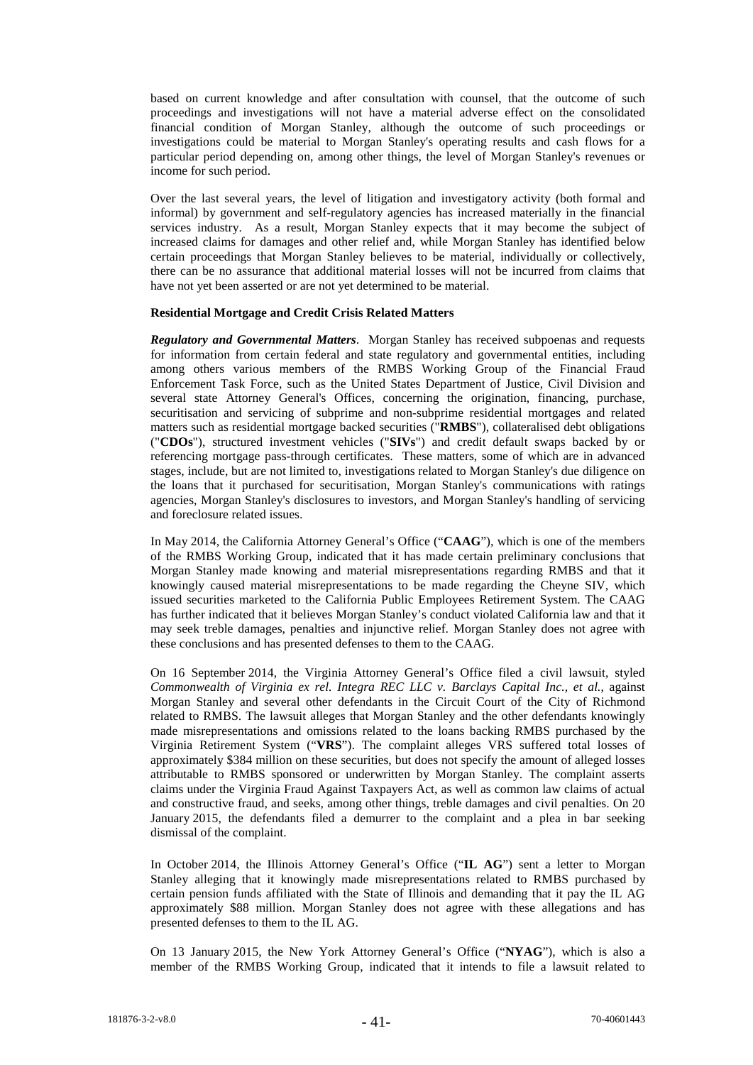based on current knowledge and after consultation with counsel, that the outcome of such proceedings and investigations will not have a material adverse effect on the consolidated financial condition of Morgan Stanley, although the outcome of such proceedings or investigations could be material to Morgan Stanley's operating results and cash flows for a particular period depending on, among other things, the level of Morgan Stanley's revenues or income for such period.

Over the last several years, the level of litigation and investigatory activity (both formal and informal) by government and self-regulatory agencies has increased materially in the financial services industry. As a result, Morgan Stanley expects that it may become the subject of increased claims for damages and other relief and, while Morgan Stanley has identified below certain proceedings that Morgan Stanley believes to be material, individually or collectively, there can be no assurance that additional material losses will not be incurred from claims that have not yet been asserted or are not yet determined to be material.

**Residential Mortgage and Credit Crisis Related Matters**

***Regulatory and Governmental Matters***. Morgan Stanley has received subpoenas and requests for information from certain federal and state regulatory and governmental entities, including among others various members of the RMBS Working Group of the Financial Fraud Enforcement Task Force, such as the United States Department of Justice, Civil Division and several state Attorney General's Offices, concerning the origination, financing, purchase, securitisation and servicing of subprime and non-subprime residential mortgages and related matters such as residential mortgage backed securities ("**RMBS**"), collateralised debt obligations ("**CDOs**"), structured investment vehicles ("**SIVs**") and credit default swaps backed by or referencing mortgage pass-through certificates. These matters, some of which are in advanced stages, include, but are not limited to, investigations related to Morgan Stanley's due diligence on the loans that it purchased for securitisation, Morgan Stanley's communications with ratings agencies, Morgan Stanley's disclosures to investors, and Morgan Stanley's handling of servicing and foreclosure related issues.

In May 2014, the California Attorney General's Office ("**CAAG**"), which is one of the members of the RMBS Working Group, indicated that it has made certain preliminary conclusions that Morgan Stanley made knowing and material misrepresentations regarding RMBS and that it knowingly caused material misrepresentations to be made regarding the Cheyne SIV, which issued securities marketed to the California Public Employees Retirement System. The CAAG has further indicated that it believes Morgan Stanley's conduct violated California law and that it may seek treble damages, penalties and injunctive relief. Morgan Stanley does not agree with these conclusions and has presented defenses to them to the CAAG.

On 16 September 2014, the Virginia Attorney General's Office filed a civil lawsuit, styled *Commonwealth of Virginia ex rel. Integra REC LLC v. Barclays Capital Inc., et al.*, against Morgan Stanley and several other defendants in the Circuit Court of the City of Richmond related to RMBS. The lawsuit alleges that Morgan Stanley and the other defendants knowingly made misrepresentations and omissions related to the loans backing RMBS purchased by the Virginia Retirement System ("**VRS**"). The complaint alleges VRS suffered total losses of approximately $384 million on these securities, but does not specify the amount of alleged losses attributable to RMBS sponsored or underwritten by Morgan Stanley. The complaint asserts claims under the Virginia Fraud Against Taxpayers Act, as well as common law claims of actual and constructive fraud, and seeks, among other things, treble damages and civil penalties. On 20 January 2015, the defendants filed a demurrer to the complaint and a plea in bar seeking dismissal of the complaint.

In October 2014, the Illinois Attorney General's Office ("**IL AG**") sent a letter to Morgan Stanley alleging that it knowingly made misrepresentations related to RMBS purchased by certain pension funds affiliated with the State of Illinois and demanding that it pay the IL AG approximately $88 million. Morgan Stanley does not agree with these allegations and has presented defenses to them to the IL AG.

On 13 January 2015, the New York Attorney General's Office ("**NYAG**"), which is also a member of the RMBS Working Group, indicated that it intends to file a lawsuit related to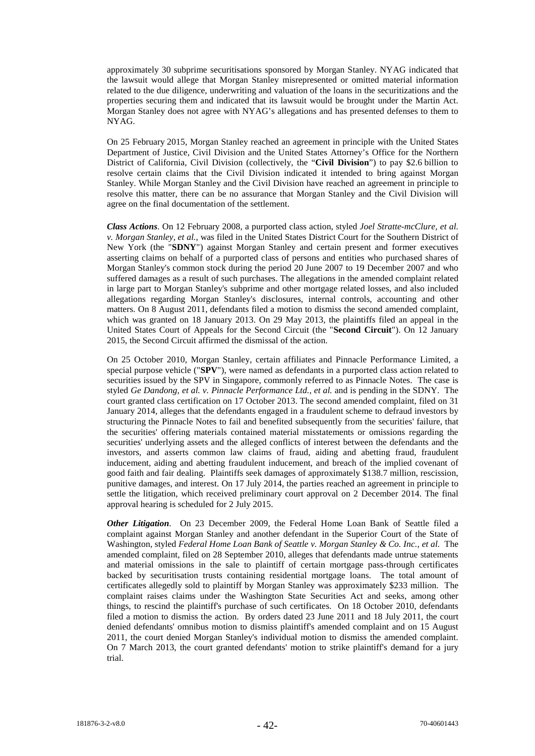approximately 30 subprime securitisations sponsored by Morgan Stanley. NYAG indicated that the lawsuit would allege that Morgan Stanley misrepresented or omitted material information related to the due diligence, underwriting and valuation of the loans in the securitizations and the properties securing them and indicated that its lawsuit would be brought under the Martin Act. Morgan Stanley does not agree with NYAG's allegations and has presented defenses to them to NYAG.

On 25 February 2015, Morgan Stanley reached an agreement in principle with the United States Department of Justice, Civil Division and the United States Attorney's Office for the Northern District of California, Civil Division (collectively, the "**Civil Division**") to pay $2.6 billion to resolve certain claims that the Civil Division indicated it intended to bring against Morgan Stanley. While Morgan Stanley and the Civil Division have reached an agreement in principle to resolve this matter, there can be no assurance that Morgan Stanley and the Civil Division will agree on the final documentation of the settlement.

***Class Actions***. On 12 February 2008, a purported class action, styled *Joel Stratte-mcClure, et al. v. Morgan Stanley, et al.*, was filed in the United States District Court for the Southern District of New York (the "**SDNY**") against Morgan Stanley and certain present and former executives asserting claims on behalf of a purported class of persons and entities who purchased shares of Morgan Stanley's common stock during the period 20 June 2007 to 19 December 2007 and who suffered damages as a result of such purchases. The allegations in the amended complaint related in large part to Morgan Stanley's subprime and other mortgage related losses, and also included allegations regarding Morgan Stanley's disclosures, internal controls, accounting and other matters. On 8 August 2011, defendants filed a motion to dismiss the second amended complaint, which was granted on 18 January 2013. On 29 May 2013, the plaintiffs filed an appeal in the United States Court of Appeals for the Second Circuit (the "**Second Circuit**"). On 12 January 2015, the Second Circuit affirmed the dismissal of the action.

On 25 October 2010, Morgan Stanley, certain affiliates and Pinnacle Performance Limited, a special purpose vehicle ("**SPV**"), were named as defendants in a purported class action related to securities issued by the SPV in Singapore, commonly referred to as Pinnacle Notes. The case is styled *Ge Dandong, et al. v. Pinnacle Performance Ltd., et al.* and is pending in the SDNY. The court granted class certification on 17 October 2013. The second amended complaint, filed on 31 January 2014, alleges that the defendants engaged in a fraudulent scheme to defraud investors by structuring the Pinnacle Notes to fail and benefited subsequently from the securities' failure, that the securities' offering materials contained material misstatements or omissions regarding the securities' underlying assets and the alleged conflicts of interest between the defendants and the investors, and asserts common law claims of fraud, aiding and abetting fraud, fraudulent inducement, aiding and abetting fraudulent inducement, and breach of the implied covenant of good faith and fair dealing. Plaintiffs seek damages of approximately $138.7 million, rescission, punitive damages, and interest. On 17 July 2014, the parties reached an agreement in principle to settle the litigation, which received preliminary court approval on 2 December 2014. The final approval hearing is scheduled for 2 July 2015.

***Other Litigation***. On 23 December 2009, the Federal Home Loan Bank of Seattle filed a complaint against Morgan Stanley and another defendant in the Superior Court of the State of Washington, styled *Federal Home Loan Bank of Seattle v. Morgan Stanley & Co. Inc., et al.* The amended complaint, filed on 28 September 2010, alleges that defendants made untrue statements and material omissions in the sale to plaintiff of certain mortgage pass-through certificates backed by securitisation trusts containing residential mortgage loans. The total amount of certificates allegedly sold to plaintiff by Morgan Stanley was approximately $233 million. The complaint raises claims under the Washington State Securities Act and seeks, among other things, to rescind the plaintiff's purchase of such certificates. On 18 October 2010, defendants filed a motion to dismiss the action. By orders dated 23 June 2011 and 18 July 2011, the court denied defendants' omnibus motion to dismiss plaintiff's amended complaint and on 15 August 2011, the court denied Morgan Stanley's individual motion to dismiss the amended complaint. On 7 March 2013, the court granted defendants' motion to strike plaintiff's demand for a jury trial.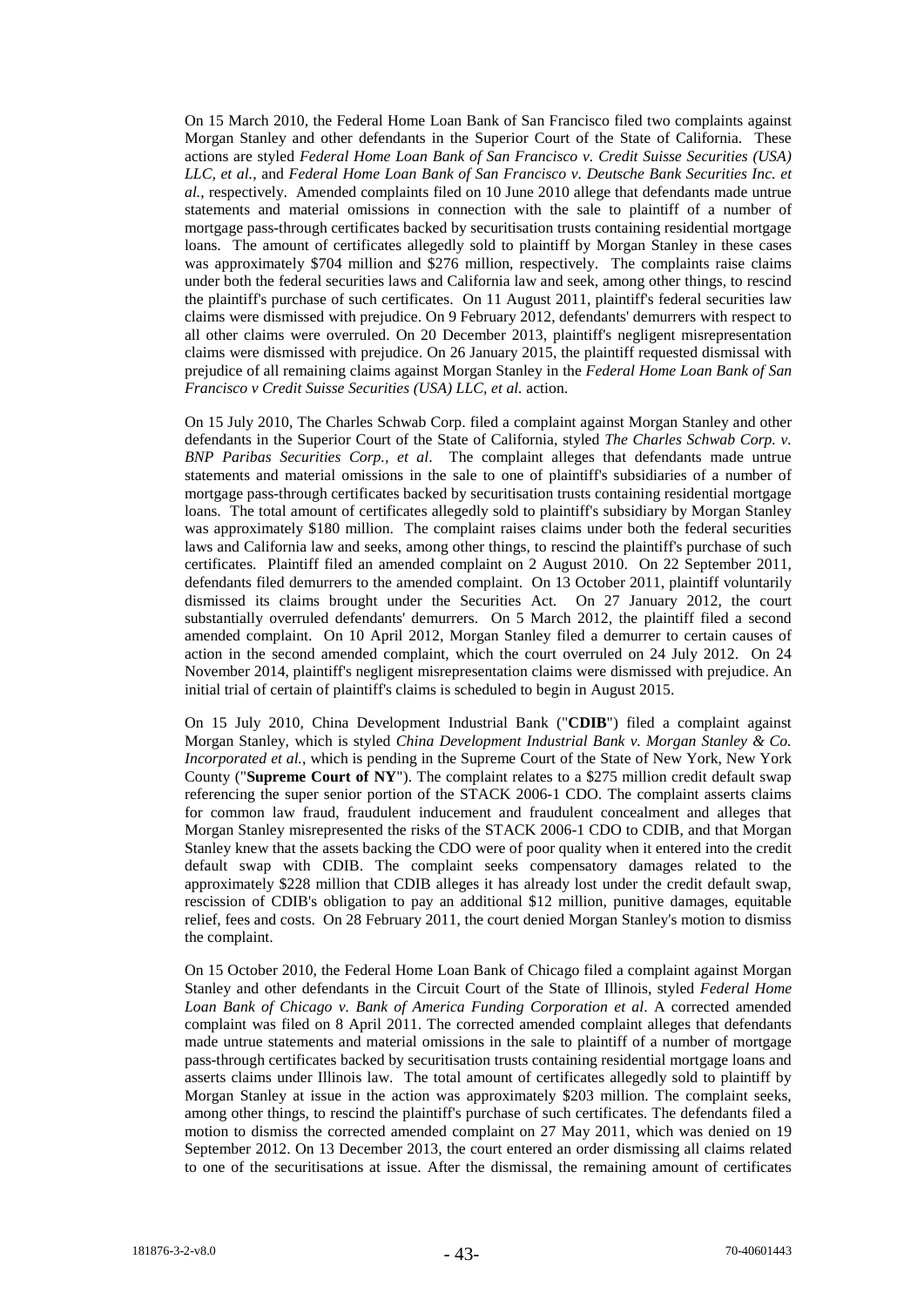On 15 March 2010, the Federal Home Loan Bank of San Francisco filed two complaints against Morgan Stanley and other defendants in the Superior Court of the State of California. These actions are styled *Federal Home Loan Bank of San Francisco v. Credit Suisse Securities (USA) LLC, et al.*, and *Federal Home Loan Bank of San Francisco v. Deutsche Bank Securities Inc. et al.*, respectively. Amended complaints filed on 10 June 2010 allege that defendants made untrue statements and material omissions in connection with the sale to plaintiff of a number of mortgage pass-through certificates backed by securitisation trusts containing residential mortgage loans. The amount of certificates allegedly sold to plaintiff by Morgan Stanley in these cases was approximately $704 million and $276 million, respectively. The complaints raise claims under both the federal securities laws and California law and seek, among other things, to rescind the plaintiff's purchase of such certificates. On 11 August 2011, plaintiff's federal securities law claims were dismissed with prejudice. On 9 February 2012, defendants' demurrers with respect to all other claims were overruled. On 20 December 2013, plaintiff's negligent misrepresentation claims were dismissed with prejudice. On 26 January 2015, the plaintiff requested dismissal with prejudice of all remaining claims against Morgan Stanley in the *Federal Home Loan Bank of San Francisco v Credit Suisse Securities (USA) LLC, et al.* action.

On 15 July 2010, The Charles Schwab Corp. filed a complaint against Morgan Stanley and other defendants in the Superior Court of the State of California, styled *The Charles Schwab Corp. v. BNP Paribas Securities Corp., et al*. The complaint alleges that defendants made untrue statements and material omissions in the sale to one of plaintiff's subsidiaries of a number of mortgage pass-through certificates backed by securitisation trusts containing residential mortgage loans. The total amount of certificates allegedly sold to plaintiff's subsidiary by Morgan Stanley was approximately $180 million. The complaint raises claims under both the federal securities laws and California law and seeks, among other things, to rescind the plaintiff's purchase of such certificates. Plaintiff filed an amended complaint on 2 August 2010. On 22 September 2011, defendants filed demurrers to the amended complaint. On 13 October 2011, plaintiff voluntarily dismissed its claims brought under the Securities Act. On 27 January 2012, the court substantially overruled defendants' demurrers. On 5 March 2012, the plaintiff filed a second amended complaint. On 10 April 2012, Morgan Stanley filed a demurrer to certain causes of action in the second amended complaint, which the court overruled on 24 July 2012. On 24 November 2014, plaintiff's negligent misrepresentation claims were dismissed with prejudice. An initial trial of certain of plaintiff's claims is scheduled to begin in August 2015.

On 15 July 2010, China Development Industrial Bank ("**CDIB**") filed a complaint against Morgan Stanley, which is styled *China Development Industrial Bank v. Morgan Stanley & Co. Incorporated et al.*, which is pending in the Supreme Court of the State of New York, New York County ("**Supreme Court of NY**"). The complaint relates to a $275 million credit default swap referencing the super senior portion of the STACK 2006-1 CDO. The complaint asserts claims for common law fraud, fraudulent inducement and fraudulent concealment and alleges that Morgan Stanley misrepresented the risks of the STACK 2006-1 CDO to CDIB, and that Morgan Stanley knew that the assets backing the CDO were of poor quality when it entered into the credit default swap with CDIB. The complaint seeks compensatory damages related to the approximately $228 million that CDIB alleges it has already lost under the credit default swap, rescission of CDIB's obligation to pay an additional $12 million, punitive damages, equitable relief, fees and costs. On 28 February 2011, the court denied Morgan Stanley's motion to dismiss the complaint.

On 15 October 2010, the Federal Home Loan Bank of Chicago filed a complaint against Morgan Stanley and other defendants in the Circuit Court of the State of Illinois, styled *Federal Home Loan Bank of Chicago v. Bank of America Funding Corporation et al*. A corrected amended complaint was filed on 8 April 2011. The corrected amended complaint alleges that defendants made untrue statements and material omissions in the sale to plaintiff of a number of mortgage pass-through certificates backed by securitisation trusts containing residential mortgage loans and asserts claims under Illinois law. The total amount of certificates allegedly sold to plaintiff by Morgan Stanley at issue in the action was approximately $203 million. The complaint seeks, among other things, to rescind the plaintiff's purchase of such certificates. The defendants filed a motion to dismiss the corrected amended complaint on 27 May 2011, which was denied on 19 September 2012. On 13 December 2013, the court entered an order dismissing all claims related to one of the securitisations at issue. After the dismissal, the remaining amount of certificates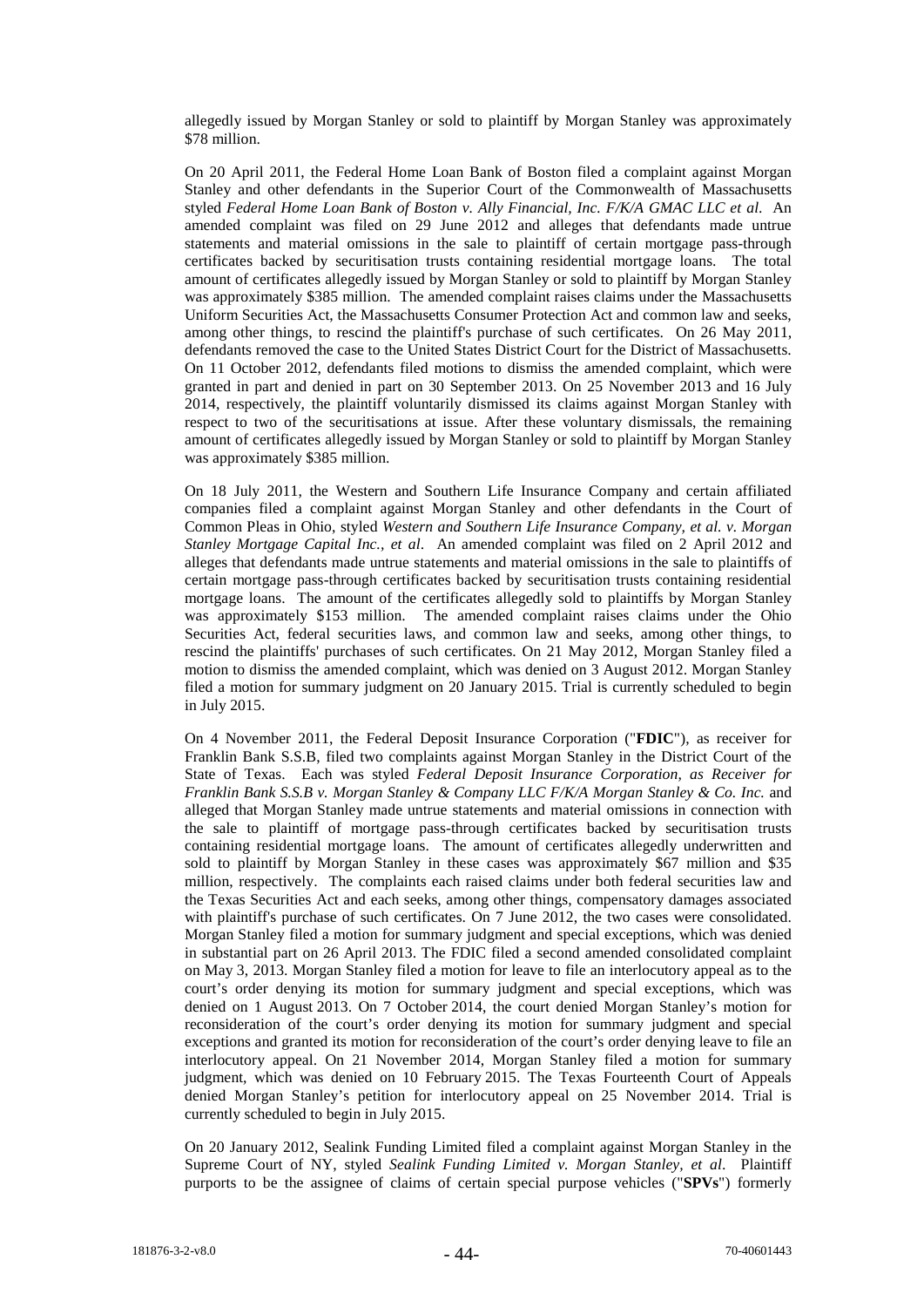allegedly issued by Morgan Stanley or sold to plaintiff by Morgan Stanley was approximately $78 million.

On 20 April 2011, the Federal Home Loan Bank of Boston filed a complaint against Morgan Stanley and other defendants in the Superior Court of the Commonwealth of Massachusetts styled *Federal Home Loan Bank of Boston v. Ally Financial, Inc. F/K/A GMAC LLC et al.* An amended complaint was filed on 29 June 2012 and alleges that defendants made untrue statements and material omissions in the sale to plaintiff of certain mortgage pass-through certificates backed by securitisation trusts containing residential mortgage loans. The total amount of certificates allegedly issued by Morgan Stanley or sold to plaintiff by Morgan Stanley was approximately $385 million. The amended complaint raises claims under the Massachusetts Uniform Securities Act, the Massachusetts Consumer Protection Act and common law and seeks, among other things, to rescind the plaintiff's purchase of such certificates. On 26 May 2011, defendants removed the case to the United States District Court for the District of Massachusetts. On 11 October 2012, defendants filed motions to dismiss the amended complaint, which were granted in part and denied in part on 30 September 2013. On 25 November 2013 and 16 July 2014, respectively, the plaintiff voluntarily dismissed its claims against Morgan Stanley with respect to two of the securitisations at issue. After these voluntary dismissals, the remaining amount of certificates allegedly issued by Morgan Stanley or sold to plaintiff by Morgan Stanley was approximately $385 million.

On 18 July 2011, the Western and Southern Life Insurance Company and certain affiliated companies filed a complaint against Morgan Stanley and other defendants in the Court of Common Pleas in Ohio, styled *Western and Southern Life Insurance Company, et al. v. Morgan Stanley Mortgage Capital Inc., et al*. An amended complaint was filed on 2 April 2012 and alleges that defendants made untrue statements and material omissions in the sale to plaintiffs of certain mortgage pass-through certificates backed by securitisation trusts containing residential mortgage loans. The amount of the certificates allegedly sold to plaintiffs by Morgan Stanley was approximately $153 million. The amended complaint raises claims under the Ohio Securities Act, federal securities laws, and common law and seeks, among other things, to rescind the plaintiffs' purchases of such certificates. On 21 May 2012, Morgan Stanley filed a motion to dismiss the amended complaint, which was denied on 3 August 2012. Morgan Stanley filed a motion for summary judgment on 20 January 2015. Trial is currently scheduled to begin in July 2015.

On 4 November 2011, the Federal Deposit Insurance Corporation ("**FDIC**"), as receiver for Franklin Bank S.S.B, filed two complaints against Morgan Stanley in the District Court of the State of Texas. Each was styled *Federal Deposit Insurance Corporation, as Receiver for Franklin Bank S.S.B v. Morgan Stanley & Company LLC F/K/A Morgan Stanley & Co. Inc.* and alleged that Morgan Stanley made untrue statements and material omissions in connection with the sale to plaintiff of mortgage pass-through certificates backed by securitisation trusts containing residential mortgage loans. The amount of certificates allegedly underwritten and sold to plaintiff by Morgan Stanley in these cases was approximately $67 million and $35 million, respectively. The complaints each raised claims under both federal securities law and the Texas Securities Act and each seeks, among other things, compensatory damages associated with plaintiff's purchase of such certificates. On 7 June 2012, the two cases were consolidated. Morgan Stanley filed a motion for summary judgment and special exceptions, which was denied in substantial part on 26 April 2013. The FDIC filed a second amended consolidated complaint on May 3, 2013. Morgan Stanley filed a motion for leave to file an interlocutory appeal as to the court's order denying its motion for summary judgment and special exceptions, which was denied on 1 August 2013. On 7 October 2014, the court denied Morgan Stanley's motion for reconsideration of the court's order denying its motion for summary judgment and special exceptions and granted its motion for reconsideration of the court's order denying leave to file an interlocutory appeal. On 21 November 2014, Morgan Stanley filed a motion for summary judgment, which was denied on 10 February 2015. The Texas Fourteenth Court of Appeals denied Morgan Stanley's petition for interlocutory appeal on 25 November 2014. Trial is currently scheduled to begin in July 2015.

On 20 January 2012, Sealink Funding Limited filed a complaint against Morgan Stanley in the Supreme Court of NY, styled *Sealink Funding Limited v. Morgan Stanley, et al*. Plaintiff purports to be the assignee of claims of certain special purpose vehicles ("**SPVs**") formerly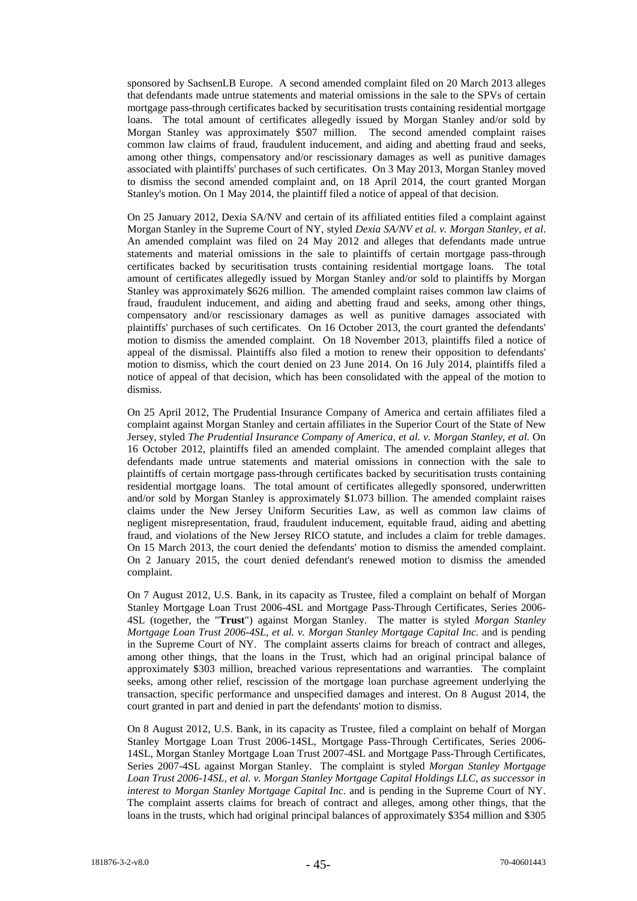sponsored by SachsenLB Europe. A second amended complaint filed on 20 March 2013 alleges that defendants made untrue statements and material omissions in the sale to the SPVs of certain mortgage pass-through certificates backed by securitisation trusts containing residential mortgage loans. The total amount of certificates allegedly issued by Morgan Stanley and/or sold by Morgan Stanley was approximately $507 million. The second amended complaint raises common law claims of fraud, fraudulent inducement, and aiding and abetting fraud and seeks, among other things, compensatory and/or rescissionary damages as well as punitive damages associated with plaintiffs' purchases of such certificates. On 3 May 2013, Morgan Stanley moved to dismiss the second amended complaint and, on 18 April 2014, the court granted Morgan Stanley's motion. On 1 May 2014, the plaintiff filed a notice of appeal of that decision.

On 25 January 2012, Dexia SA/NV and certain of its affiliated entities filed a complaint against Morgan Stanley in the Supreme Court of NY, styled *Dexia SA/NV et al. v. Morgan Stanley, et al*. An amended complaint was filed on 24 May 2012 and alleges that defendants made untrue statements and material omissions in the sale to plaintiffs of certain mortgage pass-through certificates backed by securitisation trusts containing residential mortgage loans. The total amount of certificates allegedly issued by Morgan Stanley and/or sold to plaintiffs by Morgan Stanley was approximately $626 million. The amended complaint raises common law claims of fraud, fraudulent inducement, and aiding and abetting fraud and seeks, among other things, compensatory and/or rescissionary damages as well as punitive damages associated with plaintiffs' purchases of such certificates. On 16 October 2013, the court granted the defendants' motion to dismiss the amended complaint. On 18 November 2013, plaintiffs filed a notice of appeal of the dismissal. Plaintiffs also filed a motion to renew their opposition to defendants' motion to dismiss, which the court denied on 23 June 2014. On 16 July 2014, plaintiffs filed a notice of appeal of that decision, which has been consolidated with the appeal of the motion to dismiss.

On 25 April 2012, The Prudential Insurance Company of America and certain affiliates filed a complaint against Morgan Stanley and certain affiliates in the Superior Court of the State of New Jersey, styled *The Prudential Insurance Company of America, et al. v. Morgan Stanley, et al.* On 16 October 2012, plaintiffs filed an amended complaint. The amended complaint alleges that defendants made untrue statements and material omissions in connection with the sale to plaintiffs of certain mortgage pass-through certificates backed by securitisation trusts containing residential mortgage loans. The total amount of certificates allegedly sponsored, underwritten and/or sold by Morgan Stanley is approximately $1.073 billion. The amended complaint raises claims under the New Jersey Uniform Securities Law, as well as common law claims of negligent misrepresentation, fraud, fraudulent inducement, equitable fraud, aiding and abetting fraud, and violations of the New Jersey RICO statute, and includes a claim for treble damages. On 15 March 2013, the court denied the defendants' motion to dismiss the amended complaint. On 2 January 2015, the court denied defendant's renewed motion to dismiss the amended complaint.

On 7 August 2012, U.S. Bank, in its capacity as Trustee, filed a complaint on behalf of Morgan Stanley Mortgage Loan Trust 2006-4SL and Mortgage Pass-Through Certificates, Series 2006-4SL (together, the "**Trust**") against Morgan Stanley. The matter is styled *Morgan Stanley Mortgage Loan Trust 2006-4SL, et al. v. Morgan Stanley Mortgage Capital Inc.* and is pending in the Supreme Court of NY. The complaint asserts claims for breach of contract and alleges, among other things, that the loans in the Trust, which had an original principal balance of approximately $303 million, breached various representations and warranties. The complaint seeks, among other relief, rescission of the mortgage loan purchase agreement underlying the transaction, specific performance and unspecified damages and interest. On 8 August 2014, the court granted in part and denied in part the defendants' motion to dismiss.

On 8 August 2012, U.S. Bank, in its capacity as Trustee, filed a complaint on behalf of Morgan Stanley Mortgage Loan Trust 2006-14SL, Mortgage Pass-Through Certificates, Series 2006-14SL, Morgan Stanley Mortgage Loan Trust 2007-4SL and Mortgage Pass-Through Certificates, Series 2007-4SL against Morgan Stanley. The complaint is styled *Morgan Stanley Mortgage Loan Trust 2006-14SL, et al. v. Morgan Stanley Mortgage Capital Holdings LLC, as successor in interest to Morgan Stanley Mortgage Capital Inc*. and is pending in the Supreme Court of NY. The complaint asserts claims for breach of contract and alleges, among other things, that the loans in the trusts, which had original principal balances of approximately $354 million and $305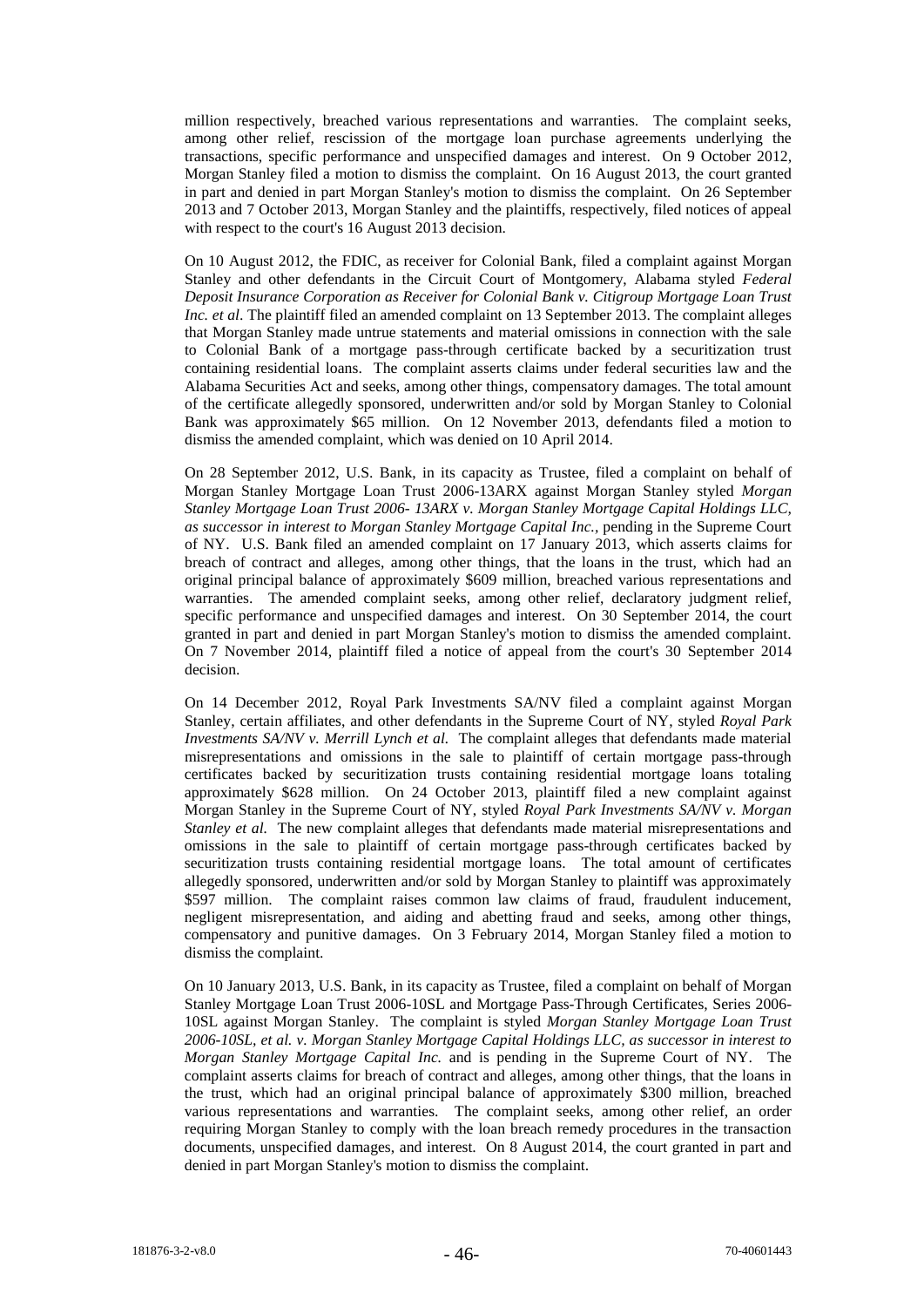million respectively, breached various representations and warranties. The complaint seeks, among other relief, rescission of the mortgage loan purchase agreements underlying the transactions, specific performance and unspecified damages and interest. On 9 October 2012, Morgan Stanley filed a motion to dismiss the complaint. On 16 August 2013, the court granted in part and denied in part Morgan Stanley's motion to dismiss the complaint. On 26 September 2013 and 7 October 2013, Morgan Stanley and the plaintiffs, respectively, filed notices of appeal with respect to the court's 16 August 2013 decision.

On 10 August 2012, the FDIC, as receiver for Colonial Bank, filed a complaint against Morgan Stanley and other defendants in the Circuit Court of Montgomery, Alabama styled *Federal Deposit Insurance Corporation as Receiver for Colonial Bank v. Citigroup Mortgage Loan Trust Inc. et al*. The plaintiff filed an amended complaint on 13 September 2013. The complaint alleges that Morgan Stanley made untrue statements and material omissions in connection with the sale to Colonial Bank of a mortgage pass-through certificate backed by a securitization trust containing residential loans. The complaint asserts claims under federal securities law and the Alabama Securities Act and seeks, among other things, compensatory damages. The total amount of the certificate allegedly sponsored, underwritten and/or sold by Morgan Stanley to Colonial Bank was approximately $65 million. On 12 November 2013, defendants filed a motion to dismiss the amended complaint, which was denied on 10 April 2014.

On 28 September 2012, U.S. Bank, in its capacity as Trustee, filed a complaint on behalf of Morgan Stanley Mortgage Loan Trust 2006-13ARX against Morgan Stanley styled *Morgan Stanley Mortgage Loan Trust 2006- 13ARX v. Morgan Stanley Mortgage Capital Holdings LLC, as successor in interest to Morgan Stanley Mortgage Capital Inc.*, pending in the Supreme Court of NY. U.S. Bank filed an amended complaint on 17 January 2013, which asserts claims for breach of contract and alleges, among other things, that the loans in the trust, which had an original principal balance of approximately $609 million, breached various representations and warranties. The amended complaint seeks, among other relief, declaratory judgment relief, specific performance and unspecified damages and interest. On 30 September 2014, the court granted in part and denied in part Morgan Stanley's motion to dismiss the amended complaint. On 7 November 2014, plaintiff filed a notice of appeal from the court's 30 September 2014 decision.

On 14 December 2012, Royal Park Investments SA/NV filed a complaint against Morgan Stanley, certain affiliates, and other defendants in the Supreme Court of NY, styled *Royal Park Investments SA/NV v. Merrill Lynch et al.* The complaint alleges that defendants made material misrepresentations and omissions in the sale to plaintiff of certain mortgage pass-through certificates backed by securitization trusts containing residential mortgage loans totaling approximately $628 million. On 24 October 2013, plaintiff filed a new complaint against Morgan Stanley in the Supreme Court of NY, styled *Royal Park Investments SA/NV v. Morgan Stanley et al.* The new complaint alleges that defendants made material misrepresentations and omissions in the sale to plaintiff of certain mortgage pass-through certificates backed by securitization trusts containing residential mortgage loans. The total amount of certificates allegedly sponsored, underwritten and/or sold by Morgan Stanley to plaintiff was approximately $597 million. The complaint raises common law claims of fraud, fraudulent inducement, negligent misrepresentation, and aiding and abetting fraud and seeks, among other things, compensatory and punitive damages. On 3 February 2014, Morgan Stanley filed a motion to dismiss the complaint.

On 10 January 2013, U.S. Bank, in its capacity as Trustee, filed a complaint on behalf of Morgan Stanley Mortgage Loan Trust 2006-10SL and Mortgage Pass-Through Certificates, Series 2006-10SL against Morgan Stanley. The complaint is styled *Morgan Stanley Mortgage Loan Trust 2006-10SL, et al. v. Morgan Stanley Mortgage Capital Holdings LLC, as successor in interest to Morgan Stanley Mortgage Capital Inc.* and is pending in the Supreme Court of NY. The complaint asserts claims for breach of contract and alleges, among other things, that the loans in the trust, which had an original principal balance of approximately $300 million, breached various representations and warranties. The complaint seeks, among other relief, an order requiring Morgan Stanley to comply with the loan breach remedy procedures in the transaction documents, unspecified damages, and interest. On 8 August 2014, the court granted in part and denied in part Morgan Stanley's motion to dismiss the complaint.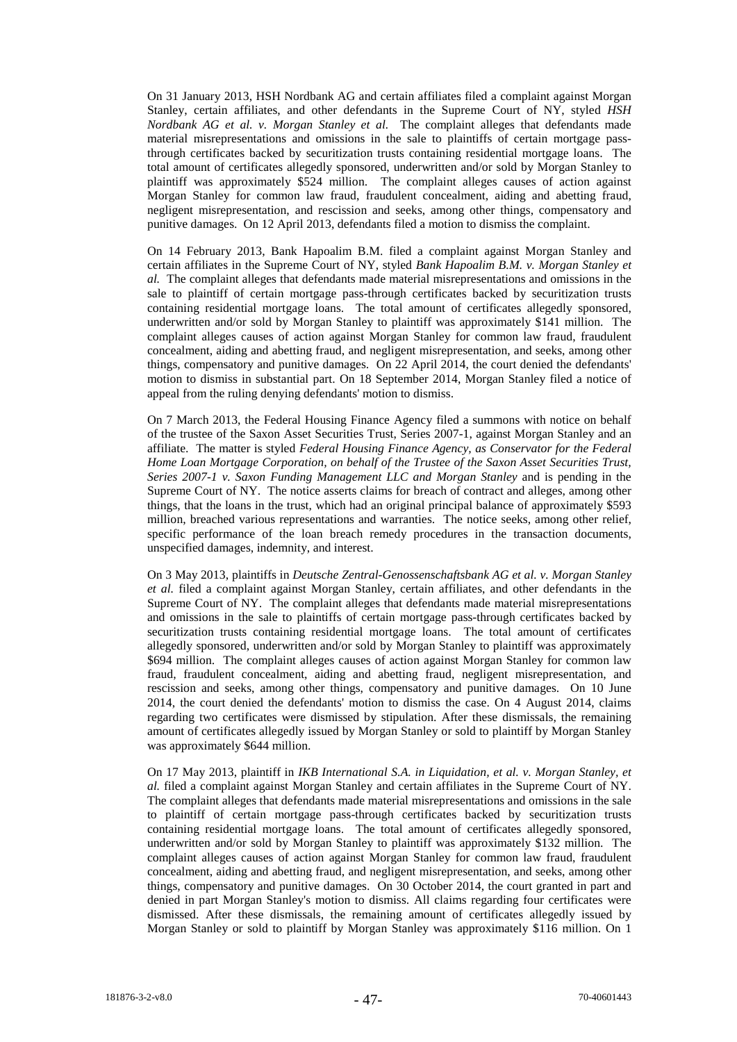On 31 January 2013, HSH Nordbank AG and certain affiliates filed a complaint against Morgan Stanley, certain affiliates, and other defendants in the Supreme Court of NY, styled *HSH Nordbank AG et al. v. Morgan Stanley et al.* The complaint alleges that defendants made material misrepresentations and omissions in the sale to plaintiffs of certain mortgage pass-through certificates backed by securitization trusts containing residential mortgage loans. The total amount of certificates allegedly sponsored, underwritten and/or sold by Morgan Stanley to plaintiff was approximately $524 million. The complaint alleges causes of action against Morgan Stanley for common law fraud, fraudulent concealment, aiding and abetting fraud, negligent misrepresentation, and rescission and seeks, among other things, compensatory and punitive damages. On 12 April 2013, defendants filed a motion to dismiss the complaint.

On 14 February 2013, Bank Hapoalim B.M. filed a complaint against Morgan Stanley and certain affiliates in the Supreme Court of NY, styled *Bank Hapoalim B.M. v. Morgan Stanley et al.* The complaint alleges that defendants made material misrepresentations and omissions in the sale to plaintiff of certain mortgage pass-through certificates backed by securitization trusts containing residential mortgage loans. The total amount of certificates allegedly sponsored, underwritten and/or sold by Morgan Stanley to plaintiff was approximately $141 million. The complaint alleges causes of action against Morgan Stanley for common law fraud, fraudulent concealment, aiding and abetting fraud, and negligent misrepresentation, and seeks, among other things, compensatory and punitive damages. On 22 April 2014, the court denied the defendants' motion to dismiss in substantial part. On 18 September 2014, Morgan Stanley filed a notice of appeal from the ruling denying defendants' motion to dismiss.

On 7 March 2013, the Federal Housing Finance Agency filed a summons with notice on behalf of the trustee of the Saxon Asset Securities Trust, Series 2007-1, against Morgan Stanley and an affiliate. The matter is styled *Federal Housing Finance Agency, as Conservator for the Federal Home Loan Mortgage Corporation, on behalf of the Trustee of the Saxon Asset Securities Trust, Series 2007-1 v. Saxon Funding Management LLC and Morgan Stanley* and is pending in the Supreme Court of NY. The notice asserts claims for breach of contract and alleges, among other things, that the loans in the trust, which had an original principal balance of approximately $593 million, breached various representations and warranties. The notice seeks, among other relief, specific performance of the loan breach remedy procedures in the transaction documents, unspecified damages, indemnity, and interest.

On 3 May 2013, plaintiffs in *Deutsche Zentral-Genossenschaftsbank AG et al. v. Morgan Stanley et al.* filed a complaint against Morgan Stanley, certain affiliates, and other defendants in the Supreme Court of NY. The complaint alleges that defendants made material misrepresentations and omissions in the sale to plaintiffs of certain mortgage pass-through certificates backed by securitization trusts containing residential mortgage loans. The total amount of certificates allegedly sponsored, underwritten and/or sold by Morgan Stanley to plaintiff was approximately $694 million. The complaint alleges causes of action against Morgan Stanley for common law fraud, fraudulent concealment, aiding and abetting fraud, negligent misrepresentation, and rescission and seeks, among other things, compensatory and punitive damages. On 10 June 2014, the court denied the defendants' motion to dismiss the case. On 4 August 2014, claims regarding two certificates were dismissed by stipulation. After these dismissals, the remaining amount of certificates allegedly issued by Morgan Stanley or sold to plaintiff by Morgan Stanley was approximately $644 million.

On 17 May 2013, plaintiff in *IKB International S.A. in Liquidation, et al. v. Morgan Stanley, et al.* filed a complaint against Morgan Stanley and certain affiliates in the Supreme Court of NY. The complaint alleges that defendants made material misrepresentations and omissions in the sale to plaintiff of certain mortgage pass-through certificates backed by securitization trusts containing residential mortgage loans. The total amount of certificates allegedly sponsored, underwritten and/or sold by Morgan Stanley to plaintiff was approximately $132 million. The complaint alleges causes of action against Morgan Stanley for common law fraud, fraudulent concealment, aiding and abetting fraud, and negligent misrepresentation, and seeks, among other things, compensatory and punitive damages. On 30 October 2014, the court granted in part and denied in part Morgan Stanley's motion to dismiss. All claims regarding four certificates were dismissed. After these dismissals, the remaining amount of certificates allegedly issued by Morgan Stanley or sold to plaintiff by Morgan Stanley was approximately $116 million. On 1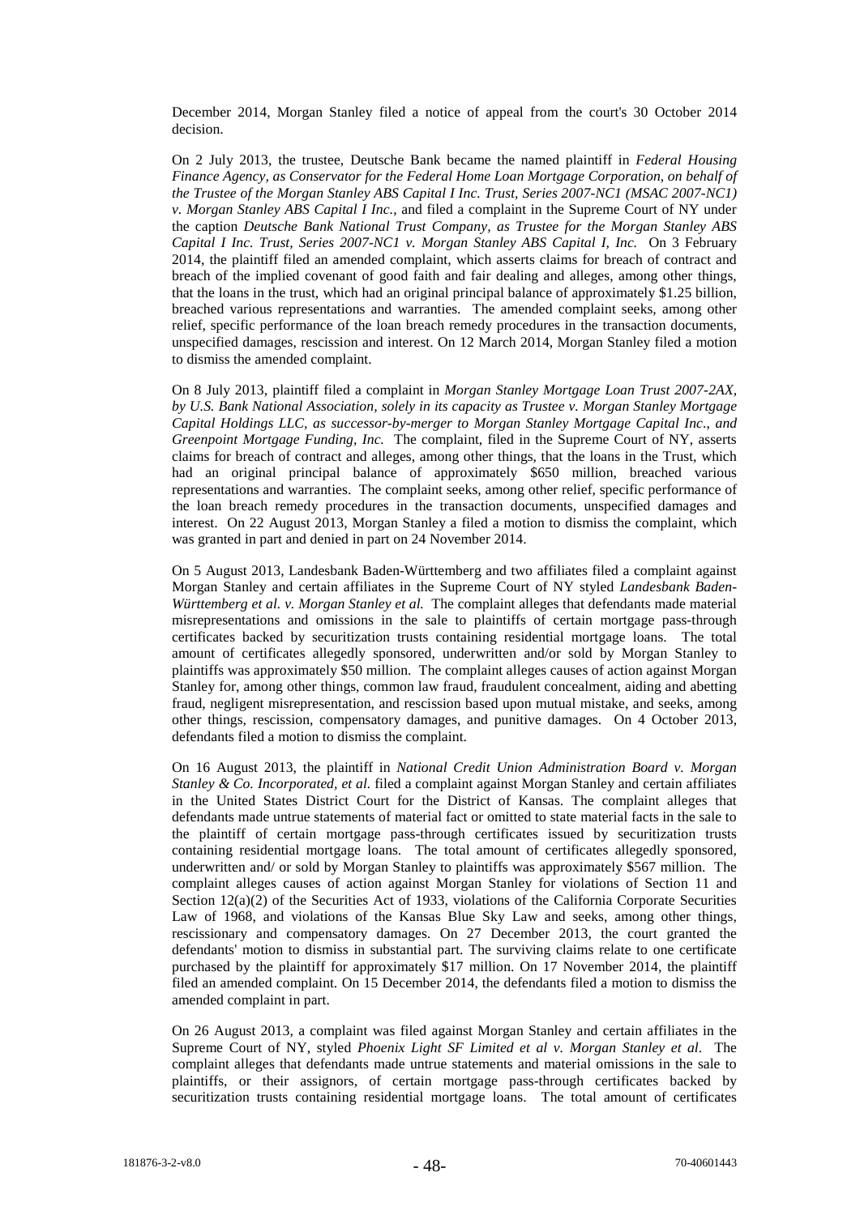December 2014, Morgan Stanley filed a notice of appeal from the court's 30 October 2014 decision.

On 2 July 2013, the trustee, Deutsche Bank became the named plaintiff in *Federal Housing Finance Agency, as Conservator for the Federal Home Loan Mortgage Corporation, on behalf of the Trustee of the Morgan Stanley ABS Capital I Inc. Trust, Series 2007-NC1 (MSAC 2007-NC1) v. Morgan Stanley ABS Capital I Inc.*, and filed a complaint in the Supreme Court of NY under the caption *Deutsche Bank National Trust Company, as Trustee for the Morgan Stanley ABS Capital I Inc. Trust, Series 2007-NC1 v. Morgan Stanley ABS Capital I, Inc.* On 3 February 2014, the plaintiff filed an amended complaint, which asserts claims for breach of contract and breach of the implied covenant of good faith and fair dealing and alleges, among other things, that the loans in the trust, which had an original principal balance of approximately $1.25 billion, breached various representations and warranties. The amended complaint seeks, among other relief, specific performance of the loan breach remedy procedures in the transaction documents, unspecified damages, rescission and interest. On 12 March 2014, Morgan Stanley filed a motion to dismiss the amended complaint.

On 8 July 2013, plaintiff filed a complaint in *Morgan Stanley Mortgage Loan Trust 2007-2AX, by U.S. Bank National Association, solely in its capacity as Trustee v. Morgan Stanley Mortgage Capital Holdings LLC, as successor-by-merger to Morgan Stanley Mortgage Capital Inc., and Greenpoint Mortgage Funding, Inc.* The complaint, filed in the Supreme Court of NY, asserts claims for breach of contract and alleges, among other things, that the loans in the Trust, which had an original principal balance of approximately $650 million, breached various representations and warranties. The complaint seeks, among other relief, specific performance of the loan breach remedy procedures in the transaction documents, unspecified damages and interest. On 22 August 2013, Morgan Stanley a filed a motion to dismiss the complaint, which was granted in part and denied in part on 24 November 2014.

On 5 August 2013, Landesbank Baden-Württemberg and two affiliates filed a complaint against Morgan Stanley and certain affiliates in the Supreme Court of NY styled *Landesbank Baden-Württemberg et al. v. Morgan Stanley et al.* The complaint alleges that defendants made material misrepresentations and omissions in the sale to plaintiffs of certain mortgage pass-through certificates backed by securitization trusts containing residential mortgage loans. The total amount of certificates allegedly sponsored, underwritten and/or sold by Morgan Stanley to plaintiffs was approximately $50 million. The complaint alleges causes of action against Morgan Stanley for, among other things, common law fraud, fraudulent concealment, aiding and abetting fraud, negligent misrepresentation, and rescission based upon mutual mistake, and seeks, among other things, rescission, compensatory damages, and punitive damages. On 4 October 2013, defendants filed a motion to dismiss the complaint.

On 16 August 2013, the plaintiff in *National Credit Union Administration Board v. Morgan Stanley & Co. Incorporated, et al.* filed a complaint against Morgan Stanley and certain affiliates in the United States District Court for the District of Kansas. The complaint alleges that defendants made untrue statements of material fact or omitted to state material facts in the sale to the plaintiff of certain mortgage pass-through certificates issued by securitization trusts containing residential mortgage loans. The total amount of certificates allegedly sponsored, underwritten and/ or sold by Morgan Stanley to plaintiffs was approximately $567 million. The complaint alleges causes of action against Morgan Stanley for violations of Section 11 and Section 12(a)(2) of the Securities Act of 1933, violations of the California Corporate Securities Law of 1968, and violations of the Kansas Blue Sky Law and seeks, among other things, rescissionary and compensatory damages. On 27 December 2013, the court granted the defendants' motion to dismiss in substantial part. The surviving claims relate to one certificate purchased by the plaintiff for approximately $17 million. On 17 November 2014, the plaintiff filed an amended complaint. On 15 December 2014, the defendants filed a motion to dismiss the amended complaint in part.

On 26 August 2013, a complaint was filed against Morgan Stanley and certain affiliates in the Supreme Court of NY, styled *Phoenix Light SF Limited et al v. Morgan Stanley et al*. The complaint alleges that defendants made untrue statements and material omissions in the sale to plaintiffs, or their assignors, of certain mortgage pass-through certificates backed by securitization trusts containing residential mortgage loans. The total amount of certificates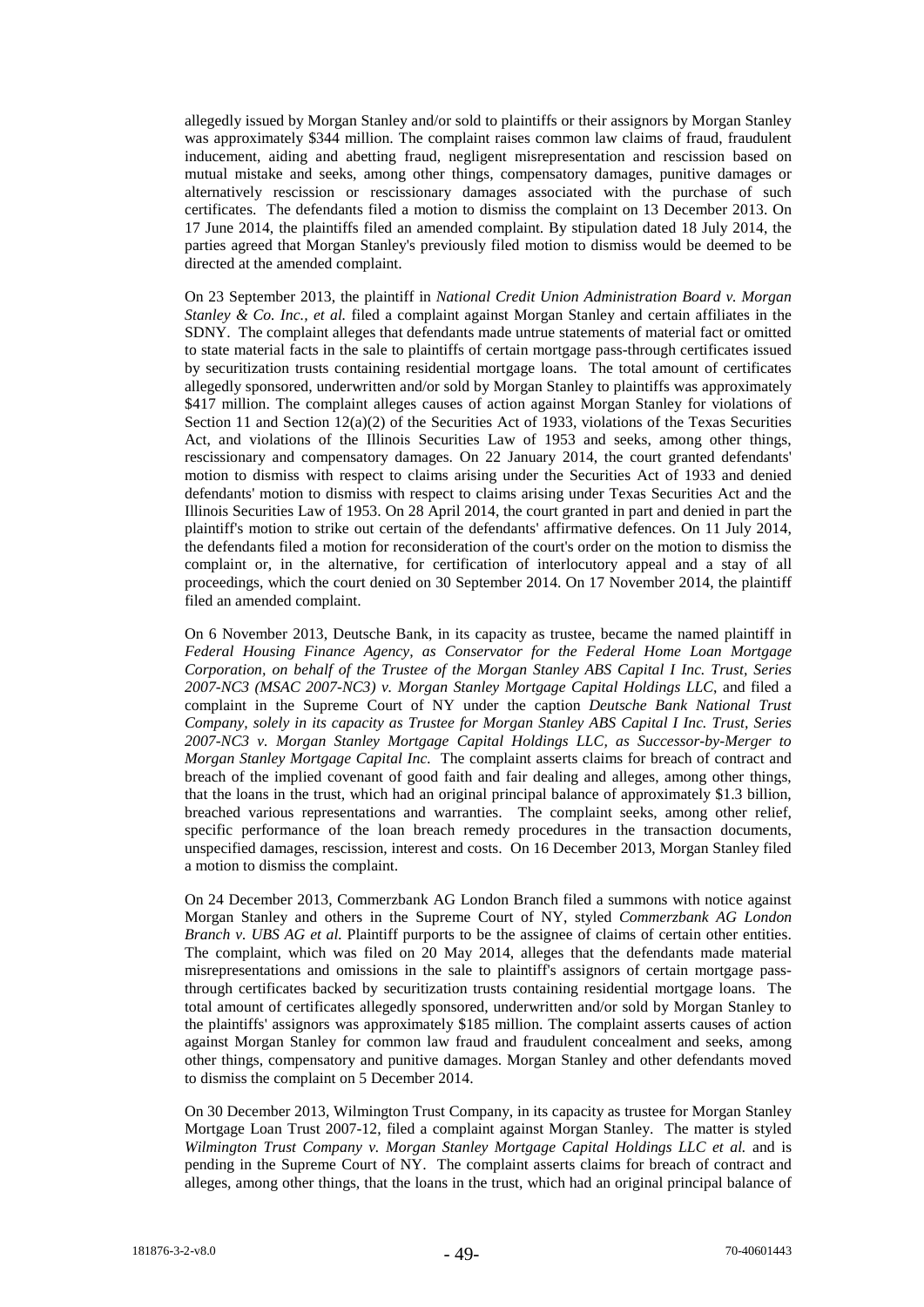allegedly issued by Morgan Stanley and/or sold to plaintiffs or their assignors by Morgan Stanley was approximately $344 million. The complaint raises common law claims of fraud, fraudulent inducement, aiding and abetting fraud, negligent misrepresentation and rescission based on mutual mistake and seeks, among other things, compensatory damages, punitive damages or alternatively rescission or rescissionary damages associated with the purchase of such certificates. The defendants filed a motion to dismiss the complaint on 13 December 2013. On 17 June 2014, the plaintiffs filed an amended complaint. By stipulation dated 18 July 2014, the parties agreed that Morgan Stanley's previously filed motion to dismiss would be deemed to be directed at the amended complaint.

On 23 September 2013, the plaintiff in *National Credit Union Administration Board v. Morgan Stanley & Co. Inc., et al.* filed a complaint against Morgan Stanley and certain affiliates in the SDNY. The complaint alleges that defendants made untrue statements of material fact or omitted to state material facts in the sale to plaintiffs of certain mortgage pass-through certificates issued by securitization trusts containing residential mortgage loans. The total amount of certificates allegedly sponsored, underwritten and/or sold by Morgan Stanley to plaintiffs was approximately $417 million. The complaint alleges causes of action against Morgan Stanley for violations of Section 11 and Section 12(a)(2) of the Securities Act of 1933, violations of the Texas Securities Act, and violations of the Illinois Securities Law of 1953 and seeks, among other things, rescissionary and compensatory damages. On 22 January 2014, the court granted defendants' motion to dismiss with respect to claims arising under the Securities Act of 1933 and denied defendants' motion to dismiss with respect to claims arising under Texas Securities Act and the Illinois Securities Law of 1953. On 28 April 2014, the court granted in part and denied in part the plaintiff's motion to strike out certain of the defendants' affirmative defences. On 11 July 2014, the defendants filed a motion for reconsideration of the court's order on the motion to dismiss the complaint or, in the alternative, for certification of interlocutory appeal and a stay of all proceedings, which the court denied on 30 September 2014. On 17 November 2014, the plaintiff filed an amended complaint.

On 6 November 2013, Deutsche Bank, in its capacity as trustee, became the named plaintiff in *Federal Housing Finance Agency, as Conservator for the Federal Home Loan Mortgage Corporation, on behalf of the Trustee of the Morgan Stanley ABS Capital I Inc. Trust, Series 2007-NC3 (MSAC 2007-NC3) v. Morgan Stanley Mortgage Capital Holdings LLC*, and filed a complaint in the Supreme Court of NY under the caption *Deutsche Bank National Trust Company, solely in its capacity as Trustee for Morgan Stanley ABS Capital I Inc. Trust, Series 2007-NC3 v. Morgan Stanley Mortgage Capital Holdings LLC, as Successor-by-Merger to Morgan Stanley Mortgage Capital Inc.* The complaint asserts claims for breach of contract and breach of the implied covenant of good faith and fair dealing and alleges, among other things, that the loans in the trust, which had an original principal balance of approximately $1.3 billion, breached various representations and warranties. The complaint seeks, among other relief, specific performance of the loan breach remedy procedures in the transaction documents, unspecified damages, rescission, interest and costs. On 16 December 2013, Morgan Stanley filed a motion to dismiss the complaint.

On 24 December 2013, Commerzbank AG London Branch filed a summons with notice against Morgan Stanley and others in the Supreme Court of NY, styled *Commerzbank AG London Branch v. UBS AG et al.* Plaintiff purports to be the assignee of claims of certain other entities. The complaint, which was filed on 20 May 2014, alleges that the defendants made material misrepresentations and omissions in the sale to plaintiff's assignors of certain mortgage pass-through certificates backed by securitization trusts containing residential mortgage loans. The total amount of certificates allegedly sponsored, underwritten and/or sold by Morgan Stanley to the plaintiffs' assignors was approximately $185 million. The complaint asserts causes of action against Morgan Stanley for common law fraud and fraudulent concealment and seeks, among other things, compensatory and punitive damages. Morgan Stanley and other defendants moved to dismiss the complaint on 5 December 2014.

On 30 December 2013, Wilmington Trust Company, in its capacity as trustee for Morgan Stanley Mortgage Loan Trust 2007-12, filed a complaint against Morgan Stanley. The matter is styled *Wilmington Trust Company v. Morgan Stanley Mortgage Capital Holdings LLC et al.* and is pending in the Supreme Court of NY. The complaint asserts claims for breach of contract and alleges, among other things, that the loans in the trust, which had an original principal balance of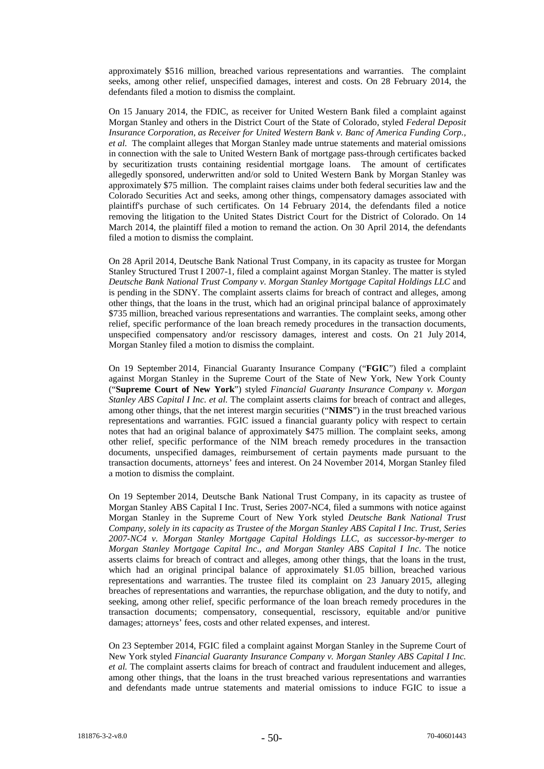approximately $516 million, breached various representations and warranties. The complaint seeks, among other relief, unspecified damages, interest and costs. On 28 February 2014, the defendants filed a motion to dismiss the complaint.

On 15 January 2014, the FDIC, as receiver for United Western Bank filed a complaint against Morgan Stanley and others in the District Court of the State of Colorado, styled *Federal Deposit Insurance Corporation, as Receiver for United Western Bank v. Banc of America Funding Corp., et al.* The complaint alleges that Morgan Stanley made untrue statements and material omissions in connection with the sale to United Western Bank of mortgage pass-through certificates backed by securitization trusts containing residential mortgage loans. The amount of certificates allegedly sponsored, underwritten and/or sold to United Western Bank by Morgan Stanley was approximately $75 million. The complaint raises claims under both federal securities law and the Colorado Securities Act and seeks, among other things, compensatory damages associated with plaintiff's purchase of such certificates. On 14 February 2014, the defendants filed a notice removing the litigation to the United States District Court for the District of Colorado. On 14 March 2014, the plaintiff filed a motion to remand the action. On 30 April 2014, the defendants filed a motion to dismiss the complaint.

On 28 April 2014, Deutsche Bank National Trust Company, in its capacity as trustee for Morgan Stanley Structured Trust I 2007-1, filed a complaint against Morgan Stanley. The matter is styled *Deutsche Bank National Trust Company v. Morgan Stanley Mortgage Capital Holdings LLC* and is pending in the SDNY. The complaint asserts claims for breach of contract and alleges, among other things, that the loans in the trust, which had an original principal balance of approximately $735 million, breached various representations and warranties. The complaint seeks, among other relief, specific performance of the loan breach remedy procedures in the transaction documents, unspecified compensatory and/or rescissory damages, interest and costs. On 21 July 2014, Morgan Stanley filed a motion to dismiss the complaint.

On 19 September 2014, Financial Guaranty Insurance Company ("**FGIC**") filed a complaint against Morgan Stanley in the Supreme Court of the State of New York, New York County ("**Supreme Court of New York**") styled *Financial Guaranty Insurance Company v. Morgan Stanley ABS Capital I Inc. et al.* The complaint asserts claims for breach of contract and alleges, among other things, that the net interest margin securities ("**NIMS**") in the trust breached various representations and warranties. FGIC issued a financial guaranty policy with respect to certain notes that had an original balance of approximately $475 million. The complaint seeks, among other relief, specific performance of the NIM breach remedy procedures in the transaction documents, unspecified damages, reimbursement of certain payments made pursuant to the transaction documents, attorneys' fees and interest. On 24 November 2014, Morgan Stanley filed a motion to dismiss the complaint.

On 19 September 2014, Deutsche Bank National Trust Company, in its capacity as trustee of Morgan Stanley ABS Capital I Inc. Trust, Series 2007-NC4, filed a summons with notice against Morgan Stanley in the Supreme Court of New York styled *Deutsche Bank National Trust Company, solely in its capacity as Trustee of the Morgan Stanley ABS Capital I Inc. Trust, Series 2007-NC4 v. Morgan Stanley Mortgage Capital Holdings LLC, as successor-by-merger to Morgan Stanley Mortgage Capital Inc., and Morgan Stanley ABS Capital I Inc*. The notice asserts claims for breach of contract and alleges, among other things, that the loans in the trust, which had an original principal balance of approximately $1.05 billion, breached various representations and warranties. The trustee filed its complaint on 23 January 2015, alleging breaches of representations and warranties, the repurchase obligation, and the duty to notify, and seeking, among other relief, specific performance of the loan breach remedy procedures in the transaction documents; compensatory, consequential, rescissory, equitable and/or punitive damages; attorneys' fees, costs and other related expenses, and interest.

On 23 September 2014, FGIC filed a complaint against Morgan Stanley in the Supreme Court of New York styled *Financial Guaranty Insurance Company v. Morgan Stanley ABS Capital I Inc. et al.* The complaint asserts claims for breach of contract and fraudulent inducement and alleges, among other things, that the loans in the trust breached various representations and warranties and defendants made untrue statements and material omissions to induce FGIC to issue a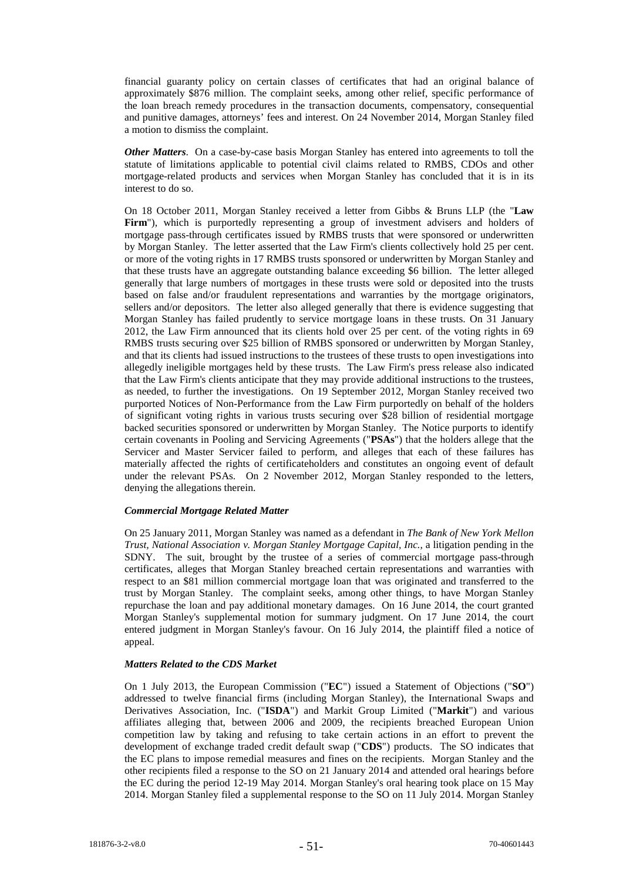financial guaranty policy on certain classes of certificates that had an original balance of approximately $876 million. The complaint seeks, among other relief, specific performance of the loan breach remedy procedures in the transaction documents, compensatory, consequential and punitive damages, attorneys' fees and interest. On 24 November 2014, Morgan Stanley filed a motion to dismiss the complaint.

***Other Matters***. On a case-by-case basis Morgan Stanley has entered into agreements to toll the statute of limitations applicable to potential civil claims related to RMBS, CDOs and other mortgage-related products and services when Morgan Stanley has concluded that it is in its interest to do so.

On 18 October 2011, Morgan Stanley received a letter from Gibbs & Bruns LLP (the "**Law Firm**"), which is purportedly representing a group of investment advisers and holders of mortgage pass-through certificates issued by RMBS trusts that were sponsored or underwritten by Morgan Stanley. The letter asserted that the Law Firm's clients collectively hold 25 per cent. or more of the voting rights in 17 RMBS trusts sponsored or underwritten by Morgan Stanley and that these trusts have an aggregate outstanding balance exceeding $6 billion. The letter alleged generally that large numbers of mortgages in these trusts were sold or deposited into the trusts based on false and/or fraudulent representations and warranties by the mortgage originators, sellers and/or depositors. The letter also alleged generally that there is evidence suggesting that Morgan Stanley has failed prudently to service mortgage loans in these trusts. On 31 January 2012, the Law Firm announced that its clients hold over 25 per cent. of the voting rights in 69 RMBS trusts securing over $25 billion of RMBS sponsored or underwritten by Morgan Stanley, and that its clients had issued instructions to the trustees of these trusts to open investigations into allegedly ineligible mortgages held by these trusts. The Law Firm's press release also indicated that the Law Firm's clients anticipate that they may provide additional instructions to the trustees, as needed, to further the investigations. On 19 September 2012, Morgan Stanley received two purported Notices of Non-Performance from the Law Firm purportedly on behalf of the holders of significant voting rights in various trusts securing over $28 billion of residential mortgage backed securities sponsored or underwritten by Morgan Stanley. The Notice purports to identify certain covenants in Pooling and Servicing Agreements ("**PSAs**") that the holders allege that the Servicer and Master Servicer failed to perform, and alleges that each of these failures has materially affected the rights of certificateholders and constitutes an ongoing event of default under the relevant PSAs. On 2 November 2012, Morgan Stanley responded to the letters, denying the allegations therein.

***Commercial Mortgage Related Matter***

On 25 January 2011, Morgan Stanley was named as a defendant in *The Bank of New York Mellon Trust, National Association v. Morgan Stanley Mortgage Capital, Inc.,* a litigation pending in the SDNY. The suit, brought by the trustee of a series of commercial mortgage pass-through certificates, alleges that Morgan Stanley breached certain representations and warranties with respect to an $81 million commercial mortgage loan that was originated and transferred to the trust by Morgan Stanley. The complaint seeks, among other things, to have Morgan Stanley repurchase the loan and pay additional monetary damages. On 16 June 2014, the court granted Morgan Stanley's supplemental motion for summary judgment. On 17 June 2014, the court entered judgment in Morgan Stanley's favour. On 16 July 2014, the plaintiff filed a notice of appeal.

***Matters Related to the CDS Market***

On 1 July 2013, the European Commission ("**EC**") issued a Statement of Objections ("**SO**") addressed to twelve financial firms (including Morgan Stanley), the International Swaps and Derivatives Association, Inc. ("**ISDA**") and Markit Group Limited ("**Markit**") and various affiliates alleging that, between 2006 and 2009, the recipients breached European Union competition law by taking and refusing to take certain actions in an effort to prevent the development of exchange traded credit default swap ("**CDS**") products. The SO indicates that the EC plans to impose remedial measures and fines on the recipients. Morgan Stanley and the other recipients filed a response to the SO on 21 January 2014 and attended oral hearings before the EC during the period 12-19 May 2014. Morgan Stanley's oral hearing took place on 15 May 2014. Morgan Stanley filed a supplemental response to the SO on 11 July 2014. Morgan Stanley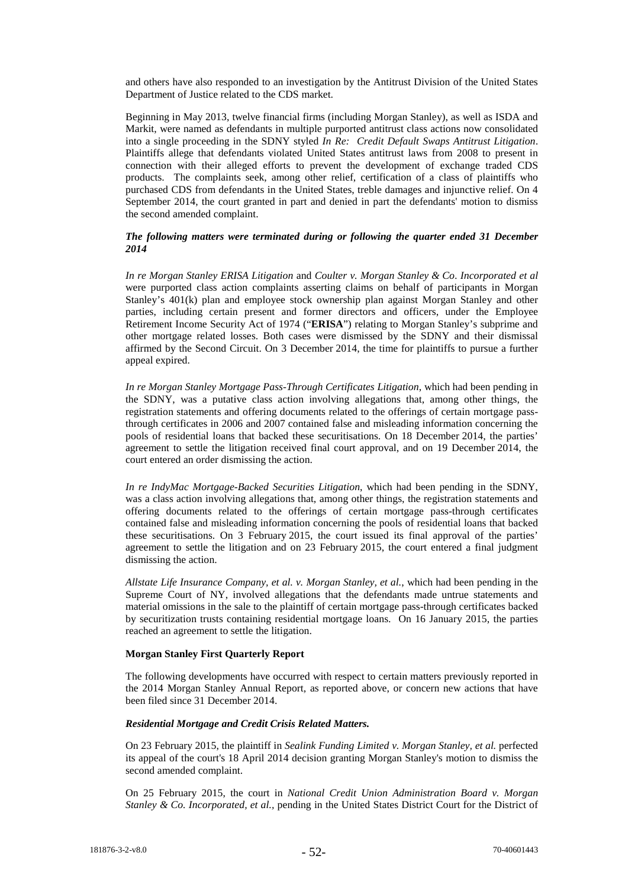and others have also responded to an investigation by the Antitrust Division of the United States Department of Justice related to the CDS market.

Beginning in May 2013, twelve financial firms (including Morgan Stanley), as well as ISDA and Markit, were named as defendants in multiple purported antitrust class actions now consolidated into a single proceeding in the SDNY styled *In Re: Credit Default Swaps Antitrust Litigation*. Plaintiffs allege that defendants violated United States antitrust laws from 2008 to present in connection with their alleged efforts to prevent the development of exchange traded CDS products. The complaints seek, among other relief, certification of a class of plaintiffs who purchased CDS from defendants in the United States, treble damages and injunctive relief. On 4 September 2014, the court granted in part and denied in part the defendants' motion to dismiss the second amended complaint.

***The following matters were terminated during or following the quarter ended 31 December 2014***

*In re Morgan Stanley ERISA Litigation* and *Coulter v. Morgan Stanley & Co. Incorporated et al* were purported class action complaints asserting claims on behalf of participants in Morgan Stanley's 401(k) plan and employee stock ownership plan against Morgan Stanley and other parties, including certain present and former directors and officers, under the Employee Retirement Income Security Act of 1974 ("**ERISA**") relating to Morgan Stanley's subprime and other mortgage related losses. Both cases were dismissed by the SDNY and their dismissal affirmed by the Second Circuit. On 3 December 2014, the time for plaintiffs to pursue a further appeal expired.

*In re Morgan Stanley Mortgage Pass-Through Certificates Litigation*, which had been pending in the SDNY, was a putative class action involving allegations that, among other things, the registration statements and offering documents related to the offerings of certain mortgage pass-through certificates in 2006 and 2007 contained false and misleading information concerning the pools of residential loans that backed these securitisations. On 18 December 2014, the parties' agreement to settle the litigation received final court approval, and on 19 December 2014, the court entered an order dismissing the action.

*In re IndyMac Mortgage-Backed Securities Litigation*, which had been pending in the SDNY, was a class action involving allegations that, among other things, the registration statements and offering documents related to the offerings of certain mortgage pass-through certificates contained false and misleading information concerning the pools of residential loans that backed these securitisations. On 3 February 2015, the court issued its final approval of the parties' agreement to settle the litigation and on 23 February 2015, the court entered a final judgment dismissing the action.

*Allstate Life Insurance Company, et al. v. Morgan Stanley, et al.*, which had been pending in the Supreme Court of NY, involved allegations that the defendants made untrue statements and material omissions in the sale to the plaintiff of certain mortgage pass-through certificates backed by securitization trusts containing residential mortgage loans. On 16 January 2015, the parties reached an agreement to settle the litigation.

**Morgan Stanley First Quarterly Report**

The following developments have occurred with respect to certain matters previously reported in the 2014 Morgan Stanley Annual Report, as reported above, or concern new actions that have been filed since 31 December 2014.

***Residential Mortgage and Credit Crisis Related Matters.***

On 23 February 2015, the plaintiff in *Sealink Funding Limited v. Morgan Stanley, et al.* perfected its appeal of the court's 18 April 2014 decision granting Morgan Stanley's motion to dismiss the second amended complaint.

On 25 February 2015, the court in *National Credit Union Administration Board v. Morgan Stanley & Co. Incorporated, et al.*, pending in the United States District Court for the District of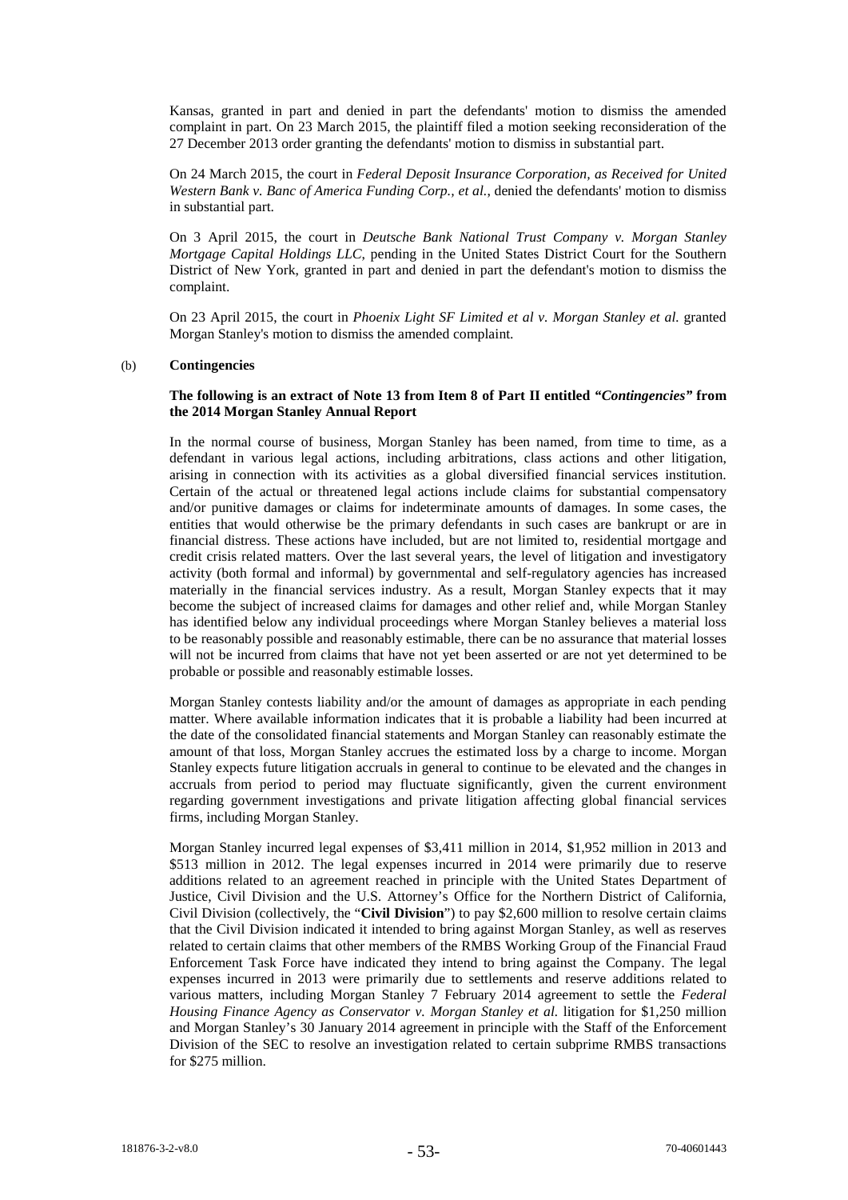Kansas, granted in part and denied in part the defendants' motion to dismiss the amended complaint in part. On 23 March 2015, the plaintiff filed a motion seeking reconsideration of the 27 December 2013 order granting the defendants' motion to dismiss in substantial part.

On 24 March 2015, the court in *Federal Deposit Insurance Corporation, as Received for United Western Bank v. Banc of America Funding Corp., et al.*, denied the defendants' motion to dismiss in substantial part.

On 3 April 2015, the court in *Deutsche Bank National Trust Company v. Morgan Stanley Mortgage Capital Holdings LLC*, pending in the United States District Court for the Southern District of New York, granted in part and denied in part the defendant's motion to dismiss the complaint.

On 23 April 2015, the court in *Phoenix Light SF Limited et al v. Morgan Stanley et al.* granted Morgan Stanley's motion to dismiss the amended complaint.

(b) **Contingencies**

**The following is an extract of Note 13 from Item 8 of Part II entitled *"Contingencies"* from the 2014 Morgan Stanley Annual Report**

In the normal course of business, Morgan Stanley has been named, from time to time, as a defendant in various legal actions, including arbitrations, class actions and other litigation, arising in connection with its activities as a global diversified financial services institution. Certain of the actual or threatened legal actions include claims for substantial compensatory and/or punitive damages or claims for indeterminate amounts of damages. In some cases, the entities that would otherwise be the primary defendants in such cases are bankrupt or are in financial distress. These actions have included, but are not limited to, residential mortgage and credit crisis related matters. Over the last several years, the level of litigation and investigatory activity (both formal and informal) by governmental and self-regulatory agencies has increased materially in the financial services industry. As a result, Morgan Stanley expects that it may become the subject of increased claims for damages and other relief and, while Morgan Stanley has identified below any individual proceedings where Morgan Stanley believes a material loss to be reasonably possible and reasonably estimable, there can be no assurance that material losses will not be incurred from claims that have not yet been asserted or are not yet determined to be probable or possible and reasonably estimable losses.

Morgan Stanley contests liability and/or the amount of damages as appropriate in each pending matter. Where available information indicates that it is probable a liability had been incurred at the date of the consolidated financial statements and Morgan Stanley can reasonably estimate the amount of that loss, Morgan Stanley accrues the estimated loss by a charge to income. Morgan Stanley expects future litigation accruals in general to continue to be elevated and the changes in accruals from period to period may fluctuate significantly, given the current environment regarding government investigations and private litigation affecting global financial services firms, including Morgan Stanley.

Morgan Stanley incurred legal expenses of $3,411 million in 2014, $1,952 million in 2013 and $513 million in 2012. The legal expenses incurred in 2014 were primarily due to reserve additions related to an agreement reached in principle with the United States Department of Justice, Civil Division and the U.S. Attorney's Office for the Northern District of California, Civil Division (collectively, the "**Civil Division**") to pay $2,600 million to resolve certain claims that the Civil Division indicated it intended to bring against Morgan Stanley, as well as reserves related to certain claims that other members of the RMBS Working Group of the Financial Fraud Enforcement Task Force have indicated they intend to bring against the Company. The legal expenses incurred in 2013 were primarily due to settlements and reserve additions related to various matters, including Morgan Stanley 7 February 2014 agreement to settle the *Federal Housing Finance Agency as Conservator v. Morgan Stanley et al.* litigation for $1,250 million and Morgan Stanley's 30 January 2014 agreement in principle with the Staff of the Enforcement Division of the SEC to resolve an investigation related to certain subprime RMBS transactions for $275 million.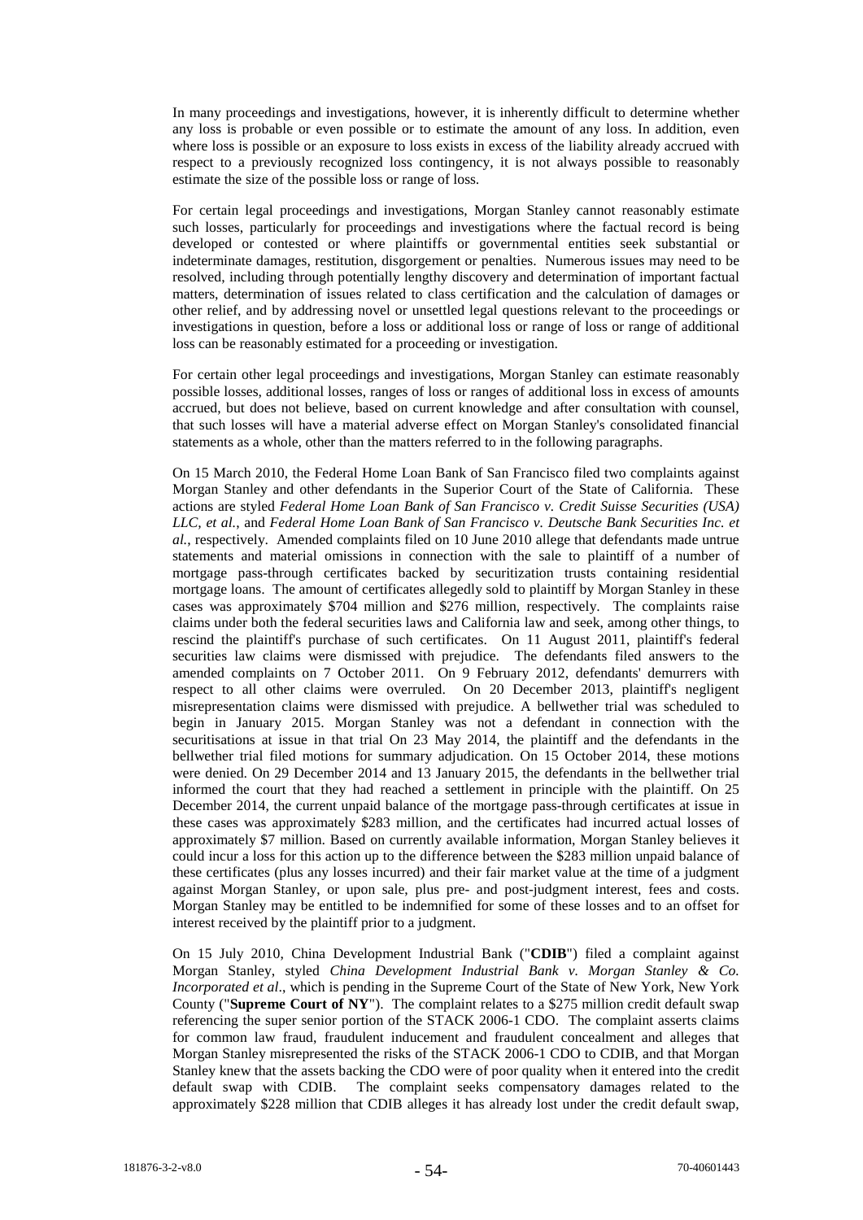In many proceedings and investigations, however, it is inherently difficult to determine whether any loss is probable or even possible or to estimate the amount of any loss. In addition, even where loss is possible or an exposure to loss exists in excess of the liability already accrued with respect to a previously recognized loss contingency, it is not always possible to reasonably estimate the size of the possible loss or range of loss.

For certain legal proceedings and investigations, Morgan Stanley cannot reasonably estimate such losses, particularly for proceedings and investigations where the factual record is being developed or contested or where plaintiffs or governmental entities seek substantial or indeterminate damages, restitution, disgorgement or penalties. Numerous issues may need to be resolved, including through potentially lengthy discovery and determination of important factual matters, determination of issues related to class certification and the calculation of damages or other relief, and by addressing novel or unsettled legal questions relevant to the proceedings or investigations in question, before a loss or additional loss or range of loss or range of additional loss can be reasonably estimated for a proceeding or investigation.

For certain other legal proceedings and investigations, Morgan Stanley can estimate reasonably possible losses, additional losses, ranges of loss or ranges of additional loss in excess of amounts accrued, but does not believe, based on current knowledge and after consultation with counsel, that such losses will have a material adverse effect on Morgan Stanley's consolidated financial statements as a whole, other than the matters referred to in the following paragraphs.

On 15 March 2010, the Federal Home Loan Bank of San Francisco filed two complaints against Morgan Stanley and other defendants in the Superior Court of the State of California. These actions are styled *Federal Home Loan Bank of San Francisco v. Credit Suisse Securities (USA) LLC, et al.*, and *Federal Home Loan Bank of San Francisco v. Deutsche Bank Securities Inc. et al.*, respectively. Amended complaints filed on 10 June 2010 allege that defendants made untrue statements and material omissions in connection with the sale to plaintiff of a number of mortgage pass-through certificates backed by securitization trusts containing residential mortgage loans. The amount of certificates allegedly sold to plaintiff by Morgan Stanley in these cases was approximately $704 million and $276 million, respectively. The complaints raise claims under both the federal securities laws and California law and seek, among other things, to rescind the plaintiff's purchase of such certificates. On 11 August 2011, plaintiff's federal securities law claims were dismissed with prejudice. The defendants filed answers to the amended complaints on 7 October 2011. On 9 February 2012, defendants' demurrers with respect to all other claims were overruled. On 20 December 2013, plaintiff's negligent misrepresentation claims were dismissed with prejudice. A bellwether trial was scheduled to begin in January 2015. Morgan Stanley was not a defendant in connection with the securitisations at issue in that trial On 23 May 2014, the plaintiff and the defendants in the bellwether trial filed motions for summary adjudication. On 15 October 2014, these motions were denied. On 29 December 2014 and 13 January 2015, the defendants in the bellwether trial informed the court that they had reached a settlement in principle with the plaintiff. On 25 December 2014, the current unpaid balance of the mortgage pass-through certificates at issue in these cases was approximately $283 million, and the certificates had incurred actual losses of approximately $7 million. Based on currently available information, Morgan Stanley believes it could incur a loss for this action up to the difference between the $283 million unpaid balance of these certificates (plus any losses incurred) and their fair market value at the time of a judgment against Morgan Stanley, or upon sale, plus pre- and post-judgment interest, fees and costs. Morgan Stanley may be entitled to be indemnified for some of these losses and to an offset for interest received by the plaintiff prior to a judgment.

On 15 July 2010, China Development Industrial Bank ("**CDIB**") filed a complaint against Morgan Stanley, styled *China Development Industrial Bank v. Morgan Stanley & Co. Incorporated et al*., which is pending in the Supreme Court of the State of New York, New York County ("**Supreme Court of NY**"). The complaint relates to a $275 million credit default swap referencing the super senior portion of the STACK 2006-1 CDO. The complaint asserts claims for common law fraud, fraudulent inducement and fraudulent concealment and alleges that Morgan Stanley misrepresented the risks of the STACK 2006-1 CDO to CDIB, and that Morgan Stanley knew that the assets backing the CDO were of poor quality when it entered into the credit default swap with CDIB. The complaint seeks compensatory damages related to the approximately $228 million that CDIB alleges it has already lost under the credit default swap,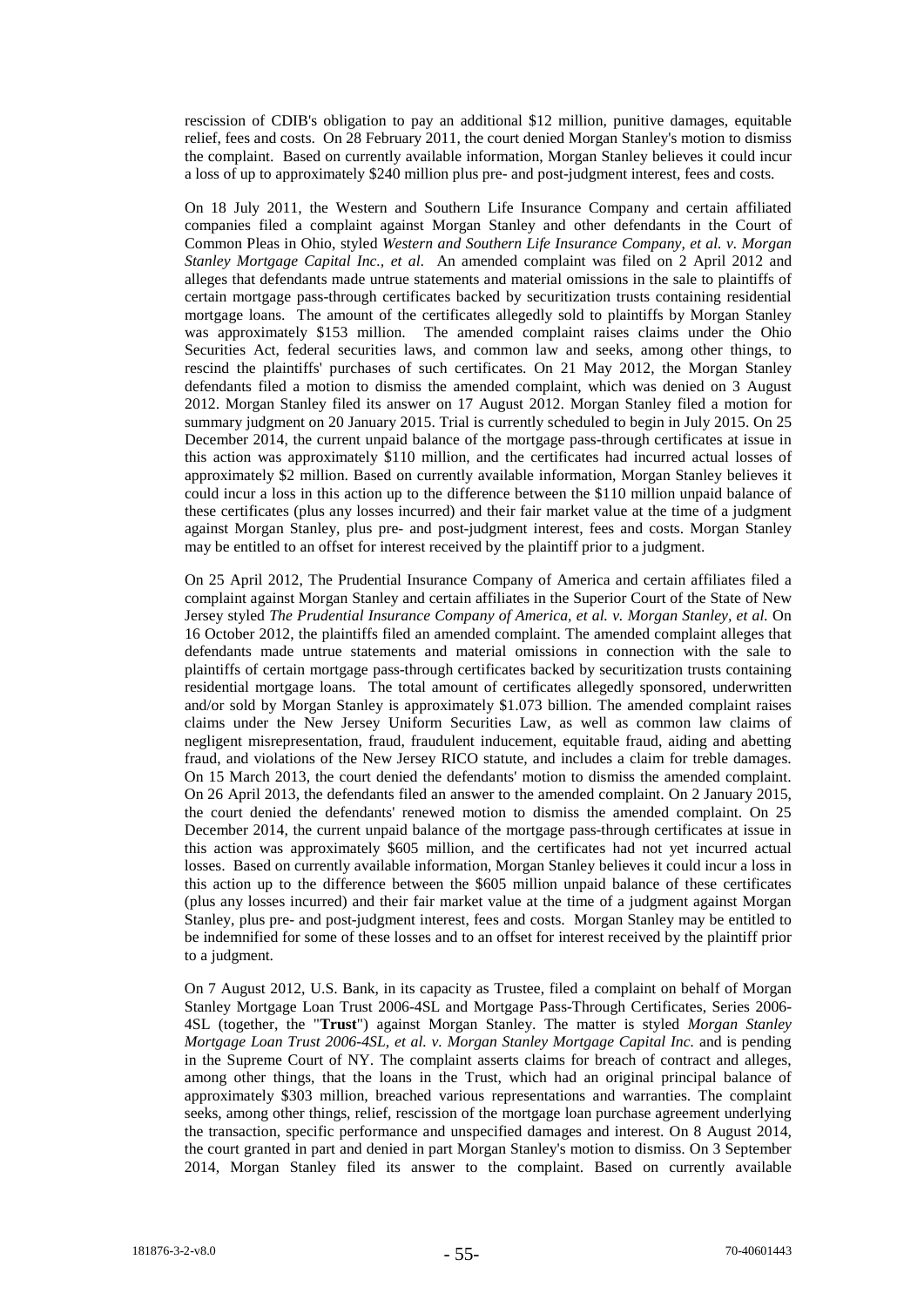rescission of CDIB's obligation to pay an additional $12 million, punitive damages, equitable relief, fees and costs. On 28 February 2011, the court denied Morgan Stanley's motion to dismiss the complaint. Based on currently available information, Morgan Stanley believes it could incur a loss of up to approximately $240 million plus pre- and post-judgment interest, fees and costs.

On 18 July 2011, the Western and Southern Life Insurance Company and certain affiliated companies filed a complaint against Morgan Stanley and other defendants in the Court of Common Pleas in Ohio, styled *Western and Southern Life Insurance Company, et al. v. Morgan Stanley Mortgage Capital Inc., et al.* An amended complaint was filed on 2 April 2012 and alleges that defendants made untrue statements and material omissions in the sale to plaintiffs of certain mortgage pass-through certificates backed by securitization trusts containing residential mortgage loans. The amount of the certificates allegedly sold to plaintiffs by Morgan Stanley was approximately $153 million. The amended complaint raises claims under the Ohio Securities Act, federal securities laws, and common law and seeks, among other things, to rescind the plaintiffs' purchases of such certificates. On 21 May 2012, the Morgan Stanley defendants filed a motion to dismiss the amended complaint, which was denied on 3 August 2012. Morgan Stanley filed its answer on 17 August 2012. Morgan Stanley filed a motion for summary judgment on 20 January 2015. Trial is currently scheduled to begin in July 2015. On 25 December 2014, the current unpaid balance of the mortgage pass-through certificates at issue in this action was approximately $110 million, and the certificates had incurred actual losses of approximately $2 million. Based on currently available information, Morgan Stanley believes it could incur a loss in this action up to the difference between the $110 million unpaid balance of these certificates (plus any losses incurred) and their fair market value at the time of a judgment against Morgan Stanley, plus pre- and post-judgment interest, fees and costs. Morgan Stanley may be entitled to an offset for interest received by the plaintiff prior to a judgment.

On 25 April 2012, The Prudential Insurance Company of America and certain affiliates filed a complaint against Morgan Stanley and certain affiliates in the Superior Court of the State of New Jersey styled *The Prudential Insurance Company of America, et al. v. Morgan Stanley, et al.* On 16 October 2012, the plaintiffs filed an amended complaint. The amended complaint alleges that defendants made untrue statements and material omissions in connection with the sale to plaintiffs of certain mortgage pass-through certificates backed by securitization trusts containing residential mortgage loans. The total amount of certificates allegedly sponsored, underwritten and/or sold by Morgan Stanley is approximately $1.073 billion. The amended complaint raises claims under the New Jersey Uniform Securities Law, as well as common law claims of negligent misrepresentation, fraud, fraudulent inducement, equitable fraud, aiding and abetting fraud, and violations of the New Jersey RICO statute, and includes a claim for treble damages. On 15 March 2013, the court denied the defendants' motion to dismiss the amended complaint. On 26 April 2013, the defendants filed an answer to the amended complaint. On 2 January 2015, the court denied the defendants' renewed motion to dismiss the amended complaint. On 25 December 2014, the current unpaid balance of the mortgage pass-through certificates at issue in this action was approximately $605 million, and the certificates had not yet incurred actual losses. Based on currently available information, Morgan Stanley believes it could incur a loss in this action up to the difference between the $605 million unpaid balance of these certificates (plus any losses incurred) and their fair market value at the time of a judgment against Morgan Stanley, plus pre- and post-judgment interest, fees and costs. Morgan Stanley may be entitled to be indemnified for some of these losses and to an offset for interest received by the plaintiff prior to a judgment.

On 7 August 2012, U.S. Bank, in its capacity as Trustee, filed a complaint on behalf of Morgan Stanley Mortgage Loan Trust 2006-4SL and Mortgage Pass-Through Certificates, Series 2006-4SL (together, the "**Trust**") against Morgan Stanley. The matter is styled *Morgan Stanley Mortgage Loan Trust 2006-4SL, et al. v. Morgan Stanley Mortgage Capital Inc.* and is pending in the Supreme Court of NY. The complaint asserts claims for breach of contract and alleges, among other things, that the loans in the Trust, which had an original principal balance of approximately $303 million, breached various representations and warranties. The complaint seeks, among other things, relief, rescission of the mortgage loan purchase agreement underlying the transaction, specific performance and unspecified damages and interest. On 8 August 2014, the court granted in part and denied in part Morgan Stanley's motion to dismiss. On 3 September 2014, Morgan Stanley filed its answer to the complaint. Based on currently available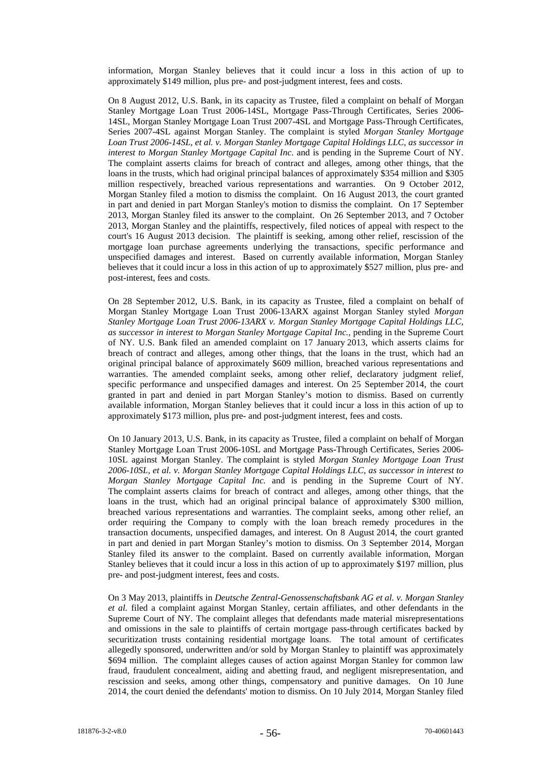information, Morgan Stanley believes that it could incur a loss in this action of up to approximately $149 million, plus pre- and post-judgment interest, fees and costs.

On 8 August 2012, U.S. Bank, in its capacity as Trustee, filed a complaint on behalf of Morgan Stanley Mortgage Loan Trust 2006-14SL, Mortgage Pass-Through Certificates, Series 2006-14SL, Morgan Stanley Mortgage Loan Trust 2007-4SL and Mortgage Pass-Through Certificates, Series 2007-4SL against Morgan Stanley. The complaint is styled *Morgan Stanley Mortgage Loan Trust 2006-14SL, et al. v. Morgan Stanley Mortgage Capital Holdings LLC, as successor in interest to Morgan Stanley Mortgage Capital Inc*. and is pending in the Supreme Court of NY. The complaint asserts claims for breach of contract and alleges, among other things, that the loans in the trusts, which had original principal balances of approximately $354 million and $305 million respectively, breached various representations and warranties. On 9 October 2012, Morgan Stanley filed a motion to dismiss the complaint. On 16 August 2013, the court granted in part and denied in part Morgan Stanley's motion to dismiss the complaint. On 17 September 2013, Morgan Stanley filed its answer to the complaint. On 26 September 2013, and 7 October 2013, Morgan Stanley and the plaintiffs, respectively, filed notices of appeal with respect to the court's 16 August 2013 decision. The plaintiff is seeking, among other relief, rescission of the mortgage loan purchase agreements underlying the transactions, specific performance and unspecified damages and interest. Based on currently available information, Morgan Stanley believes that it could incur a loss in this action of up to approximately $527 million, plus pre- and post-interest, fees and costs.

On 28 September 2012, U.S. Bank, in its capacity as Trustee, filed a complaint on behalf of Morgan Stanley Mortgage Loan Trust 2006-13ARX against Morgan Stanley styled *Morgan Stanley Mortgage Loan Trust 2006-13ARX v. Morgan Stanley Mortgage Capital Holdings LLC, as successor in interest to Morgan Stanley Mortgage Capital Inc.*, pending in the Supreme Court of NY. U.S. Bank filed an amended complaint on 17 January 2013, which asserts claims for breach of contract and alleges, among other things, that the loans in the trust, which had an original principal balance of approximately $609 million, breached various representations and warranties. The amended complaint seeks, among other relief, declaratory judgment relief, specific performance and unspecified damages and interest. On 25 September 2014, the court granted in part and denied in part Morgan Stanley's motion to dismiss. Based on currently available information, Morgan Stanley believes that it could incur a loss in this action of up to approximately $173 million, plus pre- and post-judgment interest, fees and costs.

On 10 January 2013, U.S. Bank, in its capacity as Trustee, filed a complaint on behalf of Morgan Stanley Mortgage Loan Trust 2006-10SL and Mortgage Pass-Through Certificates, Series 2006-10SL against Morgan Stanley. The complaint is styled *Morgan Stanley Mortgage Loan Trust 2006-10SL, et al. v. Morgan Stanley Mortgage Capital Holdings LLC, as successor in interest to Morgan Stanley Mortgage Capital Inc.* and is pending in the Supreme Court of NY. The complaint asserts claims for breach of contract and alleges, among other things, that the loans in the trust, which had an original principal balance of approximately $300 million, breached various representations and warranties. The complaint seeks, among other relief, an order requiring the Company to comply with the loan breach remedy procedures in the transaction documents, unspecified damages, and interest. On 8 August 2014, the court granted in part and denied in part Morgan Stanley's motion to dismiss. On 3 September 2014, Morgan Stanley filed its answer to the complaint. Based on currently available information, Morgan Stanley believes that it could incur a loss in this action of up to approximately $197 million, plus pre- and post-judgment interest, fees and costs.

On 3 May 2013, plaintiffs in *Deutsche Zentral-Genossenschaftsbank AG et al. v. Morgan Stanley et al.* filed a complaint against Morgan Stanley, certain affiliates, and other defendants in the Supreme Court of NY. The complaint alleges that defendants made material misrepresentations and omissions in the sale to plaintiffs of certain mortgage pass-through certificates backed by securitization trusts containing residential mortgage loans. The total amount of certificates allegedly sponsored, underwritten and/or sold by Morgan Stanley to plaintiff was approximately $694 million. The complaint alleges causes of action against Morgan Stanley for common law fraud, fraudulent concealment, aiding and abetting fraud, and negligent misrepresentation, and rescission and seeks, among other things, compensatory and punitive damages. On 10 June 2014, the court denied the defendants' motion to dismiss. On 10 July 2014, Morgan Stanley filed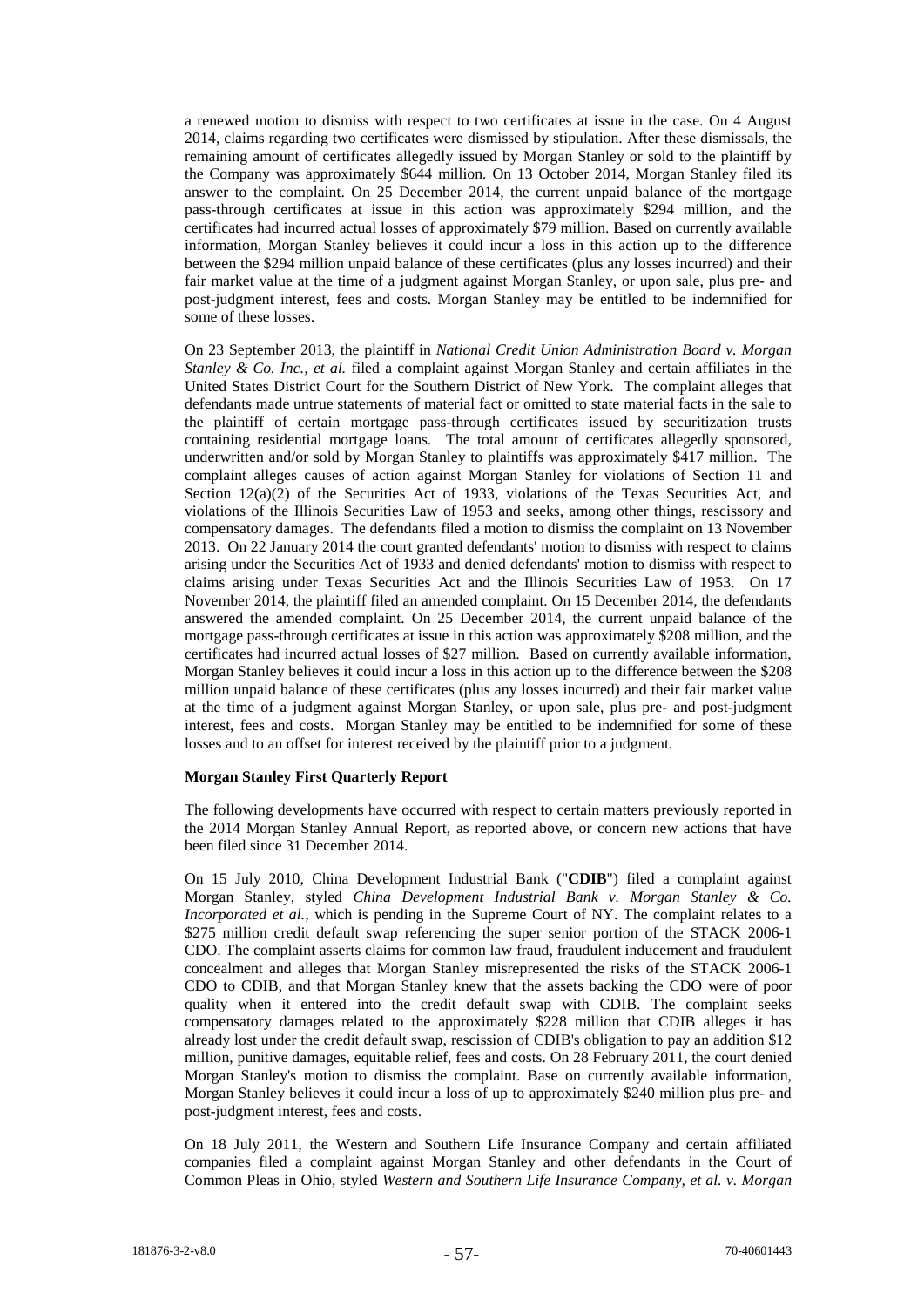a renewed motion to dismiss with respect to two certificates at issue in the case. On 4 August 2014, claims regarding two certificates were dismissed by stipulation. After these dismissals, the remaining amount of certificates allegedly issued by Morgan Stanley or sold to the plaintiff by the Company was approximately $644 million. On 13 October 2014, Morgan Stanley filed its answer to the complaint. On 25 December 2014, the current unpaid balance of the mortgage pass-through certificates at issue in this action was approximately $294 million, and the certificates had incurred actual losses of approximately $79 million. Based on currently available information, Morgan Stanley believes it could incur a loss in this action up to the difference between the $294 million unpaid balance of these certificates (plus any losses incurred) and their fair market value at the time of a judgment against Morgan Stanley, or upon sale, plus pre- and post-judgment interest, fees and costs. Morgan Stanley may be entitled to be indemnified for some of these losses.

On 23 September 2013, the plaintiff in *National Credit Union Administration Board v. Morgan Stanley & Co. Inc., et al.* filed a complaint against Morgan Stanley and certain affiliates in the United States District Court for the Southern District of New York. The complaint alleges that defendants made untrue statements of material fact or omitted to state material facts in the sale to the plaintiff of certain mortgage pass-through certificates issued by securitization trusts containing residential mortgage loans. The total amount of certificates allegedly sponsored, underwritten and/or sold by Morgan Stanley to plaintiffs was approximately $417 million. The complaint alleges causes of action against Morgan Stanley for violations of Section 11 and Section 12(a)(2) of the Securities Act of 1933, violations of the Texas Securities Act, and violations of the Illinois Securities Law of 1953 and seeks, among other things, rescissory and compensatory damages. The defendants filed a motion to dismiss the complaint on 13 November 2013. On 22 January 2014 the court granted defendants' motion to dismiss with respect to claims arising under the Securities Act of 1933 and denied defendants' motion to dismiss with respect to claims arising under Texas Securities Act and the Illinois Securities Law of 1953. On 17 November 2014, the plaintiff filed an amended complaint. On 15 December 2014, the defendants answered the amended complaint. On 25 December 2014, the current unpaid balance of the mortgage pass-through certificates at issue in this action was approximately $208 million, and the certificates had incurred actual losses of $27 million. Based on currently available information, Morgan Stanley believes it could incur a loss in this action up to the difference between the $208 million unpaid balance of these certificates (plus any losses incurred) and their fair market value at the time of a judgment against Morgan Stanley, or upon sale, plus pre- and post-judgment interest, fees and costs. Morgan Stanley may be entitled to be indemnified for some of these losses and to an offset for interest received by the plaintiff prior to a judgment.

**Morgan Stanley First Quarterly Report**

The following developments have occurred with respect to certain matters previously reported in the 2014 Morgan Stanley Annual Report, as reported above, or concern new actions that have been filed since 31 December 2014.

On 15 July 2010, China Development Industrial Bank ("**CDIB**") filed a complaint against Morgan Stanley, styled *China Development Industrial Bank v. Morgan Stanley & Co. Incorporated et al.*, which is pending in the Supreme Court of NY. The complaint relates to a $275 million credit default swap referencing the super senior portion of the STACK 2006-1 CDO. The complaint asserts claims for common law fraud, fraudulent inducement and fraudulent concealment and alleges that Morgan Stanley misrepresented the risks of the STACK 2006-1 CDO to CDIB, and that Morgan Stanley knew that the assets backing the CDO were of poor quality when it entered into the credit default swap with CDIB. The complaint seeks compensatory damages related to the approximately $228 million that CDIB alleges it has already lost under the credit default swap, rescission of CDIB's obligation to pay an addition $12 million, punitive damages, equitable relief, fees and costs. On 28 February 2011, the court denied Morgan Stanley's motion to dismiss the complaint. Base on currently available information, Morgan Stanley believes it could incur a loss of up to approximately $240 million plus pre- and post-judgment interest, fees and costs.

On 18 July 2011, the Western and Southern Life Insurance Company and certain affiliated companies filed a complaint against Morgan Stanley and other defendants in the Court of Common Pleas in Ohio, styled *Western and Southern Life Insurance Company, et al. v. Morgan*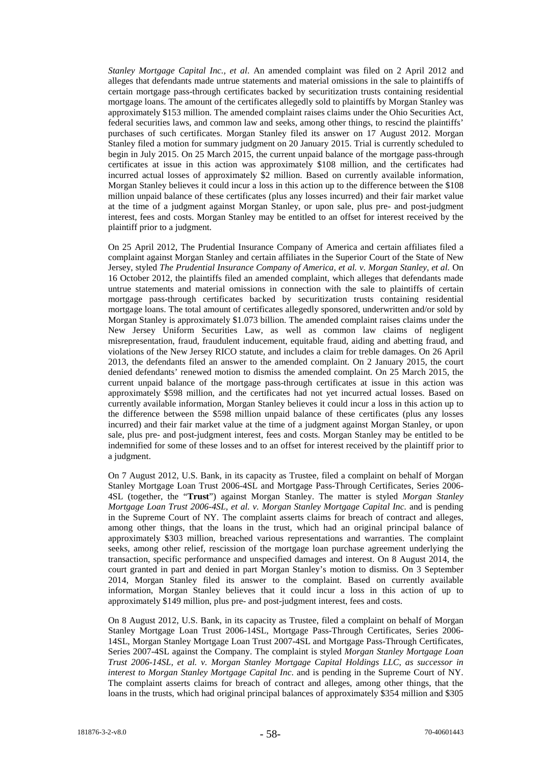*Stanley Mortgage Capital Inc., et al*. An amended complaint was filed on 2 April 2012 and alleges that defendants made untrue statements and material omissions in the sale to plaintiffs of certain mortgage pass-through certificates backed by securitization trusts containing residential mortgage loans. The amount of the certificates allegedly sold to plaintiffs by Morgan Stanley was approximately $153 million. The amended complaint raises claims under the Ohio Securities Act, federal securities laws, and common law and seeks, among other things, to rescind the plaintiffs' purchases of such certificates. Morgan Stanley filed its answer on 17 August 2012. Morgan Stanley filed a motion for summary judgment on 20 January 2015. Trial is currently scheduled to begin in July 2015. On 25 March 2015, the current unpaid balance of the mortgage pass-through certificates at issue in this action was approximately $108 million, and the certificates had incurred actual losses of approximately $2 million. Based on currently available information, Morgan Stanley believes it could incur a loss in this action up to the difference between the $108 million unpaid balance of these certificates (plus any losses incurred) and their fair market value at the time of a judgment against Morgan Stanley, or upon sale, plus pre- and post-judgment interest, fees and costs. Morgan Stanley may be entitled to an offset for interest received by the plaintiff prior to a judgment.

On 25 April 2012, The Prudential Insurance Company of America and certain affiliates filed a complaint against Morgan Stanley and certain affiliates in the Superior Court of the State of New Jersey, styled *The Prudential Insurance Company of America, et al. v. Morgan Stanley, et al.* On 16 October 2012, the plaintiffs filed an amended complaint, which alleges that defendants made untrue statements and material omissions in connection with the sale to plaintiffs of certain mortgage pass-through certificates backed by securitization trusts containing residential mortgage loans. The total amount of certificates allegedly sponsored, underwritten and/or sold by Morgan Stanley is approximately $1.073 billion. The amended complaint raises claims under the New Jersey Uniform Securities Law, as well as common law claims of negligent misrepresentation, fraud, fraudulent inducement, equitable fraud, aiding and abetting fraud, and violations of the New Jersey RICO statute, and includes a claim for treble damages. On 26 April 2013, the defendants filed an answer to the amended complaint. On 2 January 2015, the court denied defendants' renewed motion to dismiss the amended complaint. On 25 March 2015, the current unpaid balance of the mortgage pass-through certificates at issue in this action was approximately $598 million, and the certificates had not yet incurred actual losses. Based on currently available information, Morgan Stanley believes it could incur a loss in this action up to the difference between the $598 million unpaid balance of these certificates (plus any losses incurred) and their fair market value at the time of a judgment against Morgan Stanley, or upon sale, plus pre- and post-judgment interest, fees and costs. Morgan Stanley may be entitled to be indemnified for some of these losses and to an offset for interest received by the plaintiff prior to a judgment.

On 7 August 2012, U.S. Bank, in its capacity as Trustee, filed a complaint on behalf of Morgan Stanley Mortgage Loan Trust 2006-4SL and Mortgage Pass-Through Certificates, Series 2006-4SL (together, the "**Trust**") against Morgan Stanley. The matter is styled *Morgan Stanley Mortgage Loan Trust 2006-4SL, et al. v. Morgan Stanley Mortgage Capital Inc.* and is pending in the Supreme Court of NY. The complaint asserts claims for breach of contract and alleges, among other things, that the loans in the trust, which had an original principal balance of approximately $303 million, breached various representations and warranties. The complaint seeks, among other relief, rescission of the mortgage loan purchase agreement underlying the transaction, specific performance and unspecified damages and interest. On 8 August 2014, the court granted in part and denied in part Morgan Stanley's motion to dismiss. On 3 September 2014, Morgan Stanley filed its answer to the complaint. Based on currently available information, Morgan Stanley believes that it could incur a loss in this action of up to approximately $149 million, plus pre- and post-judgment interest, fees and costs.

On 8 August 2012, U.S. Bank, in its capacity as Trustee, filed a complaint on behalf of Morgan Stanley Mortgage Loan Trust 2006-14SL, Mortgage Pass-Through Certificates, Series 2006-14SL, Morgan Stanley Mortgage Loan Trust 2007-4SL and Mortgage Pass-Through Certificates, Series 2007-4SL against the Company. The complaint is styled *Morgan Stanley Mortgage Loan Trust 2006-14SL, et al. v. Morgan Stanley Mortgage Capital Holdings LLC, as successor in interest to Morgan Stanley Mortgage Capital Inc.* and is pending in the Supreme Court of NY. The complaint asserts claims for breach of contract and alleges, among other things, that the loans in the trusts, which had original principal balances of approximately $354 million and $305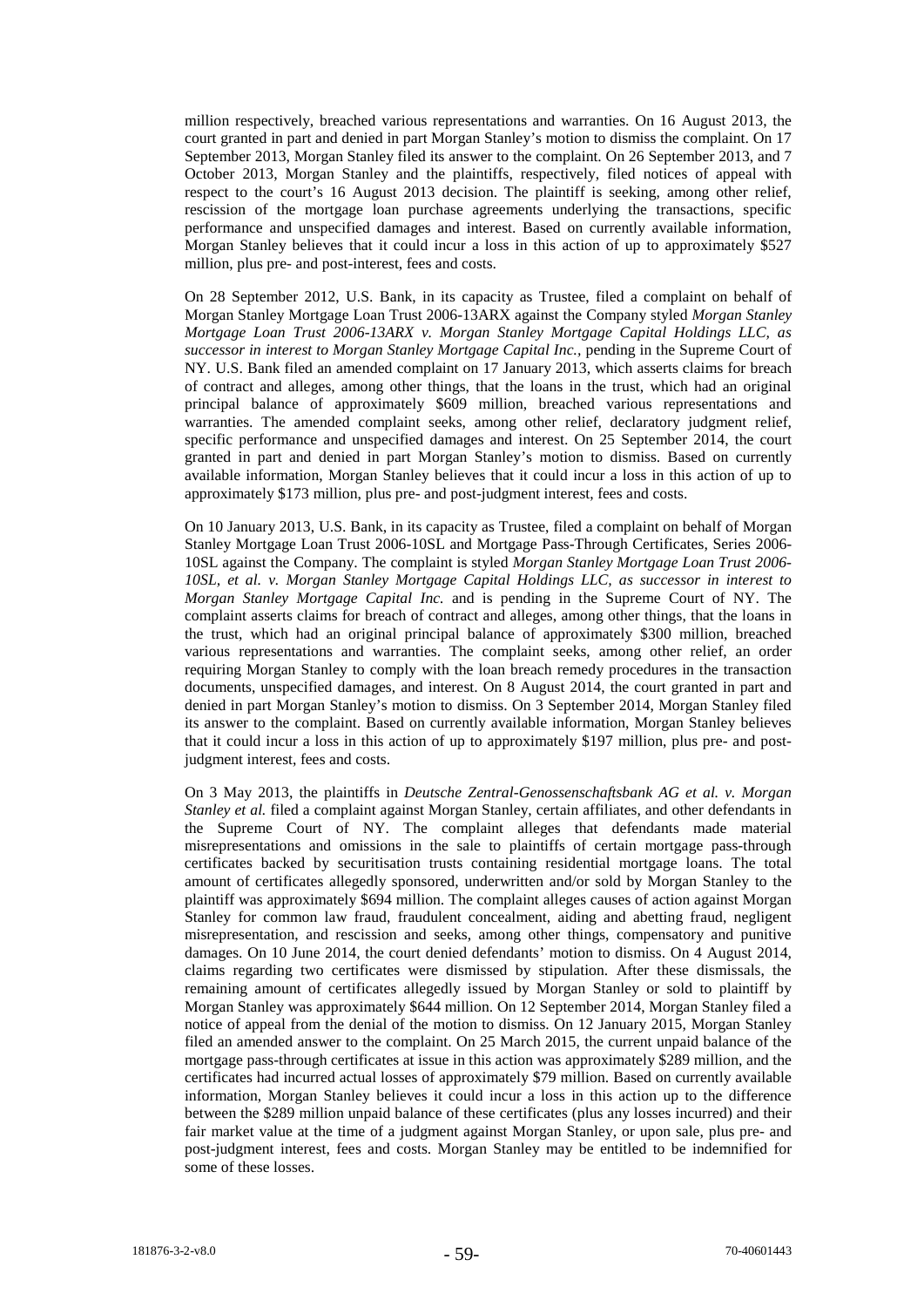million respectively, breached various representations and warranties. On 16 August 2013, the court granted in part and denied in part Morgan Stanley's motion to dismiss the complaint. On 17 September 2013, Morgan Stanley filed its answer to the complaint. On 26 September 2013, and 7 October 2013, Morgan Stanley and the plaintiffs, respectively, filed notices of appeal with respect to the court's 16 August 2013 decision. The plaintiff is seeking, among other relief, rescission of the mortgage loan purchase agreements underlying the transactions, specific performance and unspecified damages and interest. Based on currently available information, Morgan Stanley believes that it could incur a loss in this action of up to approximately $527 million, plus pre- and post-interest, fees and costs.

On 28 September 2012, U.S. Bank, in its capacity as Trustee, filed a complaint on behalf of Morgan Stanley Mortgage Loan Trust 2006-13ARX against the Company styled *Morgan Stanley Mortgage Loan Trust 2006-13ARX v. Morgan Stanley Mortgage Capital Holdings LLC, as successor in interest to Morgan Stanley Mortgage Capital Inc.*, pending in the Supreme Court of NY. U.S. Bank filed an amended complaint on 17 January 2013, which asserts claims for breach of contract and alleges, among other things, that the loans in the trust, which had an original principal balance of approximately $609 million, breached various representations and warranties. The amended complaint seeks, among other relief, declaratory judgment relief, specific performance and unspecified damages and interest. On 25 September 2014, the court granted in part and denied in part Morgan Stanley's motion to dismiss. Based on currently available information, Morgan Stanley believes that it could incur a loss in this action of up to approximately $173 million, plus pre- and post-judgment interest, fees and costs.

On 10 January 2013, U.S. Bank, in its capacity as Trustee, filed a complaint on behalf of Morgan Stanley Mortgage Loan Trust 2006-10SL and Mortgage Pass-Through Certificates, Series 2006-10SL against the Company. The complaint is styled *Morgan Stanley Mortgage Loan Trust 2006-10SL, et al. v. Morgan Stanley Mortgage Capital Holdings LLC, as successor in interest to Morgan Stanley Mortgage Capital Inc.* and is pending in the Supreme Court of NY. The complaint asserts claims for breach of contract and alleges, among other things, that the loans in the trust, which had an original principal balance of approximately $300 million, breached various representations and warranties. The complaint seeks, among other relief, an order requiring Morgan Stanley to comply with the loan breach remedy procedures in the transaction documents, unspecified damages, and interest. On 8 August 2014, the court granted in part and denied in part Morgan Stanley's motion to dismiss. On 3 September 2014, Morgan Stanley filed its answer to the complaint. Based on currently available information, Morgan Stanley believes that it could incur a loss in this action of up to approximately $197 million, plus pre- and post-judgment interest, fees and costs.

On 3 May 2013, the plaintiffs in *Deutsche Zentral-Genossenschaftsbank AG et al. v. Morgan Stanley et al.* filed a complaint against Morgan Stanley, certain affiliates, and other defendants in the Supreme Court of NY. The complaint alleges that defendants made material misrepresentations and omissions in the sale to plaintiffs of certain mortgage pass-through certificates backed by securitisation trusts containing residential mortgage loans. The total amount of certificates allegedly sponsored, underwritten and/or sold by Morgan Stanley to the plaintiff was approximately $694 million. The complaint alleges causes of action against Morgan Stanley for common law fraud, fraudulent concealment, aiding and abetting fraud, negligent misrepresentation, and rescission and seeks, among other things, compensatory and punitive damages. On 10 June 2014, the court denied defendants' motion to dismiss. On 4 August 2014, claims regarding two certificates were dismissed by stipulation. After these dismissals, the remaining amount of certificates allegedly issued by Morgan Stanley or sold to plaintiff by Morgan Stanley was approximately $644 million. On 12 September 2014, Morgan Stanley filed a notice of appeal from the denial of the motion to dismiss. On 12 January 2015, Morgan Stanley filed an amended answer to the complaint. On 25 March 2015, the current unpaid balance of the mortgage pass-through certificates at issue in this action was approximately $289 million, and the certificates had incurred actual losses of approximately $79 million. Based on currently available information, Morgan Stanley believes it could incur a loss in this action up to the difference between the $289 million unpaid balance of these certificates (plus any losses incurred) and their fair market value at the time of a judgment against Morgan Stanley, or upon sale, plus pre- and post-judgment interest, fees and costs. Morgan Stanley may be entitled to be indemnified for some of these losses.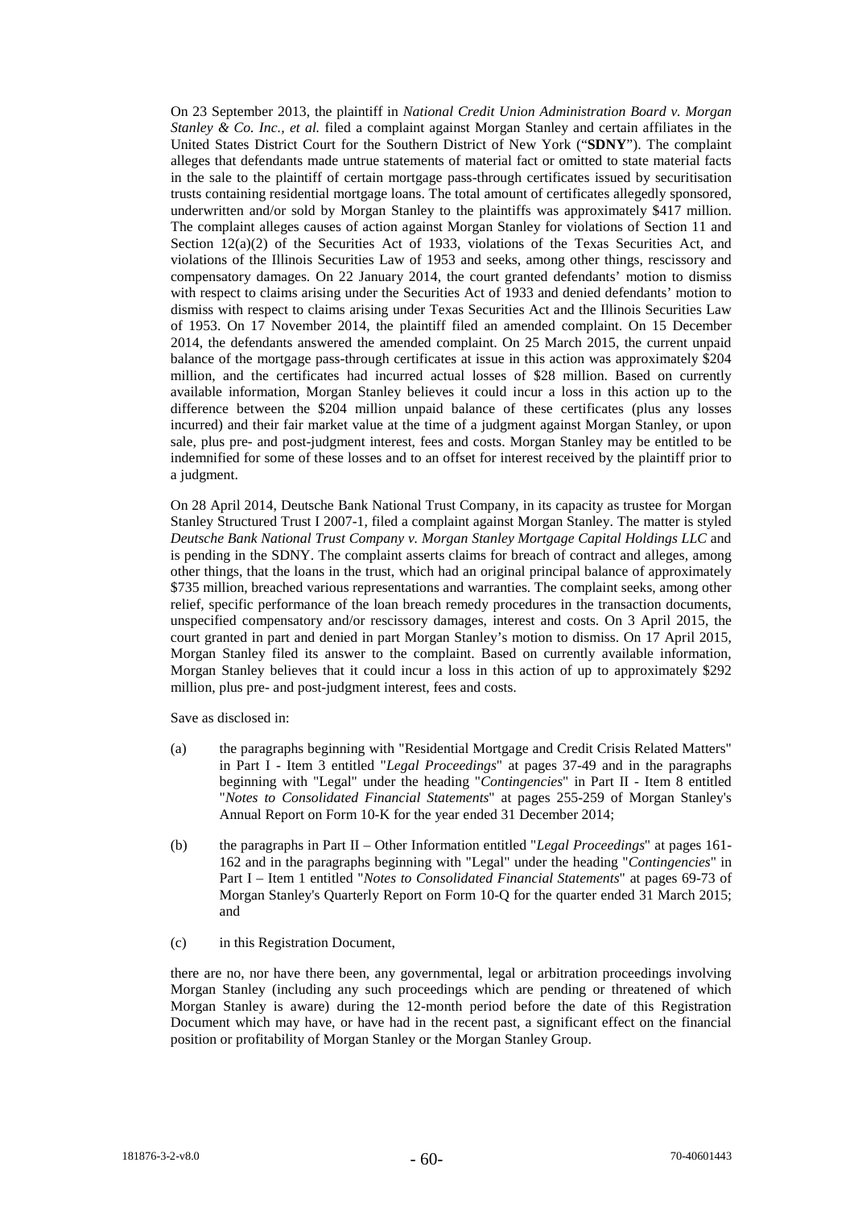On 23 September 2013, the plaintiff in *National Credit Union Administration Board v. Morgan Stanley & Co. Inc., et al.* filed a complaint against Morgan Stanley and certain affiliates in the United States District Court for the Southern District of New York ("**SDNY**"). The complaint alleges that defendants made untrue statements of material fact or omitted to state material facts in the sale to the plaintiff of certain mortgage pass-through certificates issued by securitisation trusts containing residential mortgage loans. The total amount of certificates allegedly sponsored, underwritten and/or sold by Morgan Stanley to the plaintiffs was approximately $417 million. The complaint alleges causes of action against Morgan Stanley for violations of Section 11 and Section 12(a)(2) of the Securities Act of 1933, violations of the Texas Securities Act, and violations of the Illinois Securities Law of 1953 and seeks, among other things, rescissory and compensatory damages. On 22 January 2014, the court granted defendants' motion to dismiss with respect to claims arising under the Securities Act of 1933 and denied defendants' motion to dismiss with respect to claims arising under Texas Securities Act and the Illinois Securities Law of 1953. On 17 November 2014, the plaintiff filed an amended complaint. On 15 December 2014, the defendants answered the amended complaint. On 25 March 2015, the current unpaid balance of the mortgage pass-through certificates at issue in this action was approximately $204 million, and the certificates had incurred actual losses of $28 million. Based on currently available information, Morgan Stanley believes it could incur a loss in this action up to the difference between the $204 million unpaid balance of these certificates (plus any losses incurred) and their fair market value at the time of a judgment against Morgan Stanley, or upon sale, plus pre- and post-judgment interest, fees and costs. Morgan Stanley may be entitled to be indemnified for some of these losses and to an offset for interest received by the plaintiff prior to a judgment.

On 28 April 2014, Deutsche Bank National Trust Company, in its capacity as trustee for Morgan Stanley Structured Trust I 2007-1, filed a complaint against Morgan Stanley. The matter is styled *Deutsche Bank National Trust Company v. Morgan Stanley Mortgage Capital Holdings LLC* and is pending in the SDNY. The complaint asserts claims for breach of contract and alleges, among other things, that the loans in the trust, which had an original principal balance of approximately $735 million, breached various representations and warranties. The complaint seeks, among other relief, specific performance of the loan breach remedy procedures in the transaction documents, unspecified compensatory and/or rescissory damages, interest and costs. On 3 April 2015, the court granted in part and denied in part Morgan Stanley's motion to dismiss. On 17 April 2015, Morgan Stanley filed its answer to the complaint. Based on currently available information, Morgan Stanley believes that it could incur a loss in this action of up to approximately $292 million, plus pre- and post-judgment interest, fees and costs.

Save as disclosed in:

(a) the paragraphs beginning with "Residential Mortgage and Credit Crisis Related Matters" in Part I - Item 3 entitled "*Legal Proceedings*" at pages 37-49 and in the paragraphs beginning with "Legal" under the heading "*Contingencies*" in Part II - Item 8 entitled "*Notes to Consolidated Financial Statements*" at pages 255-259 of Morgan Stanley's Annual Report on Form 10-K for the year ended 31 December 2014;

(b) the paragraphs in Part II – Other Information entitled "*Legal Proceedings*" at pages 161-162 and in the paragraphs beginning with "Legal" under the heading "*Contingencies*" in Part I – Item 1 entitled "*Notes to Consolidated Financial Statements*" at pages 69-73 of Morgan Stanley's Quarterly Report on Form 10-Q for the quarter ended 31 March 2015; and

(c) in this Registration Document,

there are no, nor have there been, any governmental, legal or arbitration proceedings involving Morgan Stanley (including any such proceedings which are pending or threatened of which Morgan Stanley is aware) during the 12-month period before the date of this Registration Document which may have, or have had in the recent past, a significant effect on the financial position or profitability of Morgan Stanley or the Morgan Stanley Group.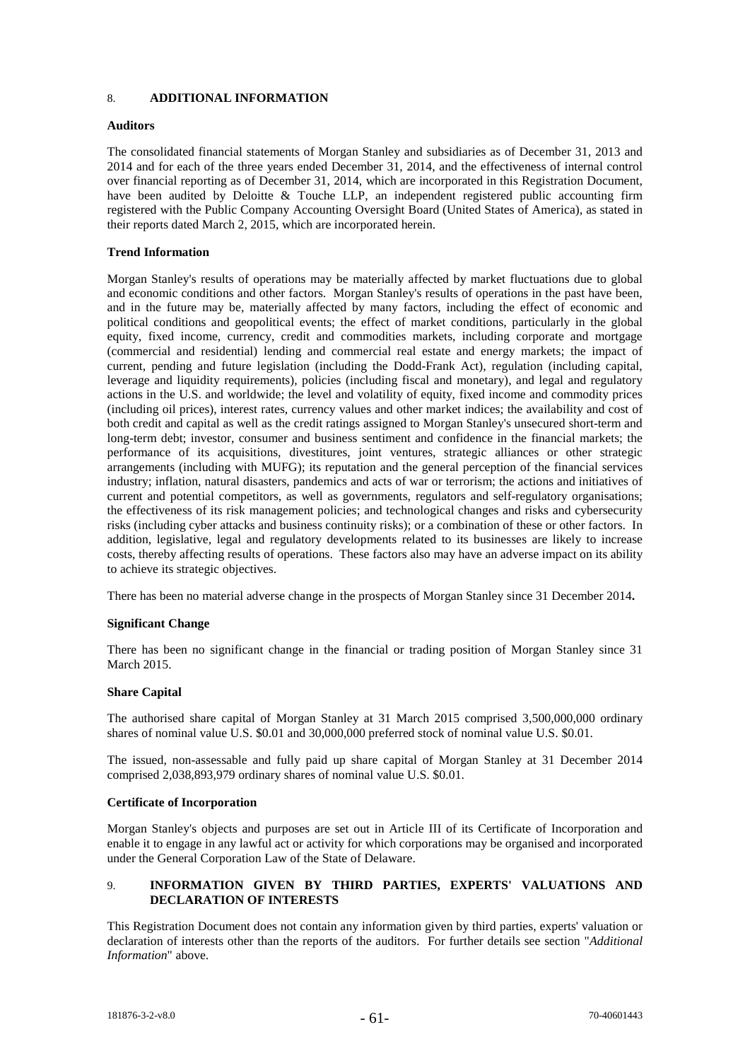## 8. ADDITIONAL INFORMATION

**Auditors**

The consolidated financial statements of Morgan Stanley and subsidiaries as of December 31, 2013 and 2014 and for each of the three years ended December 31, 2014, and the effectiveness of internal control over financial reporting as of December 31, 2014, which are incorporated in this Registration Document, have been audited by Deloitte & Touche LLP, an independent registered public accounting firm registered with the Public Company Accounting Oversight Board (United States of America), as stated in their reports dated March 2, 2015, which are incorporated herein.

**Trend Information**

Morgan Stanley's results of operations may be materially affected by market fluctuations due to global and economic conditions and other factors. Morgan Stanley's results of operations in the past have been, and in the future may be, materially affected by many factors, including the effect of economic and political conditions and geopolitical events; the effect of market conditions, particularly in the global equity, fixed income, currency, credit and commodities markets, including corporate and mortgage (commercial and residential) lending and commercial real estate and energy markets; the impact of current, pending and future legislation (including the Dodd-Frank Act), regulation (including capital, leverage and liquidity requirements), policies (including fiscal and monetary), and legal and regulatory actions in the U.S. and worldwide; the level and volatility of equity, fixed income and commodity prices (including oil prices), interest rates, currency values and other market indices; the availability and cost of both credit and capital as well as the credit ratings assigned to Morgan Stanley's unsecured short-term and long-term debt; investor, consumer and business sentiment and confidence in the financial markets; the performance of its acquisitions, divestitures, joint ventures, strategic alliances or other strategic arrangements (including with MUFG); its reputation and the general perception of the financial services industry; inflation, natural disasters, pandemics and acts of war or terrorism; the actions and initiatives of current and potential competitors, as well as governments, regulators and self-regulatory organisations; the effectiveness of its risk management policies; and technological changes and risks and cybersecurity risks (including cyber attacks and business continuity risks); or a combination of these or other factors. In addition, legislative, legal and regulatory developments related to its businesses are likely to increase costs, thereby affecting results of operations. These factors also may have an adverse impact on its ability to achieve its strategic objectives.

There has been no material adverse change in the prospects of Morgan Stanley since 31 December 2014**.**

**Significant Change**

There has been no significant change in the financial or trading position of Morgan Stanley since 31 March 2015.

**Share Capital**

The authorised share capital of Morgan Stanley at 31 March 2015 comprised 3,500,000,000 ordinary shares of nominal value U.S. $0.01 and 30,000,000 preferred stock of nominal value U.S. $0.01.

The issued, non-assessable and fully paid up share capital of Morgan Stanley at 31 December 2014 comprised 2,038,893,979 ordinary shares of nominal value U.S. $0.01.

**Certificate of Incorporation**

Morgan Stanley's objects and purposes are set out in Article III of its Certificate of Incorporation and enable it to engage in any lawful act or activity for which corporations may be organised and incorporated under the General Corporation Law of the State of Delaware.

## 9. INFORMATION GIVEN BY THIRD PARTIES, EXPERTS' VALUATIONS AND DECLARATION OF INTERESTS

This Registration Document does not contain any information given by third parties, experts' valuation or declaration of interests other than the reports of the auditors. For further details see section "*Additional Information*" above.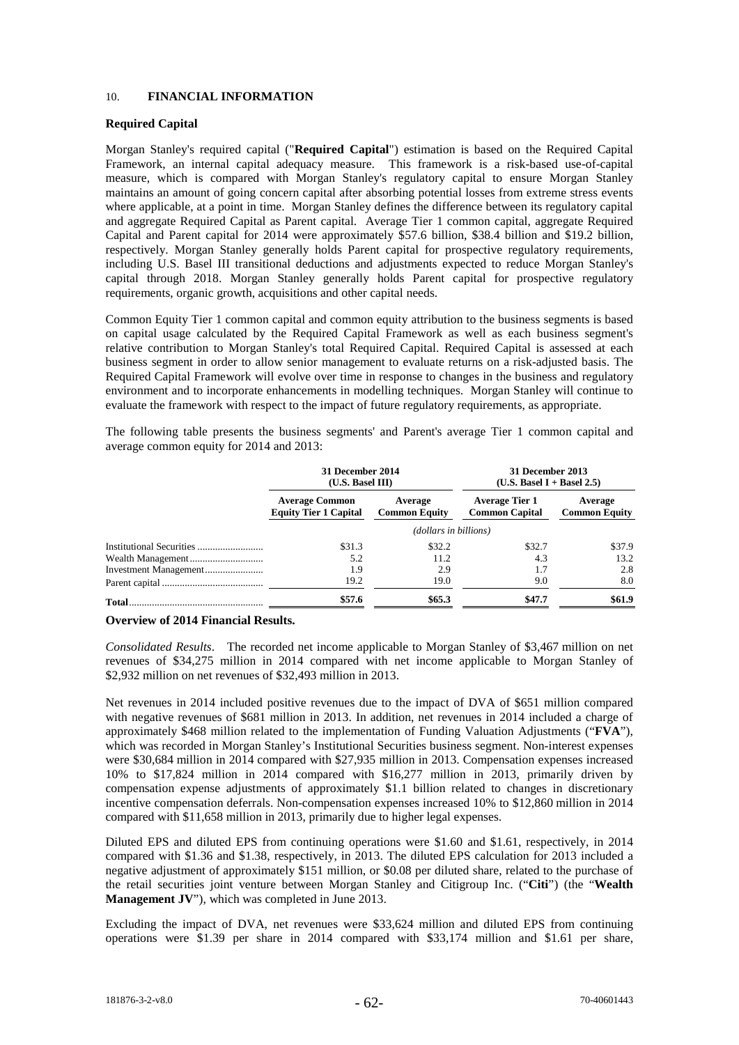## 10. FINANCIAL INFORMATION

### Required Capital

Morgan Stanley's required capital ("**Required Capital**") estimation is based on the Required Capital Framework, an internal capital adequacy measure. This framework is a risk-based use-of-capital measure, which is compared with Morgan Stanley's regulatory capital to ensure Morgan Stanley maintains an amount of going concern capital after absorbing potential losses from extreme stress events where applicable, at a point in time. Morgan Stanley defines the difference between its regulatory capital and aggregate Required Capital as Parent capital. Average Tier 1 common capital, aggregate Required Capital and Parent capital for 2014 were approximately $57.6 billion, $38.4 billion and $19.2 billion, respectively. Morgan Stanley generally holds Parent capital for prospective regulatory requirements, including U.S. Basel III transitional deductions and adjustments expected to reduce Morgan Stanley's capital through 2018. Morgan Stanley generally holds Parent capital for prospective regulatory requirements, organic growth, acquisitions and other capital needs.

Common Equity Tier 1 common capital and common equity attribution to the business segments is based on capital usage calculated by the Required Capital Framework as well as each business segment's relative contribution to Morgan Stanley's total Required Capital. Required Capital is assessed at each business segment in order to allow senior management to evaluate returns on a risk-adjusted basis. The Required Capital Framework will evolve over time in response to changes in the business and regulatory environment and to incorporate enhancements in modelling techniques. Morgan Stanley will continue to evaluate the framework with respect to the impact of future regulatory requirements, as appropriate.

The following table presents the business segments' and Parent's average Tier 1 common capital and average common equity for 2014 and 2013:

| | 31 December 2014 (U.S. Basel III) | | 31 December 2013 (U.S. Basel I + Basel 2.5) | |
|---|---|---|---|---|
| | Average Common Equity Tier 1 Capital | Average Common Equity | Average Tier 1 Common Capital | Average Common Equity |
| | *(dollars in billions)* | | | |
| Institutional Securities | $31.3 | $32.2 | $32.7 | $37.9 |
| Wealth Management | 5.2 | 11.2 | 4.3 | 13.2 |
| Investment Management | 1.9 | 2.9 | 1.7 | 2.8 |
| Parent capital | 19.2 | 19.0 | 9.0 | 8.0 |
| **Total** | **$57.6** | **$65.3** | **$47.7** | **$61.9** |

### Overview of 2014 Financial Results.

*Consolidated Results*. The recorded net income applicable to Morgan Stanley of $3,467 million on net revenues of $34,275 million in 2014 compared with net income applicable to Morgan Stanley of $2,932 million on net revenues of $32,493 million in 2013.

Net revenues in 2014 included positive revenues due to the impact of DVA of $651 million compared with negative revenues of $681 million in 2013. In addition, net revenues in 2014 included a charge of approximately $468 million related to the implementation of Funding Valuation Adjustments ("**FVA**"), which was recorded in Morgan Stanley's Institutional Securities business segment. Non-interest expenses were $30,684 million in 2014 compared with $27,935 million in 2013. Compensation expenses increased 10% to $17,824 million in 2014 compared with $16,277 million in 2013, primarily driven by compensation expense adjustments of approximately $1.1 billion related to changes in discretionary incentive compensation deferrals. Non-compensation expenses increased 10% to $12,860 million in 2014 compared with $11,658 million in 2013, primarily due to higher legal expenses.

Diluted EPS and diluted EPS from continuing operations were $1.60 and $1.61, respectively, in 2014 compared with $1.36 and $1.38, respectively, in 2013. The diluted EPS calculation for 2013 included a negative adjustment of approximately $151 million, or $0.08 per diluted share, related to the purchase of the retail securities joint venture between Morgan Stanley and Citigroup Inc. ("**Citi**") (the "**Wealth Management JV**"), which was completed in June 2013.

Excluding the impact of DVA, net revenues were $33,624 million and diluted EPS from continuing operations were $1.39 per share in 2014 compared with $33,174 million and $1.61 per share,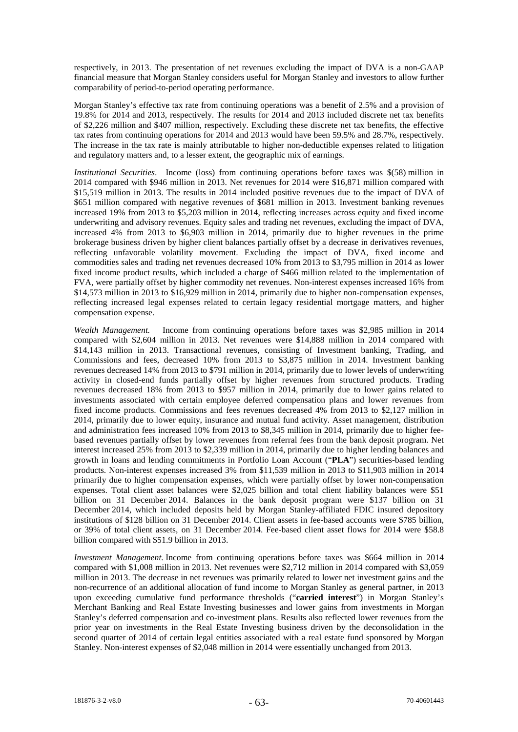respectively, in 2013. The presentation of net revenues excluding the impact of DVA is a non-GAAP financial measure that Morgan Stanley considers useful for Morgan Stanley and investors to allow further comparability of period-to-period operating performance.

Morgan Stanley's effective tax rate from continuing operations was a benefit of 2.5% and a provision of 19.8% for 2014 and 2013, respectively. The results for 2014 and 2013 included discrete net tax benefits of $2,226 million and $407 million, respectively. Excluding these discrete net tax benefits, the effective tax rates from continuing operations for 2014 and 2013 would have been 59.5% and 28.7%, respectively. The increase in the tax rate is mainly attributable to higher non-deductible expenses related to litigation and regulatory matters and, to a lesser extent, the geographic mix of earnings.

*Institutional Securities*. Income (loss) from continuing operations before taxes was $(58) million in 2014 compared with $946 million in 2013. Net revenues for 2014 were $16,871 million compared with $15,519 million in 2013. The results in 2014 included positive revenues due to the impact of DVA of $651 million compared with negative revenues of $681 million in 2013. Investment banking revenues increased 19% from 2013 to $5,203 million in 2014, reflecting increases across equity and fixed income underwriting and advisory revenues. Equity sales and trading net revenues, excluding the impact of DVA, increased 4% from 2013 to $6,903 million in 2014, primarily due to higher revenues in the prime brokerage business driven by higher client balances partially offset by a decrease in derivatives revenues, reflecting unfavorable volatility movement. Excluding the impact of DVA, fixed income and commodities sales and trading net revenues decreased 10% from 2013 to $3,795 million in 2014 as lower fixed income product results, which included a charge of $466 million related to the implementation of FVA, were partially offset by higher commodity net revenues. Non-interest expenses increased 16% from $14,573 million in 2013 to $16,929 million in 2014, primarily due to higher non-compensation expenses, reflecting increased legal expenses related to certain legacy residential mortgage matters, and higher compensation expense.

*Wealth Management.* Income from continuing operations before taxes was $2,985 million in 2014 compared with $2,604 million in 2013. Net revenues were $14,888 million in 2014 compared with $14,143 million in 2013. Transactional revenues, consisting of Investment banking, Trading, and Commissions and fees, decreased 10% from 2013 to $3,875 million in 2014. Investment banking revenues decreased 14% from 2013 to $791 million in 2014, primarily due to lower levels of underwriting activity in closed-end funds partially offset by higher revenues from structured products. Trading revenues decreased 18% from 2013 to $957 million in 2014, primarily due to lower gains related to investments associated with certain employee deferred compensation plans and lower revenues from fixed income products. Commissions and fees revenues decreased 4% from 2013 to $2,127 million in 2014, primarily due to lower equity, insurance and mutual fund activity. Asset management, distribution and administration fees increased 10% from 2013 to $8,345 million in 2014, primarily due to higher fee-based revenues partially offset by lower revenues from referral fees from the bank deposit program. Net interest increased 25% from 2013 to $2,339 million in 2014, primarily due to higher lending balances and growth in loans and lending commitments in Portfolio Loan Account ("**PLA**") securities-based lending products. Non-interest expenses increased 3% from $11,539 million in 2013 to $11,903 million in 2014 primarily due to higher compensation expenses, which were partially offset by lower non-compensation expenses. Total client asset balances were $2,025 billion and total client liability balances were $51 billion on 31 December 2014. Balances in the bank deposit program were $137 billion on 31 December 2014, which included deposits held by Morgan Stanley-affiliated FDIC insured depository institutions of $128 billion on 31 December 2014. Client assets in fee-based accounts were $785 billion, or 39% of total client assets, on 31 December 2014. Fee-based client asset flows for 2014 were $58.8 billion compared with $51.9 billion in 2013.

*Investment Management.* Income from continuing operations before taxes was $664 million in 2014 compared with $1,008 million in 2013. Net revenues were $2,712 million in 2014 compared with $3,059 million in 2013. The decrease in net revenues was primarily related to lower net investment gains and the non-recurrence of an additional allocation of fund income to Morgan Stanley as general partner, in 2013 upon exceeding cumulative fund performance thresholds ("**carried interest**") in Morgan Stanley's Merchant Banking and Real Estate Investing businesses and lower gains from investments in Morgan Stanley's deferred compensation and co-investment plans. Results also reflected lower revenues from the prior year on investments in the Real Estate Investing business driven by the deconsolidation in the second quarter of 2014 of certain legal entities associated with a real estate fund sponsored by Morgan Stanley. Non-interest expenses of $2,048 million in 2014 were essentially unchanged from 2013.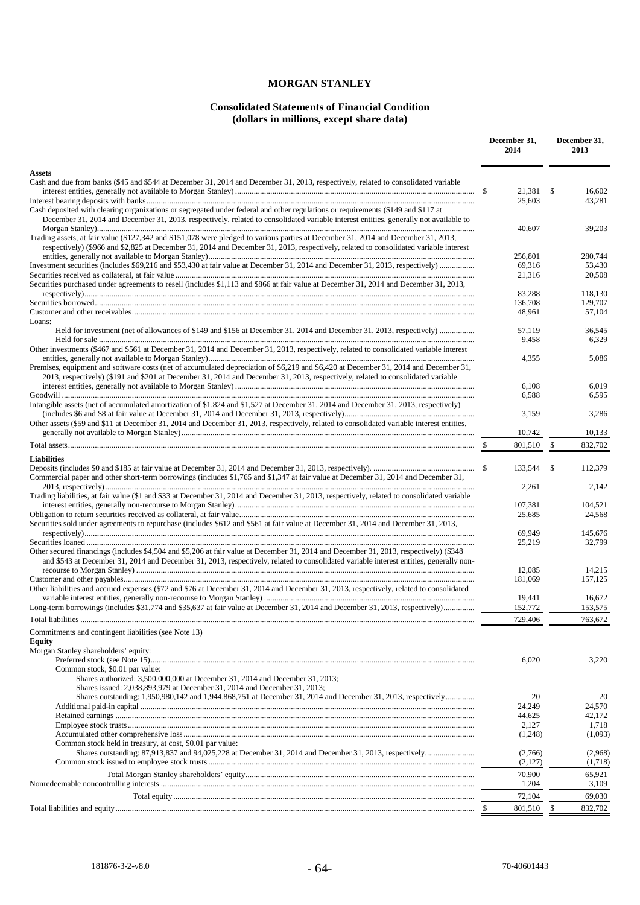# MORGAN STANLEY

## Consolidated Statements of Financial Condition
### (dollars in millions, except share data)

| | December 31, 2014 | December 31, 2013 |
|---|---|---|
| **Assets** | | |
| Cash and due from banks ($45 and $544 at December 31, 2014 and December 31, 2013, respectively, related to consolidated variable interest entities, generally not available to Morgan Stanley) | $ 21,381 | $ 16,602 |
| Interest bearing deposits with banks | 25,603 | 43,281 |
| Cash deposited with clearing organizations or segregated under federal and other regulations or requirements ($149 and $117 at December 31, 2014 and December 31, 2013, respectively, related to consolidated variable interest entities, generally not available to Morgan Stanley) | 40,607 | 39,203 |
| Trading assets, at fair value ($127,342 and $151,078 were pledged to various parties at December 31, 2014 and December 31, 2013, respectively) ($966 and $2,825 at December 31, 2014 and December 31, 2013, respectively, related to consolidated variable interest entities, generally not available to Morgan Stanley) | 256,801 | 280,744 |
| Investment securities (includes $69,216 and $53,430 at fair value at December 31, 2014 and December 31, 2013, respectively) | 69,316 | 53,430 |
| Securities received as collateral, at fair value | 21,316 | 20,508 |
| Securities purchased under agreements to resell (includes $1,113 and $866 at fair value at December 31, 2014 and December 31, 2013, respectively) | 83,288 | 118,130 |
| Securities borrowed | 136,708 | 129,707 |
| Customer and other receivables | 48,961 | 57,104 |
| Loans: | | |
| Held for investment (net of allowances of $149 and $156 at December 31, 2014 and December 31, 2013, respectively) | 57,119 | 36,545 |
| Held for sale | 9,458 | 6,329 |
| Other investments ($467 and $561 at December 31, 2014 and December 31, 2013, respectively, related to consolidated variable interest entities, generally not available to Morgan Stanley) | 4,355 | 5,086 |
| Premises, equipment and software costs (net of accumulated depreciation of $6,219 and $6,420 at December 31, 2014 and December 31, 2013, respectively) ($191 and $201 at December 31, 2014 and December 31, 2013, respectively, related to consolidated variable interest entities, generally not available to Morgan Stanley) | 6,108 | 6,019 |
| Goodwill | 6,588 | 6,595 |
| Intangible assets (net of accumulated amortization of $1,824 and $1,527 at December 31, 2014 and December 31, 2013, respectively) (includes $6 and $8 at fair value at December 31, 2014 and December 31, 2013, respectively) | 3,159 | 3,286 |
| Other assets ($59 and $11 at December 31, 2014 and December 31, 2013, respectively, related to consolidated variable interest entities, generally not available to Morgan Stanley) | 10,742 | 10,133 |
| Total assets | $ 801,510 | $ 832,702 |
| **Liabilities** | | |
| Deposits (includes $0 and $185 at fair value at December 31, 2014 and December 31, 2013, respectively). | $ 133,544 | $ 112,379 |
| Commercial paper and other short-term borrowings (includes $1,765 and $1,347 at fair value at December 31, 2014 and December 31, 2013, respectively) | 2,261 | 2,142 |
| Trading liabilities, at fair value ($1 and $33 at December 31, 2014 and December 31, 2013, respectively, related to consolidated variable interest entities, generally non-recourse to Morgan Stanley) | 107,381 | 104,521 |
| Obligation to return securities received as collateral, at fair value | 25,685 | 24,568 |
| Securities sold under agreements to repurchase (includes $612 and $561 at fair value at December 31, 2014 and December 31, 2013, respectively) | 69,949 | 145,676 |
| Securities loaned | 25,219 | 32,799 |
| Other secured financings (includes $4,504 and $5,206 at fair value at December 31, 2014 and December 31, 2013, respectively) ($348 and $543 at December 31, 2014 and December 31, 2013, respectively, related to consolidated variable interest entities, generally non-recourse to Morgan Stanley) | 12,085 | 14,215 |
| Customer and other payables | 181,069 | 157,125 |
| Other liabilities and accrued expenses ($72 and $76 at December 31, 2014 and December 31, 2013, respectively, related to consolidated variable interest entities, generally non-recourse to Morgan Stanley) | 19,441 | 16,672 |
| Long-term borrowings (includes $31,774 and $35,637 at fair value at December 31, 2014 and December 31, 2013, respectively) | 152,772 | 153,575 |
| Total liabilities | 729,406 | 763,672 |
| Commitments and contingent liabilities (see Note 13) | | |
| **Equity** | | |
| Morgan Stanley shareholders' equity: | | |
| Preferred stock (see Note 15) | 6,020 | 3,220 |
| Common stock, $0.01 par value: | | |
| Shares authorized: 3,500,000,000 at December 31, 2014 and December 31, 2013; | | |
| Shares issued: 2,038,893,979 at December 31, 2014 and December 31, 2013; | | |
| Shares outstanding: 1,950,980,142 and 1,944,868,751 at December 31, 2014 and December 31, 2013, respectively | 20 | 20 |
| Additional paid-in capital | 24,249 | 24,570 |
| Retained earnings | 44,625 | 42,172 |
| Employee stock trusts | 2,127 | 1,718 |
| Accumulated other comprehensive loss | (1,248) | (1,093) |
| Common stock held in treasury, at cost, $0.01 par value: | | |
| Shares outstanding: 87,913,837 and 94,025,228 at December 31, 2014 and December 31, 2013, respectively | (2,766) | (2,968) |
| Common stock issued to employee stock trusts | (2,127) | (1,718) |
| Total Morgan Stanley shareholders' equity | 70,900 | 65,921 |
| Nonredeemable noncontrolling interests | 1,204 | 3,109 |
| Total equity | 72,104 | 69,030 |
| Total liabilities and equity | $ 801,510 | $ 832,702 |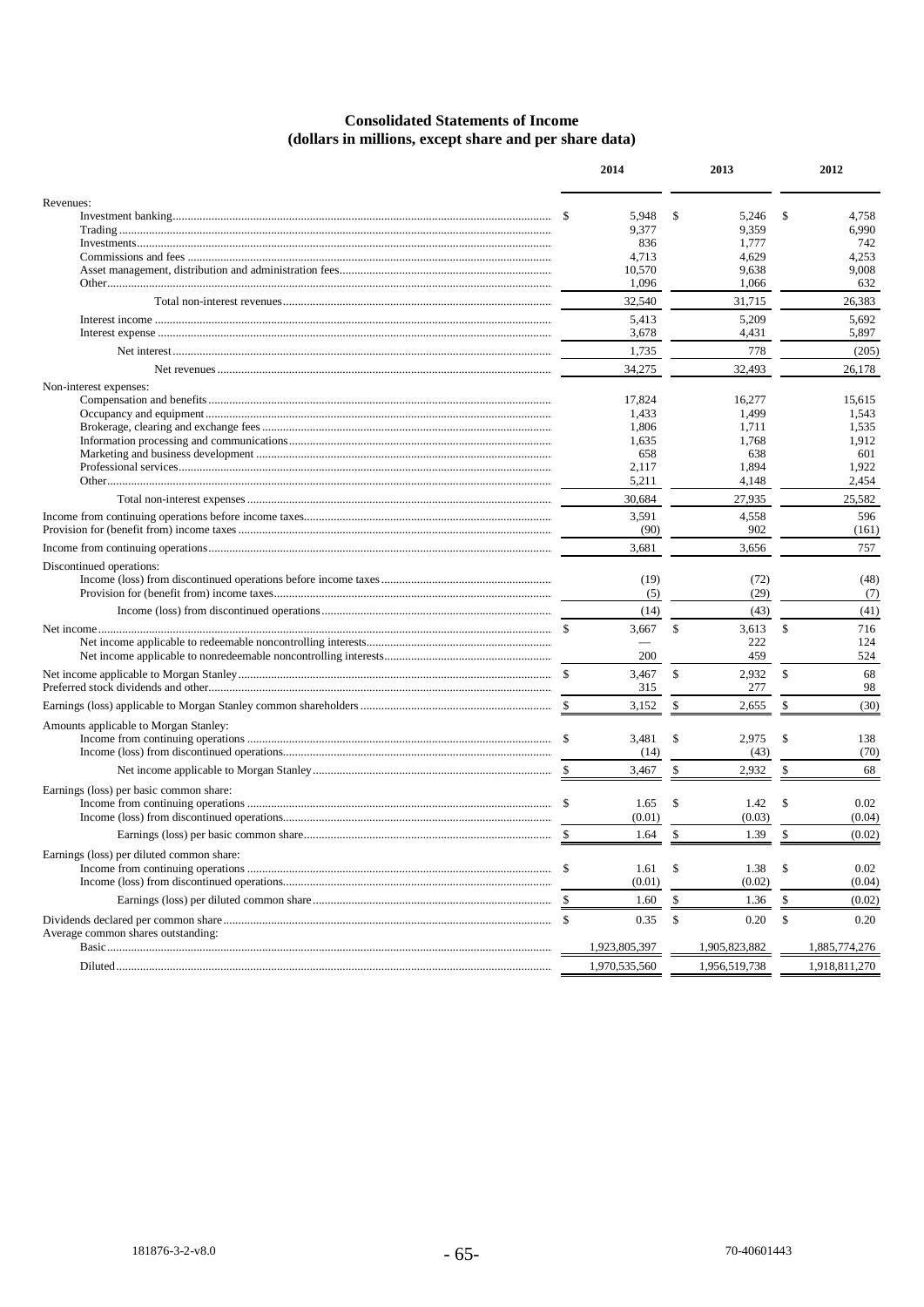## Consolidated Statements of Income
### (dollars in millions, except share and per share data)

| | 2014 | 2013 | 2012 |
|---|---|---|---|
| **Revenues:** | | | |
| Investment banking | $ 5,948 | $ 5,246 | $ 4,758 |
| Trading | 9,377 | 9,359 | 6,990 |
| Investments | 836 | 1,777 | 742 |
| Commissions and fees | 4,713 | 4,629 | 4,253 |
| Asset management, distribution and administration fees | 10,570 | 9,638 | 9,008 |
| Other | 1,096 | 1,066 | 632 |
| Total non-interest revenues | 32,540 | 31,715 | 26,383 |
| Interest income | 5,413 | 5,209 | 5,692 |
| Interest expense | 3,678 | 4,431 | 5,897 |
| Net interest | 1,735 | 778 | (205) |
| Net revenues | 34,275 | 32,493 | 26,178 |
| **Non-interest expenses:** | | | |
| Compensation and benefits | 17,824 | 16,277 | 15,615 |
| Occupancy and equipment | 1,433 | 1,499 | 1,543 |
| Brokerage, clearing and exchange fees | 1,806 | 1,711 | 1,535 |
| Information processing and communications | 1,635 | 1,768 | 1,912 |
| Marketing and business development | 658 | 638 | 601 |
| Professional services | 2,117 | 1,894 | 1,922 |
| Other | 5,211 | 4,148 | 2,454 |
| Total non-interest expenses | 30,684 | 27,935 | 25,582 |
| Income from continuing operations before income taxes | 3,591 | 4,558 | 596 |
| Provision for (benefit from) income taxes | (90) | 902 | (161) |
| Income from continuing operations | 3,681 | 3,656 | 757 |
| **Discontinued operations:** | | | |
| Income (loss) from discontinued operations before income taxes | (19) | (72) | (48) |
| Provision for (benefit from) income taxes | (5) | (29) | (7) |
| Income (loss) from discontinued operations | (14) | (43) | (41) |
| Net income | $ 3,667 | $ 3,613 | $ 716 |
| Net income applicable to redeemable noncontrolling interests | — | 222 | 124 |
| Net income applicable to nonredeemable noncontrolling interests | 200 | 459 | 524 |
| Net income applicable to Morgan Stanley | $ 3,467 | $ 2,932 | $ 68 |
| Preferred stock dividends and other | 315 | 277 | 98 |
| Earnings (loss) applicable to Morgan Stanley common shareholders | $ 3,152 | $ 2,655 | $ (30) |
| **Amounts applicable to Morgan Stanley:** | | | |
| Income from continuing operations | $ 3,481 | $ 2,975 | $ 138 |
| Income (loss) from discontinued operations | (14) | (43) | (70) |
| Net income applicable to Morgan Stanley | $ 3,467 | $ 2,932 | $ 68 |
| **Earnings (loss) per basic common share:** | | | |
| Income from continuing operations | $ 1.65 | $ 1.42 | $ 0.02 |
| Income (loss) from discontinued operations | (0.01) | (0.03) | (0.04) |
| Earnings (loss) per basic common share | $ 1.64 | $ 1.39 | $ (0.02) |
| **Earnings (loss) per diluted common share:** | | | |
| Income from continuing operations | $ 1.61 | $ 1.38 | $ 0.02 |
| Income (loss) from discontinued operations | (0.01) | (0.02) | (0.04) |
| Earnings (loss) per diluted common share | $ 1.60 | $ 1.36 | $ (0.02) |
| Dividends declared per common share | $ 0.35 | $ 0.20 | $ 0.20 |
| **Average common shares outstanding:** | | | |
| Basic | 1,923,805,397 | 1,905,823,882 | 1,885,774,276 |
| Diluted | 1,970,535,560 | 1,956,519,738 | 1,918,811,270 |

181876-3-2-v8.0 70-40601443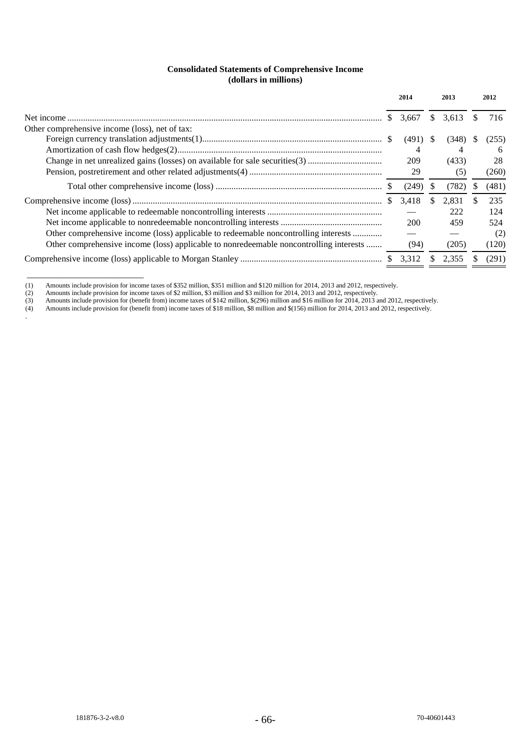**Consolidated Statements of Comprehensive Income**
**(dollars in millions)**

| | 2014 | 2013 | 2012 |
|---|---|---|---|
| Net income | $ 3,667 | $ 3,613 | $ 716 |
| Other comprehensive income (loss), net of tax: | | | |
| Foreign currency translation adjustments(1) | $ (491) | $ (348) | $ (255) |
| Amortization of cash flow hedges(2) | 4 | 4 | 6 |
| Change in net unrealized gains (losses) on available for sale securities(3) | 209 | (433) | 28 |
| Pension, postretirement and other related adjustments(4) | 29 | (5) | (260) |
| Total other comprehensive income (loss) | $ (249) | $ (782) | $ (481) |
| Comprehensive income (loss) | $ 3,418 | $ 2,831 | $ 235 |
| Net income applicable to redeemable noncontrolling interests | — | 222 | 124 |
| Net income applicable to nonredeemable noncontrolling interests | 200 | 459 | 524 |
| Other comprehensive income (loss) applicable to redeemable noncontrolling interests | — | — | (2) |
| Other comprehensive income (loss) applicable to nonredeemable noncontrolling interests | (94) | (205) | (120) |
| Comprehensive income (loss) applicable to Morgan Stanley | $ 3,312 | $ 2,355 | $ (291) |

(1) Amounts include provision for income taxes of $352 million, $351 million and $120 million for 2014, 2013 and 2012, respectively.
(2) Amounts include provision for income taxes of $2 million, $3 million and $3 million for 2014, 2013 and 2012, respectively.
(3) Amounts include provision for (benefit from) income taxes of $142 million, $(296) million and $16 million for 2014, 2013 and 2012, respectively.
(4) Amounts include provision for (benefit from) income taxes of $18 million, $8 million and $(156) million for 2014, 2013 and 2012, respectively.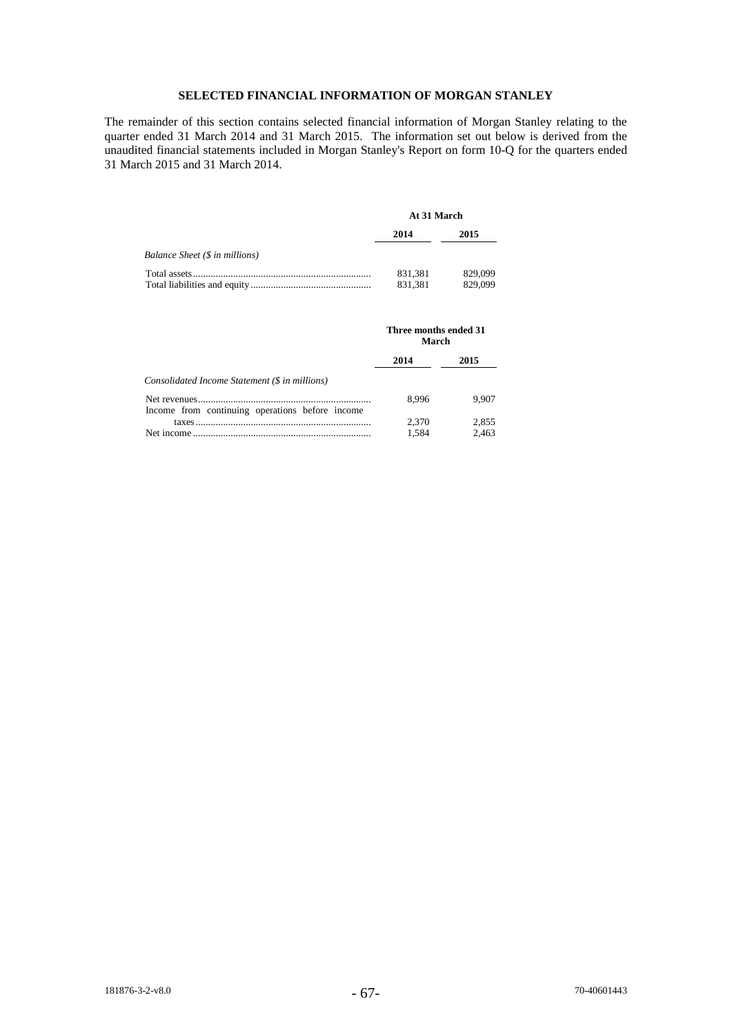## SELECTED FINANCIAL INFORMATION OF MORGAN STANLEY

The remainder of this section contains selected financial information of Morgan Stanley relating to the quarter ended 31 March 2014 and 31 March 2015. The information set out below is derived from the unaudited financial statements included in Morgan Stanley's Report on form 10-Q for the quarters ended 31 March 2015 and 31 March 2014.

| | At 31 March | |
|---|---|---|
| | **2014** | **2015** |
| *Balance Sheet ($ in millions)* | | |
| Total assets | 831,381 | 829,099 |
| Total liabilities and equity | 831,381 | 829,099 |

| | Three months ended 31 March | |
|---|---|---|
| | **2014** | **2015** |
| *Consolidated Income Statement ($ in millions)* | | |
| Net revenues | 8,996 | 9,907 |
| Income from continuing operations before income taxes | 2,370 | 2,855 |
| Net income | 1,584 | 2,463 |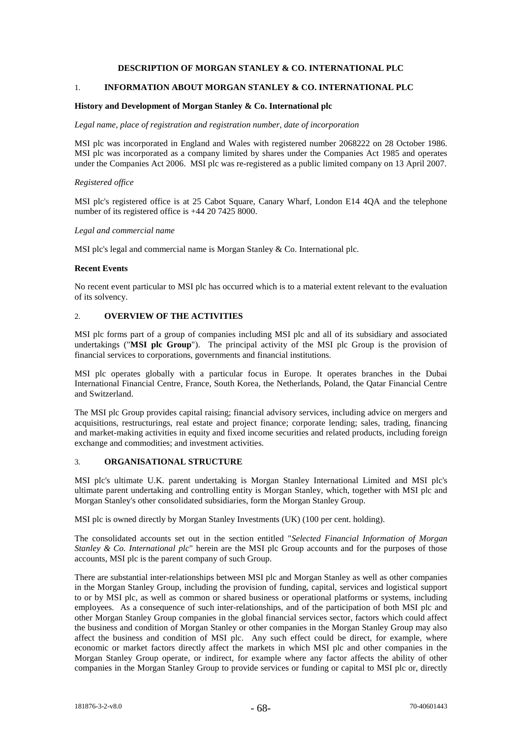# DESCRIPTION OF MORGAN STANLEY & CO. INTERNATIONAL PLC

## 1. INFORMATION ABOUT MORGAN STANLEY & CO. INTERNATIONAL PLC

### History and Development of Morgan Stanley & Co. International plc

*Legal name, place of registration and registration number, date of incorporation*

MSI plc was incorporated in England and Wales with registered number 2068222 on 28 October 1986. MSI plc was incorporated as a company limited by shares under the Companies Act 1985 and operates under the Companies Act 2006. MSI plc was re-registered as a public limited company on 13 April 2007.

*Registered office*

MSI plc's registered office is at 25 Cabot Square, Canary Wharf, London E14 4QA and the telephone number of its registered office is +44 20 7425 8000.

*Legal and commercial name*

MSI plc's legal and commercial name is Morgan Stanley & Co. International plc.

### Recent Events

No recent event particular to MSI plc has occurred which is to a material extent relevant to the evaluation of its solvency.

## 2. OVERVIEW OF THE ACTIVITIES

MSI plc forms part of a group of companies including MSI plc and all of its subsidiary and associated undertakings ("**MSI plc Group**"). The principal activity of the MSI plc Group is the provision of financial services to corporations, governments and financial institutions.

MSI plc operates globally with a particular focus in Europe. It operates branches in the Dubai International Financial Centre, France, South Korea, the Netherlands, Poland, the Qatar Financial Centre and Switzerland.

The MSI plc Group provides capital raising; financial advisory services, including advice on mergers and acquisitions, restructurings, real estate and project finance; corporate lending; sales, trading, financing and market-making activities in equity and fixed income securities and related products, including foreign exchange and commodities; and investment activities.

## 3. ORGANISATIONAL STRUCTURE

MSI plc's ultimate U.K. parent undertaking is Morgan Stanley International Limited and MSI plc's ultimate parent undertaking and controlling entity is Morgan Stanley, which, together with MSI plc and Morgan Stanley's other consolidated subsidiaries, form the Morgan Stanley Group.

MSI plc is owned directly by Morgan Stanley Investments (UK) (100 per cent. holding).

The consolidated accounts set out in the section entitled "*Selected Financial Information of Morgan Stanley & Co. International plc*" herein are the MSI plc Group accounts and for the purposes of those accounts, MSI plc is the parent company of such Group.

There are substantial inter-relationships between MSI plc and Morgan Stanley as well as other companies in the Morgan Stanley Group, including the provision of funding, capital, services and logistical support to or by MSI plc, as well as common or shared business or operational platforms or systems, including employees. As a consequence of such inter-relationships, and of the participation of both MSI plc and other Morgan Stanley Group companies in the global financial services sector, factors which could affect the business and condition of Morgan Stanley or other companies in the Morgan Stanley Group may also affect the business and condition of MSI plc. Any such effect could be direct, for example, where economic or market factors directly affect the markets in which MSI plc and other companies in the Morgan Stanley Group operate, or indirect, for example where any factor affects the ability of other companies in the Morgan Stanley Group to provide services or funding or capital to MSI plc or, directly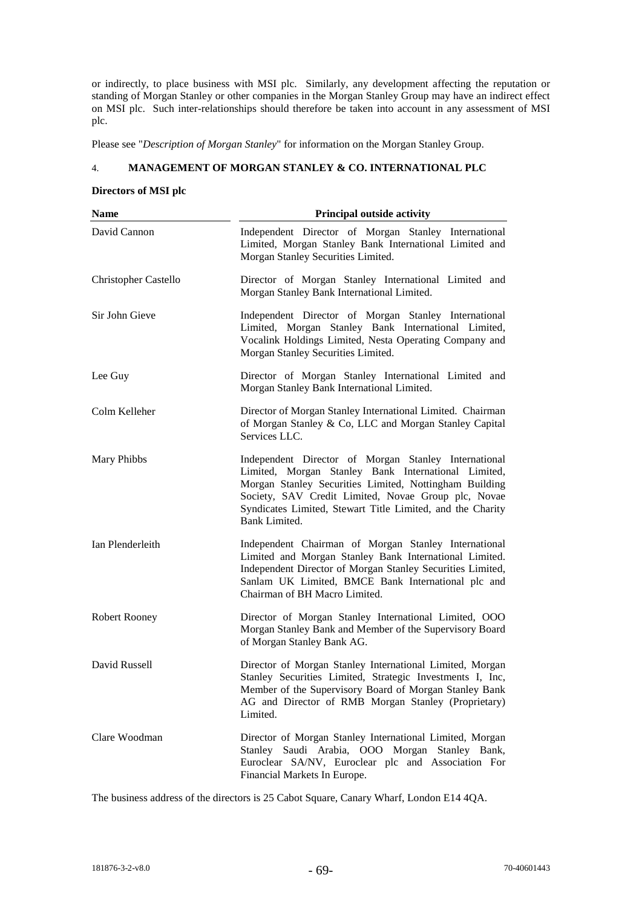or indirectly, to place business with MSI plc. Similarly, any development affecting the reputation or standing of Morgan Stanley or other companies in the Morgan Stanley Group may have an indirect effect on MSI plc. Such inter-relationships should therefore be taken into account in any assessment of MSI plc.

Please see "*Description of Morgan Stanley*" for information on the Morgan Stanley Group.

## 4. MANAGEMENT OF MORGAN STANLEY & CO. INTERNATIONAL PLC

**Directors of MSI plc**

| Name | Principal outside activity |
|---|---|
| David Cannon | Independent Director of Morgan Stanley International Limited, Morgan Stanley Bank International Limited and Morgan Stanley Securities Limited. |
| Christopher Castello | Director of Morgan Stanley International Limited and Morgan Stanley Bank International Limited. |
| Sir John Gieve | Independent Director of Morgan Stanley International Limited, Morgan Stanley Bank International Limited, Vocalink Holdings Limited, Nesta Operating Company and Morgan Stanley Securities Limited. |
| Lee Guy | Director of Morgan Stanley International Limited and Morgan Stanley Bank International Limited. |
| Colm Kelleher | Director of Morgan Stanley International Limited. Chairman of Morgan Stanley & Co, LLC and Morgan Stanley Capital Services LLC. |
| Mary Phibbs | Independent Director of Morgan Stanley International Limited, Morgan Stanley Bank International Limited, Morgan Stanley Securities Limited, Nottingham Building Society, SAV Credit Limited, Novae Group plc, Novae Syndicates Limited, Stewart Title Limited, and the Charity Bank Limited. |
| Ian Plenderleith | Independent Chairman of Morgan Stanley International Limited and Morgan Stanley Bank International Limited. Independent Director of Morgan Stanley Securities Limited, Sanlam UK Limited, BMCE Bank International plc and Chairman of BH Macro Limited. |
| Robert Rooney | Director of Morgan Stanley International Limited, OOO Morgan Stanley Bank and Member of the Supervisory Board of Morgan Stanley Bank AG. |
| David Russell | Director of Morgan Stanley International Limited, Morgan Stanley Securities Limited, Strategic Investments I, Inc, Member of the Supervisory Board of Morgan Stanley Bank AG and Director of RMB Morgan Stanley (Proprietary) Limited. |
| Clare Woodman | Director of Morgan Stanley International Limited, Morgan Stanley Saudi Arabia, OOO Morgan Stanley Bank, Euroclear SA/NV, Euroclear plc and Association For Financial Markets In Europe. |

The business address of the directors is 25 Cabot Square, Canary Wharf, London E14 4QA.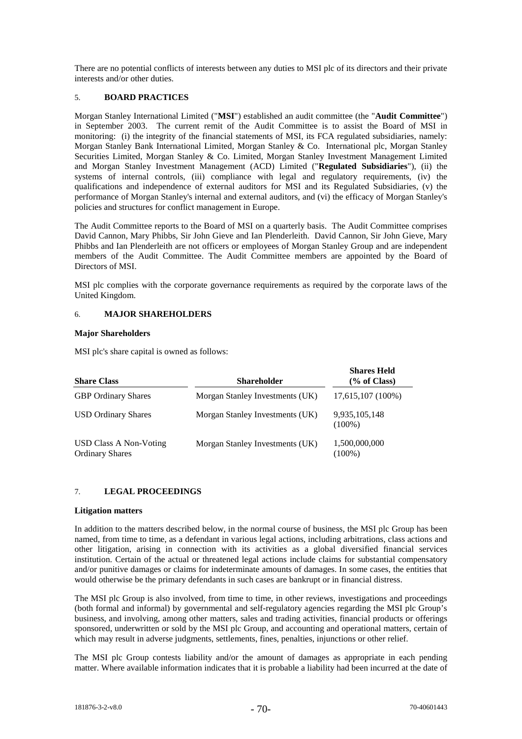There are no potential conflicts of interests between any duties to MSI plc of its directors and their private interests and/or other duties.

## 5. BOARD PRACTICES

Morgan Stanley International Limited ("**MSI**") established an audit committee (the "**Audit Committee**") in September 2003. The current remit of the Audit Committee is to assist the Board of MSI in monitoring: (i) the integrity of the financial statements of MSI, its FCA regulated subsidiaries, namely: Morgan Stanley Bank International Limited, Morgan Stanley & Co. International plc, Morgan Stanley Securities Limited, Morgan Stanley & Co. Limited, Morgan Stanley Investment Management Limited and Morgan Stanley Investment Management (ACD) Limited ("**Regulated Subsidiaries**"), (ii) the systems of internal controls, (iii) compliance with legal and regulatory requirements, (iv) the qualifications and independence of external auditors for MSI and its Regulated Subsidiaries, (v) the performance of Morgan Stanley's internal and external auditors, and (vi) the efficacy of Morgan Stanley's policies and structures for conflict management in Europe.

The Audit Committee reports to the Board of MSI on a quarterly basis. The Audit Committee comprises David Cannon, Mary Phibbs, Sir John Gieve and Ian Plenderleith. David Cannon, Sir John Gieve, Mary Phibbs and Ian Plenderleith are not officers or employees of Morgan Stanley Group and are independent members of the Audit Committee. The Audit Committee members are appointed by the Board of Directors of MSI.

MSI plc complies with the corporate governance requirements as required by the corporate laws of the United Kingdom.

## 6. MAJOR SHAREHOLDERS

**Major Shareholders**

MSI plc's share capital is owned as follows:

| Share Class | Shareholder | Shares Held (% of Class) |
|---|---|---|
| GBP Ordinary Shares | Morgan Stanley Investments (UK) | 17,615,107 (100%) |
| USD Ordinary Shares | Morgan Stanley Investments (UK) | 9,935,105,148 (100%) |
| USD Class A Non-Voting Ordinary Shares | Morgan Stanley Investments (UK) | 1,500,000,000 (100%) |

## 7. LEGAL PROCEEDINGS

**Litigation matters**

In addition to the matters described below, in the normal course of business, the MSI plc Group has been named, from time to time, as a defendant in various legal actions, including arbitrations, class actions and other litigation, arising in connection with its activities as a global diversified financial services institution. Certain of the actual or threatened legal actions include claims for substantial compensatory and/or punitive damages or claims for indeterminate amounts of damages. In some cases, the entities that would otherwise be the primary defendants in such cases are bankrupt or in financial distress.

The MSI plc Group is also involved, from time to time, in other reviews, investigations and proceedings (both formal and informal) by governmental and self-regulatory agencies regarding the MSI plc Group's business, and involving, among other matters, sales and trading activities, financial products or offerings sponsored, underwritten or sold by the MSI plc Group, and accounting and operational matters, certain of which may result in adverse judgments, settlements, fines, penalties, injunctions or other relief.

The MSI plc Group contests liability and/or the amount of damages as appropriate in each pending matter. Where available information indicates that it is probable a liability had been incurred at the date of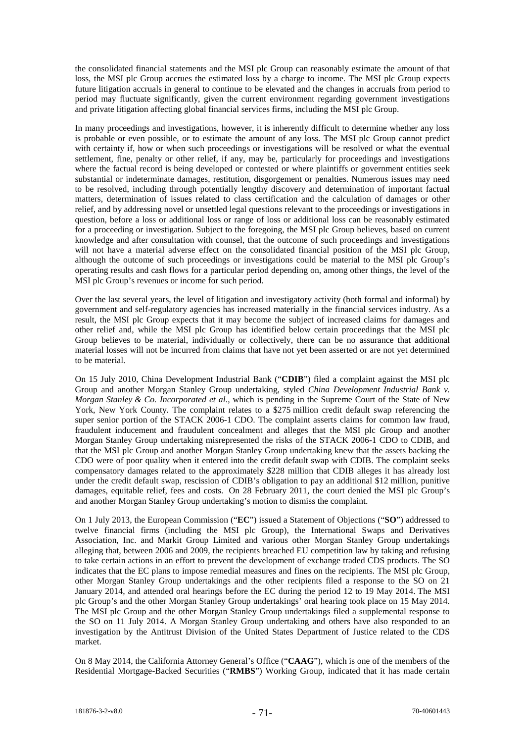the consolidated financial statements and the MSI plc Group can reasonably estimate the amount of that loss, the MSI plc Group accrues the estimated loss by a charge to income. The MSI plc Group expects future litigation accruals in general to continue to be elevated and the changes in accruals from period to period may fluctuate significantly, given the current environment regarding government investigations and private litigation affecting global financial services firms, including the MSI plc Group.

In many proceedings and investigations, however, it is inherently difficult to determine whether any loss is probable or even possible, or to estimate the amount of any loss. The MSI plc Group cannot predict with certainty if, how or when such proceedings or investigations will be resolved or what the eventual settlement, fine, penalty or other relief, if any, may be, particularly for proceedings and investigations where the factual record is being developed or contested or where plaintiffs or government entities seek substantial or indeterminate damages, restitution, disgorgement or penalties. Numerous issues may need to be resolved, including through potentially lengthy discovery and determination of important factual matters, determination of issues related to class certification and the calculation of damages or other relief, and by addressing novel or unsettled legal questions relevant to the proceedings or investigations in question, before a loss or additional loss or range of loss or additional loss can be reasonably estimated for a proceeding or investigation. Subject to the foregoing, the MSI plc Group believes, based on current knowledge and after consultation with counsel, that the outcome of such proceedings and investigations will not have a material adverse effect on the consolidated financial position of the MSI plc Group, although the outcome of such proceedings or investigations could be material to the MSI plc Group's operating results and cash flows for a particular period depending on, among other things, the level of the MSI plc Group's revenues or income for such period.

Over the last several years, the level of litigation and investigatory activity (both formal and informal) by government and self-regulatory agencies has increased materially in the financial services industry. As a result, the MSI plc Group expects that it may become the subject of increased claims for damages and other relief and, while the MSI plc Group has identified below certain proceedings that the MSI plc Group believes to be material, individually or collectively, there can be no assurance that additional material losses will not be incurred from claims that have not yet been asserted or are not yet determined to be material.

On 15 July 2010, China Development Industrial Bank ("**CDIB**") filed a complaint against the MSI plc Group and another Morgan Stanley Group undertaking, styled *China Development Industrial Bank v. Morgan Stanley & Co. Incorporated et al*., which is pending in the Supreme Court of the State of New York, New York County. The complaint relates to a \$275 million credit default swap referencing the super senior portion of the STACK 2006-1 CDO. The complaint asserts claims for common law fraud, fraudulent inducement and fraudulent concealment and alleges that the MSI plc Group and another Morgan Stanley Group undertaking misrepresented the risks of the STACK 2006-1 CDO to CDIB, and that the MSI plc Group and another Morgan Stanley Group undertaking knew that the assets backing the CDO were of poor quality when it entered into the credit default swap with CDIB. The complaint seeks compensatory damages related to the approximately \$228 million that CDIB alleges it has already lost under the credit default swap, rescission of CDIB's obligation to pay an additional \$12 million, punitive damages, equitable relief, fees and costs. On 28 February 2011, the court denied the MSI plc Group's and another Morgan Stanley Group undertaking's motion to dismiss the complaint.

On 1 July 2013, the European Commission ("**EC**") issued a Statement of Objections ("**SO**") addressed to twelve financial firms (including the MSI plc Group), the International Swaps and Derivatives Association, Inc. and Markit Group Limited and various other Morgan Stanley Group undertakings alleging that, between 2006 and 2009, the recipients breached EU competition law by taking and refusing to take certain actions in an effort to prevent the development of exchange traded CDS products. The SO indicates that the EC plans to impose remedial measures and fines on the recipients. The MSI plc Group, other Morgan Stanley Group undertakings and the other recipients filed a response to the SO on 21 January 2014, and attended oral hearings before the EC during the period 12 to 19 May 2014. The MSI plc Group's and the other Morgan Stanley Group undertakings' oral hearing took place on 15 May 2014. The MSI plc Group and the other Morgan Stanley Group undertakings filed a supplemental response to the SO on 11 July 2014. A Morgan Stanley Group undertaking and others have also responded to an investigation by the Antitrust Division of the United States Department of Justice related to the CDS market.

On 8 May 2014, the California Attorney General's Office ("**CAAG**"), which is one of the members of the Residential Mortgage-Backed Securities ("**RMBS**") Working Group, indicated that it has made certain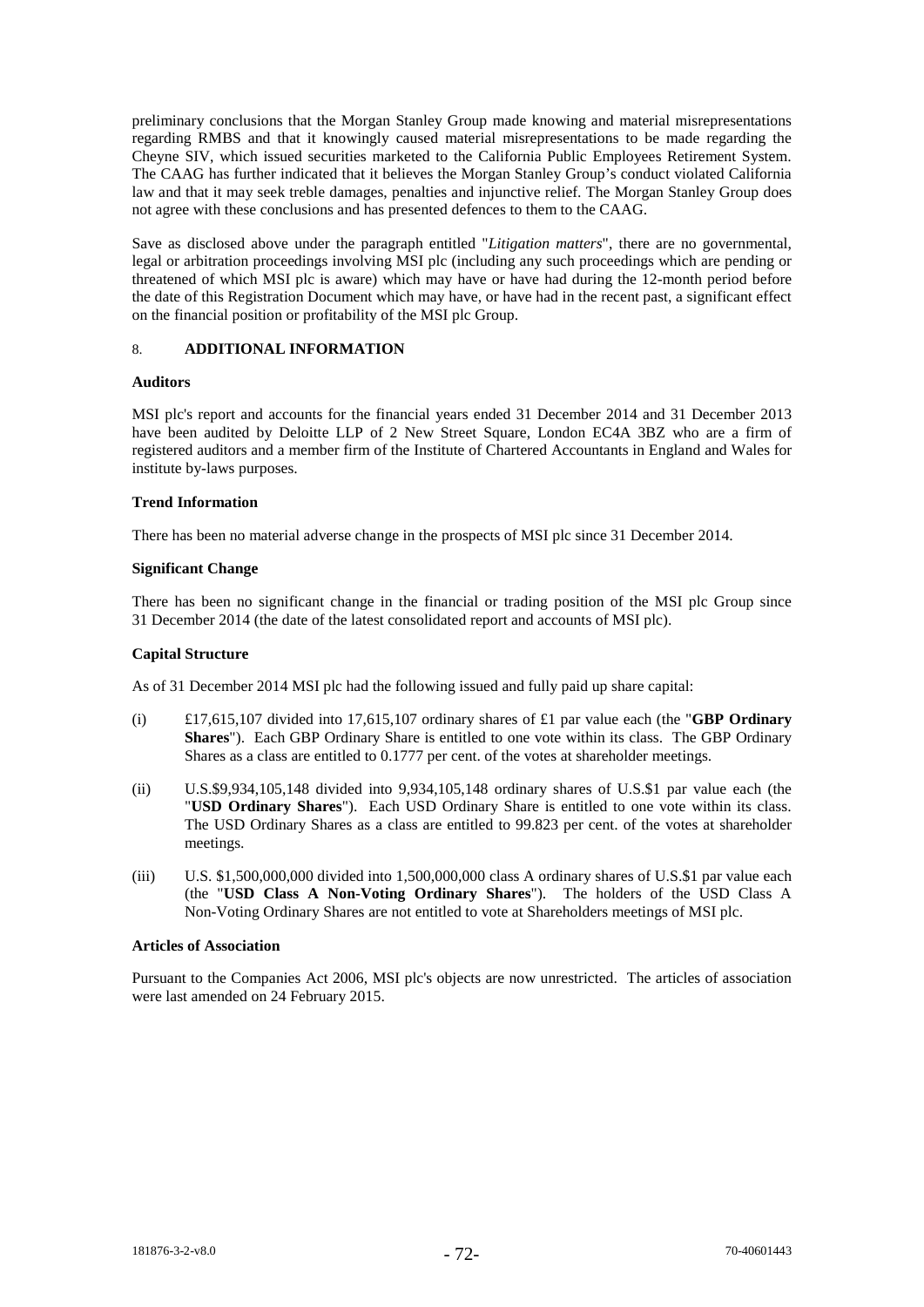preliminary conclusions that the Morgan Stanley Group made knowing and material misrepresentations regarding RMBS and that it knowingly caused material misrepresentations to be made regarding the Cheyne SIV, which issued securities marketed to the California Public Employees Retirement System. The CAAG has further indicated that it believes the Morgan Stanley Group's conduct violated California law and that it may seek treble damages, penalties and injunctive relief. The Morgan Stanley Group does not agree with these conclusions and has presented defences to them to the CAAG.

Save as disclosed above under the paragraph entitled "*Litigation matters*", there are no governmental, legal or arbitration proceedings involving MSI plc (including any such proceedings which are pending or threatened of which MSI plc is aware) which may have or have had during the 12-month period before the date of this Registration Document which may have, or have had in the recent past, a significant effect on the financial position or profitability of the MSI plc Group.

## 8. ADDITIONAL INFORMATION

**Auditors**

MSI plc's report and accounts for the financial years ended 31 December 2014 and 31 December 2013 have been audited by Deloitte LLP of 2 New Street Square, London EC4A 3BZ who are a firm of registered auditors and a member firm of the Institute of Chartered Accountants in England and Wales for institute by-laws purposes.

**Trend Information**

There has been no material adverse change in the prospects of MSI plc since 31 December 2014.

**Significant Change**

There has been no significant change in the financial or trading position of the MSI plc Group since 31 December 2014 (the date of the latest consolidated report and accounts of MSI plc).

**Capital Structure**

As of 31 December 2014 MSI plc had the following issued and fully paid up share capital:

(i) £17,615,107 divided into 17,615,107 ordinary shares of £1 par value each (the "**GBP Ordinary Shares**"). Each GBP Ordinary Share is entitled to one vote within its class. The GBP Ordinary Shares as a class are entitled to 0.1777 per cent. of the votes at shareholder meetings.

(ii) U.S.$9,934,105,148 divided into 9,934,105,148 ordinary shares of U.S.$1 par value each (the "**USD Ordinary Shares**"). Each USD Ordinary Share is entitled to one vote within its class. The USD Ordinary Shares as a class are entitled to 99.823 per cent. of the votes at shareholder meetings.

(iii) U.S. $1,500,000,000 divided into 1,500,000,000 class A ordinary shares of U.S.$1 par value each (the "**USD Class A Non-Voting Ordinary Shares**"). The holders of the USD Class A Non-Voting Ordinary Shares are not entitled to vote at Shareholders meetings of MSI plc.

**Articles of Association**

Pursuant to the Companies Act 2006, MSI plc's objects are now unrestricted. The articles of association were last amended on 24 February 2015.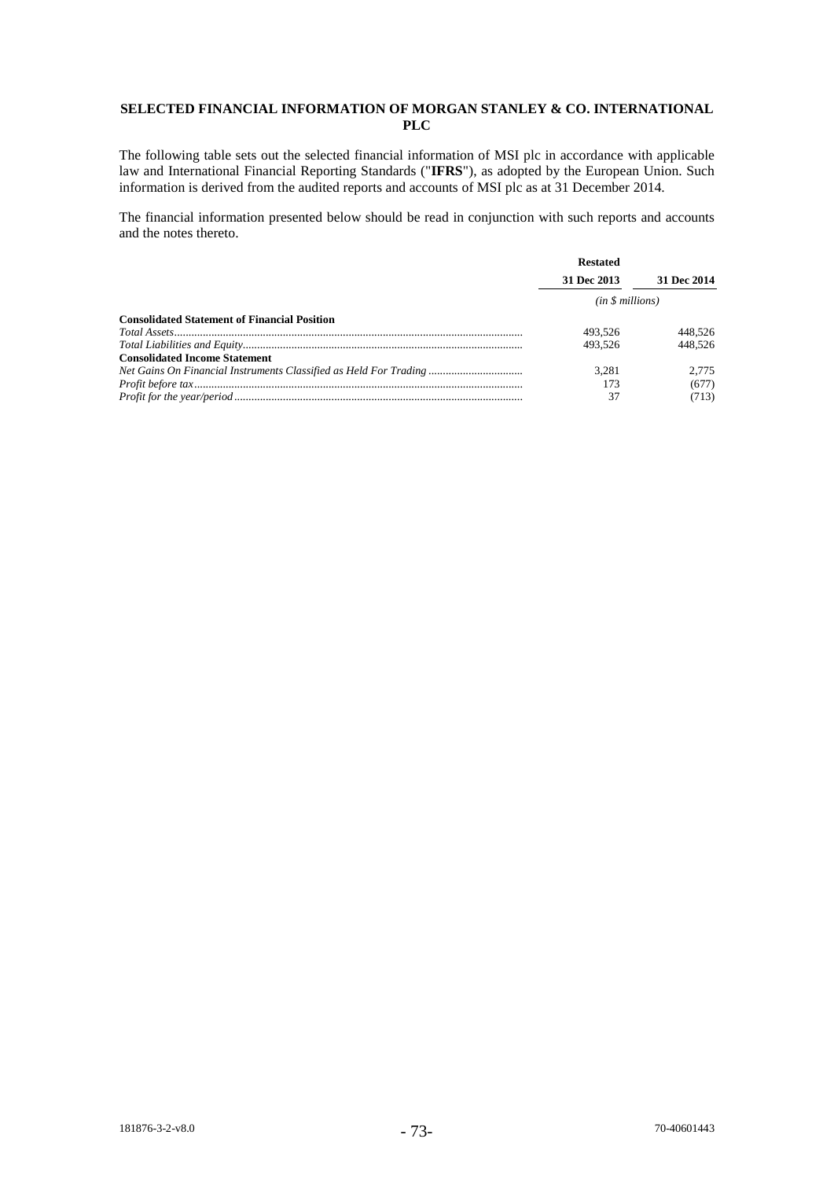## SELECTED FINANCIAL INFORMATION OF MORGAN STANLEY & CO. INTERNATIONAL PLC

The following table sets out the selected financial information of MSI plc in accordance with applicable law and International Financial Reporting Standards ("**IFRS**"), as adopted by the European Union. Such information is derived from the audited reports and accounts of MSI plc as at 31 December 2014.

The financial information presented below should be read in conjunction with such reports and accounts and the notes thereto.

| | Restated | |
|---|---|---|
| | **31 Dec 2013** | **31 Dec 2014** |
| | *(in $ millions)* | |
| **Consolidated Statement of Financial Position** | | |
| *Total Assets* | 493,526 | 448,526 |
| *Total Liabilities and Equity* | 493,526 | 448,526 |
| **Consolidated Income Statement** | | |
| *Net Gains On Financial Instruments Classified as Held For Trading* | 3,281 | 2,775 |
| *Profit before tax* | 173 | (677) |
| *Profit for the year/period* | 37 | (713) |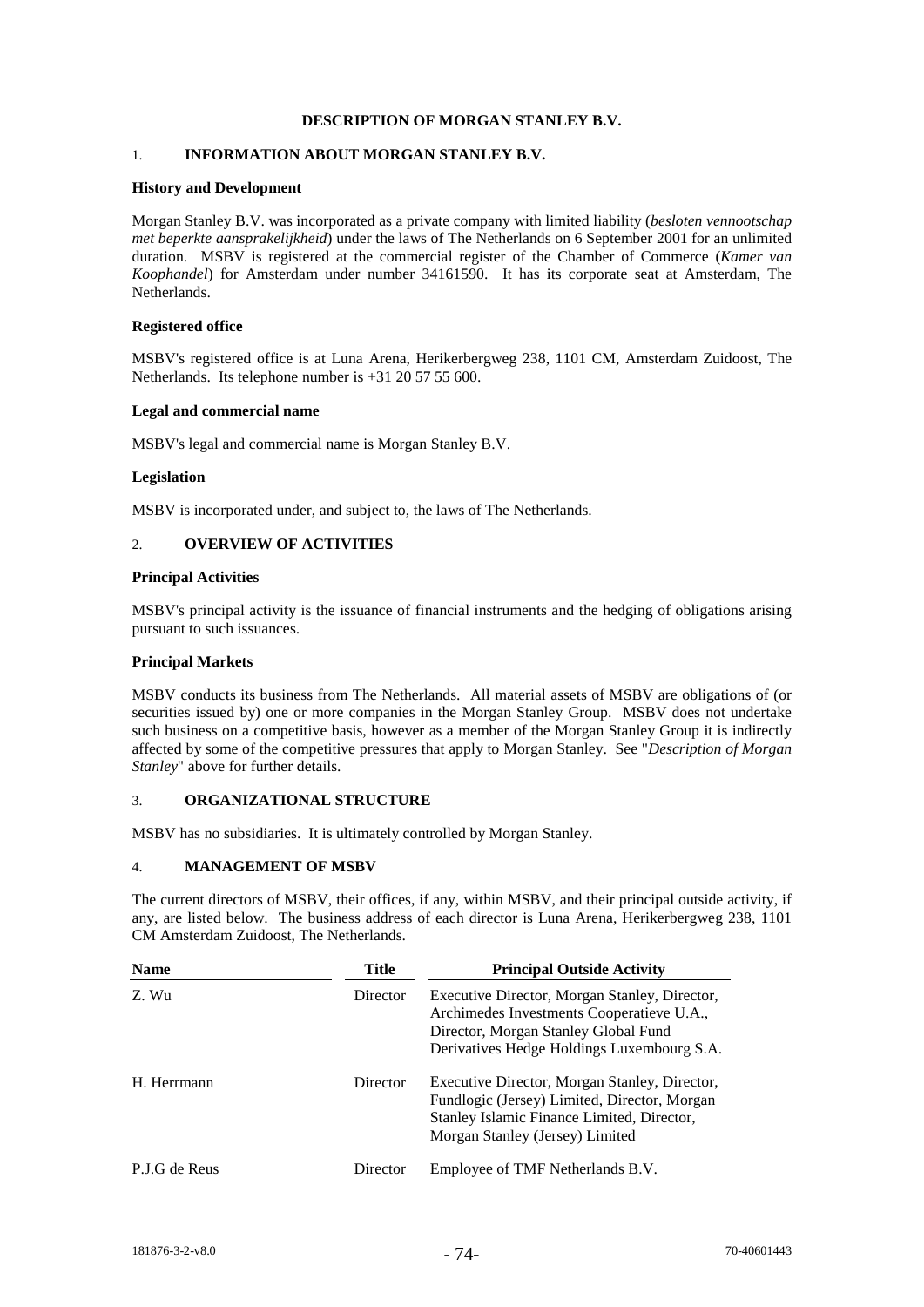# DESCRIPTION OF MORGAN STANLEY B.V.

## 1. INFORMATION ABOUT MORGAN STANLEY B.V.

### History and Development

Morgan Stanley B.V. was incorporated as a private company with limited liability (*besloten vennootschap met beperkte aansprakelijkheid*) under the laws of The Netherlands on 6 September 2001 for an unlimited duration. MSBV is registered at the commercial register of the Chamber of Commerce (*Kamer van Koophandel*) for Amsterdam under number 34161590. It has its corporate seat at Amsterdam, The Netherlands.

### Registered office

MSBV's registered office is at Luna Arena, Herikerbergweg 238, 1101 CM, Amsterdam Zuidoost, The Netherlands. Its telephone number is +31 20 57 55 600.

### Legal and commercial name

MSBV's legal and commercial name is Morgan Stanley B.V.

### Legislation

MSBV is incorporated under, and subject to, the laws of The Netherlands.

## 2. OVERVIEW OF ACTIVITIES

### Principal Activities

MSBV's principal activity is the issuance of financial instruments and the hedging of obligations arising pursuant to such issuances.

### Principal Markets

MSBV conducts its business from The Netherlands. All material assets of MSBV are obligations of (or securities issued by) one or more companies in the Morgan Stanley Group. MSBV does not undertake such business on a competitive basis, however as a member of the Morgan Stanley Group it is indirectly affected by some of the competitive pressures that apply to Morgan Stanley. See "*Description of Morgan Stanley*" above for further details.

## 3. ORGANIZATIONAL STRUCTURE

MSBV has no subsidiaries. It is ultimately controlled by Morgan Stanley.

## 4. MANAGEMENT OF MSBV

The current directors of MSBV, their offices, if any, within MSBV, and their principal outside activity, if any, are listed below. The business address of each director is Luna Arena, Herikerbergweg 238, 1101 CM Amsterdam Zuidoost, The Netherlands.

| Name | Title | Principal Outside Activity |
|---|---|---|
| Z. Wu | Director | Executive Director, Morgan Stanley, Director, Archimedes Investments Cooperatieve U.A., Director, Morgan Stanley Global Fund Derivatives Hedge Holdings Luxembourg S.A. |
| H. Herrmann | Director | Executive Director, Morgan Stanley, Director, Fundlogic (Jersey) Limited, Director, Morgan Stanley Islamic Finance Limited, Director, Morgan Stanley (Jersey) Limited |
| P.J.G de Reus | Director | Employee of TMF Netherlands B.V. |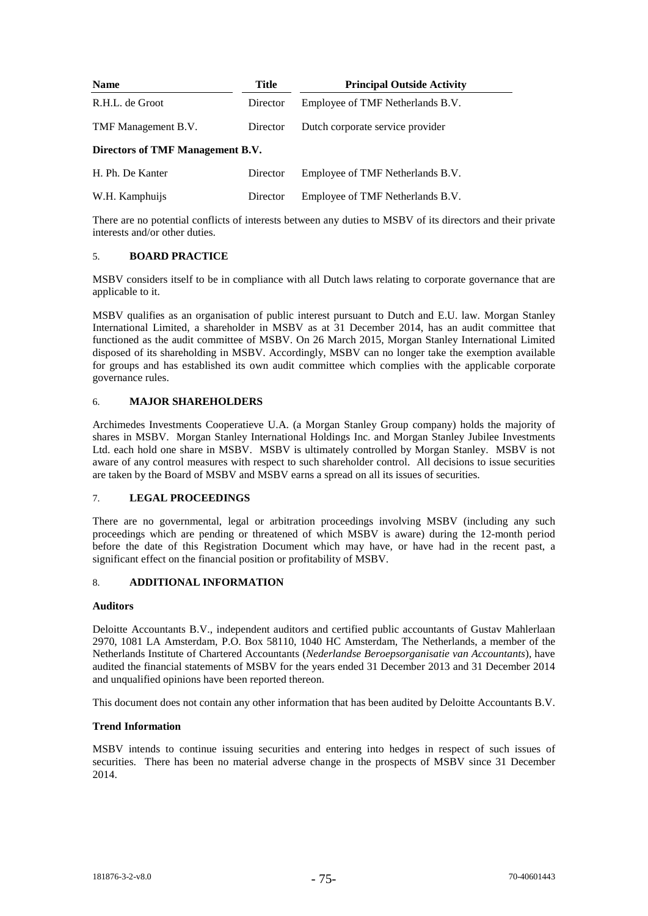| Name | Title | Principal Outside Activity |
| --- | --- | --- |
| R.H.L. de Groot | Director | Employee of TMF Netherlands B.V. |
| TMF Management B.V. | Director | Dutch corporate service provider |
| **Directors of TMF Management B.V.** | | |
| H. Ph. De Kanter | Director | Employee of TMF Netherlands B.V. |
| W.H. Kamphuijs | Director | Employee of TMF Netherlands B.V. |

There are no potential conflicts of interests between any duties to MSBV of its directors and their private interests and/or other duties.

## 5. BOARD PRACTICE

MSBV considers itself to be in compliance with all Dutch laws relating to corporate governance that are applicable to it.

MSBV qualifies as an organisation of public interest pursuant to Dutch and E.U. law. Morgan Stanley International Limited, a shareholder in MSBV as at 31 December 2014, has an audit committee that functioned as the audit committee of MSBV. On 26 March 2015, Morgan Stanley International Limited disposed of its shareholding in MSBV. Accordingly, MSBV can no longer take the exemption available for groups and has established its own audit committee which complies with the applicable corporate governance rules.

## 6. MAJOR SHAREHOLDERS

Archimedes Investments Cooperatieve U.A. (a Morgan Stanley Group company) holds the majority of shares in MSBV. Morgan Stanley International Holdings Inc. and Morgan Stanley Jubilee Investments Ltd. each hold one share in MSBV. MSBV is ultimately controlled by Morgan Stanley. MSBV is not aware of any control measures with respect to such shareholder control. All decisions to issue securities are taken by the Board of MSBV and MSBV earns a spread on all its issues of securities.

## 7. LEGAL PROCEEDINGS

There are no governmental, legal or arbitration proceedings involving MSBV (including any such proceedings which are pending or threatened of which MSBV is aware) during the 12-month period before the date of this Registration Document which may have, or have had in the recent past, a significant effect on the financial position or profitability of MSBV.

## 8. ADDITIONAL INFORMATION

**Auditors**

Deloitte Accountants B.V., independent auditors and certified public accountants of Gustav Mahlerlaan 2970, 1081 LA Amsterdam, P.O. Box 58110, 1040 HC Amsterdam, The Netherlands, a member of the Netherlands Institute of Chartered Accountants (*Nederlandse Beroepsorganisatie van Accountants*), have audited the financial statements of MSBV for the years ended 31 December 2013 and 31 December 2014 and unqualified opinions have been reported thereon.

This document does not contain any other information that has been audited by Deloitte Accountants B.V.

**Trend Information**

MSBV intends to continue issuing securities and entering into hedges in respect of such issues of securities. There has been no material adverse change in the prospects of MSBV since 31 December 2014.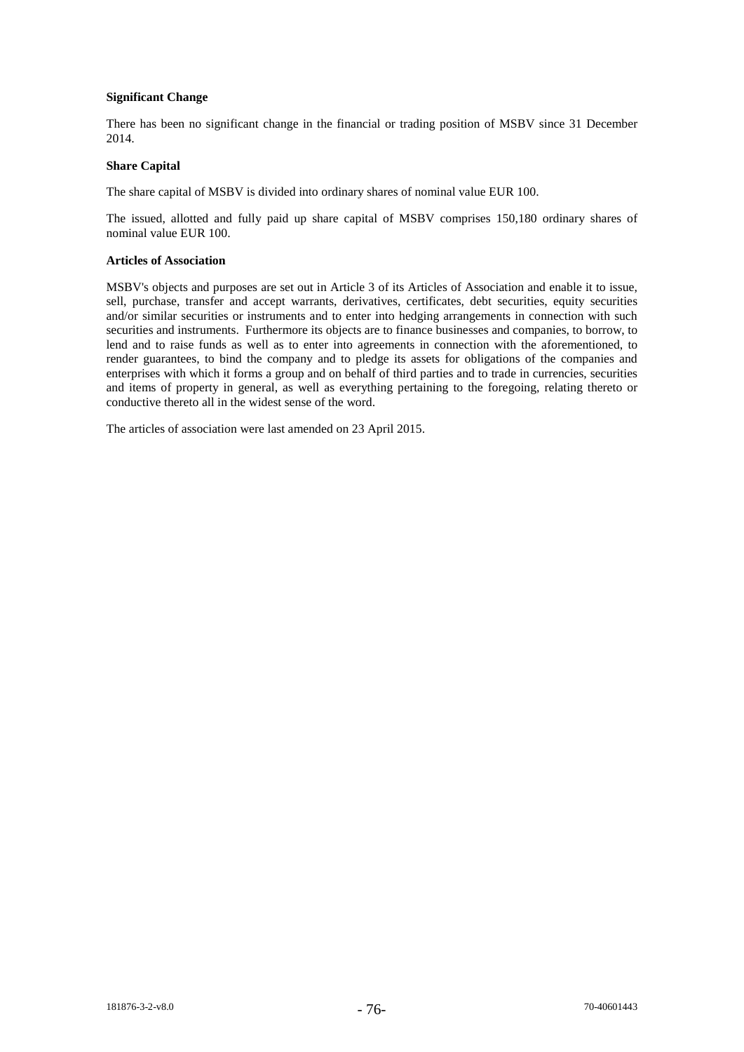**Significant Change**

There has been no significant change in the financial or trading position of MSBV since 31 December 2014.

**Share Capital**

The share capital of MSBV is divided into ordinary shares of nominal value EUR 100.

The issued, allotted and fully paid up share capital of MSBV comprises 150,180 ordinary shares of nominal value EUR 100.

**Articles of Association**

MSBV's objects and purposes are set out in Article 3 of its Articles of Association and enable it to issue, sell, purchase, transfer and accept warrants, derivatives, certificates, debt securities, equity securities and/or similar securities or instruments and to enter into hedging arrangements in connection with such securities and instruments. Furthermore its objects are to finance businesses and companies, to borrow, to lend and to raise funds as well as to enter into agreements in connection with the aforementioned, to render guarantees, to bind the company and to pledge its assets for obligations of the companies and enterprises with which it forms a group and on behalf of third parties and to trade in currencies, securities and items of property in general, as well as everything pertaining to the foregoing, relating thereto or conductive thereto all in the widest sense of the word.

The articles of association were last amended on 23 April 2015.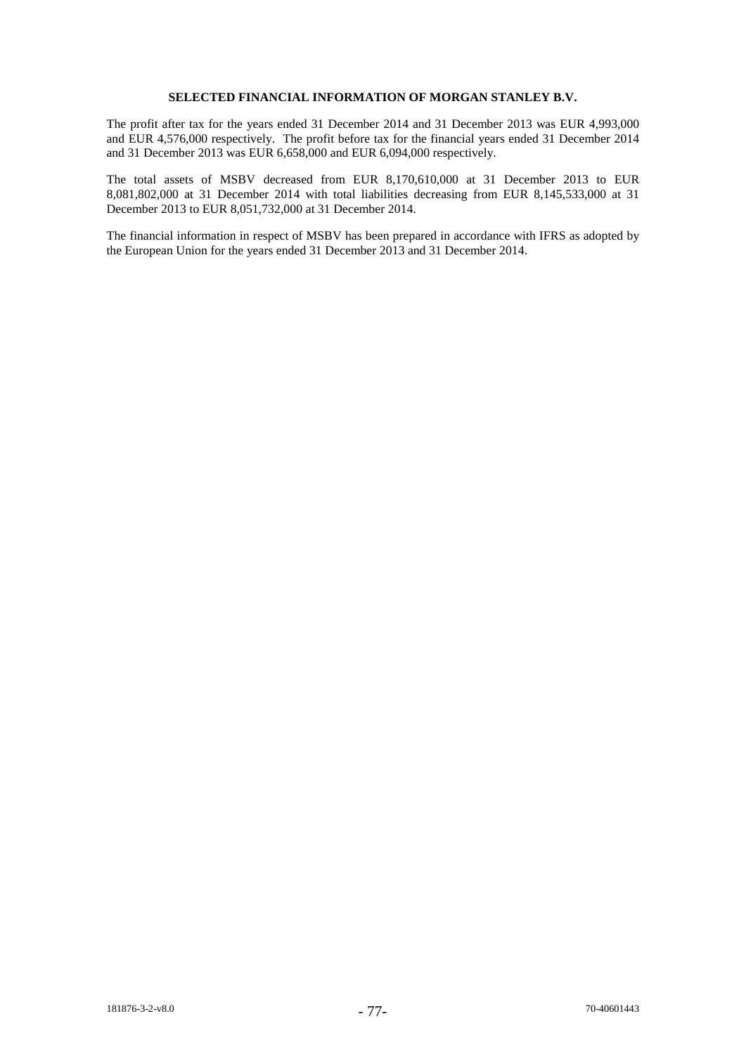## SELECTED FINANCIAL INFORMATION OF MORGAN STANLEY B.V.

The profit after tax for the years ended 31 December 2014 and 31 December 2013 was EUR 4,993,000 and EUR 4,576,000 respectively. The profit before tax for the financial years ended 31 December 2014 and 31 December 2013 was EUR 6,658,000 and EUR 6,094,000 respectively.

The total assets of MSBV decreased from EUR 8,170,610,000 at 31 December 2013 to EUR 8,081,802,000 at 31 December 2014 with total liabilities decreasing from EUR 8,145,533,000 at 31 December 2013 to EUR 8,051,732,000 at 31 December 2014.

The financial information in respect of MSBV has been prepared in accordance with IFRS as adopted by the European Union for the years ended 31 December 2013 and 31 December 2014.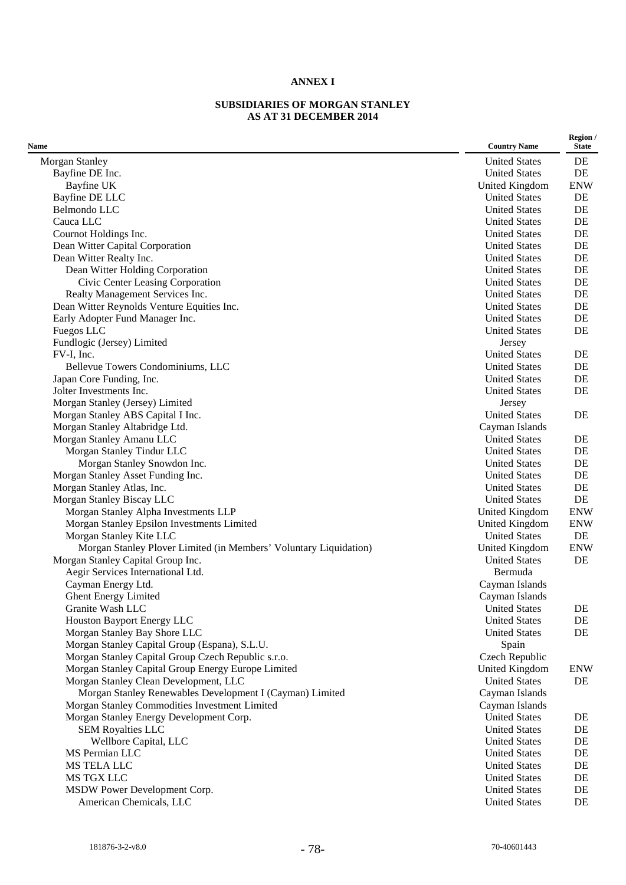**ANNEX I**

**SUBSIDIARIES OF MORGAN STANLEY AS AT 31 DECEMBER 2014**

| Name | Country Name | Region / State |
|---|---|---|
| Morgan Stanley | United States | DE |
| Bayfine DE Inc. | United States | DE |
| Bayfine UK | United Kingdom | ENW |
| Bayfine DE LLC | United States | DE |
| Belmondo LLC | United States | DE |
| Cauca LLC | United States | DE |
| Cournot Holdings Inc. | United States | DE |
| Dean Witter Capital Corporation | United States | DE |
| Dean Witter Realty Inc. | United States | DE |
| Dean Witter Holding Corporation | United States | DE |
| Civic Center Leasing Corporation | United States | DE |
| Realty Management Services Inc. | United States | DE |
| Dean Witter Reynolds Venture Equities Inc. | United States | DE |
| Early Adopter Fund Manager Inc. | United States | DE |
| Fuegos LLC | United States | DE |
| Fundlogic (Jersey) Limited | Jersey | |
| FV-I, Inc. | United States | DE |
| Bellevue Towers Condominiums, LLC | United States | DE |
| Japan Core Funding, Inc. | United States | DE |
| Jolter Investments Inc. | United States | DE |
| Morgan Stanley (Jersey) Limited | Jersey | |
| Morgan Stanley ABS Capital I Inc. | United States | DE |
| Morgan Stanley Altabridge Ltd. | Cayman Islands | |
| Morgan Stanley Amanu LLC | United States | DE |
| Morgan Stanley Tindur LLC | United States | DE |
| Morgan Stanley Snowdon Inc. | United States | DE |
| Morgan Stanley Asset Funding Inc. | United States | DE |
| Morgan Stanley Atlas, Inc. | United States | DE |
| Morgan Stanley Biscay LLC | United States | DE |
| Morgan Stanley Alpha Investments LLP | United Kingdom | ENW |
| Morgan Stanley Epsilon Investments Limited | United Kingdom | ENW |
| Morgan Stanley Kite LLC | United States | DE |
| Morgan Stanley Plover Limited (in Members' Voluntary Liquidation) | United Kingdom | ENW |
| Morgan Stanley Capital Group Inc. | United States | DE |
| Aegir Services International Ltd. | Bermuda | |
| Cayman Energy Ltd. | Cayman Islands | |
| Ghent Energy Limited | Cayman Islands | |
| Granite Wash LLC | United States | DE |
| Houston Bayport Energy LLC | United States | DE |
| Morgan Stanley Bay Shore LLC | United States | DE |
| Morgan Stanley Capital Group (Espana), S.L.U. | Spain | |
| Morgan Stanley Capital Group Czech Republic s.r.o. | Czech Republic | |
| Morgan Stanley Capital Group Energy Europe Limited | United Kingdom | ENW |
| Morgan Stanley Clean Development, LLC | United States | DE |
| Morgan Stanley Renewables Development I (Cayman) Limited | Cayman Islands | |
| Morgan Stanley Commodities Investment Limited | Cayman Islands | |
| Morgan Stanley Energy Development Corp. | United States | DE |
| SEM Royalties LLC | United States | DE |
| Wellbore Capital, LLC | United States | DE |
| MS Permian LLC | United States | DE |
| MS TELA LLC | United States | DE |
| MS TGX LLC | United States | DE |
| MSDW Power Development Corp. | United States | DE |
| American Chemicals, LLC | United States | DE |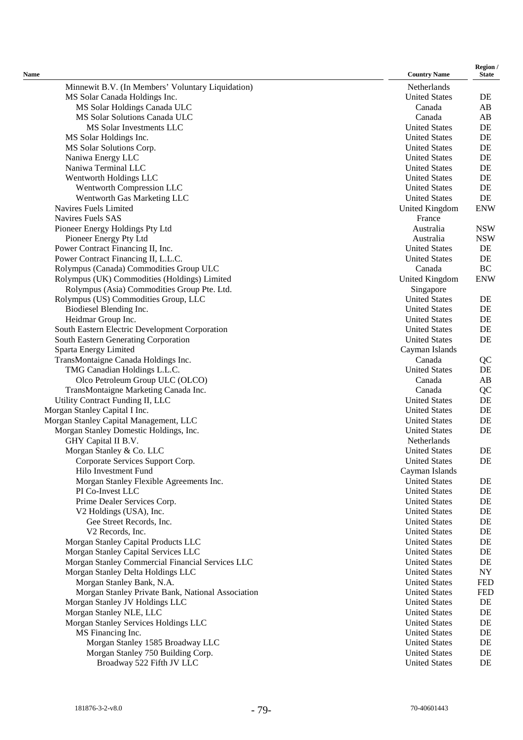| Name | Country Name | Region / State |
|---|---|---|
| Minnewit B.V. (In Members' Voluntary Liquidation) | Netherlands | |
| MS Solar Canada Holdings Inc. | United States | DE |
| MS Solar Holdings Canada ULC | Canada | AB |
| MS Solar Solutions Canada ULC | Canada | AB |
| MS Solar Investments LLC | United States | DE |
| MS Solar Holdings Inc. | United States | DE |
| MS Solar Solutions Corp. | United States | DE |
| Naniwa Energy LLC | United States | DE |
| Naniwa Terminal LLC | United States | DE |
| Wentworth Holdings LLC | United States | DE |
| Wentworth Compression LLC | United States | DE |
| Wentworth Gas Marketing LLC | United States | DE |
| Navires Fuels Limited | United Kingdom | ENW |
| Navires Fuels SAS | France | |
| Pioneer Energy Holdings Pty Ltd | Australia | NSW |
| Pioneer Energy Pty Ltd | Australia | NSW |
| Power Contract Financing II, Inc. | United States | DE |
| Power Contract Financing II, L.L.C. | United States | DE |
| Rolympus (Canada) Commodities Group ULC | Canada | BC |
| Rolympus (UK) Commodities (Holdings) Limited | United Kingdom | ENW |
| Rolympus (Asia) Commodities Group Pte. Ltd. | Singapore | |
| Rolympus (US) Commodities Group, LLC | United States | DE |
| Biodiesel Blending Inc. | United States | DE |
| Heidmar Group Inc. | United States | DE |
| South Eastern Electric Development Corporation | United States | DE |
| South Eastern Generating Corporation | United States | DE |
| Sparta Energy Limited | Cayman Islands | |
| TransMontaigne Canada Holdings Inc. | Canada | QC |
| TMG Canadian Holdings L.L.C. | United States | DE |
| Olco Petroleum Group ULC (OLCO) | Canada | AB |
| TransMontaigne Marketing Canada Inc. | Canada | QC |
| Utility Contract Funding II, LLC | United States | DE |
| Morgan Stanley Capital I Inc. | United States | DE |
| Morgan Stanley Capital Management, LLC | United States | DE |
| Morgan Stanley Domestic Holdings, Inc. | United States | DE |
| GHY Capital II B.V. | Netherlands | |
| Morgan Stanley & Co. LLC | United States | DE |
| Corporate Services Support Corp. | United States | DE |
| Hilo Investment Fund | Cayman Islands | |
| Morgan Stanley Flexible Agreements Inc. | United States | DE |
| PI Co-Invest LLC | United States | DE |
| Prime Dealer Services Corp. | United States | DE |
| V2 Holdings (USA), Inc. | United States | DE |
| Gee Street Records, Inc. | United States | DE |
| V2 Records, Inc. | United States | DE |
| Morgan Stanley Capital Products LLC | United States | DE |
| Morgan Stanley Capital Services LLC | United States | DE |
| Morgan Stanley Commercial Financial Services LLC | United States | DE |
| Morgan Stanley Delta Holdings LLC | United States | NY |
| Morgan Stanley Bank, N.A. | United States | FED |
| Morgan Stanley Private Bank, National Association | United States | FED |
| Morgan Stanley JV Holdings LLC | United States | DE |
| Morgan Stanley NLE, LLC | United States | DE |
| Morgan Stanley Services Holdings LLC | United States | DE |
| MS Financing Inc. | United States | DE |
| Morgan Stanley 1585 Broadway LLC | United States | DE |
| Morgan Stanley 750 Building Corp. | United States | DE |
| Broadway 522 Fifth JV LLC | United States | DE |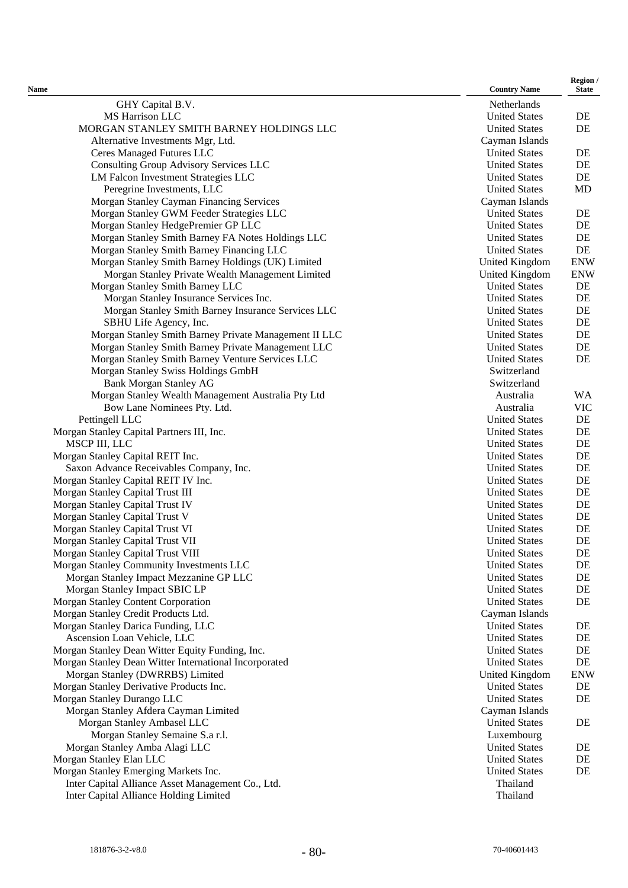| Name | Country Name | Region / State |
|---|---|---|
| GHY Capital B.V. | Netherlands | |
| MS Harrison LLC | United States | DE |
| MORGAN STANLEY SMITH BARNEY HOLDINGS LLC | United States | DE |
| Alternative Investments Mgr, Ltd. | Cayman Islands | |
| Ceres Managed Futures LLC | United States | DE |
| Consulting Group Advisory Services LLC | United States | DE |
| LM Falcon Investment Strategies LLC | United States | DE |
| Peregrine Investments, LLC | United States | MD |
| Morgan Stanley Cayman Financing Services | Cayman Islands | |
| Morgan Stanley GWM Feeder Strategies LLC | United States | DE |
| Morgan Stanley HedgePremier GP LLC | United States | DE |
| Morgan Stanley Smith Barney FA Notes Holdings LLC | United States | DE |
| Morgan Stanley Smith Barney Financing LLC | United States | DE |
| Morgan Stanley Smith Barney Holdings (UK) Limited | United Kingdom | ENW |
| Morgan Stanley Private Wealth Management Limited | United Kingdom | ENW |
| Morgan Stanley Smith Barney LLC | United States | DE |
| Morgan Stanley Insurance Services Inc. | United States | DE |
| Morgan Stanley Smith Barney Insurance Services LLC | United States | DE |
| SBHU Life Agency, Inc. | United States | DE |
| Morgan Stanley Smith Barney Private Management II LLC | United States | DE |
| Morgan Stanley Smith Barney Private Management LLC | United States | DE |
| Morgan Stanley Smith Barney Venture Services LLC | United States | DE |
| Morgan Stanley Swiss Holdings GmbH | Switzerland | |
| Bank Morgan Stanley AG | Switzerland | |
| Morgan Stanley Wealth Management Australia Pty Ltd | Australia | WA |
| Bow Lane Nominees Pty. Ltd. | Australia | VIC |
| Pettingell LLC | United States | DE |
| Morgan Stanley Capital Partners III, Inc. | United States | DE |
| MSCP III, LLC | United States | DE |
| Morgan Stanley Capital REIT Inc. | United States | DE |
| Saxon Advance Receivables Company, Inc. | United States | DE |
| Morgan Stanley Capital REIT IV Inc. | United States | DE |
| Morgan Stanley Capital Trust III | United States | DE |
| Morgan Stanley Capital Trust IV | United States | DE |
| Morgan Stanley Capital Trust V | United States | DE |
| Morgan Stanley Capital Trust VI | United States | DE |
| Morgan Stanley Capital Trust VII | United States | DE |
| Morgan Stanley Capital Trust VIII | United States | DE |
| Morgan Stanley Community Investments LLC | United States | DE |
| Morgan Stanley Impact Mezzanine GP LLC | United States | DE |
| Morgan Stanley Impact SBIC LP | United States | DE |
| Morgan Stanley Content Corporation | United States | DE |
| Morgan Stanley Credit Products Ltd. | Cayman Islands | |
| Morgan Stanley Darica Funding, LLC | United States | DE |
| Ascension Loan Vehicle, LLC | United States | DE |
| Morgan Stanley Dean Witter Equity Funding, Inc. | United States | DE |
| Morgan Stanley Dean Witter International Incorporated | United States | DE |
| Morgan Stanley (DWRRBS) Limited | United Kingdom | ENW |
| Morgan Stanley Derivative Products Inc. | United States | DE |
| Morgan Stanley Durango LLC | United States | DE |
| Morgan Stanley Afdera Cayman Limited | Cayman Islands | |
| Morgan Stanley Ambasel LLC | United States | DE |
| Morgan Stanley Semaine S.a r.l. | Luxembourg | |
| Morgan Stanley Amba Alagi LLC | United States | DE |
| Morgan Stanley Elan LLC | United States | DE |
| Morgan Stanley Emerging Markets Inc. | United States | DE |
| Inter Capital Alliance Asset Management Co., Ltd. | Thailand | |
| Inter Capital Alliance Holding Limited | Thailand | |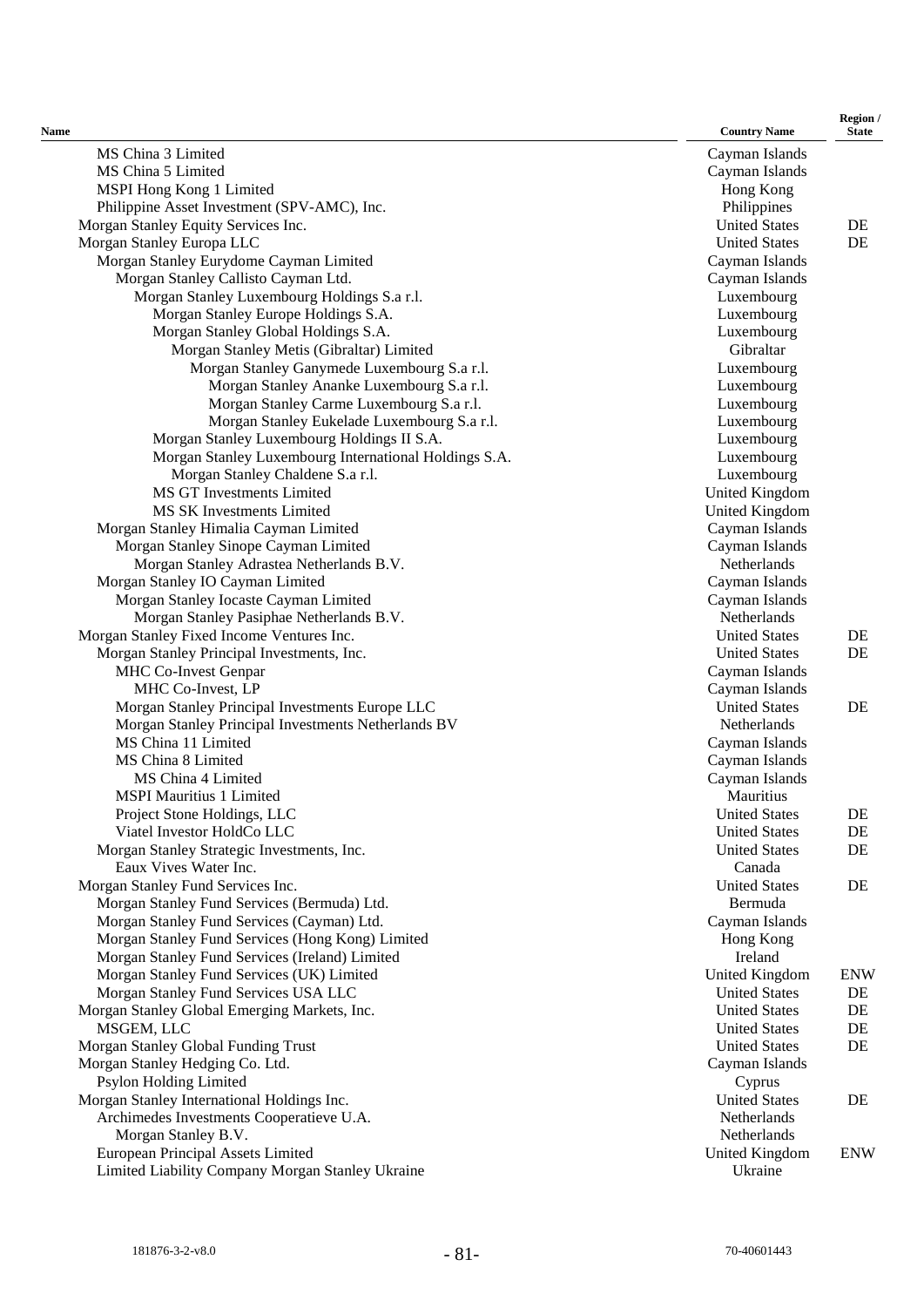| Name | Country Name | Region / State |
|---|---|---|
| MS China 3 Limited | Cayman Islands | |
| MS China 5 Limited | Cayman Islands | |
| MSPI Hong Kong 1 Limited | Hong Kong | |
| Philippine Asset Investment (SPV-AMC), Inc. | Philippines | |
| Morgan Stanley Equity Services Inc. | United States | DE |
| Morgan Stanley Europa LLC | United States | DE |
| Morgan Stanley Eurydome Cayman Limited | Cayman Islands | |
| Morgan Stanley Callisto Cayman Ltd. | Cayman Islands | |
| Morgan Stanley Luxembourg Holdings S.a r.l. | Luxembourg | |
| Morgan Stanley Europe Holdings S.A. | Luxembourg | |
| Morgan Stanley Global Holdings S.A. | Luxembourg | |
| Morgan Stanley Metis (Gibraltar) Limited | Gibraltar | |
| Morgan Stanley Ganymede Luxembourg S.a r.l. | Luxembourg | |
| Morgan Stanley Ananke Luxembourg S.a r.l. | Luxembourg | |
| Morgan Stanley Carme Luxembourg S.a r.l. | Luxembourg | |
| Morgan Stanley Eukelade Luxembourg S.a r.l. | Luxembourg | |
| Morgan Stanley Luxembourg Holdings II S.A. | Luxembourg | |
| Morgan Stanley Luxembourg International Holdings S.A. | Luxembourg | |
| Morgan Stanley Chaldene S.a r.l. | Luxembourg | |
| MS GT Investments Limited | United Kingdom | |
| MS SK Investments Limited | United Kingdom | |
| Morgan Stanley Himalia Cayman Limited | Cayman Islands | |
| Morgan Stanley Sinope Cayman Limited | Cayman Islands | |
| Morgan Stanley Adrastea Netherlands B.V. | Netherlands | |
| Morgan Stanley IO Cayman Limited | Cayman Islands | |
| Morgan Stanley Iocaste Cayman Limited | Cayman Islands | |
| Morgan Stanley Pasiphae Netherlands B.V. | Netherlands | |
| Morgan Stanley Fixed Income Ventures Inc. | United States | DE |
| Morgan Stanley Principal Investments, Inc. | United States | DE |
| MHC Co-Invest Genpar | Cayman Islands | |
| MHC Co-Invest, LP | Cayman Islands | |
| Morgan Stanley Principal Investments Europe LLC | United States | DE |
| Morgan Stanley Principal Investments Netherlands BV | Netherlands | |
| MS China 11 Limited | Cayman Islands | |
| MS China 8 Limited | Cayman Islands | |
| MS China 4 Limited | Cayman Islands | |
| MSPI Mauritius 1 Limited | Mauritius | |
| Project Stone Holdings, LLC | United States | DE |
| Viatel Investor HoldCo LLC | United States | DE |
| Morgan Stanley Strategic Investments, Inc. | United States | DE |
| Eaux Vives Water Inc. | Canada | |
| Morgan Stanley Fund Services Inc. | United States | DE |
| Morgan Stanley Fund Services (Bermuda) Ltd. | Bermuda | |
| Morgan Stanley Fund Services (Cayman) Ltd. | Cayman Islands | |
| Morgan Stanley Fund Services (Hong Kong) Limited | Hong Kong | |
| Morgan Stanley Fund Services (Ireland) Limited | Ireland | |
| Morgan Stanley Fund Services (UK) Limited | United Kingdom | ENW |
| Morgan Stanley Fund Services USA LLC | United States | DE |
| Morgan Stanley Global Emerging Markets, Inc. | United States | DE |
| MSGEM, LLC | United States | DE |
| Morgan Stanley Global Funding Trust | United States | DE |
| Morgan Stanley Hedging Co. Ltd. | Cayman Islands | |
| Psylon Holding Limited | Cyprus | |
| Morgan Stanley International Holdings Inc. | United States | DE |
| Archimedes Investments Cooperatieve U.A. | Netherlands | |
| Morgan Stanley B.V. | Netherlands | |
| European Principal Assets Limited | United Kingdom | ENW |
| Limited Liability Company Morgan Stanley Ukraine | Ukraine | |

181876-3-2-v8.0 70-40601443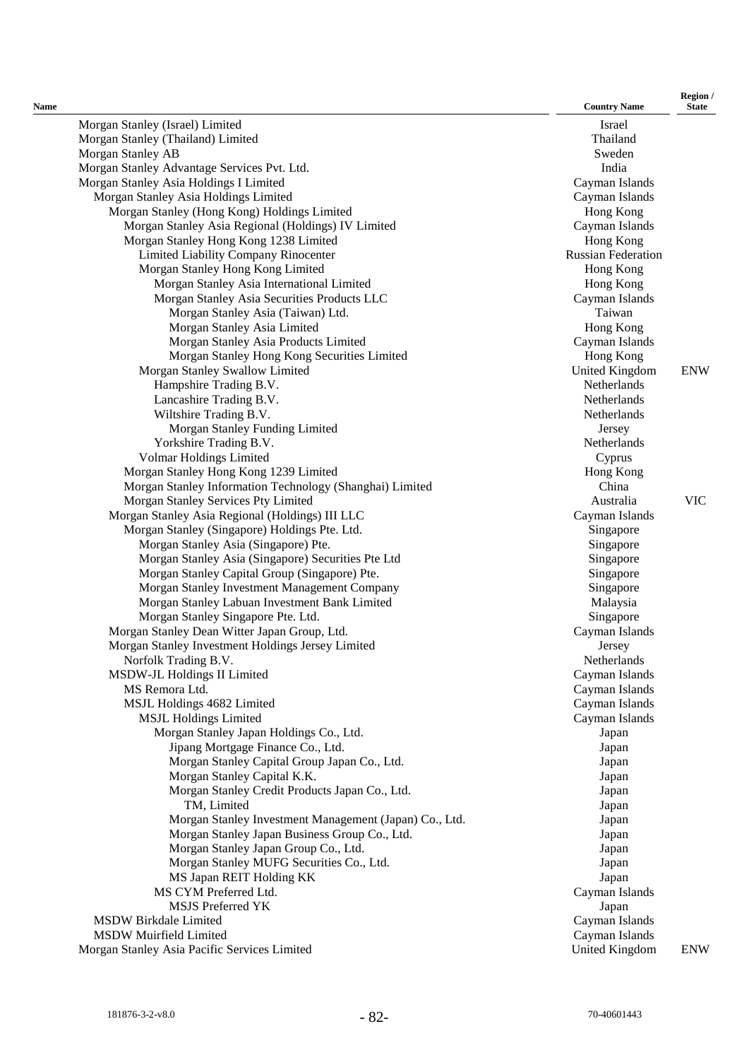| Name | Country Name | Region / State |
|---|---|---|
| Morgan Stanley (Israel) Limited | Israel | |
| Morgan Stanley (Thailand) Limited | Thailand | |
| Morgan Stanley AB | Sweden | |
| Morgan Stanley Advantage Services Pvt. Ltd. | India | |
| Morgan Stanley Asia Holdings I Limited | Cayman Islands | |
| Morgan Stanley Asia Holdings Limited | Cayman Islands | |
| Morgan Stanley (Hong Kong) Holdings Limited | Hong Kong | |
| Morgan Stanley Asia Regional (Holdings) IV Limited | Cayman Islands | |
| Morgan Stanley Hong Kong 1238 Limited | Hong Kong | |
| Limited Liability Company Rinocenter | Russian Federation | |
| Morgan Stanley Hong Kong Limited | Hong Kong | |
| Morgan Stanley Asia International Limited | Hong Kong | |
| Morgan Stanley Asia Securities Products LLC | Cayman Islands | |
| Morgan Stanley Asia (Taiwan) Ltd. | Taiwan | |
| Morgan Stanley Asia Limited | Hong Kong | |
| Morgan Stanley Asia Products Limited | Cayman Islands | |
| Morgan Stanley Hong Kong Securities Limited | Hong Kong | |
| Morgan Stanley Swallow Limited | United Kingdom | ENW |
| Hampshire Trading B.V. | Netherlands | |
| Lancashire Trading B.V. | Netherlands | |
| Wiltshire Trading B.V. | Netherlands | |
| Morgan Stanley Funding Limited | Jersey | |
| Yorkshire Trading B.V. | Netherlands | |
| Volmar Holdings Limited | Cyprus | |
| Morgan Stanley Hong Kong 1239 Limited | Hong Kong | |
| Morgan Stanley Information Technology (Shanghai) Limited | China | |
| Morgan Stanley Services Pty Limited | Australia | VIC |
| Morgan Stanley Asia Regional (Holdings) III LLC | Cayman Islands | |
| Morgan Stanley (Singapore) Holdings Pte. Ltd. | Singapore | |
| Morgan Stanley Asia (Singapore) Pte. | Singapore | |
| Morgan Stanley Asia (Singapore) Securities Pte Ltd | Singapore | |
| Morgan Stanley Capital Group (Singapore) Pte. | Singapore | |
| Morgan Stanley Investment Management Company | Singapore | |
| Morgan Stanley Labuan Investment Bank Limited | Malaysia | |
| Morgan Stanley Singapore Pte. Ltd. | Singapore | |
| Morgan Stanley Dean Witter Japan Group, Ltd. | Cayman Islands | |
| Morgan Stanley Investment Holdings Jersey Limited | Jersey | |
| Norfolk Trading B.V. | Netherlands | |
| MSDW-JL Holdings II Limited | Cayman Islands | |
| MS Remora Ltd. | Cayman Islands | |
| MSJL Holdings 4682 Limited | Cayman Islands | |
| MSJL Holdings Limited | Cayman Islands | |
| Morgan Stanley Japan Holdings Co., Ltd. | Japan | |
| Jipang Mortgage Finance Co., Ltd. | Japan | |
| Morgan Stanley Capital Group Japan Co., Ltd. | Japan | |
| Morgan Stanley Capital K.K. | Japan | |
| Morgan Stanley Credit Products Japan Co., Ltd. | Japan | |
| TM, Limited | Japan | |
| Morgan Stanley Investment Management (Japan) Co., Ltd. | Japan | |
| Morgan Stanley Japan Business Group Co., Ltd. | Japan | |
| Morgan Stanley Japan Group Co., Ltd. | Japan | |
| Morgan Stanley MUFG Securities Co., Ltd. | Japan | |
| MS Japan REIT Holding KK | Japan | |
| MS CYM Preferred Ltd. | Cayman Islands | |
| MSJS Preferred YK | Japan | |
| MSDW Birkdale Limited | Cayman Islands | |
| MSDW Muirfield Limited | Cayman Islands | |
| Morgan Stanley Asia Pacific Services Limited | United Kingdom | ENW |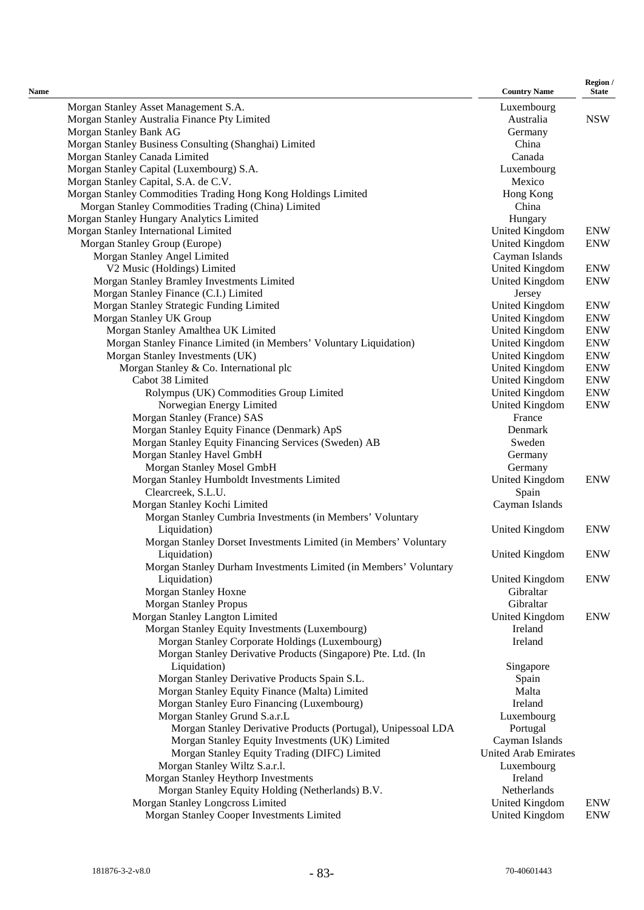| Name | Country Name | Region / State |
|---|---|---|
| Morgan Stanley Asset Management S.A. | Luxembourg | |
| Morgan Stanley Australia Finance Pty Limited | Australia | NSW |
| Morgan Stanley Bank AG | Germany | |
| Morgan Stanley Business Consulting (Shanghai) Limited | China | |
| Morgan Stanley Canada Limited | Canada | |
| Morgan Stanley Capital (Luxembourg) S.A. | Luxembourg | |
| Morgan Stanley Capital, S.A. de C.V. | Mexico | |
| Morgan Stanley Commodities Trading Hong Kong Holdings Limited | Hong Kong | |
| Morgan Stanley Commodities Trading (China) Limited | China | |
| Morgan Stanley Hungary Analytics Limited | Hungary | |
| Morgan Stanley International Limited | United Kingdom | ENW |
| Morgan Stanley Group (Europe) | United Kingdom | ENW |
| Morgan Stanley Angel Limited | Cayman Islands | |
| V2 Music (Holdings) Limited | United Kingdom | ENW |
| Morgan Stanley Bramley Investments Limited | United Kingdom | ENW |
| Morgan Stanley Finance (C.I.) Limited | Jersey | |
| Morgan Stanley Strategic Funding Limited | United Kingdom | ENW |
| Morgan Stanley UK Group | United Kingdom | ENW |
| Morgan Stanley Amalthea UK Limited | United Kingdom | ENW |
| Morgan Stanley Finance Limited (in Members' Voluntary Liquidation) | United Kingdom | ENW |
| Morgan Stanley Investments (UK) | United Kingdom | ENW |
| Morgan Stanley & Co. International plc | United Kingdom | ENW |
| Cabot 38 Limited | United Kingdom | ENW |
| Rolympus (UK) Commodities Group Limited | United Kingdom | ENW |
| Norwegian Energy Limited | United Kingdom | ENW |
| Morgan Stanley (France) SAS | France | |
| Morgan Stanley Equity Finance (Denmark) ApS | Denmark | |
| Morgan Stanley Equity Financing Services (Sweden) AB | Sweden | |
| Morgan Stanley Havel GmbH | Germany | |
| Morgan Stanley Mosel GmbH | Germany | |
| Morgan Stanley Humboldt Investments Limited | United Kingdom | ENW |
| Clearcreek, S.L.U. | Spain | |
| Morgan Stanley Kochi Limited | Cayman Islands | |
| Morgan Stanley Cumbria Investments (in Members' Voluntary Liquidation) | United Kingdom | ENW |
| Morgan Stanley Dorset Investments Limited (in Members' Voluntary Liquidation) | United Kingdom | ENW |
| Morgan Stanley Durham Investments Limited (in Members' Voluntary Liquidation) | United Kingdom | ENW |
| Morgan Stanley Hoxne | Gibraltar | |
| Morgan Stanley Propus | Gibraltar | |
| Morgan Stanley Langton Limited | United Kingdom | ENW |
| Morgan Stanley Equity Investments (Luxembourg) | Ireland | |
| Morgan Stanley Corporate Holdings (Luxembourg) | Ireland | |
| Morgan Stanley Derivative Products (Singapore) Pte. Ltd. (In Liquidation) | Singapore | |
| Morgan Stanley Derivative Products Spain S.L. | Spain | |
| Morgan Stanley Equity Finance (Malta) Limited | Malta | |
| Morgan Stanley Euro Financing (Luxembourg) | Ireland | |
| Morgan Stanley Grund S.a.r.L | Luxembourg | |
| Morgan Stanley Derivative Products (Portugal), Unipessoal LDA | Portugal | |
| Morgan Stanley Equity Investments (UK) Limited | Cayman Islands | |
| Morgan Stanley Equity Trading (DIFC) Limited | United Arab Emirates | |
| Morgan Stanley Wiltz S.a.r.l. | Luxembourg | |
| Morgan Stanley Heythorp Investments | Ireland | |
| Morgan Stanley Equity Holding (Netherlands) B.V. | Netherlands | |
| Morgan Stanley Longcross Limited | United Kingdom | ENW |
| Morgan Stanley Cooper Investments Limited | United Kingdom | ENW |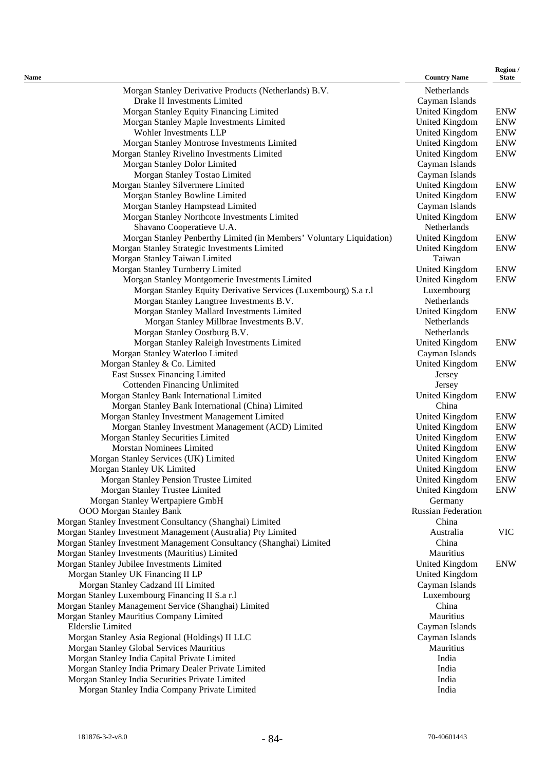| Name | Country Name | Region / State |
|---|---|---|
| Morgan Stanley Derivative Products (Netherlands) B.V. | Netherlands | |
| Drake II Investments Limited | Cayman Islands | |
| Morgan Stanley Equity Financing Limited | United Kingdom | ENW |
| Morgan Stanley Maple Investments Limited | United Kingdom | ENW |
| Wohler Investments LLP | United Kingdom | ENW |
| Morgan Stanley Montrose Investments Limited | United Kingdom | ENW |
| Morgan Stanley Rivelino Investments Limited | United Kingdom | ENW |
| Morgan Stanley Dolor Limited | Cayman Islands | |
| Morgan Stanley Tostao Limited | Cayman Islands | |
| Morgan Stanley Silvermere Limited | United Kingdom | ENW |
| Morgan Stanley Bowline Limited | United Kingdom | ENW |
| Morgan Stanley Hampstead Limited | Cayman Islands | |
| Morgan Stanley Northcote Investments Limited | United Kingdom | ENW |
| Shavano Cooperatieve U.A. | Netherlands | |
| Morgan Stanley Penberthy Limited (in Members' Voluntary Liquidation) | United Kingdom | ENW |
| Morgan Stanley Strategic Investments Limited | United Kingdom | ENW |
| Morgan Stanley Taiwan Limited | Taiwan | |
| Morgan Stanley Turnberry Limited | United Kingdom | ENW |
| Morgan Stanley Montgomerie Investments Limited | United Kingdom | ENW |
| Morgan Stanley Equity Derivative Services (Luxembourg) S.a r.l | Luxembourg | |
| Morgan Stanley Langtree Investments B.V. | Netherlands | |
| Morgan Stanley Mallard Investments Limited | United Kingdom | ENW |
| Morgan Stanley Millbrae Investments B.V. | Netherlands | |
| Morgan Stanley Oostburg B.V. | Netherlands | |
| Morgan Stanley Raleigh Investments Limited | United Kingdom | ENW |
| Morgan Stanley Waterloo Limited | Cayman Islands | |
| Morgan Stanley & Co. Limited | United Kingdom | ENW |
| East Sussex Financing Limited | Jersey | |
| Cottenden Financing Unlimited | Jersey | |
| Morgan Stanley Bank International Limited | United Kingdom | ENW |
| Morgan Stanley Bank International (China) Limited | China | |
| Morgan Stanley Investment Management Limited | United Kingdom | ENW |
| Morgan Stanley Investment Management (ACD) Limited | United Kingdom | ENW |
| Morgan Stanley Securities Limited | United Kingdom | ENW |
| Morstan Nominees Limited | United Kingdom | ENW |
| Morgan Stanley Services (UK) Limited | United Kingdom | ENW |
| Morgan Stanley UK Limited | United Kingdom | ENW |
| Morgan Stanley Pension Trustee Limited | United Kingdom | ENW |
| Morgan Stanley Trustee Limited | United Kingdom | ENW |
| Morgan Stanley Wertpapiere GmbH | Germany | |
| OOO Morgan Stanley Bank | Russian Federation | |
| Morgan Stanley Investment Consultancy (Shanghai) Limited | China | |
| Morgan Stanley Investment Management (Australia) Pty Limited | Australia | VIC |
| Morgan Stanley Investment Management Consultancy (Shanghai) Limited | China | |
| Morgan Stanley Investments (Mauritius) Limited | Mauritius | |
| Morgan Stanley Jubilee Investments Limited | United Kingdom | ENW |
| Morgan Stanley UK Financing II LP | United Kingdom | |
| Morgan Stanley Cadzand III Limited | Cayman Islands | |
| Morgan Stanley Luxembourg Financing II S.a r.l | Luxembourg | |
| Morgan Stanley Management Service (Shanghai) Limited | China | |
| Morgan Stanley Mauritius Company Limited | Mauritius | |
| Elderslie Limited | Cayman Islands | |
| Morgan Stanley Asia Regional (Holdings) II LLC | Cayman Islands | |
| Morgan Stanley Global Services Mauritius | Mauritius | |
| Morgan Stanley India Capital Private Limited | India | |
| Morgan Stanley India Primary Dealer Private Limited | India | |
| Morgan Stanley India Securities Private Limited | India | |
| Morgan Stanley India Company Private Limited | India | |

181876-3-2-v8.0 70-40601443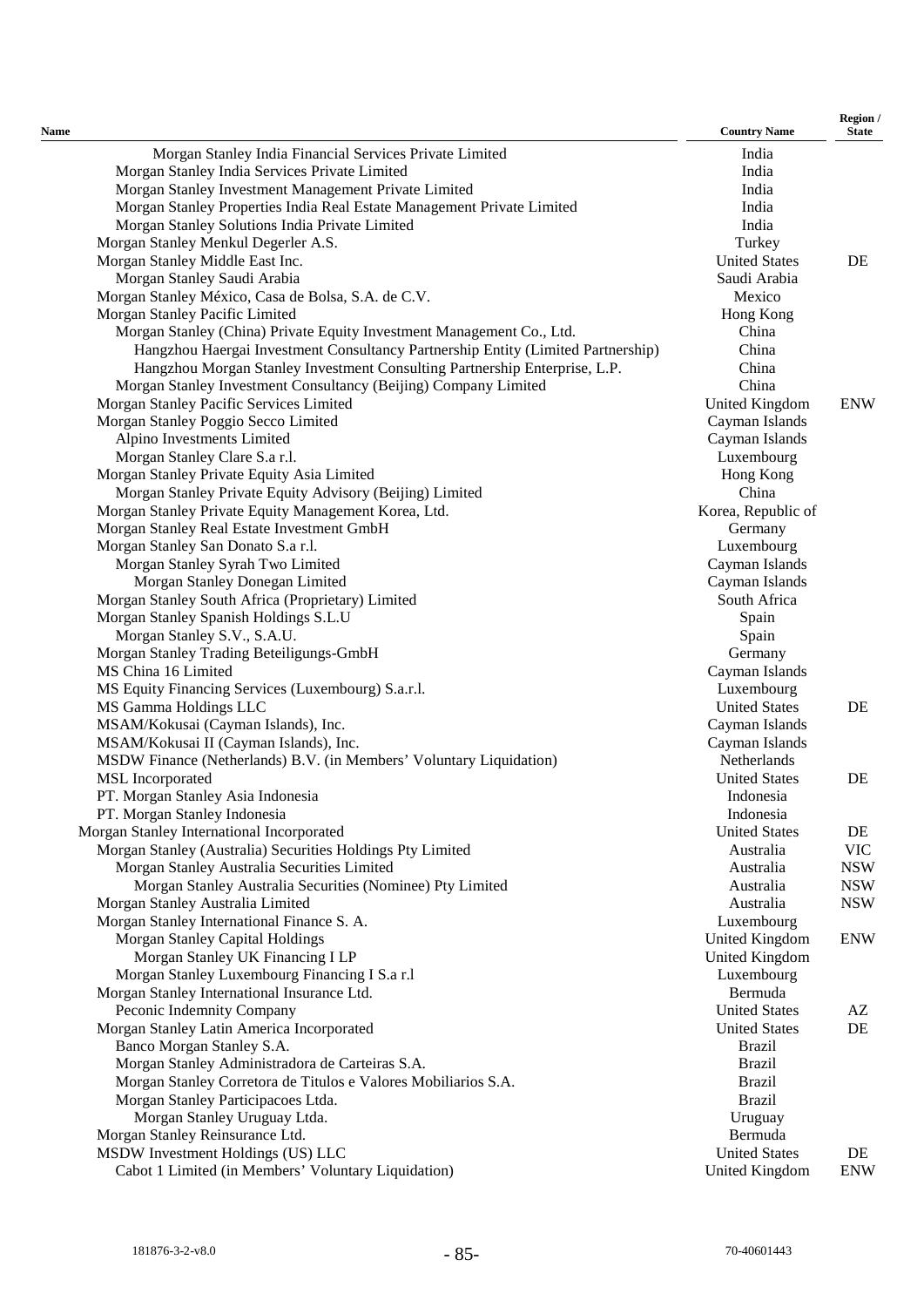| Name | Country Name | Region / State |
|---|---|---|
| Morgan Stanley India Financial Services Private Limited | India | |
| Morgan Stanley India Services Private Limited | India | |
| Morgan Stanley Investment Management Private Limited | India | |
| Morgan Stanley Properties India Real Estate Management Private Limited | India | |
| Morgan Stanley Solutions India Private Limited | India | |
| Morgan Stanley Menkul Degerler A.S. | Turkey | |
| Morgan Stanley Middle East Inc. | United States | DE |
| Morgan Stanley Saudi Arabia | Saudi Arabia | |
| Morgan Stanley México, Casa de Bolsa, S.A. de C.V. | Mexico | |
| Morgan Stanley Pacific Limited | Hong Kong | |
| Morgan Stanley (China) Private Equity Investment Management Co., Ltd. | China | |
| Hangzhou Haergai Investment Consultancy Partnership Entity (Limited Partnership) | China | |
| Hangzhou Morgan Stanley Investment Consulting Partnership Enterprise, L.P. | China | |
| Morgan Stanley Investment Consultancy (Beijing) Company Limited | China | |
| Morgan Stanley Pacific Services Limited | United Kingdom | ENW |
| Morgan Stanley Poggio Secco Limited | Cayman Islands | |
| Alpino Investments Limited | Cayman Islands | |
| Morgan Stanley Clare S.a r.l. | Luxembourg | |
| Morgan Stanley Private Equity Asia Limited | Hong Kong | |
| Morgan Stanley Private Equity Advisory (Beijing) Limited | China | |
| Morgan Stanley Private Equity Management Korea, Ltd. | Korea, Republic of | |
| Morgan Stanley Real Estate Investment GmbH | Germany | |
| Morgan Stanley San Donato S.a r.l. | Luxembourg | |
| Morgan Stanley Syrah Two Limited | Cayman Islands | |
| Morgan Stanley Donegan Limited | Cayman Islands | |
| Morgan Stanley South Africa (Proprietary) Limited | South Africa | |
| Morgan Stanley Spanish Holdings S.L.U | Spain | |
| Morgan Stanley S.V., S.A.U. | Spain | |
| Morgan Stanley Trading Beteiligungs-GmbH | Germany | |
| MS China 16 Limited | Cayman Islands | |
| MS Equity Financing Services (Luxembourg) S.a.r.l. | Luxembourg | |
| MS Gamma Holdings LLC | United States | DE |
| MSAM/Kokusai (Cayman Islands), Inc. | Cayman Islands | |
| MSAM/Kokusai II (Cayman Islands), Inc. | Cayman Islands | |
| MSDW Finance (Netherlands) B.V. (in Members' Voluntary Liquidation) | Netherlands | |
| MSL Incorporated | United States | DE |
| PT. Morgan Stanley Asia Indonesia | Indonesia | |
| PT. Morgan Stanley Indonesia | Indonesia | |
| Morgan Stanley International Incorporated | United States | DE |
| Morgan Stanley (Australia) Securities Holdings Pty Limited | Australia | VIC |
| Morgan Stanley Australia Securities Limited | Australia | NSW |
| Morgan Stanley Australia Securities (Nominee) Pty Limited | Australia | NSW |
| Morgan Stanley Australia Limited | Australia | NSW |
| Morgan Stanley International Finance S. A. | Luxembourg | |
| Morgan Stanley Capital Holdings | United Kingdom | ENW |
| Morgan Stanley UK Financing I LP | United Kingdom | |
| Morgan Stanley Luxembourg Financing I S.a r.l | Luxembourg | |
| Morgan Stanley International Insurance Ltd. | Bermuda | |
| Peconic Indemnity Company | United States | AZ |
| Morgan Stanley Latin America Incorporated | United States | DE |
| Banco Morgan Stanley S.A. | Brazil | |
| Morgan Stanley Administradora de Carteiras S.A. | Brazil | |
| Morgan Stanley Corretora de Titulos e Valores Mobiliarios S.A. | Brazil | |
| Morgan Stanley Participacoes Ltda. | Brazil | |
| Morgan Stanley Uruguay Ltda. | Uruguay | |
| Morgan Stanley Reinsurance Ltd. | Bermuda | |
| MSDW Investment Holdings (US) LLC | United States | DE |
| Cabot 1 Limited (in Members' Voluntary Liquidation) | United Kingdom | ENW |

181876-3-2-v8.0 70-40601443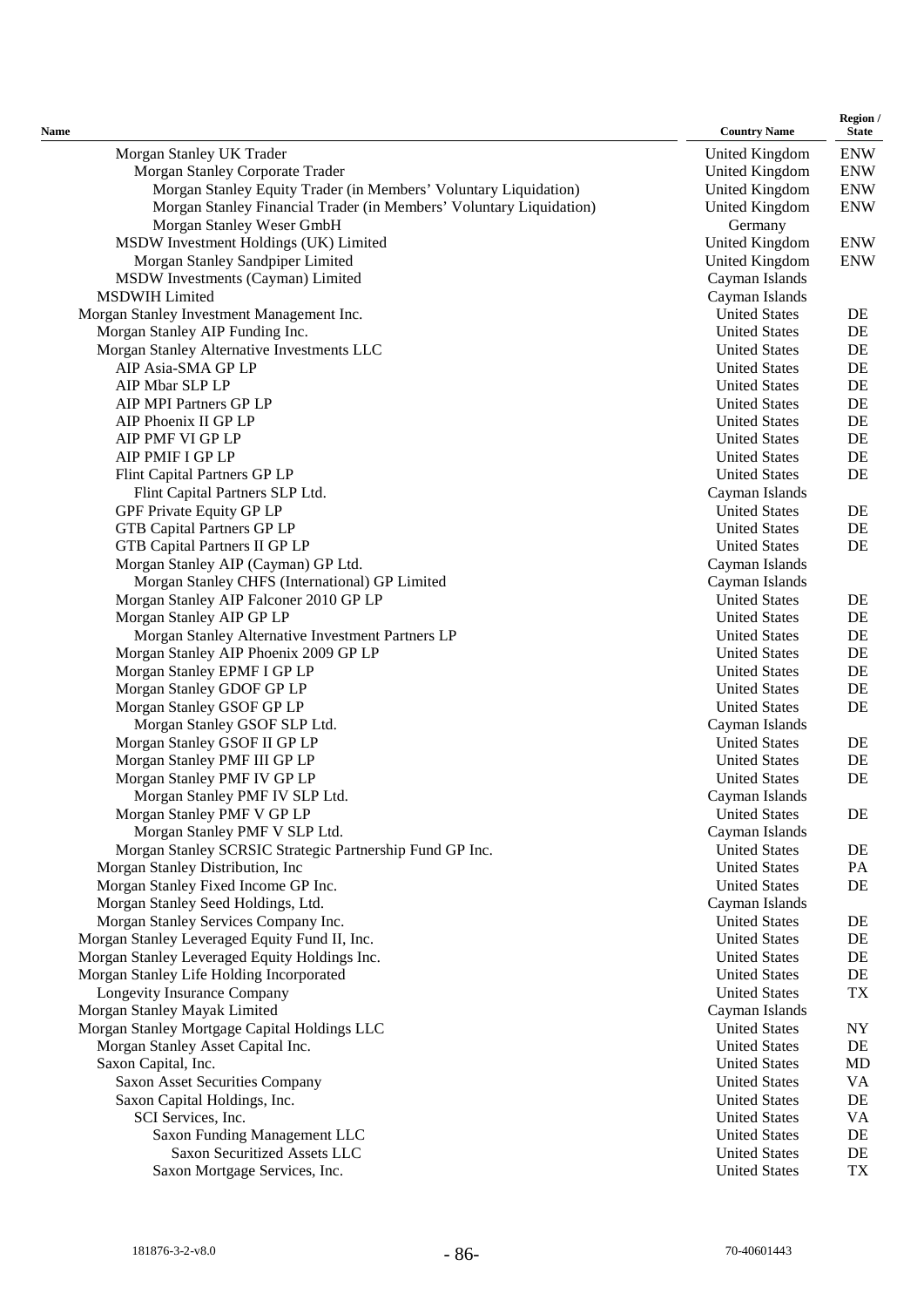| Name | Country Name | Region / State |
|---|---|---|
| Morgan Stanley UK Trader | United Kingdom | ENW |
| Morgan Stanley Corporate Trader | United Kingdom | ENW |
| Morgan Stanley Equity Trader (in Members' Voluntary Liquidation) | United Kingdom | ENW |
| Morgan Stanley Financial Trader (in Members' Voluntary Liquidation) | United Kingdom | ENW |
| Morgan Stanley Weser GmbH | Germany | |
| MSDW Investment Holdings (UK) Limited | United Kingdom | ENW |
| Morgan Stanley Sandpiper Limited | United Kingdom | ENW |
| MSDW Investments (Cayman) Limited | Cayman Islands | |
| MSDWIH Limited | Cayman Islands | |
| Morgan Stanley Investment Management Inc. | United States | DE |
| Morgan Stanley AIP Funding Inc. | United States | DE |
| Morgan Stanley Alternative Investments LLC | United States | DE |
| AIP Asia-SMA GP LP | United States | DE |
| AIP Mbar SLP LP | United States | DE |
| AIP MPI Partners GP LP | United States | DE |
| AIP Phoenix II GP LP | United States | DE |
| AIP PMF VI GP LP | United States | DE |
| AIP PMIF I GP LP | United States | DE |
| Flint Capital Partners GP LP | United States | DE |
| Flint Capital Partners SLP Ltd. | Cayman Islands | |
| GPF Private Equity GP LP | United States | DE |
| GTB Capital Partners GP LP | United States | DE |
| GTB Capital Partners II GP LP | United States | DE |
| Morgan Stanley AIP (Cayman) GP Ltd. | Cayman Islands | |
| Morgan Stanley CHFS (International) GP Limited | Cayman Islands | |
| Morgan Stanley AIP Falconer 2010 GP LP | United States | DE |
| Morgan Stanley AIP GP LP | United States | DE |
| Morgan Stanley Alternative Investment Partners LP | United States | DE |
| Morgan Stanley AIP Phoenix 2009 GP LP | United States | DE |
| Morgan Stanley EPMF I GP LP | United States | DE |
| Morgan Stanley GDOF GP LP | United States | DE |
| Morgan Stanley GSOF GP LP | United States | DE |
| Morgan Stanley GSOF SLP Ltd. | Cayman Islands | |
| Morgan Stanley GSOF II GP LP | United States | DE |
| Morgan Stanley PMF III GP LP | United States | DE |
| Morgan Stanley PMF IV GP LP | United States | DE |
| Morgan Stanley PMF IV SLP Ltd. | Cayman Islands | |
| Morgan Stanley PMF V GP LP | United States | DE |
| Morgan Stanley PMF V SLP Ltd. | Cayman Islands | |
| Morgan Stanley SCRSIC Strategic Partnership Fund GP Inc. | United States | DE |
| Morgan Stanley Distribution, Inc | United States | PA |
| Morgan Stanley Fixed Income GP Inc. | United States | DE |
| Morgan Stanley Seed Holdings, Ltd. | Cayman Islands | |
| Morgan Stanley Services Company Inc. | United States | DE |
| Morgan Stanley Leveraged Equity Fund II, Inc. | United States | DE |
| Morgan Stanley Leveraged Equity Holdings Inc. | United States | DE |
| Morgan Stanley Life Holding Incorporated | United States | DE |
| Longevity Insurance Company | United States | TX |
| Morgan Stanley Mayak Limited | Cayman Islands | |
| Morgan Stanley Mortgage Capital Holdings LLC | United States | NY |
| Morgan Stanley Asset Capital Inc. | United States | DE |
| Saxon Capital, Inc. | United States | MD |
| Saxon Asset Securities Company | United States | VA |
| Saxon Capital Holdings, Inc. | United States | DE |
| SCI Services, Inc. | United States | VA |
| Saxon Funding Management LLC | United States | DE |
| Saxon Securitized Assets LLC | United States | DE |
| Saxon Mortgage Services, Inc. | United States | TX |

181876-3-2-v8.0 70-40601443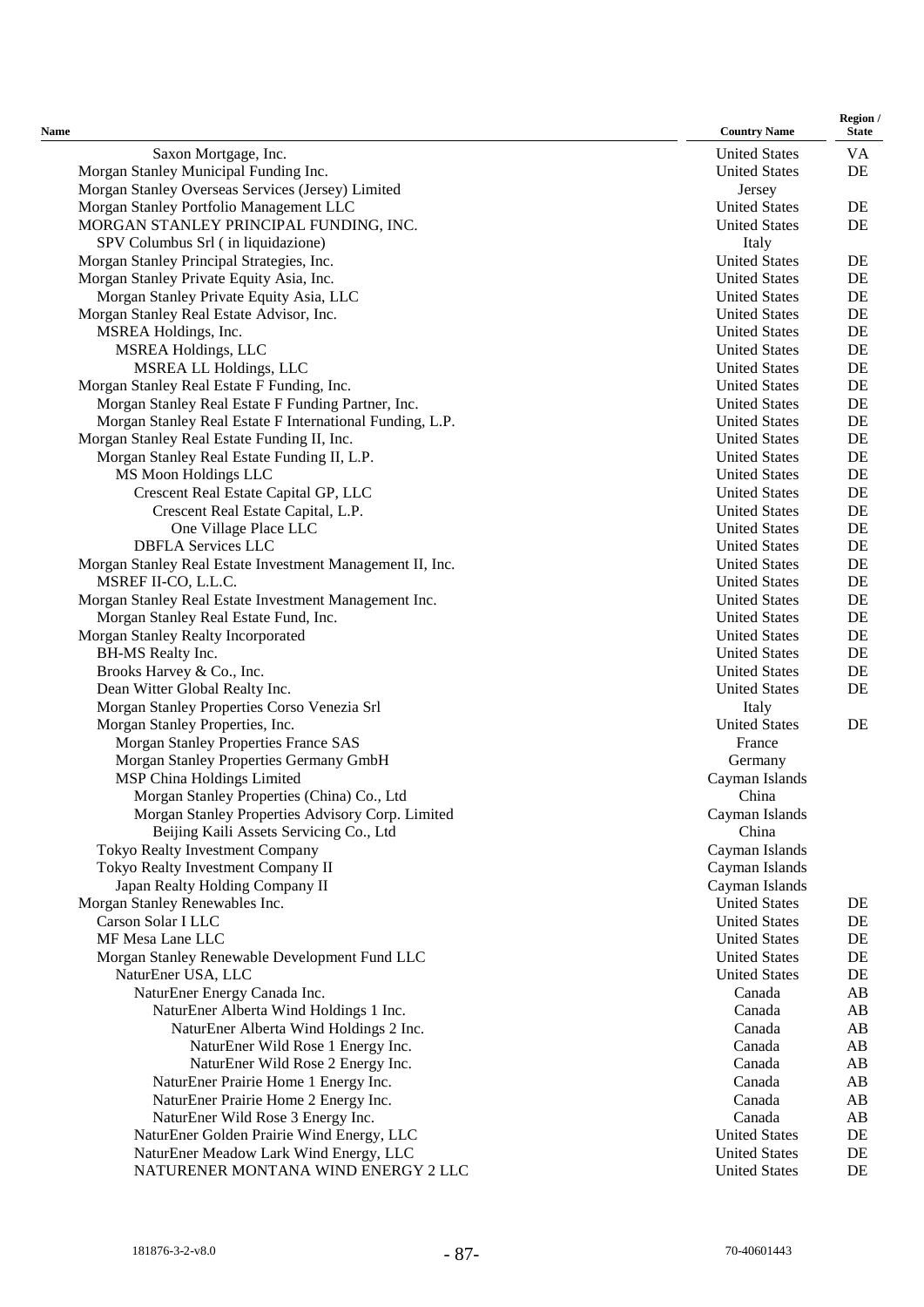| Name | Country Name | Region / State |
|---|---|---|
| Saxon Mortgage, Inc. | United States | VA |
| Morgan Stanley Municipal Funding Inc. | United States | DE |
| Morgan Stanley Overseas Services (Jersey) Limited | Jersey | |
| Morgan Stanley Portfolio Management LLC | United States | DE |
| MORGAN STANLEY PRINCIPAL FUNDING, INC. | United States | DE |
| SPV Columbus Srl ( in liquidazione) | Italy | |
| Morgan Stanley Principal Strategies, Inc. | United States | DE |
| Morgan Stanley Private Equity Asia, Inc. | United States | DE |
| Morgan Stanley Private Equity Asia, LLC | United States | DE |
| Morgan Stanley Real Estate Advisor, Inc. | United States | DE |
| MSREA Holdings, Inc. | United States | DE |
| MSREA Holdings, LLC | United States | DE |
| MSREA LL Holdings, LLC | United States | DE |
| Morgan Stanley Real Estate F Funding, Inc. | United States | DE |
| Morgan Stanley Real Estate F Funding Partner, Inc. | United States | DE |
| Morgan Stanley Real Estate F International Funding, L.P. | United States | DE |
| Morgan Stanley Real Estate Funding II, Inc. | United States | DE |
| Morgan Stanley Real Estate Funding II, L.P. | United States | DE |
| MS Moon Holdings LLC | United States | DE |
| Crescent Real Estate Capital GP, LLC | United States | DE |
| Crescent Real Estate Capital, L.P. | United States | DE |
| One Village Place LLC | United States | DE |
| DBFLA Services LLC | United States | DE |
| Morgan Stanley Real Estate Investment Management II, Inc. | United States | DE |
| MSREF II-CO, L.L.C. | United States | DE |
| Morgan Stanley Real Estate Investment Management Inc. | United States | DE |
| Morgan Stanley Real Estate Fund, Inc. | United States | DE |
| Morgan Stanley Realty Incorporated | United States | DE |
| BH-MS Realty Inc. | United States | DE |
| Brooks Harvey & Co., Inc. | United States | DE |
| Dean Witter Global Realty Inc. | United States | DE |
| Morgan Stanley Properties Corso Venezia Srl | Italy | |
| Morgan Stanley Properties, Inc. | United States | DE |
| Morgan Stanley Properties France SAS | France | |
| Morgan Stanley Properties Germany GmbH | Germany | |
| MSP China Holdings Limited | Cayman Islands | |
| Morgan Stanley Properties (China) Co., Ltd | China | |
| Morgan Stanley Properties Advisory Corp. Limited | Cayman Islands | |
| Beijing Kaili Assets Servicing Co., Ltd | China | |
| Tokyo Realty Investment Company | Cayman Islands | |
| Tokyo Realty Investment Company II | Cayman Islands | |
| Japan Realty Holding Company II | Cayman Islands | |
| Morgan Stanley Renewables Inc. | United States | DE |
| Carson Solar I LLC | United States | DE |
| MF Mesa Lane LLC | United States | DE |
| Morgan Stanley Renewable Development Fund LLC | United States | DE |
| NaturEner USA, LLC | United States | DE |
| NaturEner Energy Canada Inc. | Canada | AB |
| NaturEner Alberta Wind Holdings 1 Inc. | Canada | AB |
| NaturEner Alberta Wind Holdings 2 Inc. | Canada | AB |
| NaturEner Wild Rose 1 Energy Inc. | Canada | AB |
| NaturEner Wild Rose 2 Energy Inc. | Canada | AB |
| NaturEner Prairie Home 1 Energy Inc. | Canada | AB |
| NaturEner Prairie Home 2 Energy Inc. | Canada | AB |
| NaturEner Wild Rose 3 Energy Inc. | Canada | AB |
| NaturEner Golden Prairie Wind Energy, LLC | United States | DE |
| NaturEner Meadow Lark Wind Energy, LLC | United States | DE |
| NATURENER MONTANA WIND ENERGY 2 LLC | United States | DE |

181876-3-2-v8.0 70-40601443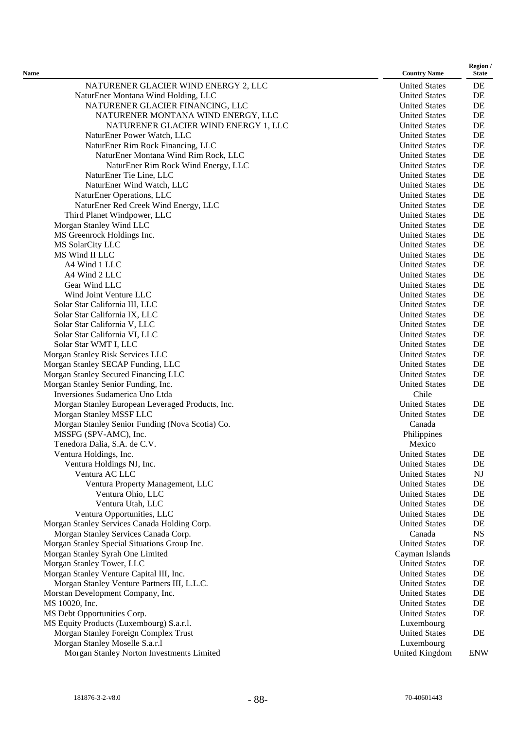| Name | Country Name | Region / State |
|---|---|---|
| NATURENER GLACIER WIND ENERGY 2, LLC | United States | DE |
| NaturEner Montana Wind Holding, LLC | United States | DE |
| NATURENER GLACIER FINANCING, LLC | United States | DE |
| NATURENER MONTANA WIND ENERGY, LLC | United States | DE |
| NATURENER GLACIER WIND ENERGY 1, LLC | United States | DE |
| NaturEner Power Watch, LLC | United States | DE |
| NaturEner Rim Rock Financing, LLC | United States | DE |
| NaturEner Montana Wind Rim Rock, LLC | United States | DE |
| NaturEner Rim Rock Wind Energy, LLC | United States | DE |
| NaturEner Tie Line, LLC | United States | DE |
| NaturEner Wind Watch, LLC | United States | DE |
| NaturEner Operations, LLC | United States | DE |
| NaturEner Red Creek Wind Energy, LLC | United States | DE |
| Third Planet Windpower, LLC | United States | DE |
| Morgan Stanley Wind LLC | United States | DE |
| MS Greenrock Holdings Inc. | United States | DE |
| MS SolarCity LLC | United States | DE |
| MS Wind II LLC | United States | DE |
| A4 Wind 1 LLC | United States | DE |
| A4 Wind 2 LLC | United States | DE |
| Gear Wind LLC | United States | DE |
| Wind Joint Venture LLC | United States | DE |
| Solar Star California III, LLC | United States | DE |
| Solar Star California IX, LLC | United States | DE |
| Solar Star California V, LLC | United States | DE |
| Solar Star California VI, LLC | United States | DE |
| Solar Star WMT I, LLC | United States | DE |
| Morgan Stanley Risk Services LLC | United States | DE |
| Morgan Stanley SECAP Funding, LLC | United States | DE |
| Morgan Stanley Secured Financing LLC | United States | DE |
| Morgan Stanley Senior Funding, Inc. | United States | DE |
| Inversiones Sudamerica Uno Ltda | Chile | |
| Morgan Stanley European Leveraged Products, Inc. | United States | DE |
| Morgan Stanley MSSF LLC | United States | DE |
| Morgan Stanley Senior Funding (Nova Scotia) Co. | Canada | |
| MSSFG (SPV-AMC), Inc. | Philippines | |
| Tenedora Dalia, S.A. de C.V. | Mexico | |
| Ventura Holdings, Inc. | United States | DE |
| Ventura Holdings NJ, Inc. | United States | DE |
| Ventura AC LLC | United States | NJ |
| Ventura Property Management, LLC | United States | DE |
| Ventura Ohio, LLC | United States | DE |
| Ventura Utah, LLC | United States | DE |
| Ventura Opportunities, LLC | United States | DE |
| Morgan Stanley Services Canada Holding Corp. | United States | DE |
| Morgan Stanley Services Canada Corp. | Canada | NS |
| Morgan Stanley Special Situations Group Inc. | United States | DE |
| Morgan Stanley Syrah One Limited | Cayman Islands | |
| Morgan Stanley Tower, LLC | United States | DE |
| Morgan Stanley Venture Capital III, Inc. | United States | DE |
| Morgan Stanley Venture Partners III, L.L.C. | United States | DE |
| Morstan Development Company, Inc. | United States | DE |
| MS 10020, Inc. | United States | DE |
| MS Debt Opportunities Corp. | United States | DE |
| MS Equity Products (Luxembourg) S.a.r.l. | Luxembourg | |
| Morgan Stanley Foreign Complex Trust | United States | DE |
| Morgan Stanley Moselle S.a.r.l | Luxembourg | |
| Morgan Stanley Norton Investments Limited | United Kingdom | ENW |

181876-3-2-v8.0 70-40601443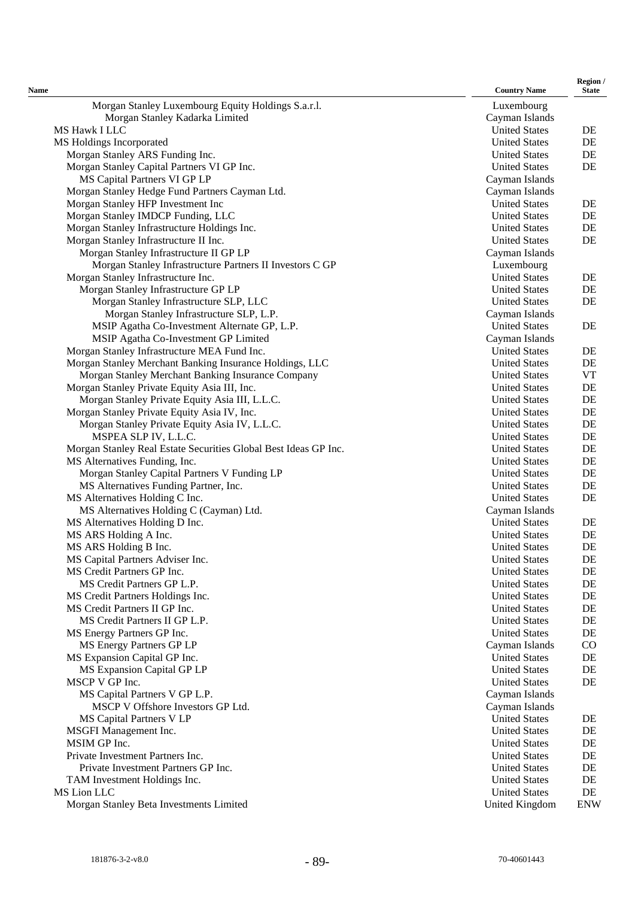| Name | Country Name | Region / State |
|---|---|---|
| Morgan Stanley Luxembourg Equity Holdings S.a.r.l. | Luxembourg | |
| Morgan Stanley Kadarka Limited | Cayman Islands | |
| MS Hawk I LLC | United States | DE |
| MS Holdings Incorporated | United States | DE |
| Morgan Stanley ARS Funding Inc. | United States | DE |
| Morgan Stanley Capital Partners VI GP Inc. | United States | DE |
| MS Capital Partners VI GP LP | Cayman Islands | |
| Morgan Stanley Hedge Fund Partners Cayman Ltd. | Cayman Islands | |
| Morgan Stanley HFP Investment Inc | United States | DE |
| Morgan Stanley IMDCP Funding, LLC | United States | DE |
| Morgan Stanley Infrastructure Holdings Inc. | United States | DE |
| Morgan Stanley Infrastructure II Inc. | United States | DE |
| Morgan Stanley Infrastructure II GP LP | Cayman Islands | |
| Morgan Stanley Infrastructure Partners II Investors C GP | Luxembourg | |
| Morgan Stanley Infrastructure Inc. | United States | DE |
| Morgan Stanley Infrastructure GP LP | United States | DE |
| Morgan Stanley Infrastructure SLP, LLC | United States | DE |
| Morgan Stanley Infrastructure SLP, L.P. | Cayman Islands | |
| MSIP Agatha Co-Investment Alternate GP, L.P. | United States | DE |
| MSIP Agatha Co-Investment GP Limited | Cayman Islands | |
| Morgan Stanley Infrastructure MEA Fund Inc. | United States | DE |
| Morgan Stanley Merchant Banking Insurance Holdings, LLC | United States | DE |
| Morgan Stanley Merchant Banking Insurance Company | United States | VT |
| Morgan Stanley Private Equity Asia III, Inc. | United States | DE |
| Morgan Stanley Private Equity Asia III, L.L.C. | United States | DE |
| Morgan Stanley Private Equity Asia IV, Inc. | United States | DE |
| Morgan Stanley Private Equity Asia IV, L.L.C. | United States | DE |
| MSPEA SLP IV, L.L.C. | United States | DE |
| Morgan Stanley Real Estate Securities Global Best Ideas GP Inc. | United States | DE |
| MS Alternatives Funding, Inc. | United States | DE |
| Morgan Stanley Capital Partners V Funding LP | United States | DE |
| MS Alternatives Funding Partner, Inc. | United States | DE |
| MS Alternatives Holding C Inc. | United States | DE |
| MS Alternatives Holding C (Cayman) Ltd. | Cayman Islands | |
| MS Alternatives Holding D Inc. | United States | DE |
| MS ARS Holding A Inc. | United States | DE |
| MS ARS Holding B Inc. | United States | DE |
| MS Capital Partners Adviser Inc. | United States | DE |
| MS Credit Partners GP Inc. | United States | DE |
| MS Credit Partners GP L.P. | United States | DE |
| MS Credit Partners Holdings Inc. | United States | DE |
| MS Credit Partners II GP Inc. | United States | DE |
| MS Credit Partners II GP L.P. | United States | DE |
| MS Energy Partners GP Inc. | United States | DE |
| MS Energy Partners GP LP | Cayman Islands | CO |
| MS Expansion Capital GP Inc. | United States | DE |
| MS Expansion Capital GP LP | United States | DE |
| MSCP V GP Inc. | United States | DE |
| MS Capital Partners V GP L.P. | Cayman Islands | |
| MSCP V Offshore Investors GP Ltd. | Cayman Islands | |
| MS Capital Partners V LP | United States | DE |
| MSGFI Management Inc. | United States | DE |
| MSIM GP Inc. | United States | DE |
| Private Investment Partners Inc. | United States | DE |
| Private Investment Partners GP Inc. | United States | DE |
| TAM Investment Holdings Inc. | United States | DE |
| MS Lion LLC | United States | DE |
| Morgan Stanley Beta Investments Limited | United Kingdom | ENW |

181876-3-2-v8.0 70-40601443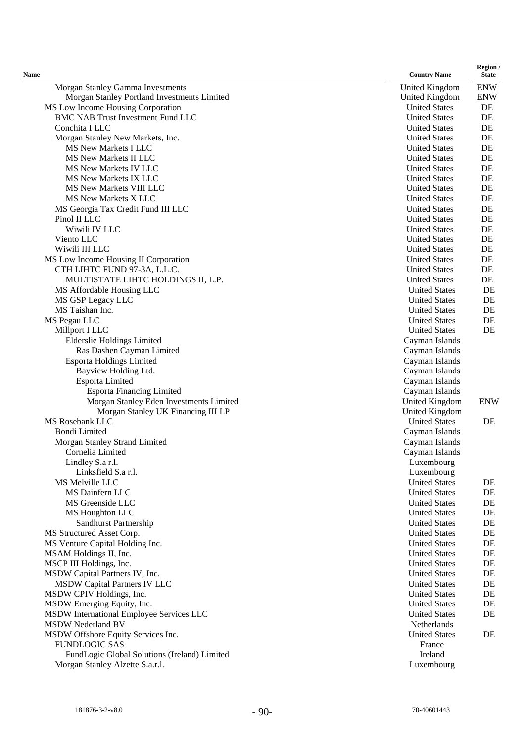| Name | Country Name | Region / State |
| --- | --- | --- |
| Morgan Stanley Gamma Investments | United Kingdom | ENW |
| Morgan Stanley Portland Investments Limited | United Kingdom | ENW |
| MS Low Income Housing Corporation | United States | DE |
| BMC NAB Trust Investment Fund LLC | United States | DE |
| Conchita I LLC | United States | DE |
| Morgan Stanley New Markets, Inc. | United States | DE |
| MS New Markets I LLC | United States | DE |
| MS New Markets II LLC | United States | DE |
| MS New Markets IV LLC | United States | DE |
| MS New Markets IX LLC | United States | DE |
| MS New Markets VIII LLC | United States | DE |
| MS New Markets X LLC | United States | DE |
| MS Georgia Tax Credit Fund III LLC | United States | DE |
| Pinol II LLC | United States | DE |
| Wiwili IV LLC | United States | DE |
| Viento LLC | United States | DE |
| Wiwili III LLC | United States | DE |
| MS Low Income Housing II Corporation | United States | DE |
| CTH LIHTC FUND 97-3A, L.L.C. | United States | DE |
| MULTISTATE LIHTC HOLDINGS II, L.P. | United States | DE |
| MS Affordable Housing LLC | United States | DE |
| MS GSP Legacy LLC | United States | DE |
| MS Taishan Inc. | United States | DE |
| MS Pegau LLC | United States | DE |
| Millport I LLC | United States | DE |
| Elderslie Holdings Limited | Cayman Islands | |
| Ras Dashen Cayman Limited | Cayman Islands | |
| Esporta Holdings Limited | Cayman Islands | |
| Bayview Holding Ltd. | Cayman Islands | |
| Esporta Limited | Cayman Islands | |
| Esporta Financing Limited | Cayman Islands | |
| Morgan Stanley Eden Investments Limited | United Kingdom | ENW |
| Morgan Stanley UK Financing III LP | United Kingdom | |
| MS Rosebank LLC | United States | DE |
| Bondi Limited | Cayman Islands | |
| Morgan Stanley Strand Limited | Cayman Islands | |
| Cornelia Limited | Cayman Islands | |
| Lindley S.a r.l. | Luxembourg | |
| Linksfield S.a r.l. | Luxembourg | |
| MS Melville LLC | United States | DE |
| MS Dainfern LLC | United States | DE |
| MS Greenside LLC | United States | DE |
| MS Houghton LLC | United States | DE |
| Sandhurst Partnership | United States | DE |
| MS Structured Asset Corp. | United States | DE |
| MS Venture Capital Holding Inc. | United States | DE |
| MSAM Holdings II, Inc. | United States | DE |
| MSCP III Holdings, Inc. | United States | DE |
| MSDW Capital Partners IV, Inc. | United States | DE |
| MSDW Capital Partners IV LLC | United States | DE |
| MSDW CPIV Holdings, Inc. | United States | DE |
| MSDW Emerging Equity, Inc. | United States | DE |
| MSDW International Employee Services LLC | United States | DE |
| MSDW Nederland BV | Netherlands | |
| MSDW Offshore Equity Services Inc. | United States | DE |
| FUNDLOGIC SAS | France | |
| FundLogic Global Solutions (Ireland) Limited | Ireland | |
| Morgan Stanley Alzette S.a.r.l. | Luxembourg | |

181876-3-2-v8.0 70-40601443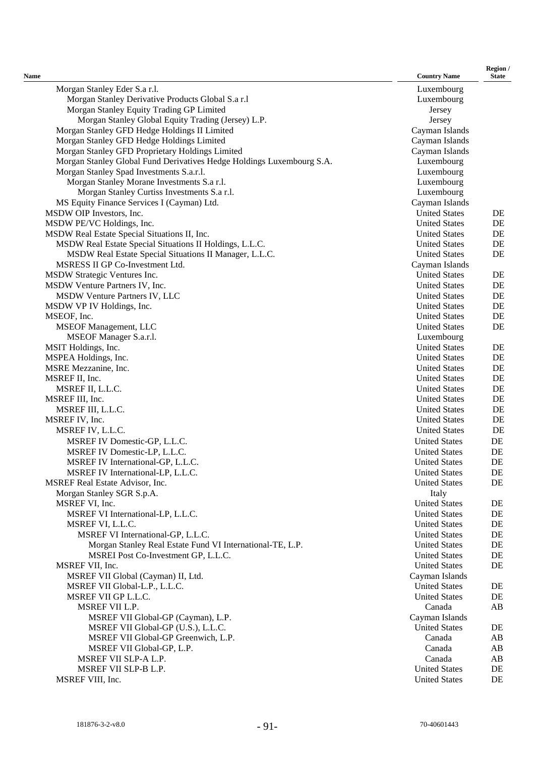| Name | Country Name | Region / State |
|---|---|---|
| Morgan Stanley Eder S.a r.l. | Luxembourg | |
| Morgan Stanley Derivative Products Global S.a r.l | Luxembourg | |
| Morgan Stanley Equity Trading GP Limited | Jersey | |
| Morgan Stanley Global Equity Trading (Jersey) L.P. | Jersey | |
| Morgan Stanley GFD Hedge Holdings II Limited | Cayman Islands | |
| Morgan Stanley GFD Hedge Holdings Limited | Cayman Islands | |
| Morgan Stanley GFD Proprietary Holdings Limited | Cayman Islands | |
| Morgan Stanley Global Fund Derivatives Hedge Holdings Luxembourg S.A. | Luxembourg | |
| Morgan Stanley Spad Investments S.a.r.l. | Luxembourg | |
| Morgan Stanley Morane Investments S.a r.l. | Luxembourg | |
| Morgan Stanley Curtiss Investments S.a r.l. | Luxembourg | |
| MS Equity Finance Services I (Cayman) Ltd. | Cayman Islands | |
| MSDW OIP Investors, Inc. | United States | DE |
| MSDW PE/VC Holdings, Inc. | United States | DE |
| MSDW Real Estate Special Situations II, Inc. | United States | DE |
| MSDW Real Estate Special Situations II Holdings, L.L.C. | United States | DE |
| MSDW Real Estate Special Situations II Manager, L.L.C. | United States | DE |
| MSRESS II GP Co-Investment Ltd. | Cayman Islands | |
| MSDW Strategic Ventures Inc. | United States | DE |
| MSDW Venture Partners IV, Inc. | United States | DE |
| MSDW Venture Partners IV, LLC | United States | DE |
| MSDW VP IV Holdings, Inc. | United States | DE |
| MSEOF, Inc. | United States | DE |
| MSEOF Management, LLC | United States | DE |
| MSEOF Manager S.a.r.l. | Luxembourg | |
| MSIT Holdings, Inc. | United States | DE |
| MSPEA Holdings, Inc. | United States | DE |
| MSRE Mezzanine, Inc. | United States | DE |
| MSREF II, Inc. | United States | DE |
| MSREF II, L.L.C. | United States | DE |
| MSREF III, Inc. | United States | DE |
| MSREF III, L.L.C. | United States | DE |
| MSREF IV, Inc. | United States | DE |
| MSREF IV, L.L.C. | United States | DE |
| MSREF IV Domestic-GP, L.L.C. | United States | DE |
| MSREF IV Domestic-LP, L.L.C. | United States | DE |
| MSREF IV International-GP, L.L.C. | United States | DE |
| MSREF IV International-LP, L.L.C. | United States | DE |
| MSREF Real Estate Advisor, Inc. | United States | DE |
| Morgan Stanley SGR S.p.A. | Italy | |
| MSREF VI, Inc. | United States | DE |
| MSREF VI International-LP, L.L.C. | United States | DE |
| MSREF VI, L.L.C. | United States | DE |
| MSREF VI International-GP, L.L.C. | United States | DE |
| Morgan Stanley Real Estate Fund VI International-TE, L.P. | United States | DE |
| MSREI Post Co-Investment GP, L.L.C. | United States | DE |
| MSREF VII, Inc. | United States | DE |
| MSREF VII Global (Cayman) II, Ltd. | Cayman Islands | |
| MSREF VII Global-L.P., L.L.C. | United States | DE |
| MSREF VII GP L.L.C. | United States | DE |
| MSREF VII L.P. | Canada | AB |
| MSREF VII Global-GP (Cayman), L.P. | Cayman Islands | |
| MSREF VII Global-GP (U.S.), L.L.C. | United States | DE |
| MSREF VII Global-GP Greenwich, L.P. | Canada | AB |
| MSREF VII Global-GP, L.P. | Canada | AB |
| MSREF VII SLP-A L.P. | Canada | AB |
| MSREF VII SLP-B L.P. | United States | DE |
| MSREF VIII, Inc. | United States | DE |

181876-3-2-v8.0 70-40601443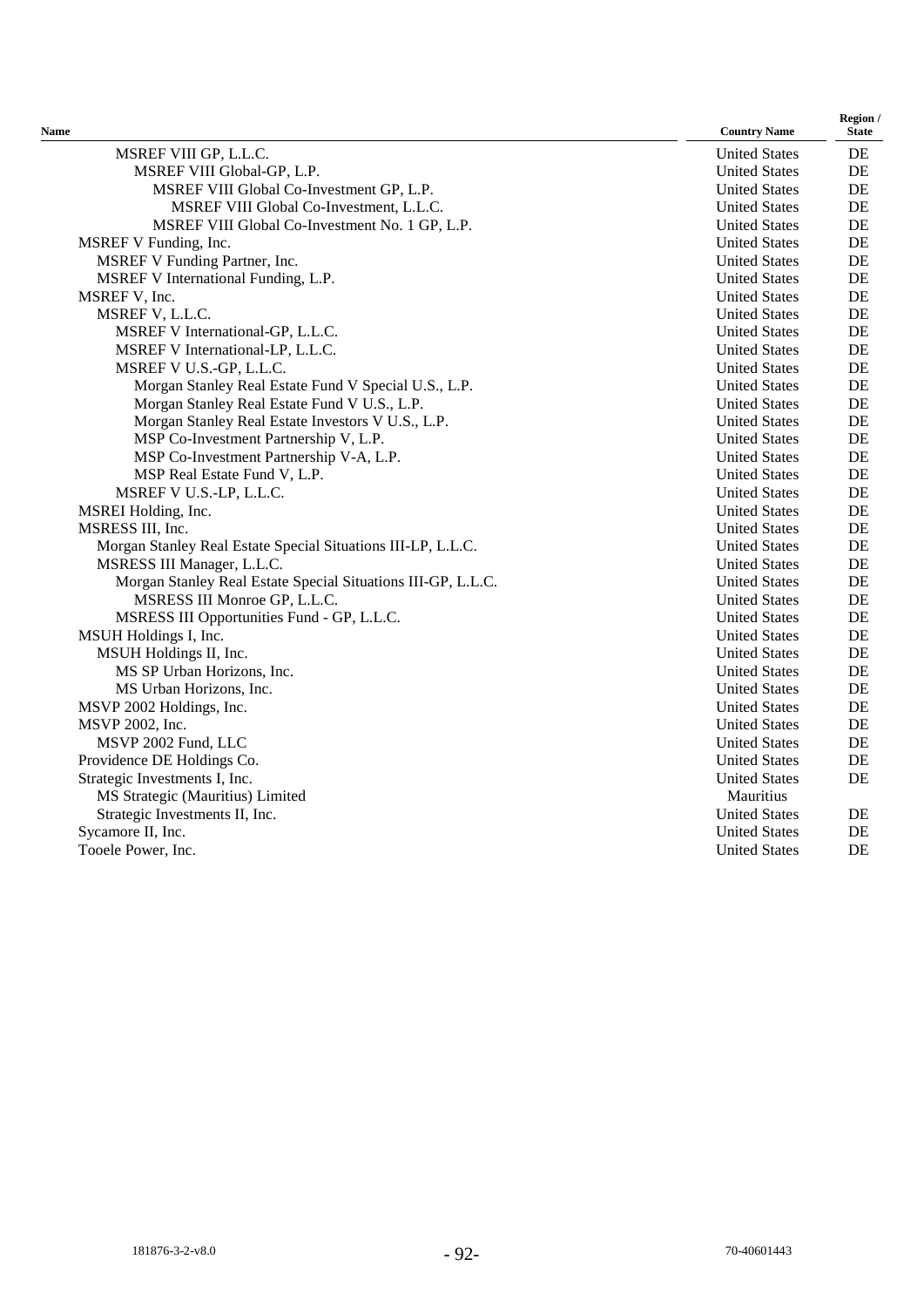| Name | Country Name | Region / State |
|---|---|---|
| MSREF VIII GP, L.L.C. | United States | DE |
| MSREF VIII Global-GP, L.P. | United States | DE |
| MSREF VIII Global Co-Investment GP, L.P. | United States | DE |
| MSREF VIII Global Co-Investment, L.L.C. | United States | DE |
| MSREF VIII Global Co-Investment No. 1 GP, L.P. | United States | DE |
| MSREF V Funding, Inc. | United States | DE |
| MSREF V Funding Partner, Inc. | United States | DE |
| MSREF V International Funding, L.P. | United States | DE |
| MSREF V, Inc. | United States | DE |
| MSREF V, L.L.C. | United States | DE |
| MSREF V International-GP, L.L.C. | United States | DE |
| MSREF V International-LP, L.L.C. | United States | DE |
| MSREF V U.S.-GP, L.L.C. | United States | DE |
| Morgan Stanley Real Estate Fund V Special U.S., L.P. | United States | DE |
| Morgan Stanley Real Estate Fund V U.S., L.P. | United States | DE |
| Morgan Stanley Real Estate Investors V U.S., L.P. | United States | DE |
| MSP Co-Investment Partnership V, L.P. | United States | DE |
| MSP Co-Investment Partnership V-A, L.P. | United States | DE |
| MSP Real Estate Fund V, L.P. | United States | DE |
| MSREF V U.S.-LP, L.L.C. | United States | DE |
| MSREI Holding, Inc. | United States | DE |
| MSRESS III, Inc. | United States | DE |
| Morgan Stanley Real Estate Special Situations III-LP, L.L.C. | United States | DE |
| MSRESS III Manager, L.L.C. | United States | DE |
| Morgan Stanley Real Estate Special Situations III-GP, L.L.C. | United States | DE |
| MSRESS III Monroe GP, L.L.C. | United States | DE |
| MSRESS III Opportunities Fund - GP, L.L.C. | United States | DE |
| MSUH Holdings I, Inc. | United States | DE |
| MSUH Holdings II, Inc. | United States | DE |
| MS SP Urban Horizons, Inc. | United States | DE |
| MS Urban Horizons, Inc. | United States | DE |
| MSVP 2002 Holdings, Inc. | United States | DE |
| MSVP 2002, Inc. | United States | DE |
| MSVP 2002 Fund, LLC | United States | DE |
| Providence DE Holdings Co. | United States | DE |
| Strategic Investments I, Inc. | United States | DE |
| MS Strategic (Mauritius) Limited | Mauritius | |
| Strategic Investments II, Inc. | United States | DE |
| Sycamore II, Inc. | United States | DE |
| Tooele Power, Inc. | United States | DE |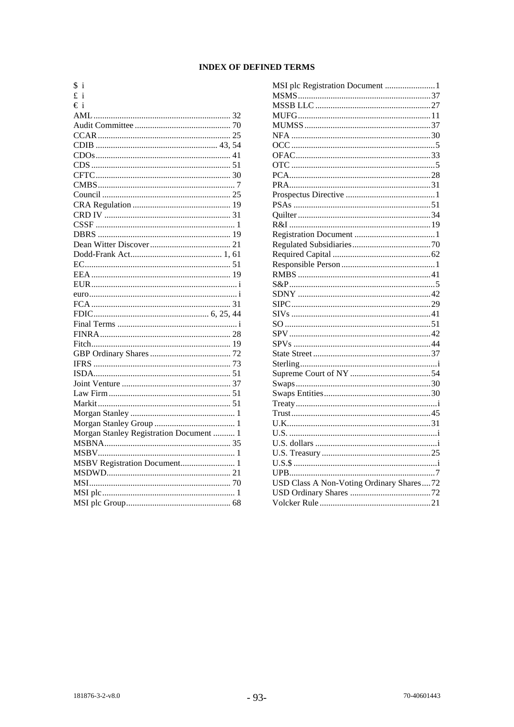## INDEX OF DEFINED TERMS

$ i
£ i
€ i
AML ........................................ 32
Audit Committee ........................................ 70
CCAR ........................................ 25
CDIB ........................................ 43, 54
CDOs ........................................ 41
CDS ........................................ 51
CFTC ........................................ 30
CMBS ........................................ 7
Council ........................................ 25
CRA Regulation ........................................ 19
CRD IV ........................................ 31
CSSF ........................................ 1
DBRS ........................................ 19
Dean Witter Discover ........................................ 21
Dodd-Frank Act ........................................ 1, 61
EC ........................................ 51
EEA ........................................ 19
EUR ........................................ i
euro ........................................ i
FCA ........................................ 31
FDIC ........................................ 6, 25, 44
Final Terms ........................................ i
FINRA ........................................ 28
Fitch ........................................ 19
GBP Ordinary Shares ........................................ 72
IFRS ........................................ 73
ISDA ........................................ 51
Joint Venture ........................................ 37
Law Firm ........................................ 51
Markit ........................................ 51
Morgan Stanley ........................................ 1
Morgan Stanley Group ........................................ 1
Morgan Stanley Registration Document .......... 1
MSBNA ........................................ 35
MSBV ........................................ 1
MSBV Registration Document ........................................ 1
MSDWD ........................................ 21
MSI ........................................ 70
MSI plc ........................................ 1
MSI plc Group ........................................ 68
MSI plc Registration Document ........................................ 1
MSMS ........................................ 37
MSSB LLC ........................................ 27
MUFG ........................................ 11
MUMSS ........................................ 37
NFA ........................................ 30
OCC ........................................ 5
OFAC ........................................ 33
OTC ........................................ 5
PCA ........................................ 28
PRA ........................................ 31
Prospectus Directive ........................................ 1
PSAs ........................................ 51
Quilter ........................................ 34
R&I ........................................ 19
Registration Document ........................................ 1
Regulated Subsidiaries ........................................ 70
Required Capital ........................................ 62
Responsible Person ........................................ 1
RMBS ........................................ 41
S&P ........................................ 5
SDNY ........................................ 42
SIPC ........................................ 29
SIVs ........................................ 41
SO ........................................ 51
SPV ........................................ 42
SPVs ........................................ 44
State Street ........................................ 37
Sterling ........................................ i
Supreme Court of NY ........................................ 54
Swaps ........................................ 30
Swaps Entities ........................................ 30
Treaty ........................................ i
Trust ........................................ 45
U.K. ........................................ 31
U.S. ........................................ i
U.S. dollars ........................................ i
U.S. Treasury ........................................ 25
U.S.$ ........................................ i
UPB ........................................ 7
USD Class A Non-Voting Ordinary Shares .... 72
USD Ordinary Shares ........................................ 72
Volcker Rule ........................................ 21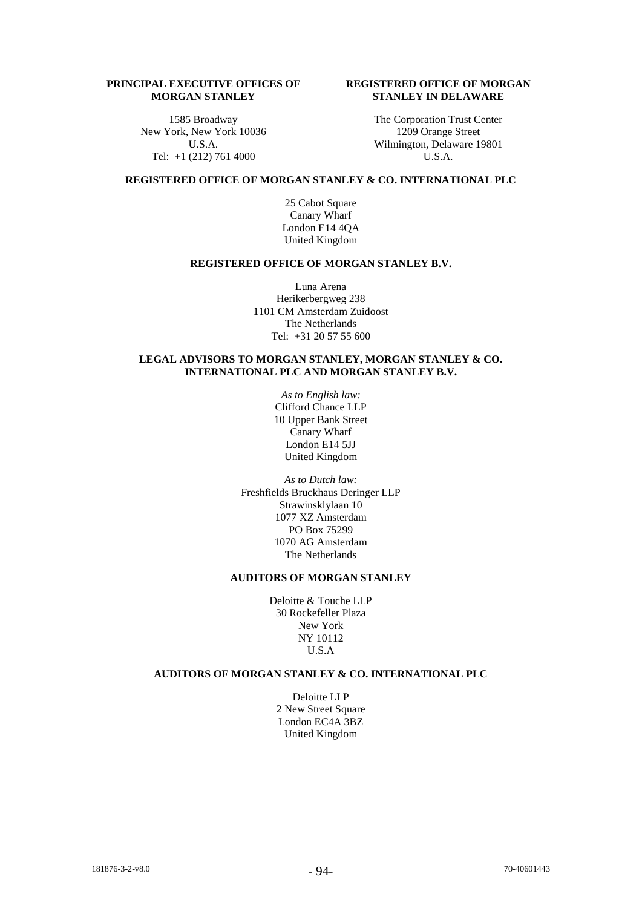**PRINCIPAL EXECUTIVE OFFICES OF MORGAN STANLEY**

1585 Broadway
New York, New York 10036
U.S.A.
Tel: +1 (212) 761 4000

**REGISTERED OFFICE OF MORGAN STANLEY IN DELAWARE**

The Corporation Trust Center
1209 Orange Street
Wilmington, Delaware 19801
U.S.A.

**REGISTERED OFFICE OF MORGAN STANLEY & CO. INTERNATIONAL PLC**

25 Cabot Square
Canary Wharf
London E14 4QA
United Kingdom

**REGISTERED OFFICE OF MORGAN STANLEY B.V.**

Luna Arena
Herikerbergweg 238
1101 CM Amsterdam Zuidoost
The Netherlands
Tel: +31 20 57 55 600

**LEGAL ADVISORS TO MORGAN STANLEY, MORGAN STANLEY & CO. INTERNATIONAL PLC AND MORGAN STANLEY B.V.**

*As to English law:*
Clifford Chance LLP
10 Upper Bank Street
Canary Wharf
London E14 5JJ
United Kingdom

*As to Dutch law:*
Freshfields Bruckhaus Deringer LLP
Strawinsklylaan 10
1077 XZ Amsterdam
PO Box 75299
1070 AG Amsterdam
The Netherlands

**AUDITORS OF MORGAN STANLEY**

Deloitte & Touche LLP
30 Rockefeller Plaza
New York
NY 10112
U.S.A

**AUDITORS OF MORGAN STANLEY & CO. INTERNATIONAL PLC**

Deloitte LLP
2 New Street Square
London EC4A 3BZ
United Kingdom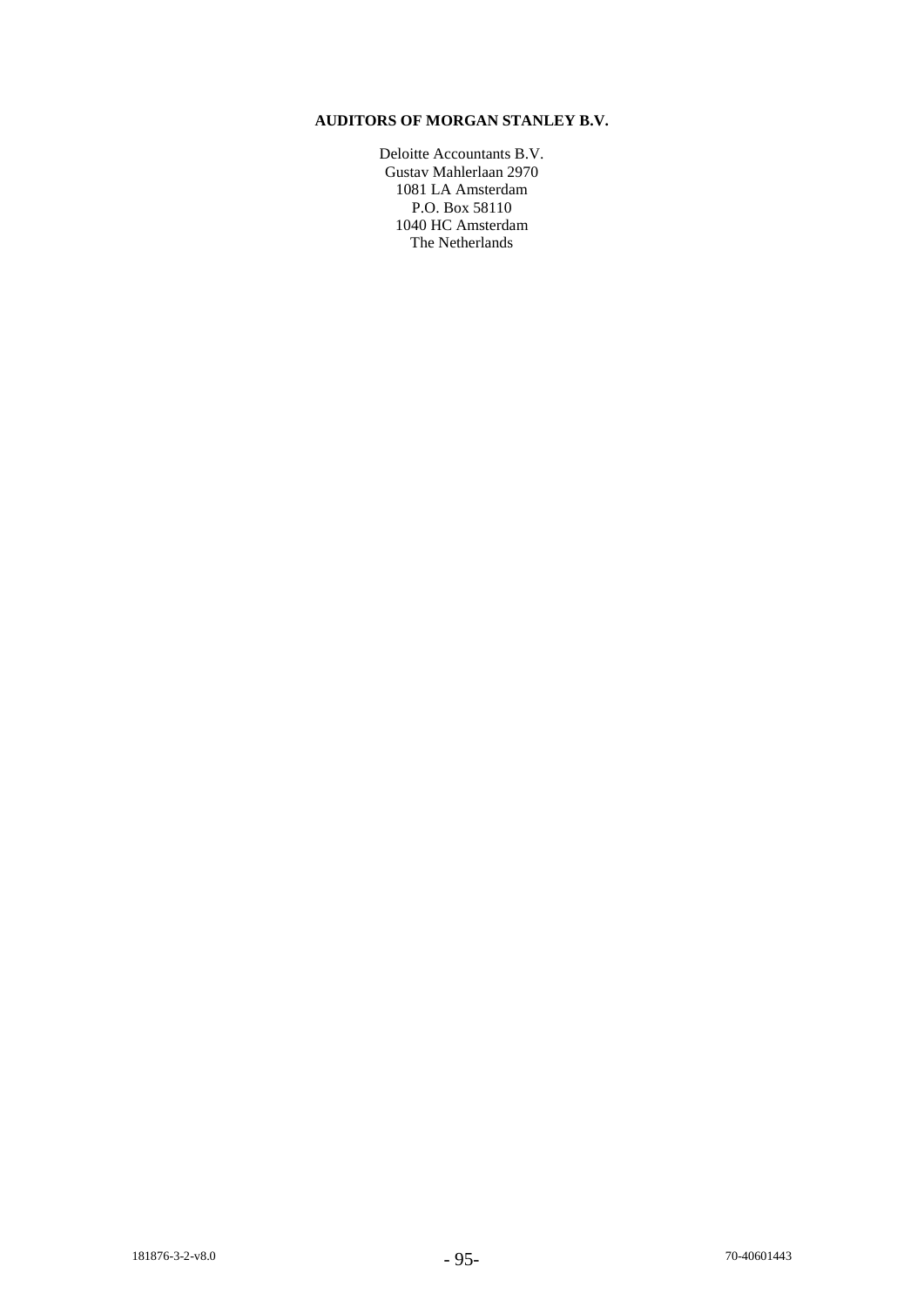**AUDITORS OF MORGAN STANLEY B.V.**

Deloitte Accountants B.V.
Gustav Mahlerlaan 2970
1081 LA Amsterdam
P.O. Box 58110
1040 HC Amsterdam
The Netherlands